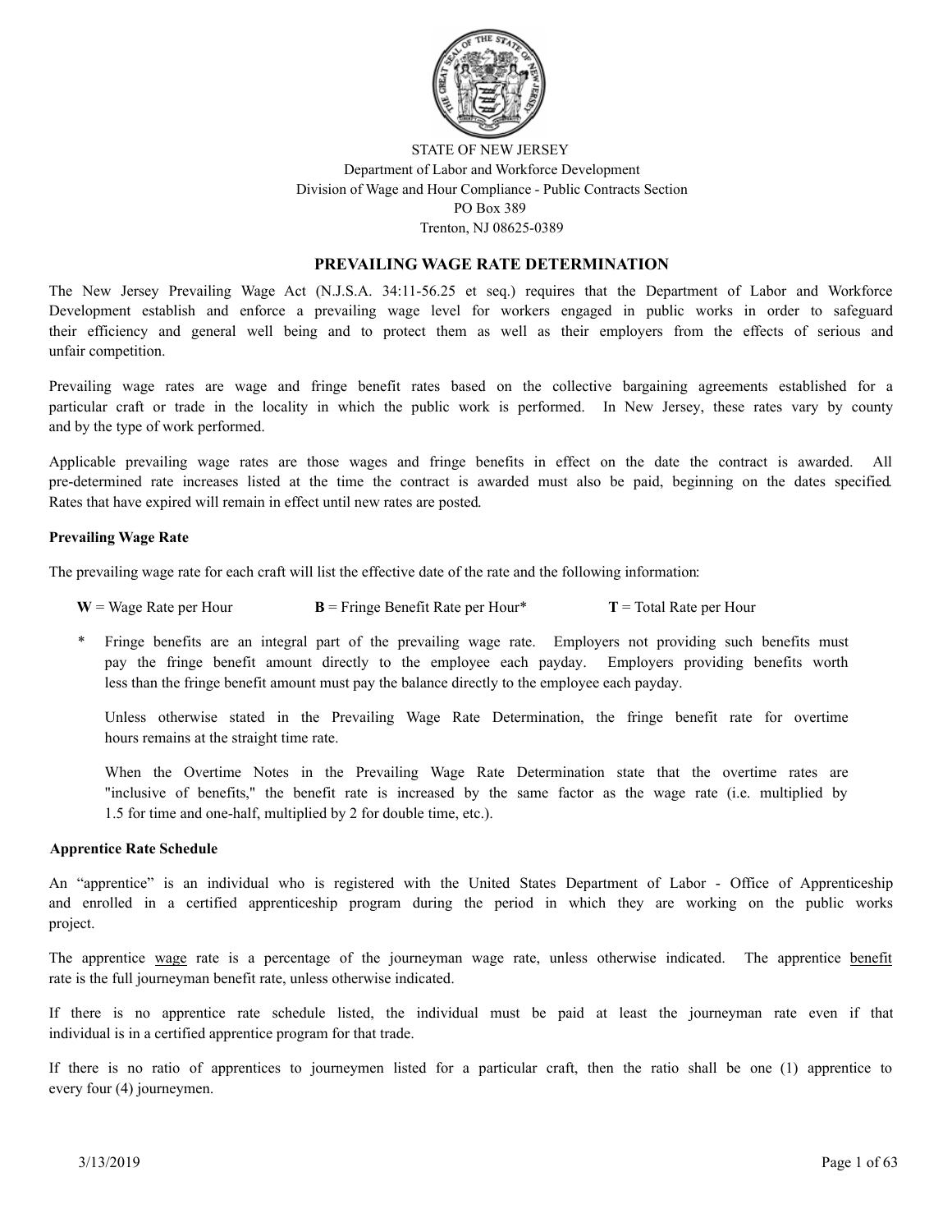STATE OF NEW JERSEY
Department of Labor and Workforce Development
Division of Wage and Hour Compliance - Public Contracts Section
PO Box 389
Trenton, NJ 08625-0389

# PREVAILING WAGE RATE DETERMINATION

The New Jersey Prevailing Wage Act (N.J.S.A. 34:11-56.25 et seq.) requires that the Department of Labor and Workforce Development establish and enforce a prevailing wage level for workers engaged in public works in order to safeguard their efficiency and general well being and to protect them as well as their employers from the effects of serious and unfair competition.

Prevailing wage rates are wage and fringe benefit rates based on the collective bargaining agreements established for a particular craft or trade in the locality in which the public work is performed. In New Jersey, these rates vary by county and by the type of work performed.

Applicable prevailing wage rates are those wages and fringe benefits in effect on the date the contract is awarded. All pre-determined rate increases listed at the time the contract is awarded must also be paid, beginning on the dates specified. Rates that have expired will remain in effect until new rates are posted.

**Prevailing Wage Rate**

The prevailing wage rate for each craft will list the effective date of the rate and the following information:

**W** = Wage Rate per Hour **B** = Fringe Benefit Rate per Hour* **T** = Total Rate per Hour

\* Fringe benefits are an integral part of the prevailing wage rate. Employers not providing such benefits must pay the fringe benefit amount directly to the employee each payday. Employers providing benefits worth less than the fringe benefit amount must pay the balance directly to the employee each payday.

Unless otherwise stated in the Prevailing Wage Rate Determination, the fringe benefit rate for overtime hours remains at the straight time rate.

When the Overtime Notes in the Prevailing Wage Rate Determination state that the overtime rates are "inclusive of benefits," the benefit rate is increased by the same factor as the wage rate (i.e. multiplied by 1.5 for time and one-half, multiplied by 2 for double time, etc.).

**Apprentice Rate Schedule**

An "apprentice" is an individual who is registered with the United States Department of Labor - Office of Apprenticeship and enrolled in a certified apprenticeship program during the period in which they are working on the public works project.

The apprentice wage rate is a percentage of the journeyman wage rate, unless otherwise indicated. The apprentice benefit rate is the full journeyman benefit rate, unless otherwise indicated.

If there is no apprentice rate schedule listed, the individual must be paid at least the journeyman rate even if that individual is in a certified apprentice program for that trade.

If there is no ratio of apprentices to journeymen listed for a particular craft, then the ratio shall be one (1) apprentice to every four (4) journeymen.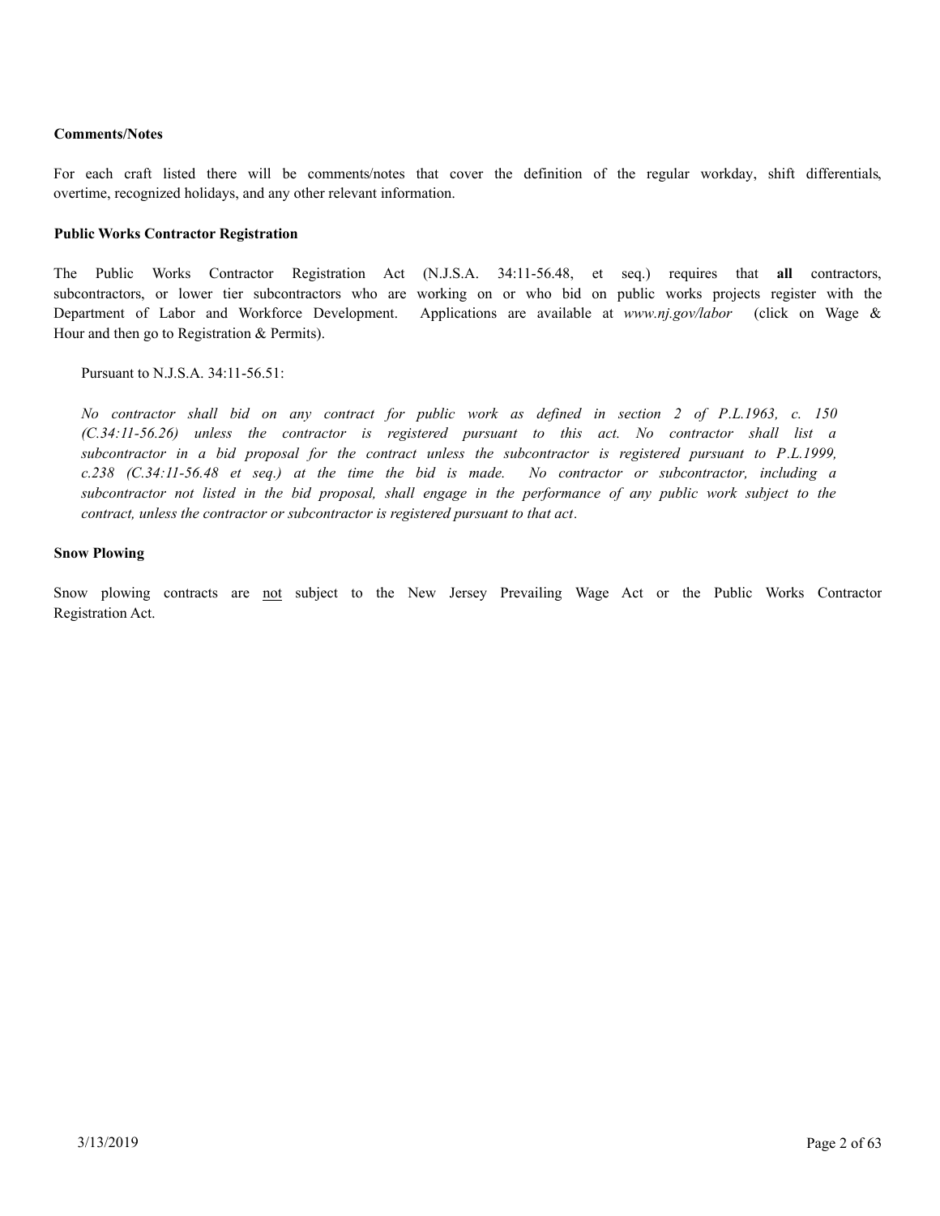**Comments/Notes**

For each craft listed there will be comments/notes that cover the definition of the regular workday, shift differentials, overtime, recognized holidays, and any other relevant information.

**Public Works Contractor Registration**

The Public Works Contractor Registration Act (N.J.S.A. 34:11-56.48, et seq.) requires that **all** contractors, subcontractors, or lower tier subcontractors who are working on or who bid on public works projects register with the Department of Labor and Workforce Development. Applications are available at *www.nj.gov/labor* (click on Wage & Hour and then go to Registration & Permits).

Pursuant to N.J.S.A. 34:11-56.51:

*No contractor shall bid on any contract for public work as defined in section 2 of P.L.1963, c. 150 (C.34:11-56.26) unless the contractor is registered pursuant to this act. No contractor shall list a subcontractor in a bid proposal for the contract unless the subcontractor is registered pursuant to P.L.1999, c.238 (C.34:11-56.48 et seq.) at the time the bid is made. No contractor or subcontractor, including a subcontractor not listed in the bid proposal, shall engage in the performance of any public work subject to the contract, unless the contractor or subcontractor is registered pursuant to that act.*

**Snow Plowing**

Snow plowing contracts are <u>not</u> subject to the New Jersey Prevailing Wage Act or the Public Works Contractor Registration Act.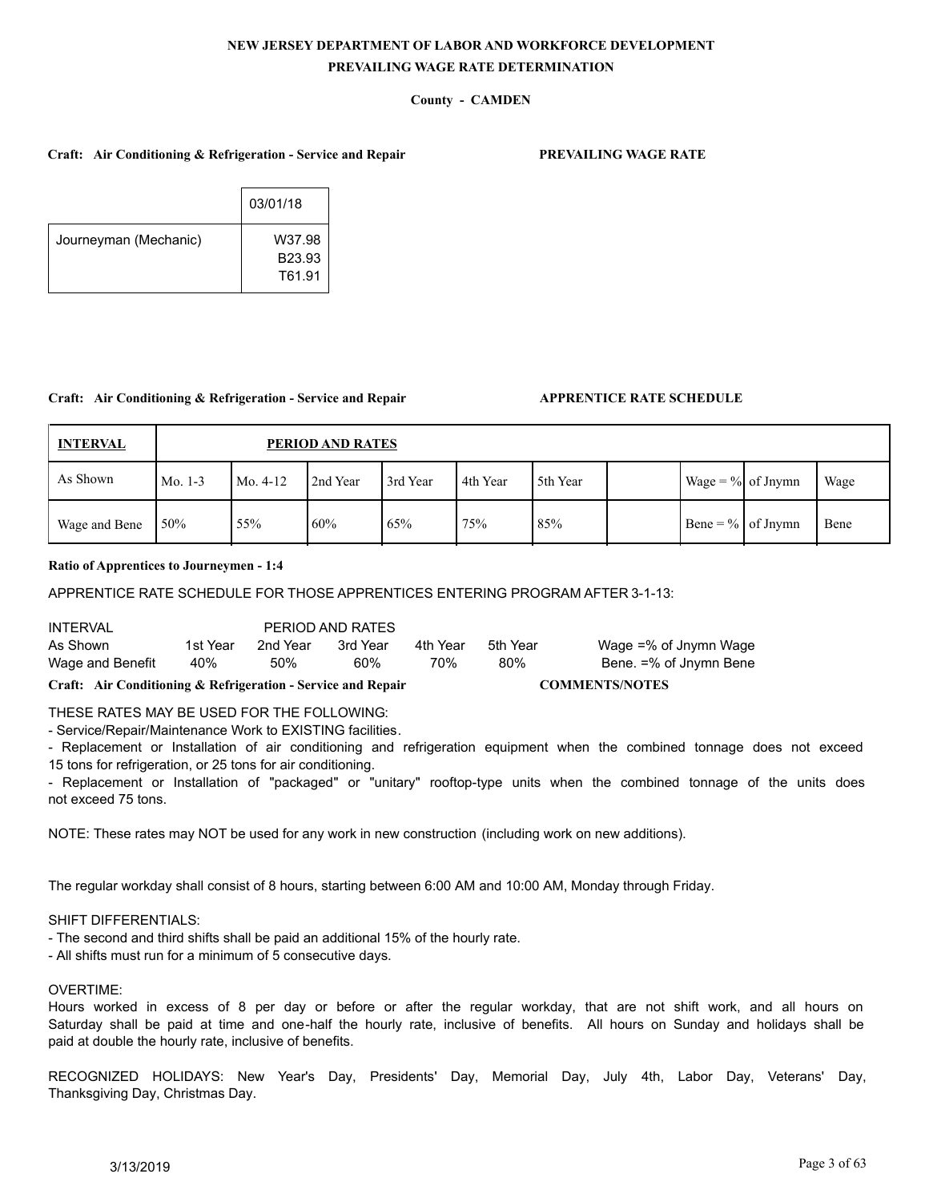**NEW JERSEY DEPARTMENT OF LABOR AND WORKFORCE DEVELOPMENT**

**PREVAILING WAGE RATE DETERMINATION**

**County - CAMDEN**

**Craft: Air Conditioning & Refrigeration - Service and Repair** **PREVAILING WAGE RATE**

| | 03/01/18 |
|---|---|
| Journeyman (Mechanic) | W37.98<br>B23.93<br>T61.91 |

**Craft: Air Conditioning & Refrigeration - Service and Repair** **APPRENTICE RATE SCHEDULE**

| INTERVAL | PERIOD AND RATES | | | | | | | | |
|---|---|---|---|---|---|---|---|---|---|
| As Shown | Mo. 1-3 | Mo. 4-12 | 2nd Year | 3rd Year | 4th Year | 5th Year | | Wage = % of Jnymn | Wage |
| Wage and Bene | 50% | 55% | 60% | 65% | 75% | 85% | | Bene = % of Jnymn | Bene |

**Ratio of Apprentices to Journeymen - 1:4**

APPRENTICE RATE SCHEDULE FOR THOSE APPRENTICES ENTERING PROGRAM AFTER 3-1-13:

| INTERVAL | PERIOD AND RATES | | | | | |
|---|---|---|---|---|---|---|
| As Shown | 1st Year | 2nd Year | 3rd Year | 4th Year | 5th Year | Wage =% of Jnymn Wage |
| Wage and Benefit | 40% | 50% | 60% | 70% | 80% | Bene. =% of Jnymn Bene |

**Craft: Air Conditioning & Refrigeration - Service and Repair** **COMMENTS/NOTES**

THESE RATES MAY BE USED FOR THE FOLLOWING:

- Service/Repair/Maintenance Work to EXISTING facilities.
- Replacement or Installation of air conditioning and refrigeration equipment when the combined tonnage does not exceed 15 tons for refrigeration, or 25 tons for air conditioning.
- Replacement or Installation of "packaged" or "unitary" rooftop-type units when the combined tonnage of the units does not exceed 75 tons.

NOTE: These rates may NOT be used for any work in new construction (including work on new additions).

The regular workday shall consist of 8 hours, starting between 6:00 AM and 10:00 AM, Monday through Friday.

SHIFT DIFFERENTIALS:

- The second and third shifts shall be paid an additional 15% of the hourly rate.
- All shifts must run for a minimum of 5 consecutive days.

OVERTIME:

Hours worked in excess of 8 per day or before or after the regular workday, that are not shift work, and all hours on Saturday shall be paid at time and one-half the hourly rate, inclusive of benefits. All hours on Sunday and holidays shall be paid at double the hourly rate, inclusive of benefits.

RECOGNIZED HOLIDAYS: New Year's Day, Presidents' Day, Memorial Day, July 4th, Labor Day, Veterans' Day, Thanksgiving Day, Christmas Day.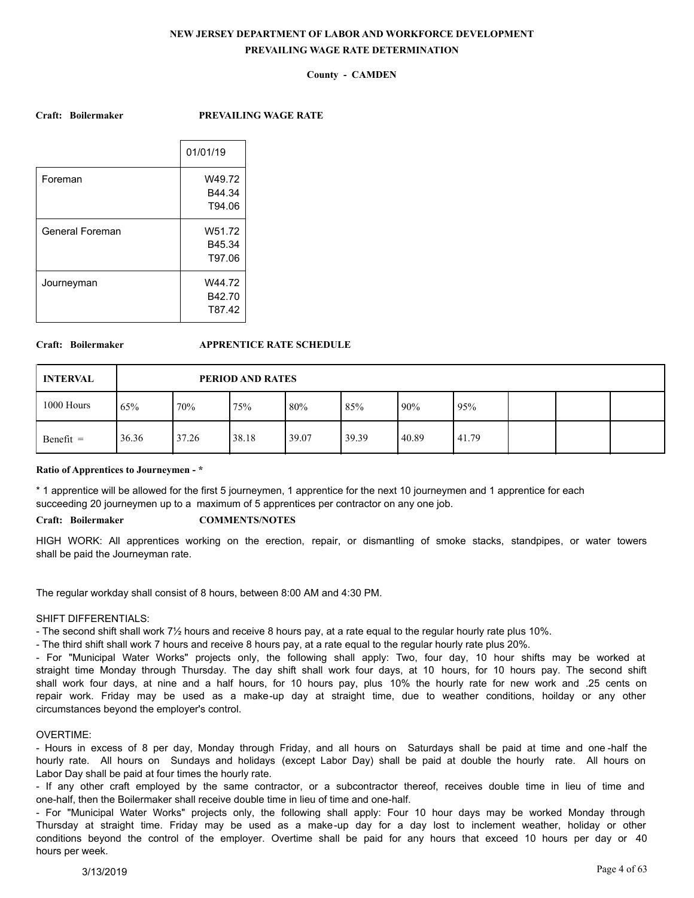**NEW JERSEY DEPARTMENT OF LABOR AND WORKFORCE DEVELOPMENT**

**PREVAILING WAGE RATE DETERMINATION**

**County - CAMDEN**

**Craft: Boilermaker** **PREVAILING WAGE RATE**

| | 01/01/19 |
|---|---|
| Foreman | W49.72<br>B44.34<br>T94.06 |
| General Foreman | W51.72<br>B45.34<br>T97.06 |
| Journeyman | W44.72<br>B42.70<br>T87.42 |

**Craft: Boilermaker** **APPRENTICE RATE SCHEDULE**

| INTERVAL | PERIOD AND RATES | | | | | | | | |
|---|---|---|---|---|---|---|---|---|---|
| 1000 Hours | 65% | 70% | 75% | 80% | 85% | 90% | 95% | | |
| Benefit = | 36.36 | 37.26 | 38.18 | 39.07 | 39.39 | 40.89 | 41.79 | | |

**Ratio of Apprentices to Journeymen - ***

* 1 apprentice will be allowed for the first 5 journeymen, 1 apprentice for the next 10 journeymen and 1 apprentice for each succeeding 20 journeymen up to a maximum of 5 apprentices per contractor on any one job.

**Craft: Boilermaker** **COMMENTS/NOTES**

HIGH WORK: All apprentices working on the erection, repair, or dismantling of smoke stacks, standpipes, or water towers shall be paid the Journeyman rate.

The regular workday shall consist of 8 hours, between 8:00 AM and 4:30 PM.

SHIFT DIFFERENTIALS:

- The second shift shall work 7½ hours and receive 8 hours pay, at a rate equal to the regular hourly rate plus 10%.
- The third shift shall work 7 hours and receive 8 hours pay, at a rate equal to the regular hourly rate plus 20%.
- For "Municipal Water Works" projects only, the following shall apply: Two, four day, 10 hour shifts may be worked at straight time Monday through Thursday. The day shift shall work four days, at 10 hours, for 10 hours pay. The second shift shall work four days, at nine and a half hours, for 10 hours pay, plus 10% the hourly rate for new work and .25 cents on repair work. Friday may be used as a make-up day at straight time, due to weather conditions, hoilday or any other circumstances beyond the employer's control.

OVERTIME:

- Hours in excess of 8 per day, Monday through Friday, and all hours on Saturdays shall be paid at time and one-half the hourly rate. All hours on Sundays and holidays (except Labor Day) shall be paid at double the hourly rate. All hours on Labor Day shall be paid at four times the hourly rate.
- If any other craft employed by the same contractor, or a subcontractor thereof, receives double time in lieu of time and one-half, then the Boilermaker shall receive double time in lieu of time and one-half.
- For "Municipal Water Works" projects only, the following shall apply: Four 10 hour days may be worked Monday through Thursday at straight time. Friday may be used as a make-up day for a day lost to inclement weather, holiday or other conditions beyond the control of the employer. Overtime shall be paid for any hours that exceed 10 hours per day or 40 hours per week.

3/13/2019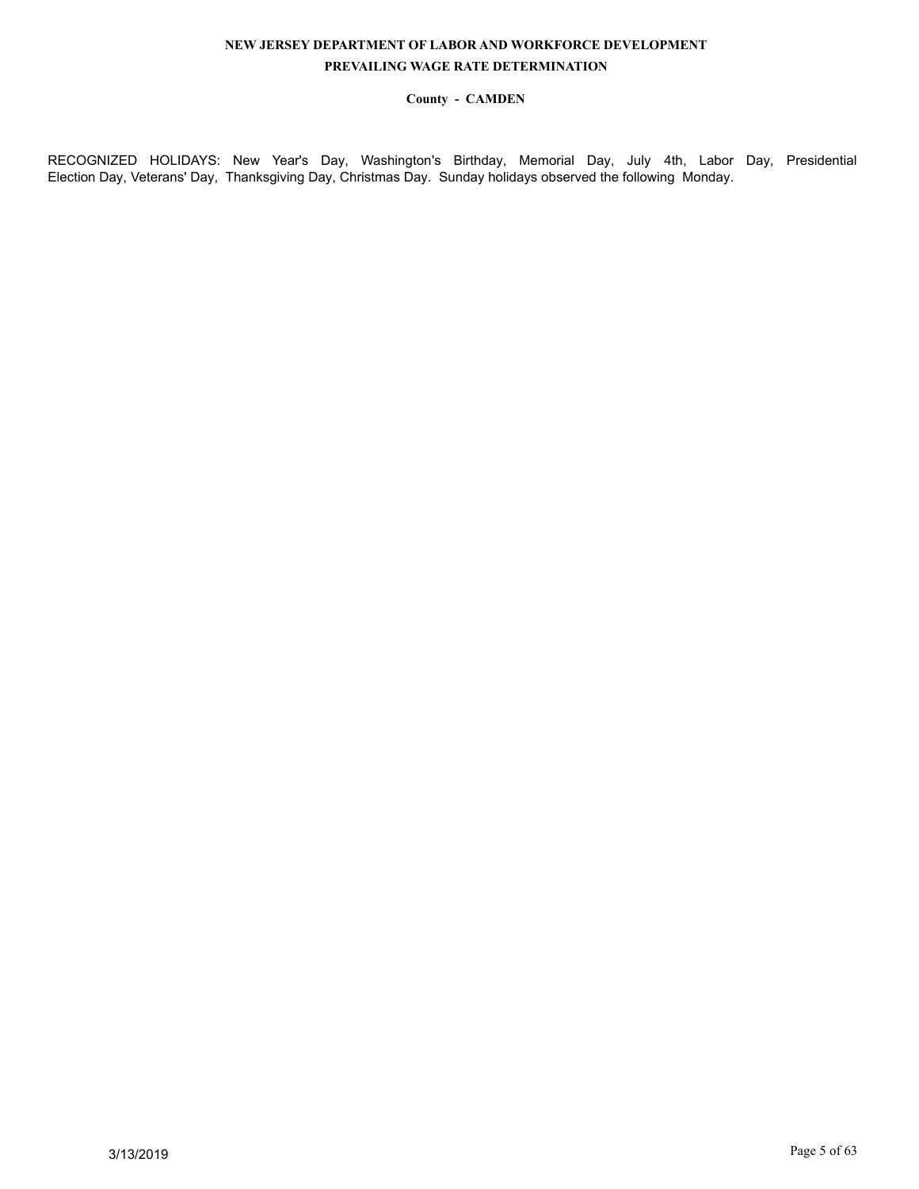RECOGNIZED HOLIDAYS: New Year's Day, Washington's Birthday, Memorial Day, July 4th, Labor Day, Presidential Election Day, Veterans' Day, Thanksgiving Day, Christmas Day. Sunday holidays observed the following Monday.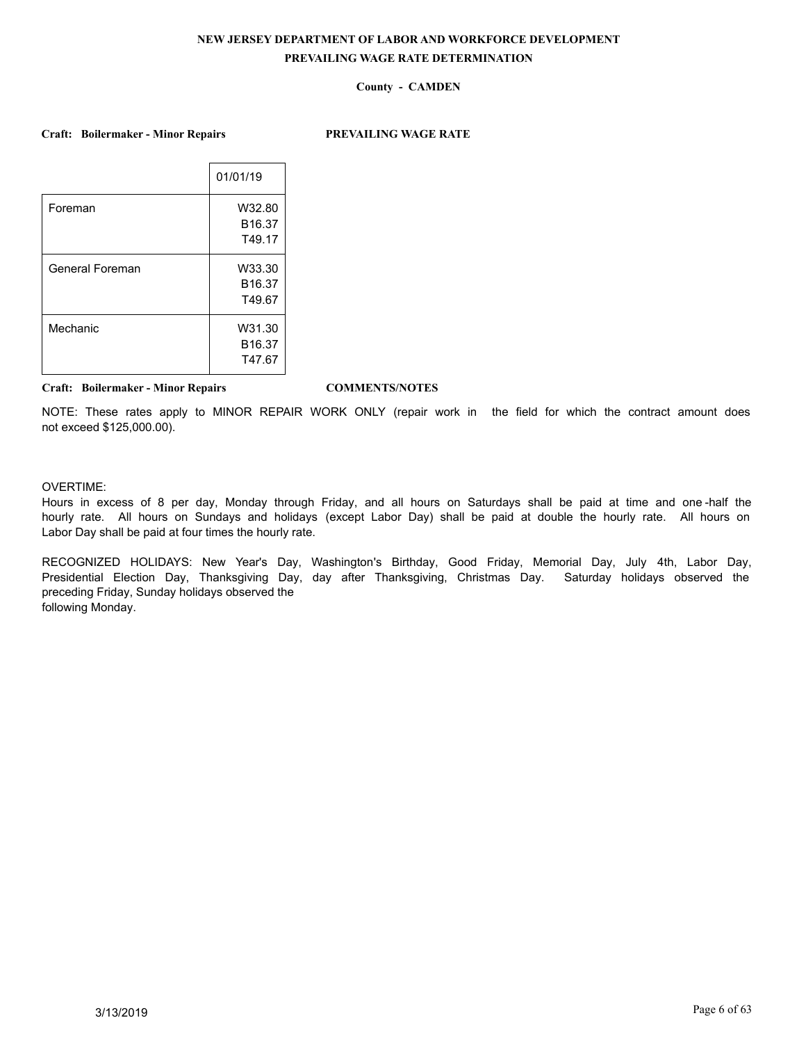# NEW JERSEY DEPARTMENT OF LABOR AND WORKFORCE DEVELOPMENT
## PREVAILING WAGE RATE DETERMINATION

**County - CAMDEN**

**Craft: Boilermaker - Minor Repairs** **PREVAILING WAGE RATE**

| | 01/01/19 |
|---|---|
| Foreman | W32.80<br>B16.37<br>T49.17 |
| General Foreman | W33.30<br>B16.37<br>T49.67 |
| Mechanic | W31.30<br>B16.37<br>T47.67 |

**Craft: Boilermaker - Minor Repairs** **COMMENTS/NOTES**

NOTE: These rates apply to MINOR REPAIR WORK ONLY (repair work in the field for which the contract amount does not exceed $125,000.00).

OVERTIME:
Hours in excess of 8 per day, Monday through Friday, and all hours on Saturdays shall be paid at time and one-half the hourly rate. All hours on Sundays and holidays (except Labor Day) shall be paid at double the hourly rate. All hours on Labor Day shall be paid at four times the hourly rate.

RECOGNIZED HOLIDAYS: New Year's Day, Washington's Birthday, Good Friday, Memorial Day, July 4th, Labor Day, Presidential Election Day, Thanksgiving Day, day after Thanksgiving, Christmas Day. Saturday holidays observed the preceding Friday, Sunday holidays observed the following Monday.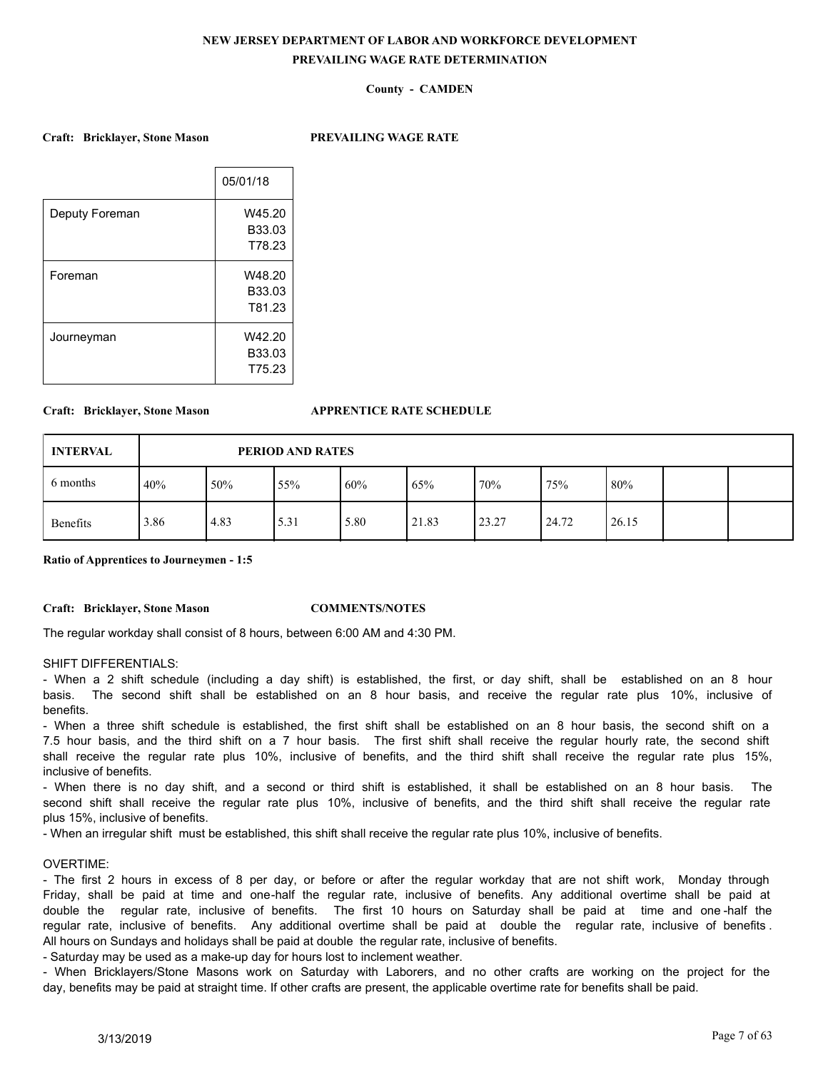**NEW JERSEY DEPARTMENT OF LABOR AND WORKFORCE DEVELOPMENT**

**PREVAILING WAGE RATE DETERMINATION**

**County - CAMDEN**

**Craft: Bricklayer, Stone Mason** **PREVAILING WAGE RATE**

| | 05/01/18 |
|---|---|
| Deputy Foreman | W45.20 B33.03 T78.23 |
| Foreman | W48.20 B33.03 T81.23 |
| Journeyman | W42.20 B33.03 T75.23 |

**Craft: Bricklayer, Stone Mason** **APPRENTICE RATE SCHEDULE**

| **INTERVAL** | **PERIOD AND RATES** | | | | | | | | | |
|---|---|---|---|---|---|---|---|---|---|---|
| 6 months | 40% | 50% | 55% | 60% | 65% | 70% | 75% | 80% | | |
| Benefits | 3.86 | 4.83 | 5.31 | 5.80 | 21.83 | 23.27 | 24.72 | 26.15 | | |

**Ratio of Apprentices to Journeymen - 1:5**

**Craft: Bricklayer, Stone Mason** **COMMENTS/NOTES**

The regular workday shall consist of 8 hours, between 6:00 AM and 4:30 PM.

SHIFT DIFFERENTIALS:

- When a 2 shift schedule (including a day shift) is established, the first, or day shift, shall be established on an 8 hour basis. The second shift shall be established on an 8 hour basis, and receive the regular rate plus 10%, inclusive of benefits.
- When a three shift schedule is established, the first shift shall be established on an 8 hour basis, the second shift on a 7.5 hour basis, and the third shift on a 7 hour basis. The first shift shall receive the regular hourly rate, the second shift shall receive the regular rate plus 10%, inclusive of benefits, and the third shift shall receive the regular rate plus 15%, inclusive of benefits.
- When there is no day shift, and a second or third shift is established, it shall be established on an 8 hour basis. The second shift shall receive the regular rate plus 10%, inclusive of benefits, and the third shift shall receive the regular rate plus 15%, inclusive of benefits.
- When an irregular shift must be established, this shift shall receive the regular rate plus 10%, inclusive of benefits.

OVERTIME:

- The first 2 hours in excess of 8 per day, or before or after the regular workday that are not shift work, Monday through Friday, shall be paid at time and one-half the regular rate, inclusive of benefits. Any additional overtime shall be paid at double the regular rate, inclusive of benefits. The first 10 hours on Saturday shall be paid at time and one-half the regular rate, inclusive of benefits. Any additional overtime shall be paid at double the regular rate, inclusive of benefits. All hours on Sundays and holidays shall be paid at double the regular rate, inclusive of benefits.
- Saturday may be used as a make-up day for hours lost to inclement weather.
- When Bricklayers/Stone Masons work on Saturday with Laborers, and no other crafts are working on the project for the day, benefits may be paid at straight time. If other crafts are present, the applicable overtime rate for benefits shall be paid.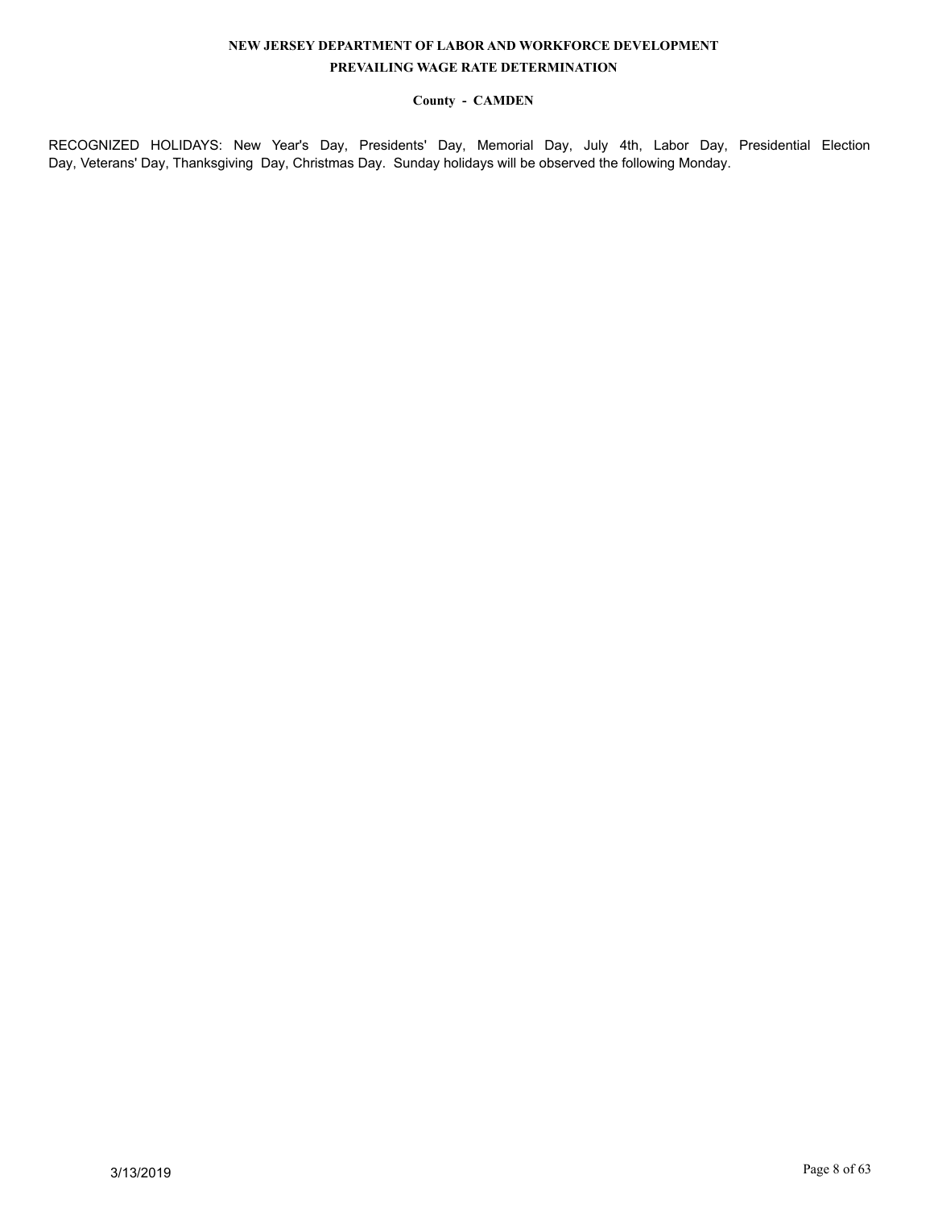RECOGNIZED HOLIDAYS: New Year's Day, Presidents' Day, Memorial Day, July 4th, Labor Day, Presidential Election Day, Veterans' Day, Thanksgiving Day, Christmas Day. Sunday holidays will be observed the following Monday.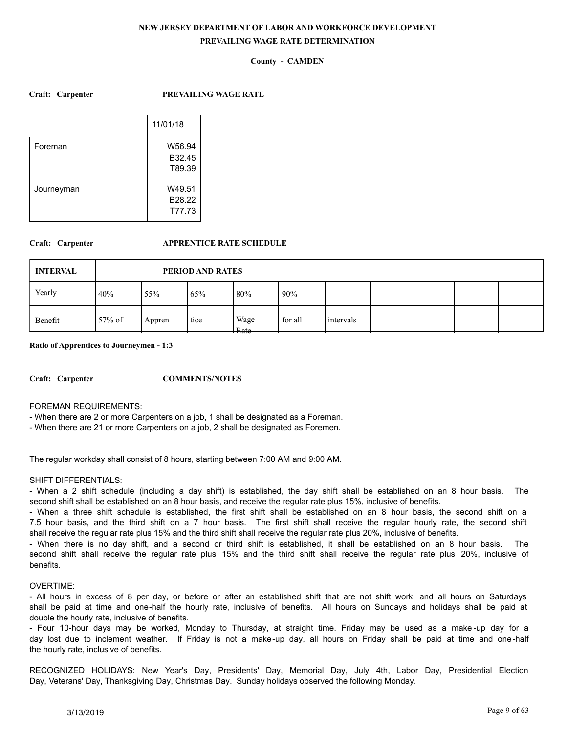**NEW JERSEY DEPARTMENT OF LABOR AND WORKFORCE DEVELOPMENT**

**PREVAILING WAGE RATE DETERMINATION**

**County - CAMDEN**

**Craft: Carpenter** **PREVAILING WAGE RATE**

| | 11/01/18 |
|---|---|
| Foreman | W56.94 B32.45 T89.39 |
| Journeyman | W49.51 B28.22 T77.73 |

**Craft: Carpenter** **APPRENTICE RATE SCHEDULE**

| INTERVAL | PERIOD AND RATES | | | | | | | | | |
|---|---|---|---|---|---|---|---|---|---|---|
| Yearly | 40% | 55% | 65% | 80% | 90% | | | | | |
| Benefit | 57% of | Appren | tice | Wage Rate | for all | intervals | | | | |

**Ratio of Apprentices to Journeymen - 1:3**

**Craft: Carpenter** **COMMENTS/NOTES**

FOREMAN REQUIREMENTS:
- When there are 2 or more Carpenters on a job, 1 shall be designated as a Foreman.
- When there are 21 or more Carpenters on a job, 2 shall be designated as Foremen.

The regular workday shall consist of 8 hours, starting between 7:00 AM and 9:00 AM.

SHIFT DIFFERENTIALS:
- When a 2 shift schedule (including a day shift) is established, the day shift shall be established on an 8 hour basis. The second shift shall be established on an 8 hour basis, and receive the regular rate plus 15%, inclusive of benefits.
- When a three shift schedule is established, the first shift shall be established on an 8 hour basis, the second shift on a 7.5 hour basis, and the third shift on a 7 hour basis. The first shift shall receive the regular hourly rate, the second shift shall receive the regular rate plus 15% and the third shift shall receive the regular rate plus 20%, inclusive of benefits.
- When there is no day shift, and a second or third shift is established, it shall be established on an 8 hour basis. The second shift shall receive the regular rate plus 15% and the third shift shall receive the regular rate plus 20%, inclusive of benefits.

OVERTIME:
- All hours in excess of 8 per day, or before or after an established shift that are not shift work, and all hours on Saturdays shall be paid at time and one-half the hourly rate, inclusive of benefits. All hours on Sundays and holidays shall be paid at double the hourly rate, inclusive of benefits.
- Four 10-hour days may be worked, Monday to Thursday, at straight time. Friday may be used as a make-up day for a day lost due to inclement weather. If Friday is not a make-up day, all hours on Friday shall be paid at time and one-half the hourly rate, inclusive of benefits.

RECOGNIZED HOLIDAYS: New Year's Day, Presidents' Day, Memorial Day, July 4th, Labor Day, Presidential Election Day, Veterans' Day, Thanksgiving Day, Christmas Day. Sunday holidays observed the following Monday.

3/13/2019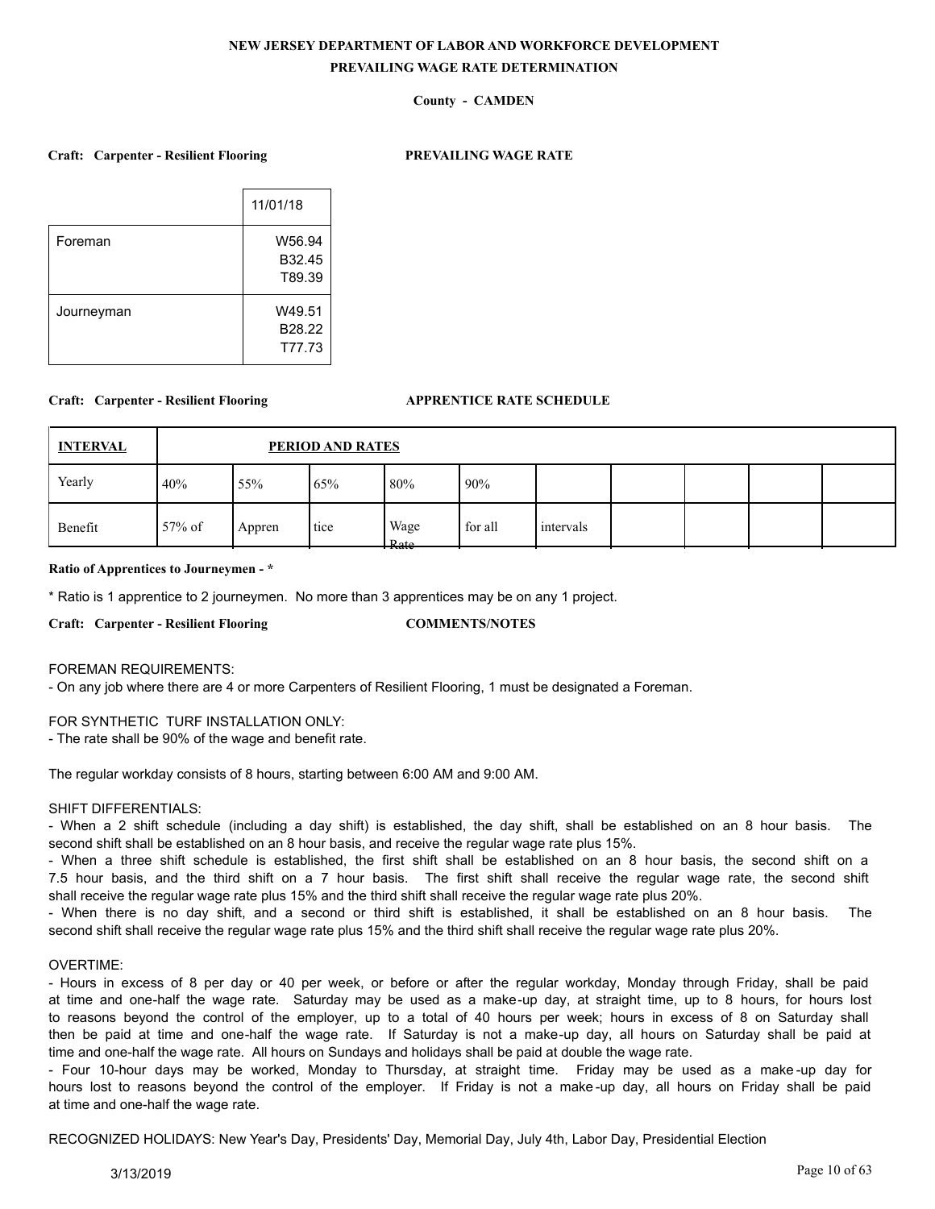**NEW JERSEY DEPARTMENT OF LABOR AND WORKFORCE DEVELOPMENT**

**PREVAILING WAGE RATE DETERMINATION**

**County - CAMDEN**

**Craft: Carpenter - Resilient Flooring** **PREVAILING WAGE RATE**

| | 11/01/18 |
|---|---|
| Foreman | W56.94<br>B32.45<br>T89.39 |
| Journeyman | W49.51<br>B28.22<br>T77.73 |

**Craft: Carpenter - Resilient Flooring** **APPRENTICE RATE SCHEDULE**

| INTERVAL | PERIOD AND RATES | | | | | | | | | |
|---|---|---|---|---|---|---|---|---|---|---|
| Yearly | 40% | 55% | 65% | 80% | 90% | | | | | |
| Benefit | 57% of | Appren | tice | Wage Rate | for all | intervals | | | | |

**Ratio of Apprentices to Journeymen - ***

* Ratio is 1 apprentice to 2 journeymen. No more than 3 apprentices may be on any 1 project.

**Craft: Carpenter - Resilient Flooring** **COMMENTS/NOTES**

FOREMAN REQUIREMENTS:
- On any job where there are 4 or more Carpenters of Resilient Flooring, 1 must be designated a Foreman.

FOR SYNTHETIC TURF INSTALLATION ONLY:
- The rate shall be 90% of the wage and benefit rate.

The regular workday consists of 8 hours, starting between 6:00 AM and 9:00 AM.

SHIFT DIFFERENTIALS:
- When a 2 shift schedule (including a day shift) is established, the day shift, shall be established on an 8 hour basis. The second shift shall be established on an 8 hour basis, and receive the regular wage rate plus 15%.
- When a three shift schedule is established, the first shift shall be established on an 8 hour basis, the second shift on a 7.5 hour basis, and the third shift on a 7 hour basis. The first shift shall receive the regular wage rate, the second shift shall receive the regular wage rate plus 15% and the third shift shall receive the regular wage rate plus 20%.
- When there is no day shift, and a second or third shift is established, it shall be established on an 8 hour basis. The second shift shall receive the regular wage rate plus 15% and the third shift shall receive the regular wage rate plus 20%.

OVERTIME:
- Hours in excess of 8 per day or 40 per week, or before or after the regular workday, Monday through Friday, shall be paid at time and one-half the wage rate. Saturday may be used as a make-up day, at straight time, up to 8 hours, for hours lost to reasons beyond the control of the employer, up to a total of 40 hours per week; hours in excess of 8 on Saturday shall then be paid at time and one-half the wage rate. If Saturday is not a make-up day, all hours on Saturday shall be paid at time and one-half the wage rate. All hours on Sundays and holidays shall be paid at double the wage rate.
- Four 10-hour days may be worked, Monday to Thursday, at straight time. Friday may be used as a make-up day for hours lost to reasons beyond the control of the employer. If Friday is not a make-up day, all hours on Friday shall be paid at time and one-half the wage rate.

RECOGNIZED HOLIDAYS: New Year's Day, Presidents' Day, Memorial Day, July 4th, Labor Day, Presidential Election

3/13/2019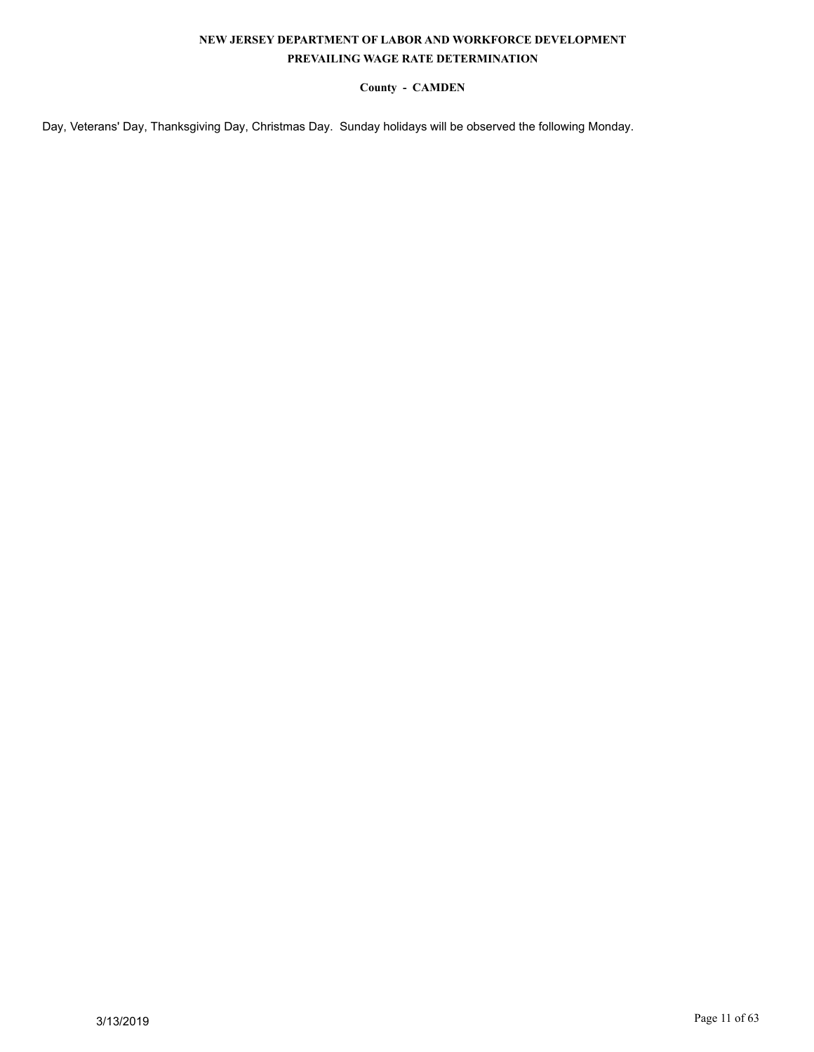Day, Veterans' Day, Thanksgiving Day, Christmas Day.  Sunday holidays will be observed the following Monday.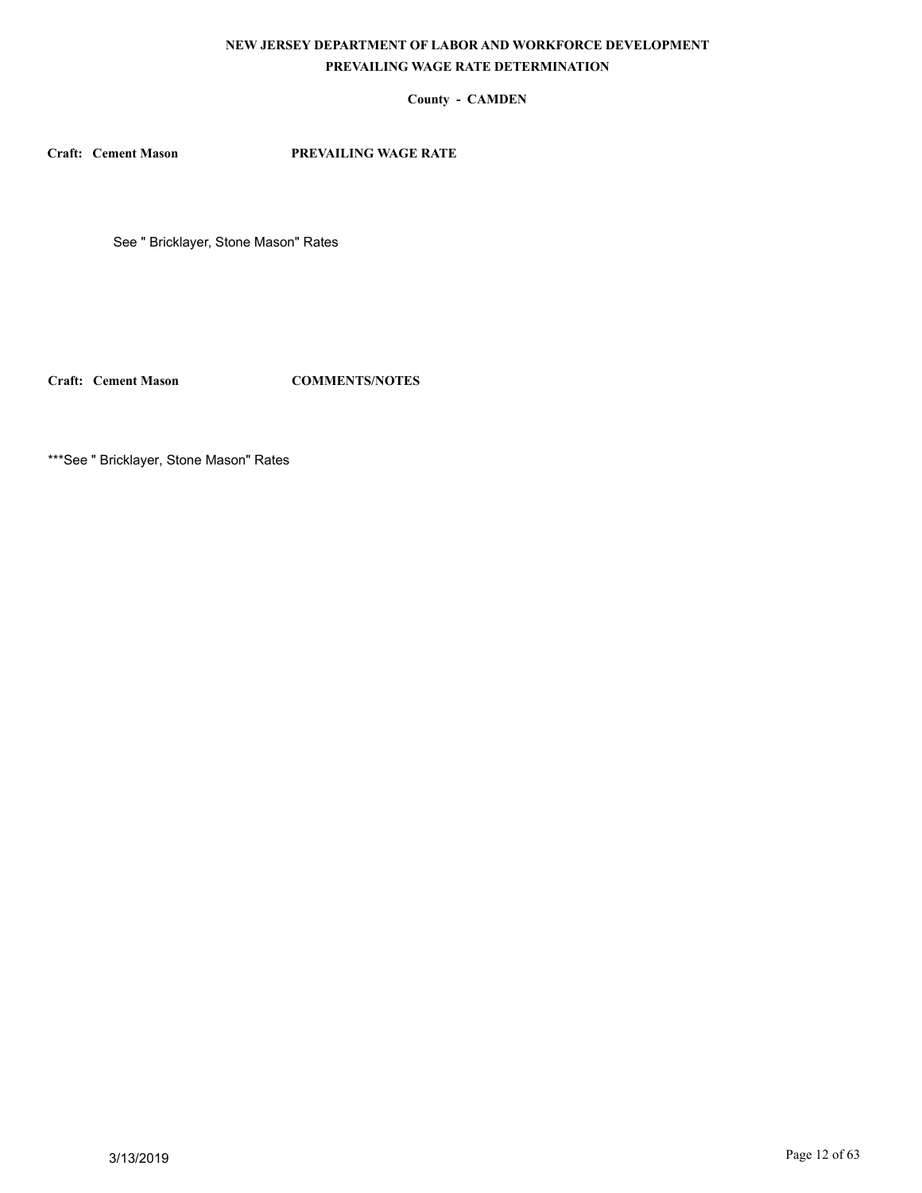**NEW JERSEY DEPARTMENT OF LABOR AND WORKFORCE DEVELOPMENT**
**PREVAILING WAGE RATE DETERMINATION**

**County - CAMDEN**

**Craft: Cement Mason** **PREVAILING WAGE RATE**

See " Bricklayer, Stone Mason" Rates

**Craft: Cement Mason** **COMMENTS/NOTES**

***See " Bricklayer, Stone Mason" Rates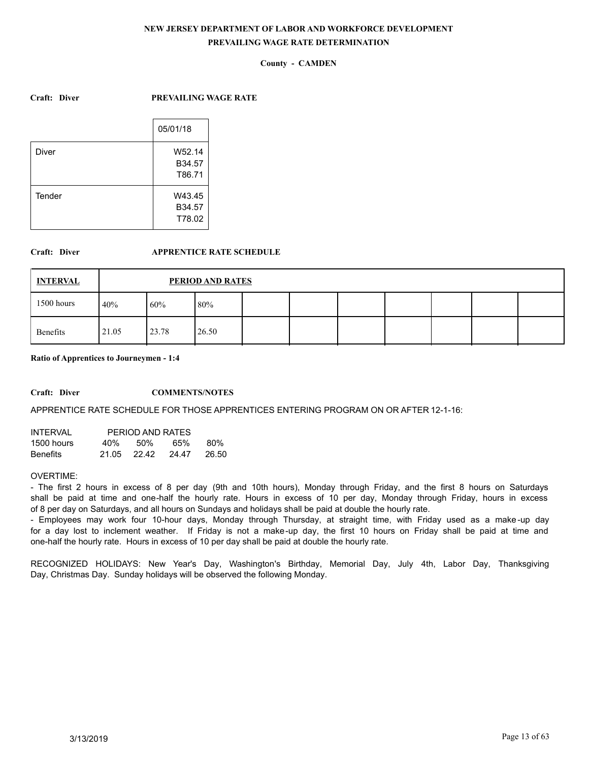**NEW JERSEY DEPARTMENT OF LABOR AND WORKFORCE DEVELOPMENT**

**PREVAILING WAGE RATE DETERMINATION**

**County - CAMDEN**

**Craft: Diver** **PREVAILING WAGE RATE**

| | 05/01/18 |
|---|---|
| Diver | W52.14<br>B34.57<br>T86.71 |
| Tender | W43.45<br>B34.57<br>T78.02 |

**Craft: Diver** **APPRENTICE RATE SCHEDULE**

| INTERVAL | PERIOD AND RATES | | | | | | | | | |
|---|---|---|---|---|---|---|---|---|---|---|
| 1500 hours | 40% | 60% | 80% | | | | | | | |
| Benefits | 21.05 | 23.78 | 26.50 | | | | | | | |

**Ratio of Apprentices to Journeymen - 1:4**

**Craft: Diver** **COMMENTS/NOTES**

APPRENTICE RATE SCHEDULE FOR THOSE APPRENTICES ENTERING PROGRAM ON OR AFTER 12-1-16:

| INTERVAL | PERIOD AND RATES | | | |
|---|---|---|---|---|
| 1500 hours | 40% | 50% | 65% | 80% |
| Benefits | 21.05 | 22.42 | 24.47 | 26.50 |

OVERTIME:

- The first 2 hours in excess of 8 per day (9th and 10th hours), Monday through Friday, and the first 8 hours on Saturdays shall be paid at time and one-half the hourly rate. Hours in excess of 10 per day, Monday through Friday, hours in excess of 8 per day on Saturdays, and all hours on Sundays and holidays shall be paid at double the hourly rate.
- Employees may work four 10-hour days, Monday through Thursday, at straight time, with Friday used as a make-up day for a day lost to inclement weather. If Friday is not a make-up day, the first 10 hours on Friday shall be paid at time and one-half the hourly rate. Hours in excess of 10 per day shall be paid at double the hourly rate.

RECOGNIZED HOLIDAYS: New Year's Day, Washington's Birthday, Memorial Day, July 4th, Labor Day, Thanksgiving Day, Christmas Day. Sunday holidays will be observed the following Monday.

3/13/2019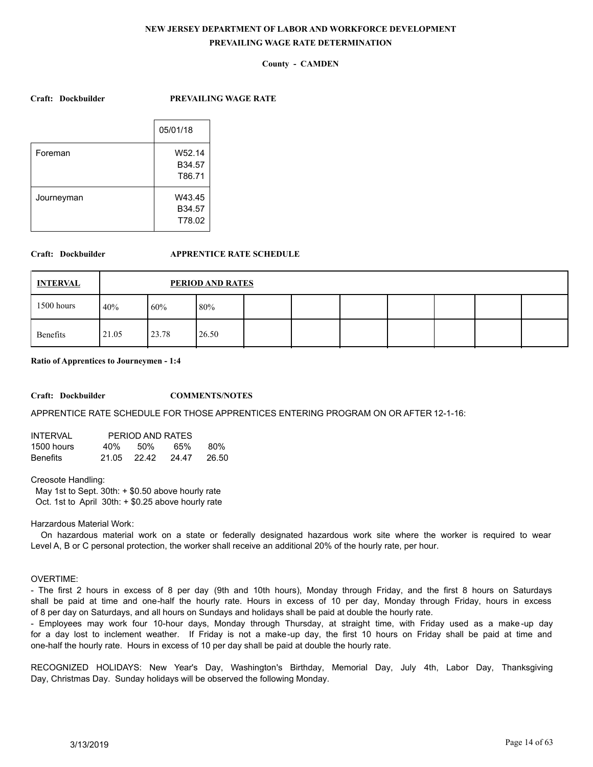**NEW JERSEY DEPARTMENT OF LABOR AND WORKFORCE DEVELOPMENT**

**PREVAILING WAGE RATE DETERMINATION**

**County - CAMDEN**

**Craft: Dockbuilder** **PREVAILING WAGE RATE**

| | 05/01/18 |
|---|---|
| Foreman | W52.14<br>B34.57<br>T86.71 |
| Journeyman | W43.45<br>B34.57<br>T78.02 |

**Craft: Dockbuilder** **APPRENTICE RATE SCHEDULE**

| INTERVAL | PERIOD AND RATES | | | | | | | | | |
|---|---|---|---|---|---|---|---|---|---|---|
| 1500 hours | 40% | 60% | 80% | | | | | | | |
| Benefits | 21.05 | 23.78 | 26.50 | | | | | | | |

**Ratio of Apprentices to Journeymen - 1:4**

**Craft: Dockbuilder** **COMMENTS/NOTES**

APPRENTICE RATE SCHEDULE FOR THOSE APPRENTICES ENTERING PROGRAM ON OR AFTER 12-1-16:

| INTERVAL | PERIOD AND RATES | | | |
|---|---|---|---|---|
| 1500 hours | 40% | 50% | 65% | 80% |
| Benefits | 21.05 | 22.42 | 24.47 | 26.50 |

Creosote Handling:
May 1st to Sept. 30th: + $0.50 above hourly rate
Oct. 1st to April 30th: + $0.25 above hourly rate

Harzardous Material Work:
On hazardous material work on a state or federally designated hazardous work site where the worker is required to wear Level A, B or C personal protection, the worker shall receive an additional 20% of the hourly rate, per hour.

OVERTIME:
- The first 2 hours in excess of 8 per day (9th and 10th hours), Monday through Friday, and the first 8 hours on Saturdays shall be paid at time and one-half the hourly rate. Hours in excess of 10 per day, Monday through Friday, hours in excess of 8 per day on Saturdays, and all hours on Sundays and holidays shall be paid at double the hourly rate.
- Employees may work four 10-hour days, Monday through Thursday, at straight time, with Friday used as a make-up day for a day lost to inclement weather. If Friday is not a make-up day, the first 10 hours on Friday shall be paid at time and one-half the hourly rate. Hours in excess of 10 per day shall be paid at double the hourly rate.

RECOGNIZED HOLIDAYS: New Year's Day, Washington's Birthday, Memorial Day, July 4th, Labor Day, Thanksgiving Day, Christmas Day. Sunday holidays will be observed the following Monday.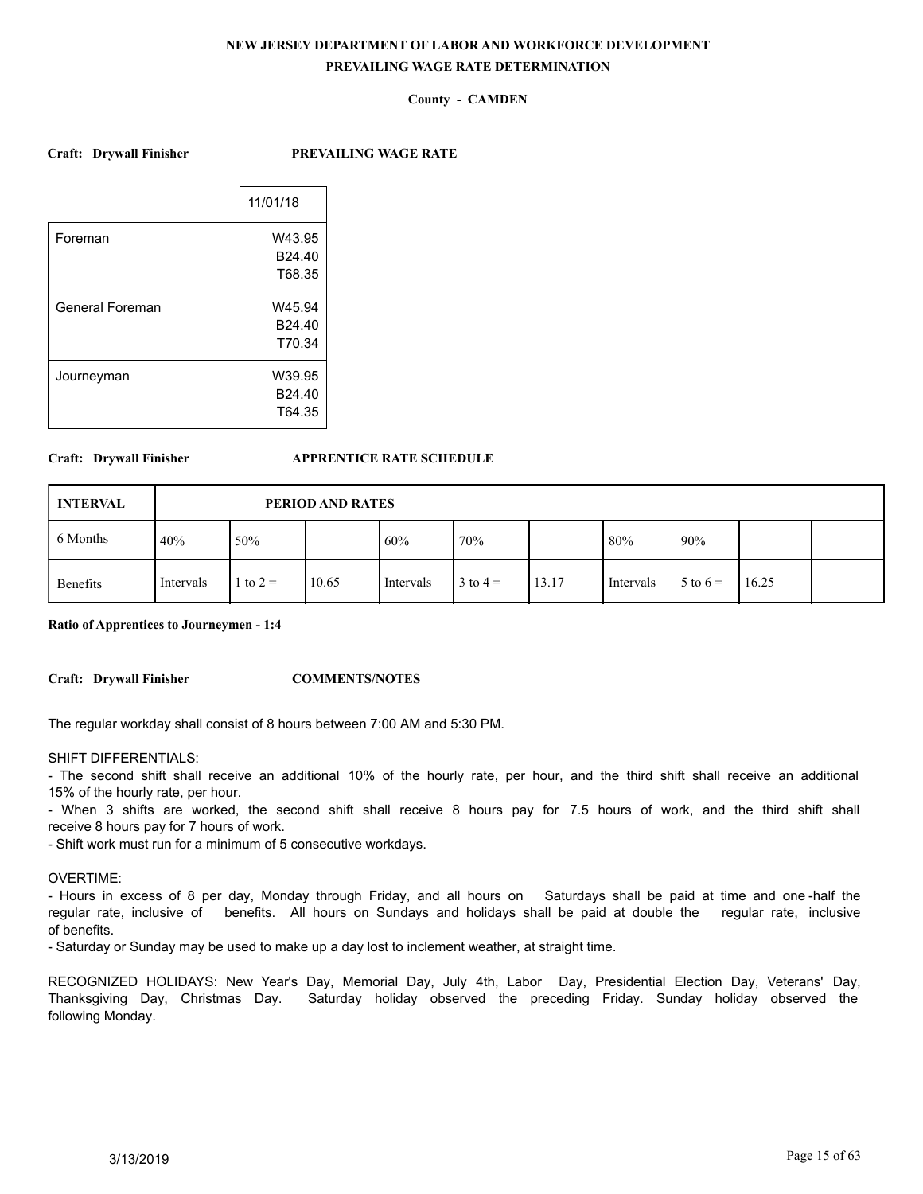**NEW JERSEY DEPARTMENT OF LABOR AND WORKFORCE DEVELOPMENT**

**PREVAILING WAGE RATE DETERMINATION**

**County - CAMDEN**

**Craft: Drywall Finisher** **PREVAILING WAGE RATE**

| | 11/01/18 |
|---|---|
| Foreman | W43.95<br>B24.40<br>T68.35 |
| General Foreman | W45.94<br>B24.40<br>T70.34 |
| Journeyman | W39.95<br>B24.40<br>T64.35 |

**Craft: Drywall Finisher** **APPRENTICE RATE SCHEDULE**

| INTERVAL | PERIOD AND RATES | | | | | | | | |
|---|---|---|---|---|---|---|---|---|---|
| 6 Months | 40% | 50% | | 60% | 70% | | 80% | 90% | | |
| Benefits | Intervals | 1 to 2 = | 10.65 | Intervals | 3 to 4 = | 13.17 | Intervals | 5 to 6 = | 16.25 | |

**Ratio of Apprentices to Journeymen - 1:4**

**Craft: Drywall Finisher** **COMMENTS/NOTES**

The regular workday shall consist of 8 hours between 7:00 AM and 5:30 PM.

SHIFT DIFFERENTIALS:
- The second shift shall receive an additional 10% of the hourly rate, per hour, and the third shift shall receive an additional 15% of the hourly rate, per hour.
- When 3 shifts are worked, the second shift shall receive 8 hours pay for 7.5 hours of work, and the third shift shall receive 8 hours pay for 7 hours of work.
- Shift work must run for a minimum of 5 consecutive workdays.

OVERTIME:
- Hours in excess of 8 per day, Monday through Friday, and all hours on Saturdays shall be paid at time and one-half the regular rate, inclusive of benefits. All hours on Sundays and holidays shall be paid at double the regular rate, inclusive of benefits.
- Saturday or Sunday may be used to make up a day lost to inclement weather, at straight time.

RECOGNIZED HOLIDAYS: New Year's Day, Memorial Day, July 4th, Labor Day, Presidential Election Day, Veterans' Day, Thanksgiving Day, Christmas Day. Saturday holiday observed the preceding Friday. Sunday holiday observed the following Monday.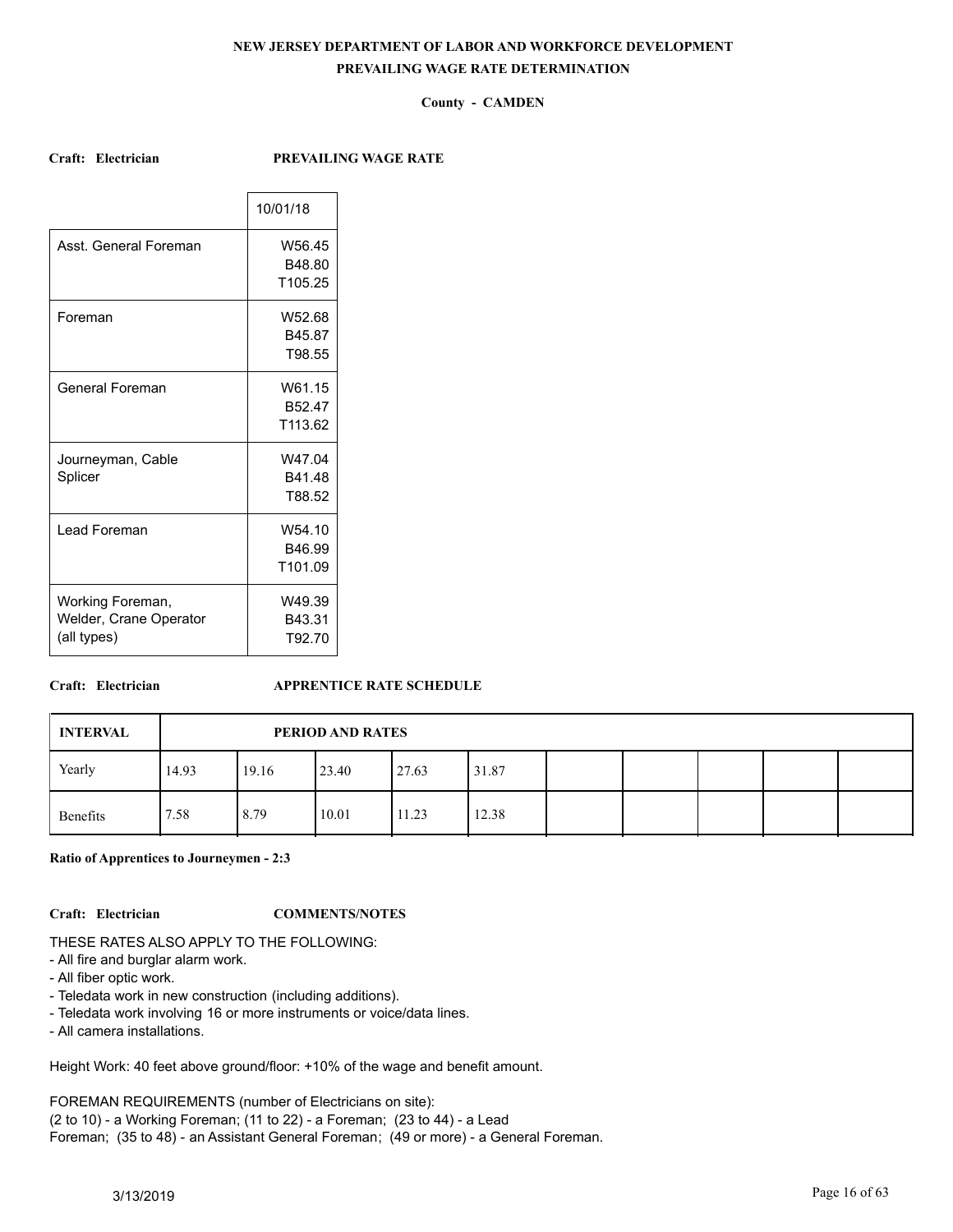**NEW JERSEY DEPARTMENT OF LABOR AND WORKFORCE DEVELOPMENT**

**PREVAILING WAGE RATE DETERMINATION**

**County - CAMDEN**

**Craft: Electrician** **PREVAILING WAGE RATE**

| | 10/01/18 |
|---|---|
| Asst. General Foreman | W56.45<br>B48.80<br>T105.25 |
| Foreman | W52.68<br>B45.87<br>T98.55 |
| General Foreman | W61.15<br>B52.47<br>T113.62 |
| Journeyman, Cable Splicer | W47.04<br>B41.48<br>T88.52 |
| Lead Foreman | W54.10<br>B46.99<br>T101.09 |
| Working Foreman, Welder, Crane Operator (all types) | W49.39<br>B43.31<br>T92.70 |

**Craft: Electrician** **APPRENTICE RATE SCHEDULE**

| INTERVAL | PERIOD AND RATES | | | | | | | | | |
|---|---|---|---|---|---|---|---|---|---|---|
| Yearly | 14.93 | 19.16 | 23.40 | 27.63 | 31.87 | | | | | |
| Benefits | 7.58 | 8.79 | 10.01 | 11.23 | 12.38 | | | | | |

**Ratio of Apprentices to Journeymen - 2:3**

**Craft: Electrician** **COMMENTS/NOTES**

THESE RATES ALSO APPLY TO THE FOLLOWING:
- All fire and burglar alarm work.
- All fiber optic work.
- Teledata work in new construction (including additions).
- Teledata work involving 16 or more instruments or voice/data lines.
- All camera installations.

Height Work: 40 feet above ground/floor: +10% of the wage and benefit amount.

FOREMAN REQUIREMENTS (number of Electricians on site):
(2 to 10) - a Working Foreman; (11 to 22) - a Foreman; (23 to 44) - a Lead Foreman; (35 to 48) - an Assistant General Foreman; (49 or more) - a General Foreman.

3/13/2019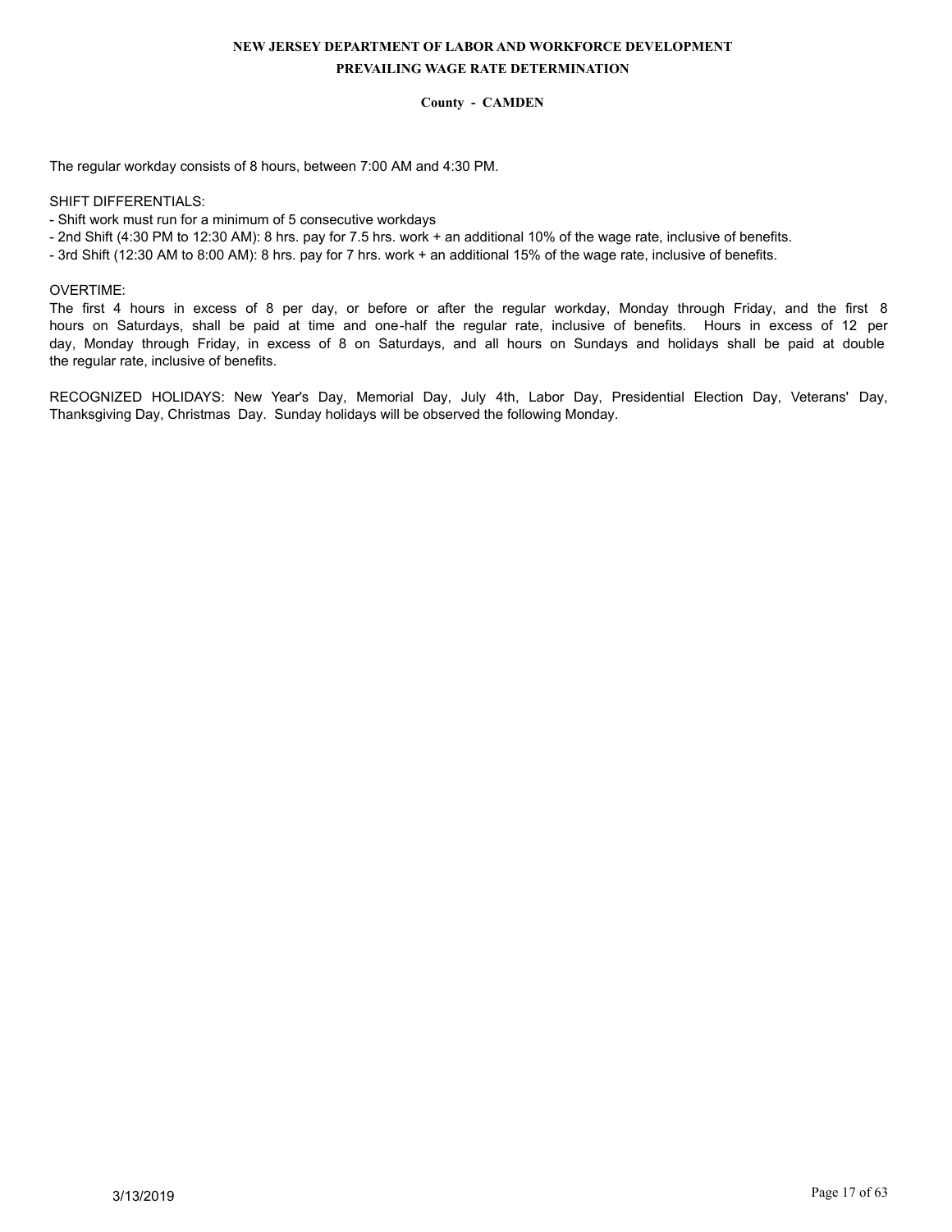**NEW JERSEY DEPARTMENT OF LABOR AND WORKFORCE DEVELOPMENT**

**PREVAILING WAGE RATE DETERMINATION**

**County - CAMDEN**

The regular workday consists of 8 hours, between 7:00 AM and 4:30 PM.

SHIFT DIFFERENTIALS:

- Shift work must run for a minimum of 5 consecutive workdays
- 2nd Shift (4:30 PM to 12:30 AM): 8 hrs. pay for 7.5 hrs. work + an additional 10% of the wage rate, inclusive of benefits.
- 3rd Shift (12:30 AM to 8:00 AM): 8 hrs. pay for 7 hrs. work + an additional 15% of the wage rate, inclusive of benefits.

OVERTIME:

The first 4 hours in excess of 8 per day, or before or after the regular workday, Monday through Friday, and the first 8 hours on Saturdays, shall be paid at time and one-half the regular rate, inclusive of benefits. Hours in excess of 12 per day, Monday through Friday, in excess of 8 on Saturdays, and all hours on Sundays and holidays shall be paid at double the regular rate, inclusive of benefits.

RECOGNIZED HOLIDAYS: New Year's Day, Memorial Day, July 4th, Labor Day, Presidential Election Day, Veterans' Day, Thanksgiving Day, Christmas Day. Sunday holidays will be observed the following Monday.

3/13/2019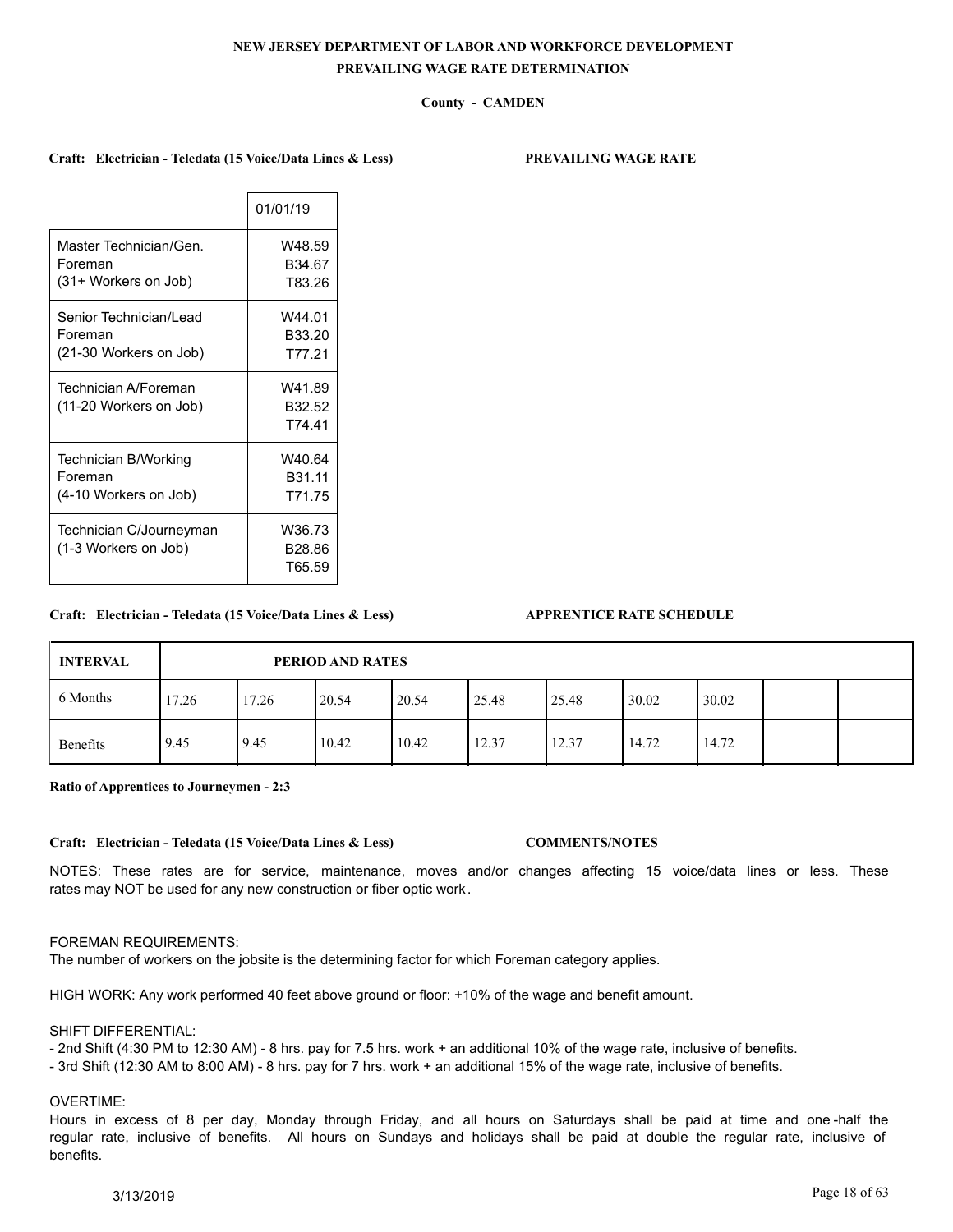**NEW JERSEY DEPARTMENT OF LABOR AND WORKFORCE DEVELOPMENT**
**PREVAILING WAGE RATE DETERMINATION**

**County - CAMDEN**

**Craft: Electrician - Teledata (15 Voice/Data Lines & Less)** **PREVAILING WAGE RATE**

| | 01/01/19 |
|---|---|
| Master Technician/Gen. Foreman (31+ Workers on Job) | W48.59 B34.67 T83.26 |
| Senior Technician/Lead Foreman (21-30 Workers on Job) | W44.01 B33.20 T77.21 |
| Technician A/Foreman (11-20 Workers on Job) | W41.89 B32.52 T74.41 |
| Technician B/Working Foreman (4-10 Workers on Job) | W40.64 B31.11 T71.75 |
| Technician C/Journeyman (1-3 Workers on Job) | W36.73 B28.86 T65.59 |

**Craft: Electrician - Teledata (15 Voice/Data Lines & Less)** **APPRENTICE RATE SCHEDULE**

| INTERVAL | PERIOD AND RATES | | | | | | | | | |
|---|---|---|---|---|---|---|---|---|---|---|
| 6 Months | 17.26 | 17.26 | 20.54 | 20.54 | 25.48 | 25.48 | 30.02 | 30.02 | | |
| Benefits | 9.45 | 9.45 | 10.42 | 10.42 | 12.37 | 12.37 | 14.72 | 14.72 | | |

**Ratio of Apprentices to Journeymen - 2:3**

**Craft: Electrician - Teledata (15 Voice/Data Lines & Less)** **COMMENTS/NOTES**

NOTES: These rates are for service, maintenance, moves and/or changes affecting 15 voice/data lines or less. These rates may NOT be used for any new construction or fiber optic work.

FOREMAN REQUIREMENTS:
The number of workers on the jobsite is the determining factor for which Foreman category applies.

HIGH WORK: Any work performed 40 feet above ground or floor: +10% of the wage and benefit amount.

SHIFT DIFFERENTIAL:
- 2nd Shift (4:30 PM to 12:30 AM) - 8 hrs. pay for 7.5 hrs. work + an additional 10% of the wage rate, inclusive of benefits.
- 3rd Shift (12:30 AM to 8:00 AM) - 8 hrs. pay for 7 hrs. work + an additional 15% of the wage rate, inclusive of benefits.

OVERTIME:
Hours in excess of 8 per day, Monday through Friday, and all hours on Saturdays shall be paid at time and one-half the regular rate, inclusive of benefits. All hours on Sundays and holidays shall be paid at double the regular rate, inclusive of benefits.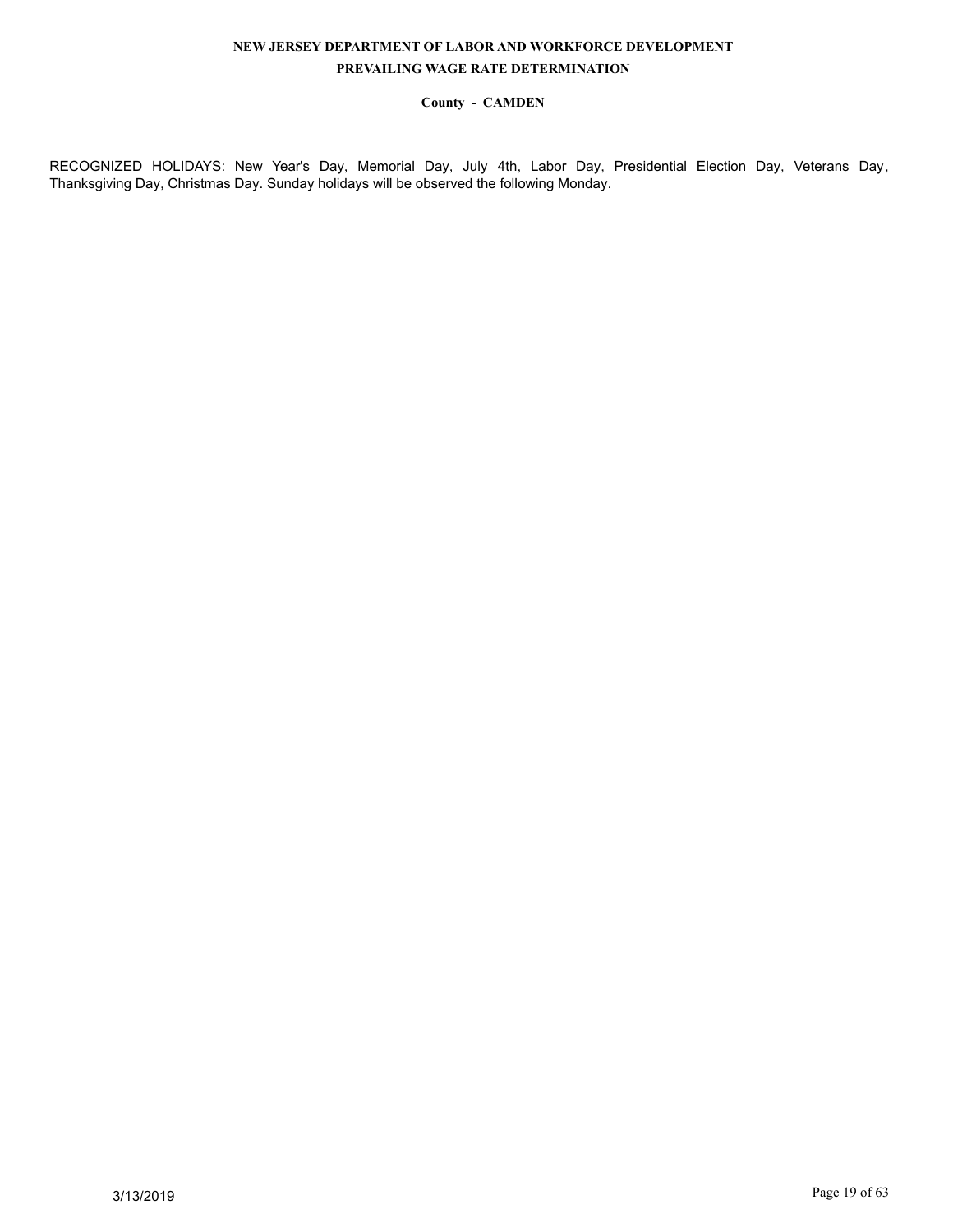RECOGNIZED HOLIDAYS: New Year's Day, Memorial Day, July 4th, Labor Day, Presidential Election Day, Veterans Day, Thanksgiving Day, Christmas Day. Sunday holidays will be observed the following Monday.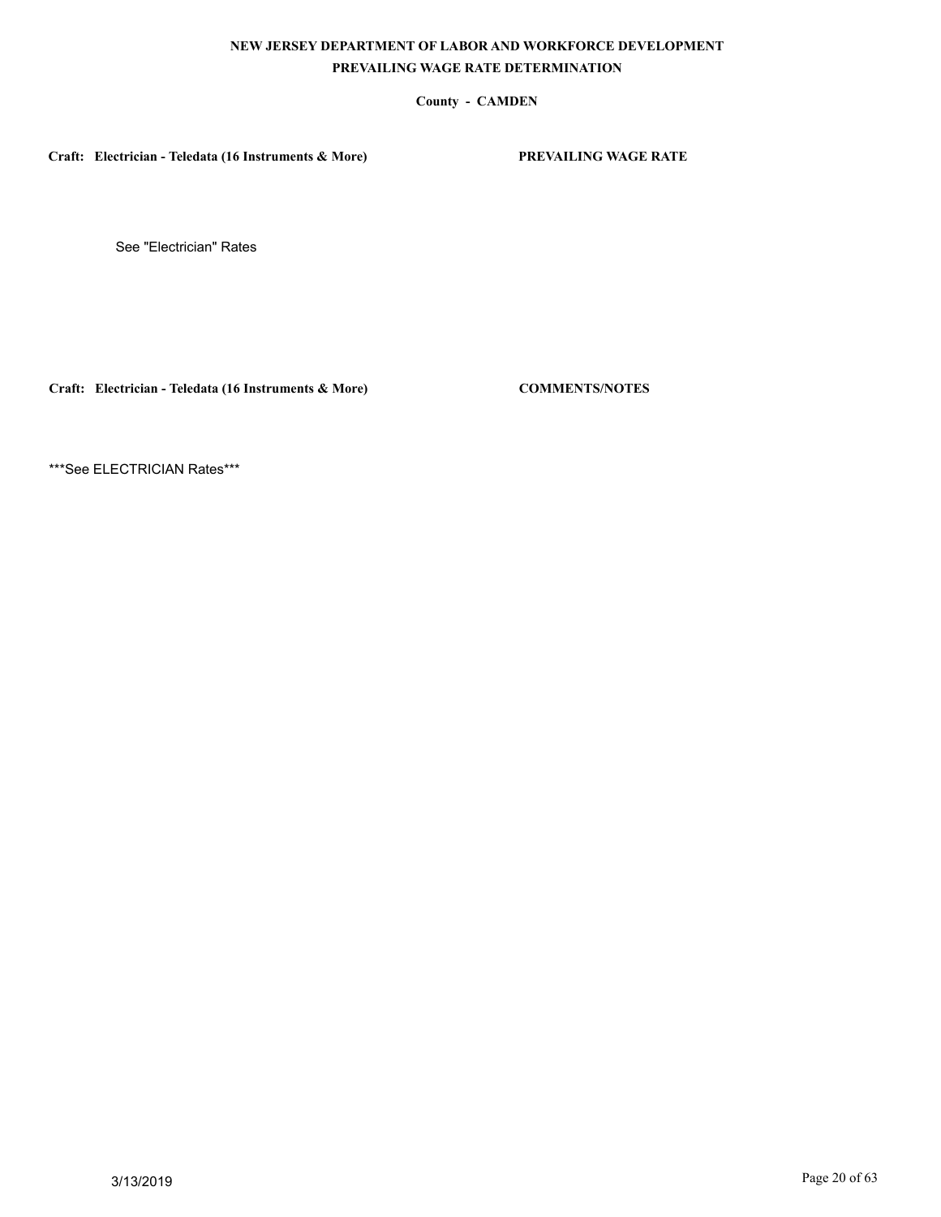**NEW JERSEY DEPARTMENT OF LABOR AND WORKFORCE DEVELOPMENT**
**PREVAILING WAGE RATE DETERMINATION**

**County - CAMDEN**

**Craft: Electrician - Teledata (16 Instruments & More)** **PREVAILING WAGE RATE**

See "Electrician" Rates

**Craft: Electrician - Teledata (16 Instruments & More)** **COMMENTS/NOTES**

***See ELECTRICIAN Rates***

3/13/2019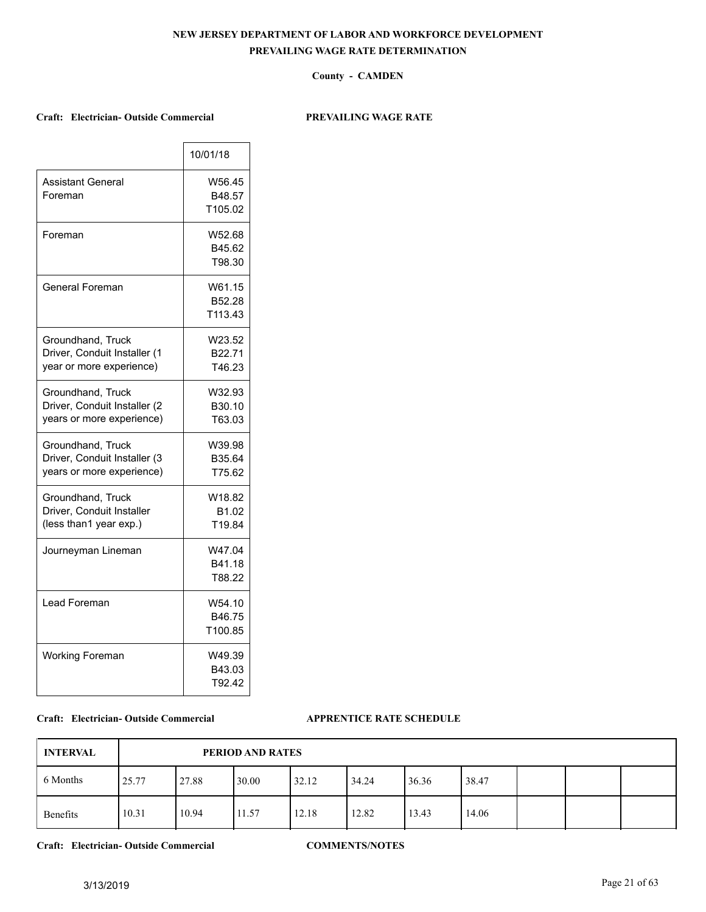**NEW JERSEY DEPARTMENT OF LABOR AND WORKFORCE DEVELOPMENT**

**PREVAILING WAGE RATE DETERMINATION**

**County - CAMDEN**

**Craft: Electrician- Outside Commercial** **PREVAILING WAGE RATE**

| | 10/01/18 |
|---|---|
| Assistant General Foreman | W56.45 B48.57 T105.02 |
| Foreman | W52.68 B45.62 T98.30 |
| General Foreman | W61.15 B52.28 T113.43 |
| Groundhand, Truck Driver, Conduit Installer (1 year or more experience) | W23.52 B22.71 T46.23 |
| Groundhand, Truck Driver, Conduit Installer (2 years or more experience) | W32.93 B30.10 T63.03 |
| Groundhand, Truck Driver, Conduit Installer (3 years or more experience) | W39.98 B35.64 T75.62 |
| Groundhand, Truck Driver, Conduit Installer (less than1 year exp.) | W18.82 B1.02 T19.84 |
| Journeyman Lineman | W47.04 B41.18 T88.22 |
| Lead Foreman | W54.10 B46.75 T100.85 |
| Working Foreman | W49.39 B43.03 T92.42 |

**Craft: Electrician- Outside Commercial** **APPRENTICE RATE SCHEDULE**

| INTERVAL | PERIOD AND RATES | | | | | | | | | |
|---|---|---|---|---|---|---|---|---|---|---|
| 6 Months | 25.77 | 27.88 | 30.00 | 32.12 | 34.24 | 36.36 | 38.47 | | | |
| Benefits | 10.31 | 10.94 | 11.57 | 12.18 | 12.82 | 13.43 | 14.06 | | | |

**Craft: Electrician- Outside Commercial** **COMMENTS/NOTES**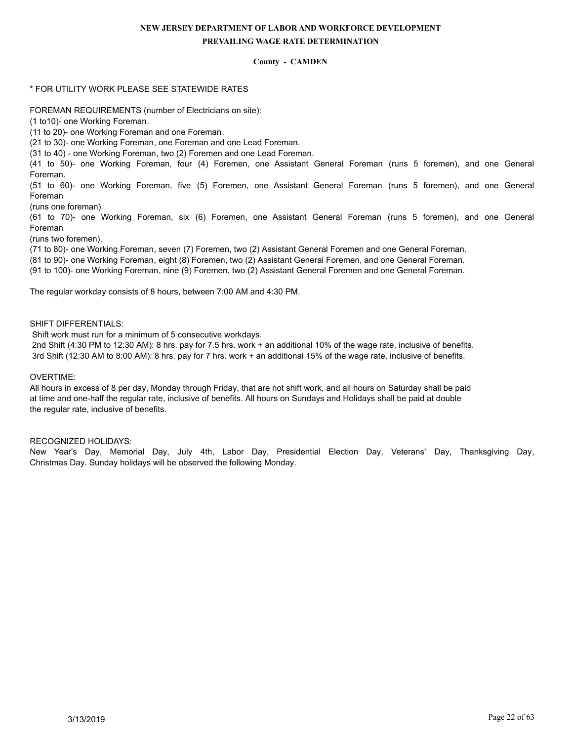**NEW JERSEY DEPARTMENT OF LABOR AND WORKFORCE DEVELOPMENT**

**PREVAILING WAGE RATE DETERMINATION**

**County - CAMDEN**

* FOR UTILITY WORK PLEASE SEE STATEWIDE RATES

FOREMAN REQUIREMENTS (number of Electricians on site):
(1 to10)- one Working Foreman.
(11 to 20)- one Working Foreman and one Foreman.
(21 to 30)- one Working Foreman, one Foreman and one Lead Foreman.
(31 to 40) - one Working Foreman, two (2) Foremen and one Lead Foreman.
(41 to 50)- one Working Foreman, four (4) Foremen, one Assistant General Foreman (runs 5 foremen), and one General Foreman.
(51 to 60)- one Working Foreman, five (5) Foremen, one Assistant General Foreman (runs 5 foremen), and one General Foreman
(runs one foreman).
(61 to 70)- one Working Foreman, six (6) Foremen, one Assistant General Foreman (runs 5 foremen), and one General Foreman
(runs two foremen).
(71 to 80)- one Working Foreman, seven (7) Foremen, two (2) Assistant General Foremen and one General Foreman.
(81 to 90)- one Working Foreman, eight (8) Foremen, two (2) Assistant General Foremen, and one General Foreman.
(91 to 100)- one Working Foreman, nine (9) Foremen, two (2) Assistant General Foremen and one General Foreman.

The regular workday consists of 8 hours, between 7:00 AM and 4:30 PM.

SHIFT DIFFERENTIALS:
Shift work must run for a minimum of 5 consecutive workdays.
2nd Shift (4:30 PM to 12:30 AM): 8 hrs. pay for 7.5 hrs. work + an additional 10% of the wage rate, inclusive of benefits.
3rd Shift (12:30 AM to 8:00 AM): 8 hrs. pay for 7 hrs. work + an additional 15% of the wage rate, inclusive of benefits.

OVERTIME:
All hours in excess of 8 per day, Monday through Friday, that are not shift work, and all hours on Saturday shall be paid at time and one-half the regular rate, inclusive of benefits. All hours on Sundays and Holidays shall be paid at double the regular rate, inclusive of benefits.

RECOGNIZED HOLIDAYS:
New Year's Day, Memorial Day, July 4th, Labor Day, Presidential Election Day, Veterans' Day, Thanksgiving Day, Christmas Day. Sunday holidays will be observed the following Monday.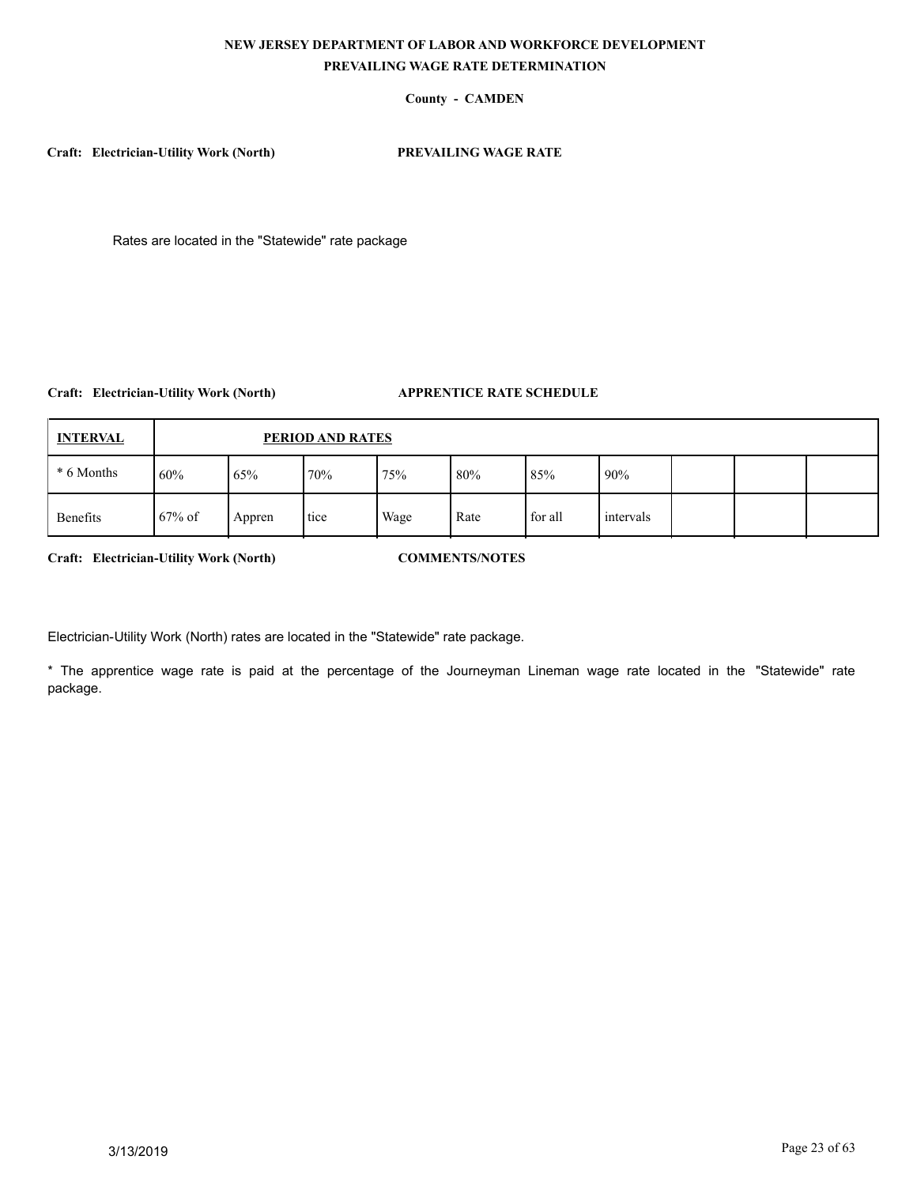**NEW JERSEY DEPARTMENT OF LABOR AND WORKFORCE DEVELOPMENT**
**PREVAILING WAGE RATE DETERMINATION**

**County - CAMDEN**

**Craft: Electrician-Utility Work (North)** **PREVAILING WAGE RATE**

Rates are located in the "Statewide" rate package

**Craft: Electrician-Utility Work (North)** **APPRENTICE RATE SCHEDULE**

| INTERVAL | PERIOD AND RATES | | | | | | | | |
|---|---|---|---|---|---|---|---|---|---|
| * 6 Months | 60% | 65% | 70% | 75% | 80% | 85% | 90% | | |
| Benefits | 67% of | Appren | tice | Wage | Rate | for all | intervals | | |

**Craft: Electrician-Utility Work (North)** **COMMENTS/NOTES**

Electrician-Utility Work (North) rates are located in the "Statewide" rate package.

* The apprentice wage rate is paid at the percentage of the Journeyman Lineman wage rate located in the "Statewide" rate package.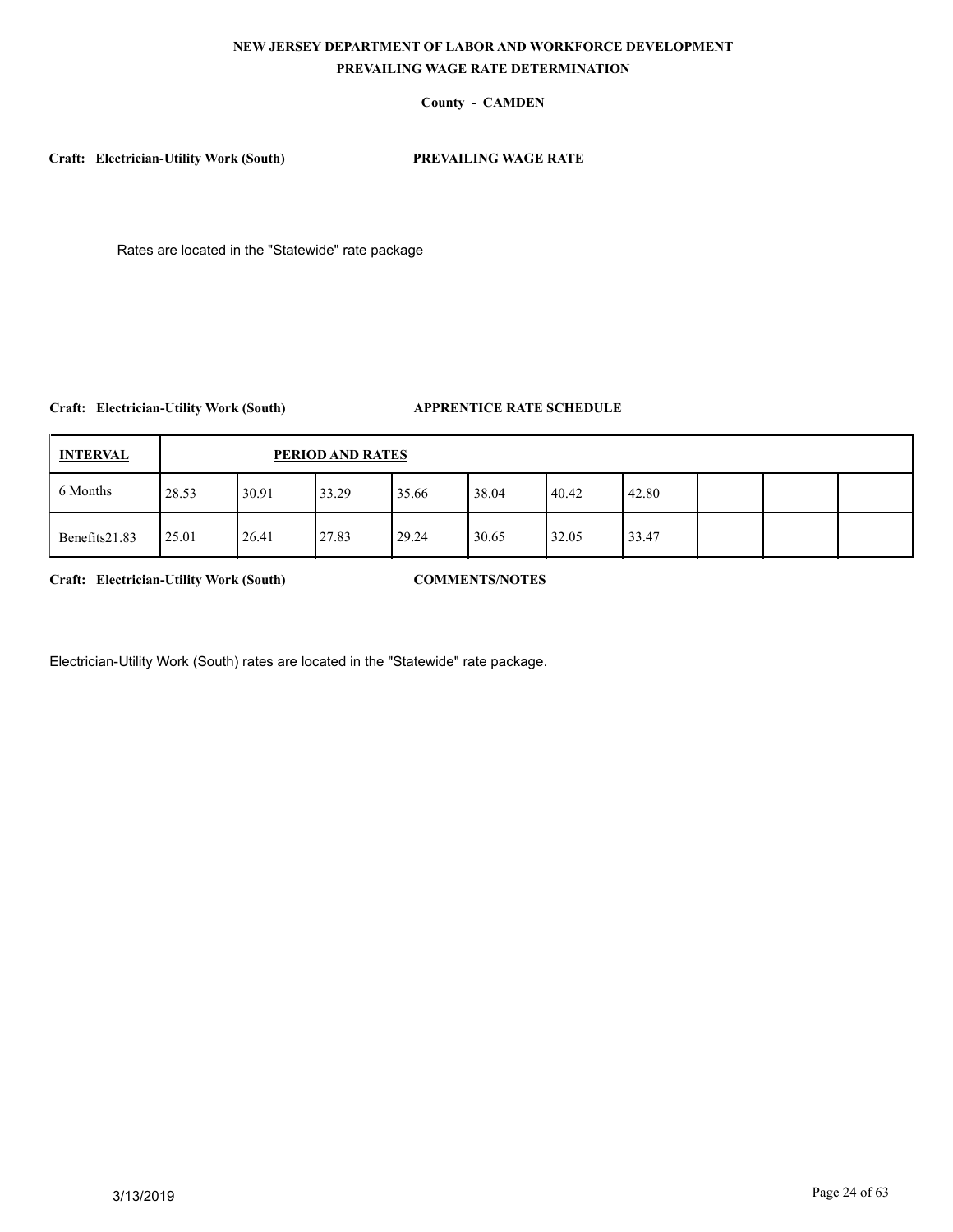**NEW JERSEY DEPARTMENT OF LABOR AND WORKFORCE DEVELOPMENT**
**PREVAILING WAGE RATE DETERMINATION**

**County - CAMDEN**

**Craft: Electrician-Utility Work (South)** **PREVAILING WAGE RATE**

Rates are located in the "Statewide" rate package

**Craft: Electrician-Utility Work (South)** **APPRENTICE RATE SCHEDULE**

| INTERVAL | PERIOD AND RATES | | | | | | | | |
|---|---|---|---|---|---|---|---|---|---|
| 6 Months | 28.53 | 30.91 | 33.29 | 35.66 | 38.04 | 40.42 | 42.80 | | |
| Benefits21.83 | 25.01 | 26.41 | 27.83 | 29.24 | 30.65 | 32.05 | 33.47 | | |

**Craft: Electrician-Utility Work (South)** **COMMENTS/NOTES**

Electrician-Utility Work (South) rates are located in the "Statewide" rate package.

3/13/2019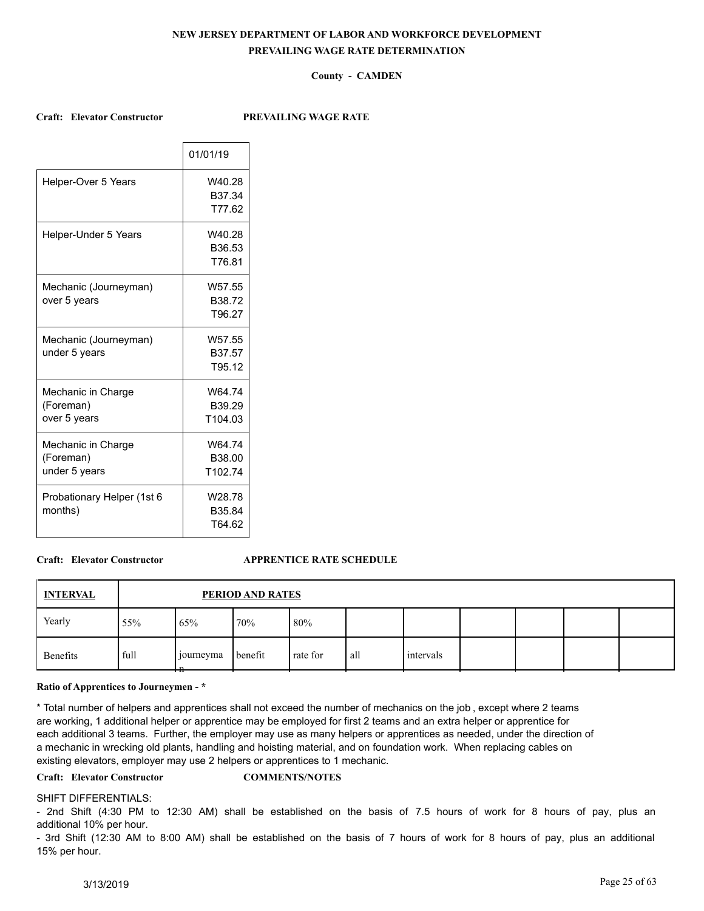**NEW JERSEY DEPARTMENT OF LABOR AND WORKFORCE DEVELOPMENT**

**PREVAILING WAGE RATE DETERMINATION**

**County - CAMDEN**

**Craft: Elevator Constructor** **PREVAILING WAGE RATE**

| | 01/01/19 |
|---|---|
| Helper-Over 5 Years | W40.28<br>B37.34<br>T77.62 |
| Helper-Under 5 Years | W40.28<br>B36.53<br>T76.81 |
| Mechanic (Journeyman) over 5 years | W57.55<br>B38.72<br>T96.27 |
| Mechanic (Journeyman) under 5 years | W57.55<br>B37.57<br>T95.12 |
| Mechanic in Charge (Foreman) over 5 years | W64.74<br>B39.29<br>T104.03 |
| Mechanic in Charge (Foreman) under 5 years | W64.74<br>B38.00<br>T102.74 |
| Probationary Helper (1st 6 months) | W28.78<br>B35.84<br>T64.62 |

**Craft: Elevator Constructor** **APPRENTICE RATE SCHEDULE**

| INTERVAL | PERIOD AND RATES | | | | | | | | | |
|---|---|---|---|---|---|---|---|---|---|---|
| Yearly | 55% | 65% | 70% | 80% | | | | | | |
| Benefits | full | journeyman | benefit | rate for | all | intervals | | | | |

**Ratio of Apprentices to Journeymen - ***

* Total number of helpers and apprentices shall not exceed the number of mechanics on the job , except where 2 teams are working, 1 additional helper or apprentice may be employed for first 2 teams and an extra helper or apprentice for each additional 3 teams. Further, the employer may use as many helpers or apprentices as needed, under the direction of a mechanic in wrecking old plants, handling and hoisting material, and on foundation work. When replacing cables on existing elevators, employer may use 2 helpers or apprentices to 1 mechanic.

**Craft: Elevator Constructor** **COMMENTS/NOTES**

SHIFT DIFFERENTIALS:

- 2nd Shift (4:30 PM to 12:30 AM) shall be established on the basis of 7.5 hours of work for 8 hours of pay, plus an additional 10% per hour.
- 3rd Shift (12:30 AM to 8:00 AM) shall be established on the basis of 7 hours of work for 8 hours of pay, plus an additional 15% per hour.

3/13/2019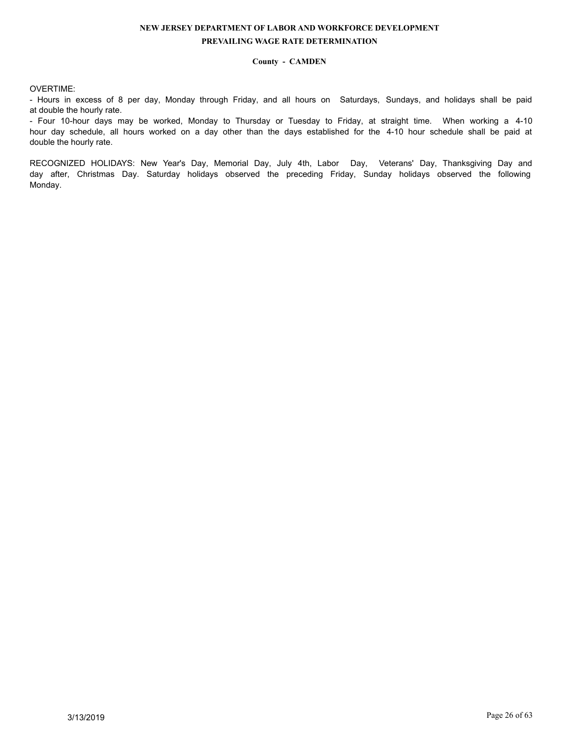OVERTIME:

- Hours in excess of 8 per day, Monday through Friday, and all hours on Saturdays, Sundays, and holidays shall be paid at double the hourly rate.
- Four 10-hour days may be worked, Monday to Thursday or Tuesday to Friday, at straight time. When working a 4-10 hour day schedule, all hours worked on a day other than the days established for the 4-10 hour schedule shall be paid at double the hourly rate.

RECOGNIZED HOLIDAYS: New Year's Day, Memorial Day, July 4th, Labor Day, Veterans' Day, Thanksgiving Day and day after, Christmas Day. Saturday holidays observed the preceding Friday, Sunday holidays observed the following Monday.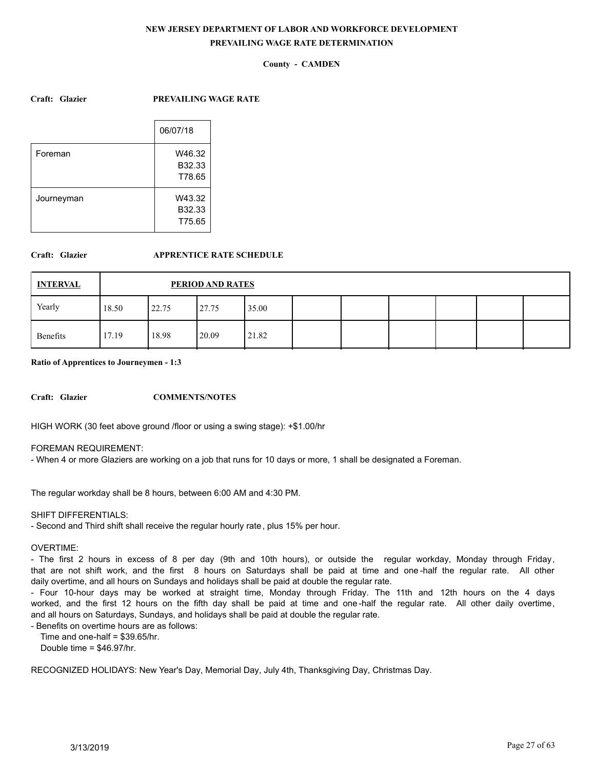**NEW JERSEY DEPARTMENT OF LABOR AND WORKFORCE DEVELOPMENT**

**PREVAILING WAGE RATE DETERMINATION**

**County - CAMDEN**

**Craft: Glazier** **PREVAILING WAGE RATE**

| | 06/07/18 |
|---|---|
| Foreman | W46.32<br>B32.33<br>T78.65 |
| Journeyman | W43.32<br>B32.33<br>T75.65 |

**Craft: Glazier** **APPRENTICE RATE SCHEDULE**

| INTERVAL | PERIOD AND RATES | | | | | | | | | |
|---|---|---|---|---|---|---|---|---|---|---|
| Yearly | 18.50 | 22.75 | 27.75 | 35.00 | | | | | | |
| Benefits | 17.19 | 18.98 | 20.09 | 21.82 | | | | | | |

**Ratio of Apprentices to Journeymen - 1:3**

**Craft: Glazier** **COMMENTS/NOTES**

HIGH WORK (30 feet above ground /floor or using a swing stage): +$1.00/hr

FOREMAN REQUIREMENT:
- When 4 or more Glaziers are working on a job that runs for 10 days or more, 1 shall be designated a Foreman.

The regular workday shall be 8 hours, between 6:00 AM and 4:30 PM.

SHIFT DIFFERENTIALS:
- Second and Third shift shall receive the regular hourly rate, plus 15% per hour.

OVERTIME:
- The first 2 hours in excess of 8 per day (9th and 10th hours), or outside the regular workday, Monday through Friday, that are not shift work, and the first 8 hours on Saturdays shall be paid at time and one-half the regular rate. All other daily overtime, and all hours on Sundays and holidays shall be paid at double the regular rate.
- Four 10-hour days may be worked at straight time, Monday through Friday. The 11th and 12th hours on the 4 days worked, and the first 12 hours on the fifth day shall be paid at time and one-half the regular rate. All other daily overtime, and all hours on Saturdays, Sundays, and holidays shall be paid at double the regular rate.
- Benefits on overtime hours are as follows:
  Time and one-half = $39.65/hr.
  Double time = $46.97/hr.

RECOGNIZED HOLIDAYS: New Year's Day, Memorial Day, July 4th, Thanksgiving Day, Christmas Day.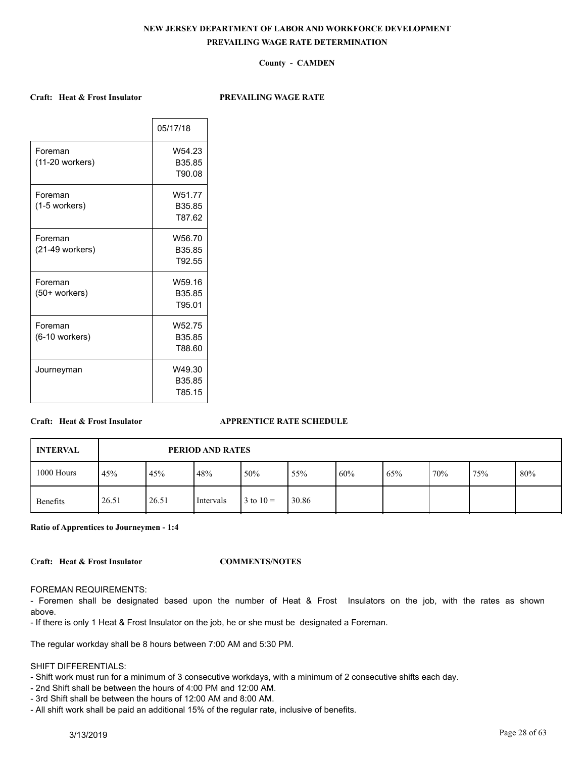**NEW JERSEY DEPARTMENT OF LABOR AND WORKFORCE DEVELOPMENT**

**PREVAILING WAGE RATE DETERMINATION**

**County - CAMDEN**

**Craft: Heat & Frost Insulator** **PREVAILING WAGE RATE**

| | 05/17/18 |
|---|---|
| Foreman (11-20 workers) | W54.23 B35.85 T90.08 |
| Foreman (1-5 workers) | W51.77 B35.85 T87.62 |
| Foreman (21-49 workers) | W56.70 B35.85 T92.55 |
| Foreman (50+ workers) | W59.16 B35.85 T95.01 |
| Foreman (6-10 workers) | W52.75 B35.85 T88.60 |
| Journeyman | W49.30 B35.85 T85.15 |

**Craft: Heat & Frost Insulator** **APPRENTICE RATE SCHEDULE**

| INTERVAL | PERIOD AND RATES | | | | | | | | | |
|---|---|---|---|---|---|---|---|---|---|---|
| 1000 Hours | 45% | 45% | 48% | 50% | 55% | 60% | 65% | 70% | 75% | 80% |
| Benefits | 26.51 | 26.51 | Intervals | 3 to 10 = | 30.86 | | | | | |

**Ratio of Apprentices to Journeymen - 1:4**

**Craft: Heat & Frost Insulator** **COMMENTS/NOTES**

FOREMAN REQUIREMENTS:

- Foremen shall be designated based upon the number of Heat & Frost Insulators on the job, with the rates as shown above.
- If there is only 1 Heat & Frost Insulator on the job, he or she must be designated a Foreman.

The regular workday shall be 8 hours between 7:00 AM and 5:30 PM.

SHIFT DIFFERENTIALS:

- Shift work must run for a minimum of 3 consecutive workdays, with a minimum of 2 consecutive shifts each day.
- 2nd Shift shall be between the hours of 4:00 PM and 12:00 AM.
- 3rd Shift shall be between the hours of 12:00 AM and 8:00 AM.
- All shift work shall be paid an additional 15% of the regular rate, inclusive of benefits.

3/13/2019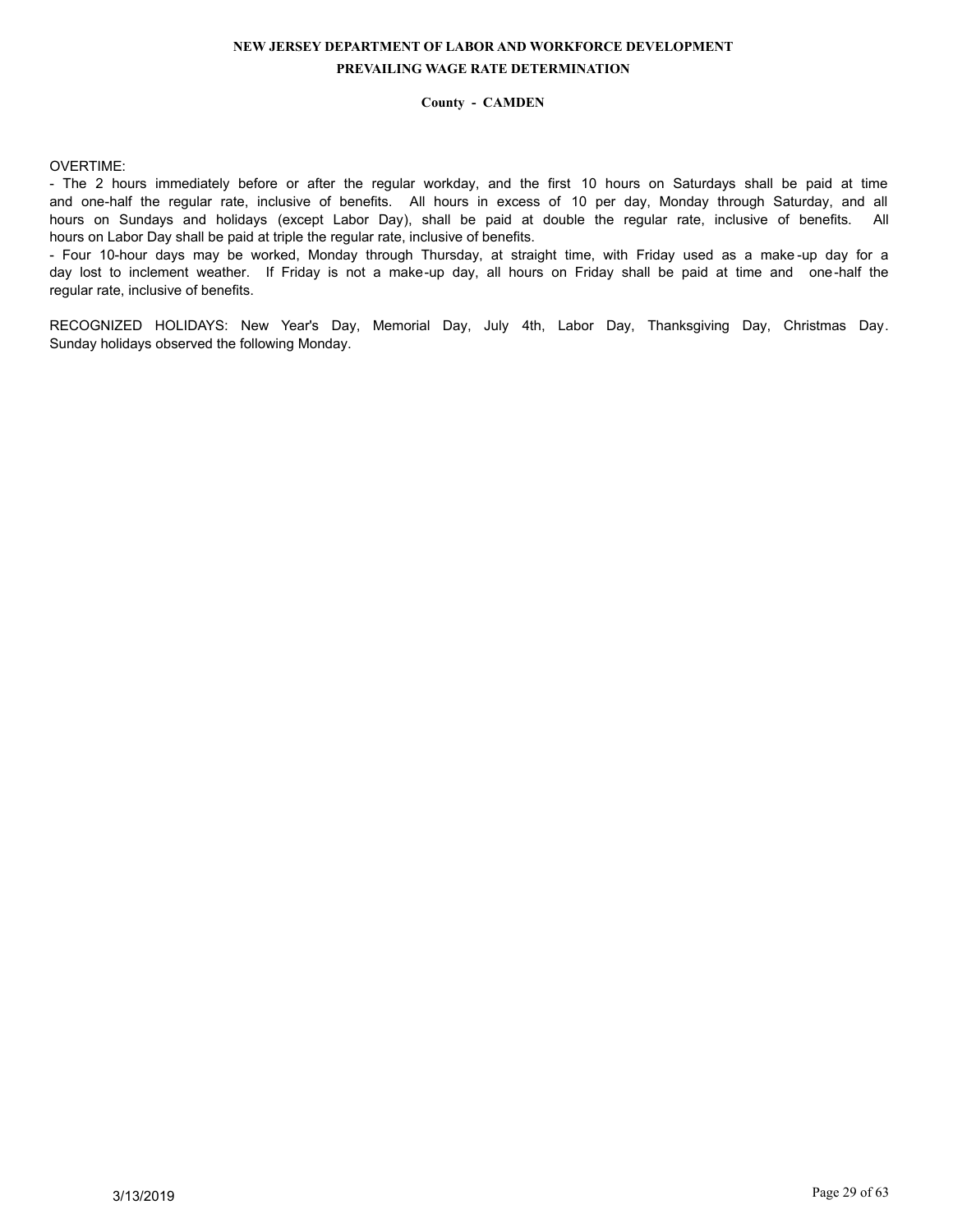OVERTIME:

- The 2 hours immediately before or after the regular workday, and the first 10 hours on Saturdays shall be paid at time and one-half the regular rate, inclusive of benefits. All hours in excess of 10 per day, Monday through Saturday, and all hours on Sundays and holidays (except Labor Day), shall be paid at double the regular rate, inclusive of benefits. All hours on Labor Day shall be paid at triple the regular rate, inclusive of benefits.
- Four 10-hour days may be worked, Monday through Thursday, at straight time, with Friday used as a make-up day for a day lost to inclement weather. If Friday is not a make-up day, all hours on Friday shall be paid at time and one-half the regular rate, inclusive of benefits.

RECOGNIZED HOLIDAYS: New Year's Day, Memorial Day, July 4th, Labor Day, Thanksgiving Day, Christmas Day. Sunday holidays observed the following Monday.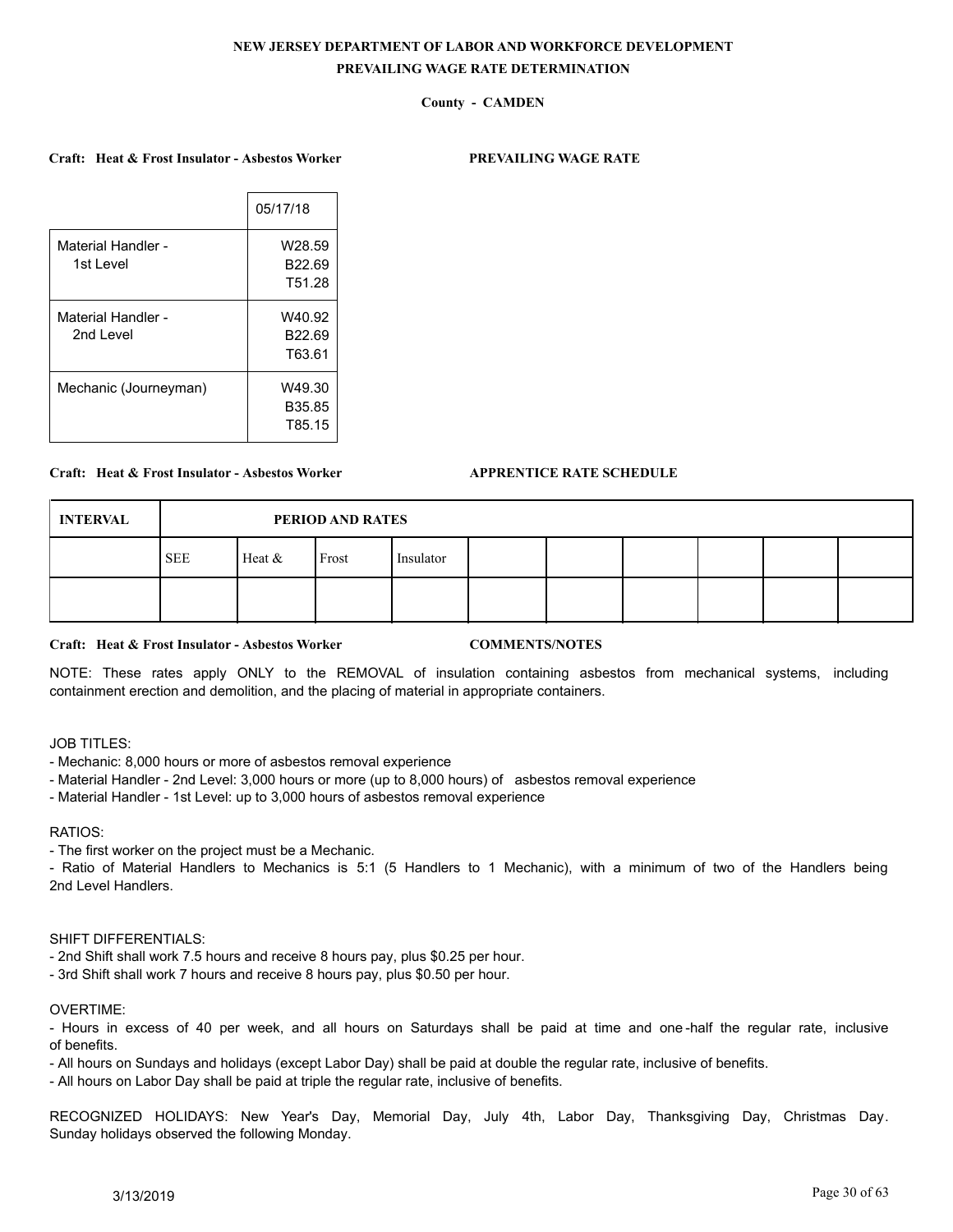**NEW JERSEY DEPARTMENT OF LABOR AND WORKFORCE DEVELOPMENT**

**PREVAILING WAGE RATE DETERMINATION**

**County - CAMDEN**

**Craft: Heat & Frost Insulator - Asbestos Worker** **PREVAILING WAGE RATE**

| | 05/17/18 |
|---|---|
| Material Handler - 1st Level | W28.59 B22.69 T51.28 |
| Material Handler - 2nd Level | W40.92 B22.69 T63.61 |
| Mechanic (Journeyman) | W49.30 B35.85 T85.15 |

**Craft: Heat & Frost Insulator - Asbestos Worker** **APPRENTICE RATE SCHEDULE**

| INTERVAL | PERIOD AND RATES | | | | | | | | |
|---|---|---|---|---|---|---|---|---|---|
| | SEE | Heat & | Frost | Insulator | | | | | |
| | | | | | | | | | |

**Craft: Heat & Frost Insulator - Asbestos Worker** **COMMENTS/NOTES**

NOTE: These rates apply ONLY to the REMOVAL of insulation containing asbestos from mechanical systems, including containment erection and demolition, and the placing of material in appropriate containers.

JOB TITLES:
- Mechanic: 8,000 hours or more of asbestos removal experience
- Material Handler - 2nd Level: 3,000 hours or more (up to 8,000 hours) of asbestos removal experience
- Material Handler - 1st Level: up to 3,000 hours of asbestos removal experience

RATIOS:
- The first worker on the project must be a Mechanic.
- Ratio of Material Handlers to Mechanics is 5:1 (5 Handlers to 1 Mechanic), with a minimum of two of the Handlers being 2nd Level Handlers.

SHIFT DIFFERENTIALS:
- 2nd Shift shall work 7.5 hours and receive 8 hours pay, plus $0.25 per hour.
- 3rd Shift shall work 7 hours and receive 8 hours pay, plus $0.50 per hour.

OVERTIME:
- Hours in excess of 40 per week, and all hours on Saturdays shall be paid at time and one-half the regular rate, inclusive of benefits.
- All hours on Sundays and holidays (except Labor Day) shall be paid at double the regular rate, inclusive of benefits.
- All hours on Labor Day shall be paid at triple the regular rate, inclusive of benefits.

RECOGNIZED HOLIDAYS: New Year's Day, Memorial Day, July 4th, Labor Day, Thanksgiving Day, Christmas Day. Sunday holidays observed the following Monday.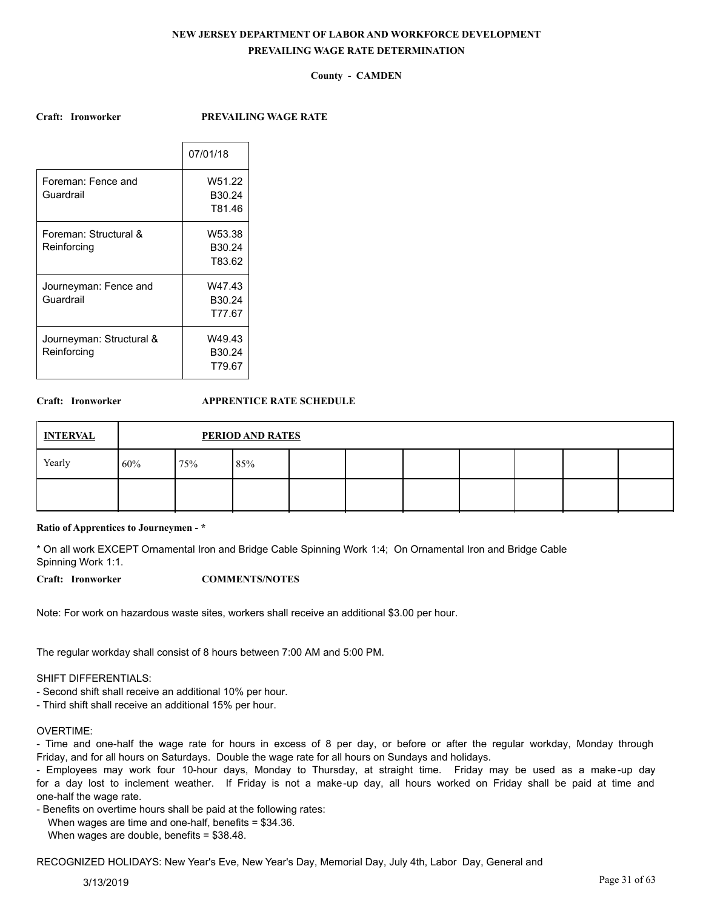**NEW JERSEY DEPARTMENT OF LABOR AND WORKFORCE DEVELOPMENT**

**PREVAILING WAGE RATE DETERMINATION**

**County - CAMDEN**

**Craft: Ironworker** **PREVAILING WAGE RATE**

| | 07/01/18 |
|---|---|
| Foreman: Fence and Guardrail | W51.22 B30.24 T81.46 |
| Foreman: Structural & Reinforcing | W53.38 B30.24 T83.62 |
| Journeyman: Fence and Guardrail | W47.43 B30.24 T77.67 |
| Journeyman: Structural & Reinforcing | W49.43 B30.24 T79.67 |

**Craft: Ironworker** **APPRENTICE RATE SCHEDULE**

| INTERVAL | PERIOD AND RATES | | | | | | | | | |
|---|---|---|---|---|---|---|---|---|---|---|
| Yearly | 60% | 75% | 85% | | | | | | | |
| | | | | | | | | | | |

**Ratio of Apprentices to Journeymen - \***

* On all work EXCEPT Ornamental Iron and Bridge Cable Spinning Work 1:4; On Ornamental Iron and Bridge Cable Spinning Work 1:1.

**Craft: Ironworker** **COMMENTS/NOTES**

Note: For work on hazardous waste sites, workers shall receive an additional $3.00 per hour.

The regular workday shall consist of 8 hours between 7:00 AM and 5:00 PM.

SHIFT DIFFERENTIALS:
- Second shift shall receive an additional 10% per hour.
- Third shift shall receive an additional 15% per hour.

OVERTIME:
- Time and one-half the wage rate for hours in excess of 8 per day, or before or after the regular workday, Monday through Friday, and for all hours on Saturdays. Double the wage rate for all hours on Sundays and holidays.
- Employees may work four 10-hour days, Monday to Thursday, at straight time. Friday may be used as a make-up day for a day lost to inclement weather. If Friday is not a make-up day, all hours worked on Friday shall be paid at time and one-half the wage rate.
- Benefits on overtime hours shall be paid at the following rates:
  When wages are time and one-half, benefits = $34.36.
  When wages are double, benefits = $38.48.

RECOGNIZED HOLIDAYS: New Year's Eve, New Year's Day, Memorial Day, July 4th, Labor Day, General and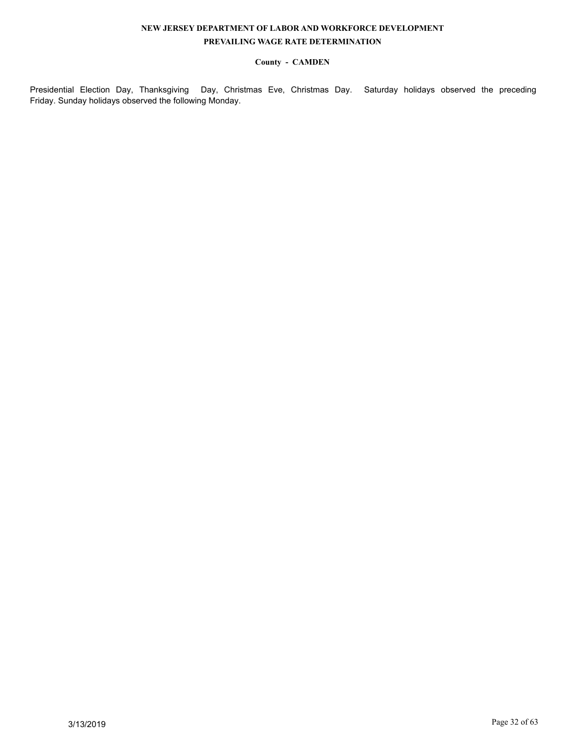Presidential Election Day, Thanksgiving Day, Christmas Eve, Christmas Day. Saturday holidays observed the preceding Friday. Sunday holidays observed the following Monday.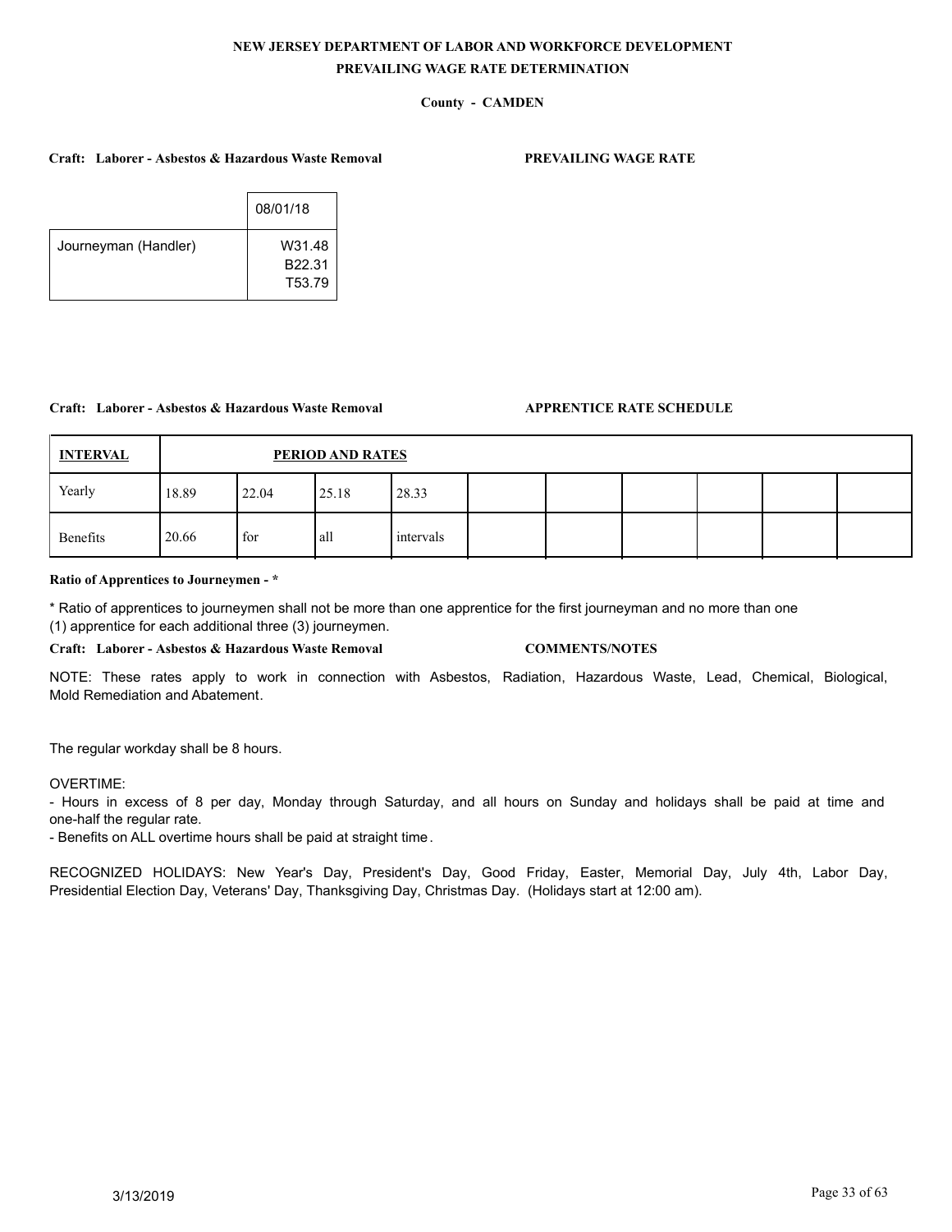**NEW JERSEY DEPARTMENT OF LABOR AND WORKFORCE DEVELOPMENT**
**PREVAILING WAGE RATE DETERMINATION**

**County - CAMDEN**

**Craft: Laborer - Asbestos & Hazardous Waste Removal** **PREVAILING WAGE RATE**

| | 08/01/18 |
|---|---|
| Journeyman (Handler) | W31.48<br>B22.31<br>T53.79 |

**Craft: Laborer - Asbestos & Hazardous Waste Removal** **APPRENTICE RATE SCHEDULE**

| INTERVAL | PERIOD AND RATES | | | | | | | | | |
|---|---|---|---|---|---|---|---|---|---|---|
| Yearly | 18.89 | 22.04 | 25.18 | 28.33 | | | | | | |
| Benefits | 20.66 | for | all | intervals | | | | | | |

**Ratio of Apprentices to Journeymen - ***

* Ratio of apprentices to journeymen shall not be more than one apprentice for the first journeyman and no more than one (1) apprentice for each additional three (3) journeymen.

**Craft: Laborer - Asbestos & Hazardous Waste Removal** **COMMENTS/NOTES**

NOTE: These rates apply to work in connection with Asbestos, Radiation, Hazardous Waste, Lead, Chemical, Biological, Mold Remediation and Abatement.

The regular workday shall be 8 hours.

OVERTIME:
- Hours in excess of 8 per day, Monday through Saturday, and all hours on Sunday and holidays shall be paid at time and one-half the regular rate.
- Benefits on ALL overtime hours shall be paid at straight time.

RECOGNIZED HOLIDAYS: New Year's Day, President's Day, Good Friday, Easter, Memorial Day, July 4th, Labor Day, Presidential Election Day, Veterans' Day, Thanksgiving Day, Christmas Day. (Holidays start at 12:00 am).

3/13/2019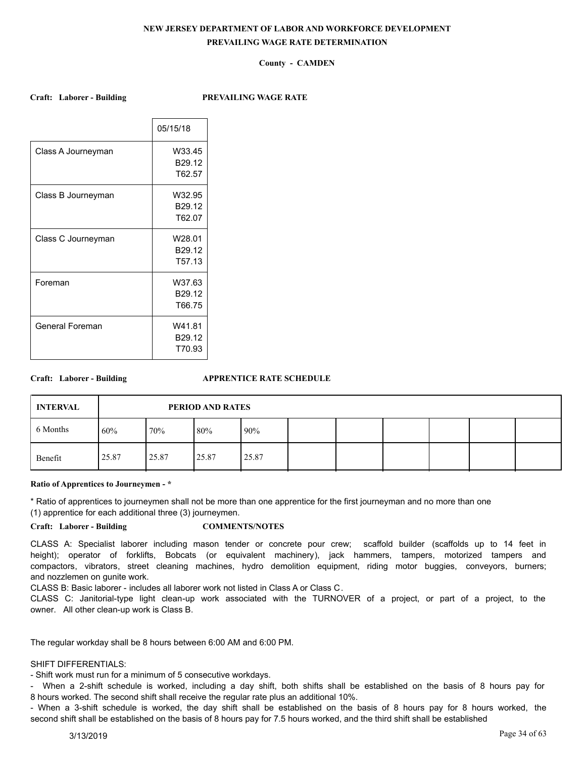**NEW JERSEY DEPARTMENT OF LABOR AND WORKFORCE DEVELOPMENT**

**PREVAILING WAGE RATE DETERMINATION**

**County - CAMDEN**

**Craft: Laborer - Building** **PREVAILING WAGE RATE**

| | 05/15/18 |
|---|---|
| Class A Journeyman | W33.45<br>B29.12<br>T62.57 |
| Class B Journeyman | W32.95<br>B29.12<br>T62.07 |
| Class C Journeyman | W28.01<br>B29.12<br>T57.13 |
| Foreman | W37.63<br>B29.12<br>T66.75 |
| General Foreman | W41.81<br>B29.12<br>T70.93 |

**Craft: Laborer - Building** **APPRENTICE RATE SCHEDULE**

| INTERVAL | PERIOD AND RATES | | | | | | | | | |
|---|---|---|---|---|---|---|---|---|---|---|
| 6 Months | 60% | 70% | 80% | 90% | | | | | | |
| Benefit | 25.87 | 25.87 | 25.87 | 25.87 | | | | | | |

**Ratio of Apprentices to Journeymen - ***

* Ratio of apprentices to journeymen shall not be more than one apprentice for the first journeyman and no more than one (1) apprentice for each additional three (3) journeymen.

**Craft: Laborer - Building** **COMMENTS/NOTES**

CLASS A: Specialist laborer including mason tender or concrete pour crew; scaffold builder (scaffolds up to 14 feet in height); operator of forklifts, Bobcats (or equivalent machinery), jack hammers, tampers, motorized tampers and compactors, vibrators, street cleaning machines, hydro demolition equipment, riding motor buggies, conveyors, burners; and nozzlemen on gunite work.
CLASS B: Basic laborer - includes all laborer work not listed in Class A or Class C.
CLASS C: Janitorial-type light clean-up work associated with the TURNOVER of a project, or part of a project, to the owner. All other clean-up work is Class B.

The regular workday shall be 8 hours between 6:00 AM and 6:00 PM.

SHIFT DIFFERENTIALS:
- Shift work must run for a minimum of 5 consecutive workdays.
- When a 2-shift schedule is worked, including a day shift, both shifts shall be established on the basis of 8 hours pay for 8 hours worked. The second shift shall receive the regular rate plus an additional 10%.
- When a 3-shift schedule is worked, the day shift shall be established on the basis of 8 hours pay for 8 hours worked, the second shift shall be established on the basis of 8 hours pay for 7.5 hours worked, and the third shift shall be established

3/13/2019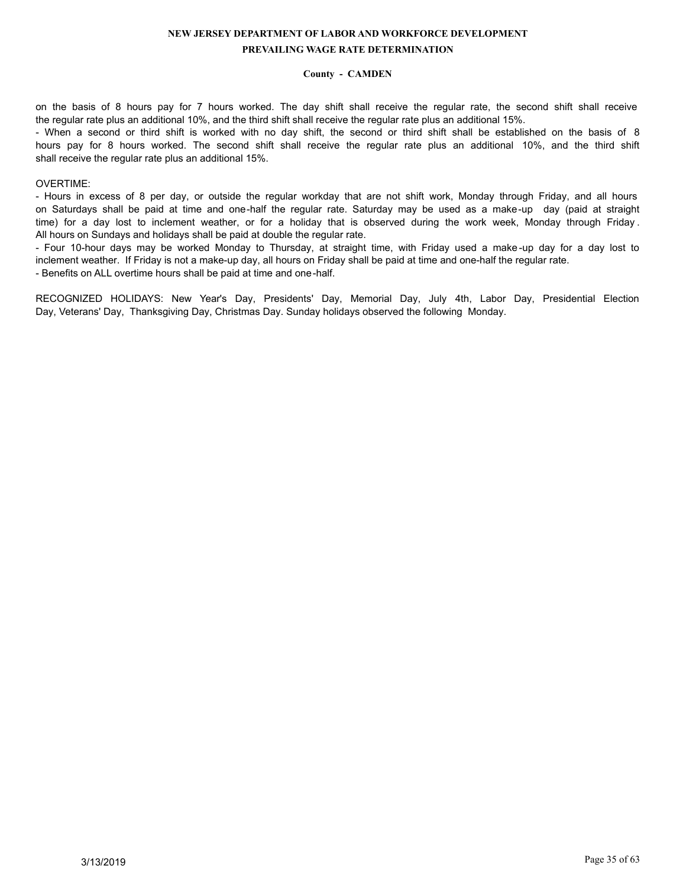on the basis of 8 hours pay for 7 hours worked. The day shift shall receive the regular rate, the second shift shall receive the regular rate plus an additional 10%, and the third shift shall receive the regular rate plus an additional 15%.

- When a second or third shift is worked with no day shift, the second or third shift shall be established on the basis of 8 hours pay for 8 hours worked. The second shift shall receive the regular rate plus an additional 10%, and the third shift shall receive the regular rate plus an additional 15%.

OVERTIME:

- Hours in excess of 8 per day, or outside the regular workday that are not shift work, Monday through Friday, and all hours on Saturdays shall be paid at time and one-half the regular rate. Saturday may be used as a make-up day (paid at straight time) for a day lost to inclement weather, or for a holiday that is observed during the work week, Monday through Friday. All hours on Sundays and holidays shall be paid at double the regular rate.
- Four 10-hour days may be worked Monday to Thursday, at straight time, with Friday used a make-up day for a day lost to inclement weather. If Friday is not a make-up day, all hours on Friday shall be paid at time and one-half the regular rate.
- Benefits on ALL overtime hours shall be paid at time and one-half.

RECOGNIZED HOLIDAYS: New Year's Day, Presidents' Day, Memorial Day, July 4th, Labor Day, Presidential Election Day, Veterans' Day, Thanksgiving Day, Christmas Day. Sunday holidays observed the following Monday.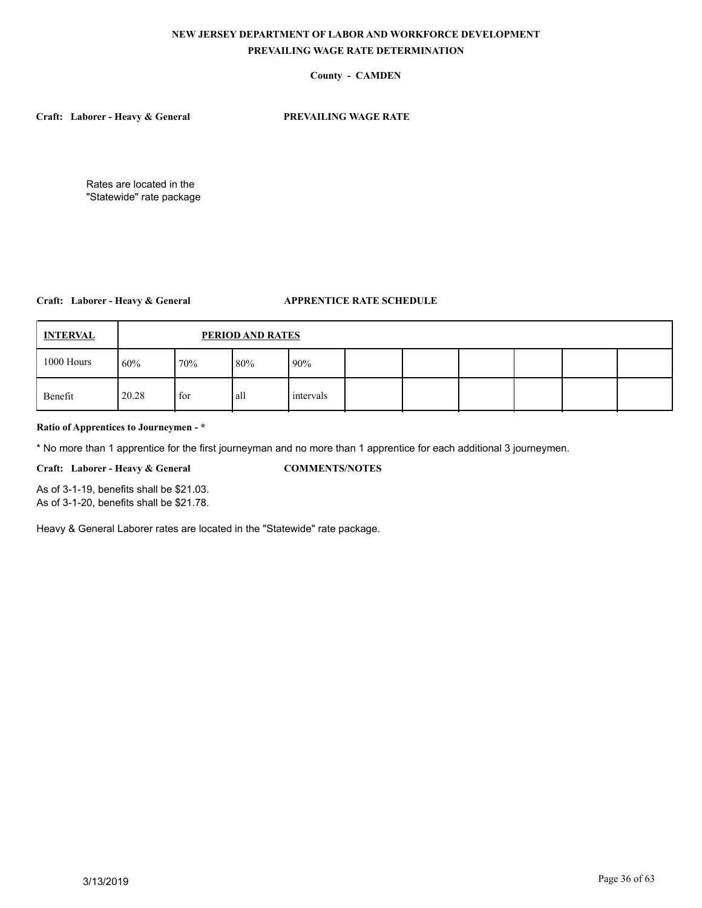**NEW JERSEY DEPARTMENT OF LABOR AND WORKFORCE DEVELOPMENT**

**PREVAILING WAGE RATE DETERMINATION**

**County - CAMDEN**

**Craft: Laborer - Heavy & General** **PREVAILING WAGE RATE**

Rates are located in the "Statewide" rate package

**Craft: Laborer - Heavy & General** **APPRENTICE RATE SCHEDULE**

| INTERVAL | PERIOD AND RATES | | | | | | | | | |
|---|---|---|---|---|---|---|---|---|---|---|
| 1000 Hours | 60% | 70% | 80% | 90% | | | | | | |
| Benefit | 20.28 | for | all | intervals | | | | | | |

**Ratio of Apprentices to Journeymen - ***

* No more than 1 apprentice for the first journeyman and no more than 1 apprentice for each additional 3 journeymen.

**Craft: Laborer - Heavy & General** **COMMENTS/NOTES**

As of 3-1-19, benefits shall be $21.03.
As of 3-1-20, benefits shall be $21.78.

Heavy & General Laborer rates are located in the "Statewide" rate package.

3/13/2019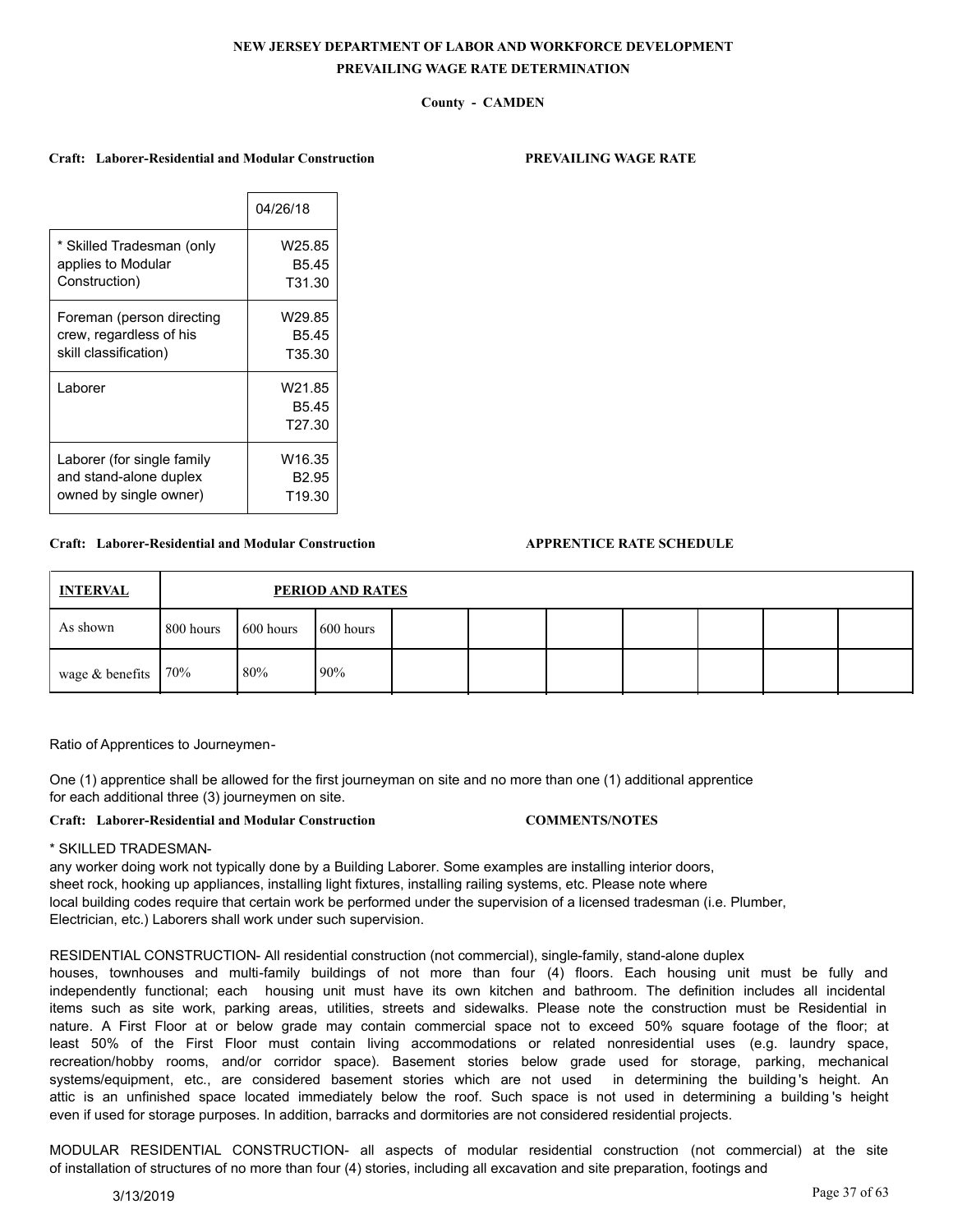**NEW JERSEY DEPARTMENT OF LABOR AND WORKFORCE DEVELOPMENT**

**PREVAILING WAGE RATE DETERMINATION**

**County - CAMDEN**

**Craft: Laborer-Residential and Modular Construction** **PREVAILING WAGE RATE**

| | 04/26/18 |
|---|---|
| * Skilled Tradesman (only applies to Modular Construction) | W25.85<br>B5.45<br>T31.30 |
| Foreman (person directing crew, regardless of his skill classification) | W29.85<br>B5.45<br>T35.30 |
| Laborer | W21.85<br>B5.45<br>T27.30 |
| Laborer (for single family and stand-alone duplex owned by single owner) | W16.35<br>B2.95<br>T19.30 |

**Craft: Laborer-Residential and Modular Construction** **APPRENTICE RATE SCHEDULE**

| INTERVAL | PERIOD AND RATES | | | | | | | | | |
|---|---|---|---|---|---|---|---|---|---|---|
| As shown | 800 hours | 600 hours | 600 hours | | | | | | | |
| wage & benefits | 70% | 80% | 90% | | | | | | | |

Ratio of Apprentices to Journeymen-

One (1) apprentice shall be allowed for the first journeyman on site and no more than one (1) additional apprentice for each additional three (3) journeymen on site.

**Craft: Laborer-Residential and Modular Construction** **COMMENTS/NOTES**

* SKILLED TRADESMAN-
any worker doing work not typically done by a Building Laborer. Some examples are installing interior doors, sheet rock, hooking up appliances, installing light fixtures, installing railing systems, etc. Please note where local building codes require that certain work be performed under the supervision of a licensed tradesman (i.e. Plumber, Electrician, etc.) Laborers shall work under such supervision.

RESIDENTIAL CONSTRUCTION- All residential construction (not commercial), single-family, stand-alone duplex houses, townhouses and multi-family buildings of not more than four (4) floors. Each housing unit must be fully and independently functional; each housing unit must have its own kitchen and bathroom. The definition includes all incidental items such as site work, parking areas, utilities, streets and sidewalks. Please note the construction must be Residential in nature. A First Floor at or below grade may contain commercial space not to exceed 50% square footage of the floor; at least 50% of the First Floor must contain living accommodations or related nonresidential uses (e.g. laundry space, recreation/hobby rooms, and/or corridor space). Basement stories below grade used for storage, parking, mechanical systems/equipment, etc., are considered basement stories which are not used in determining the building's height. An attic is an unfinished space located immediately below the roof. Such space is not used in determining a building's height even if used for storage purposes. In addition, barracks and dormitories are not considered residential projects.

MODULAR RESIDENTIAL CONSTRUCTION- all aspects of modular residential construction (not commercial) at the site of installation of structures of no more than four (4) stories, including all excavation and site preparation, footings and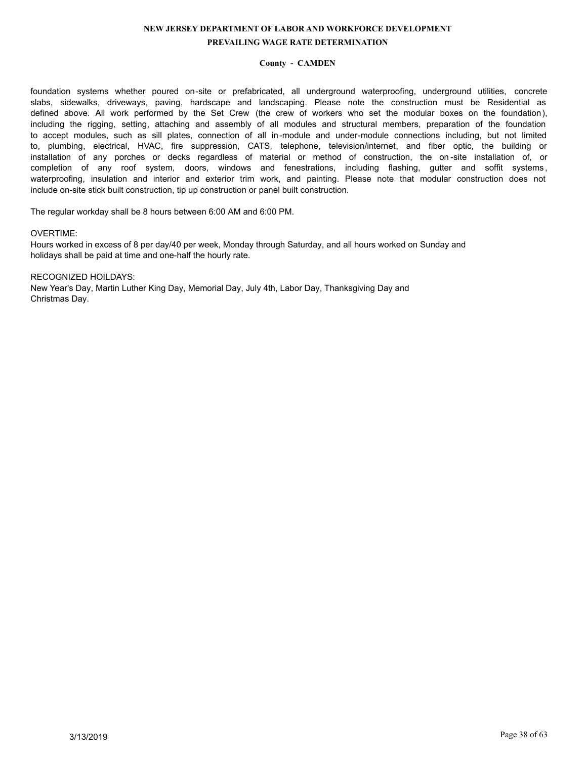foundation systems whether poured on-site or prefabricated, all underground waterproofing, underground utilities, concrete slabs, sidewalks, driveways, paving, hardscape and landscaping. Please note the construction must be Residential as defined above. All work performed by the Set Crew (the crew of workers who set the modular boxes on the foundation), including the rigging, setting, attaching and assembly of all modules and structural members, preparation of the foundation to accept modules, such as sill plates, connection of all in-module and under-module connections including, but not limited to, plumbing, electrical, HVAC, fire suppression, CATS, telephone, television/internet, and fiber optic, the building or installation of any porches or decks regardless of material or method of construction, the on-site installation of, or completion of any roof system, doors, windows and fenestrations, including flashing, gutter and soffit systems, waterproofing, insulation and interior and exterior trim work, and painting. Please note that modular construction does not include on-site stick built construction, tip up construction or panel built construction.

The regular workday shall be 8 hours between 6:00 AM and 6:00 PM.

OVERTIME:
Hours worked in excess of 8 per day/40 per week, Monday through Saturday, and all hours worked on Sunday and holidays shall be paid at time and one-half the hourly rate.

RECOGNIZED HOILDAYS:
New Year's Day, Martin Luther King Day, Memorial Day, July 4th, Labor Day, Thanksgiving Day and Christmas Day.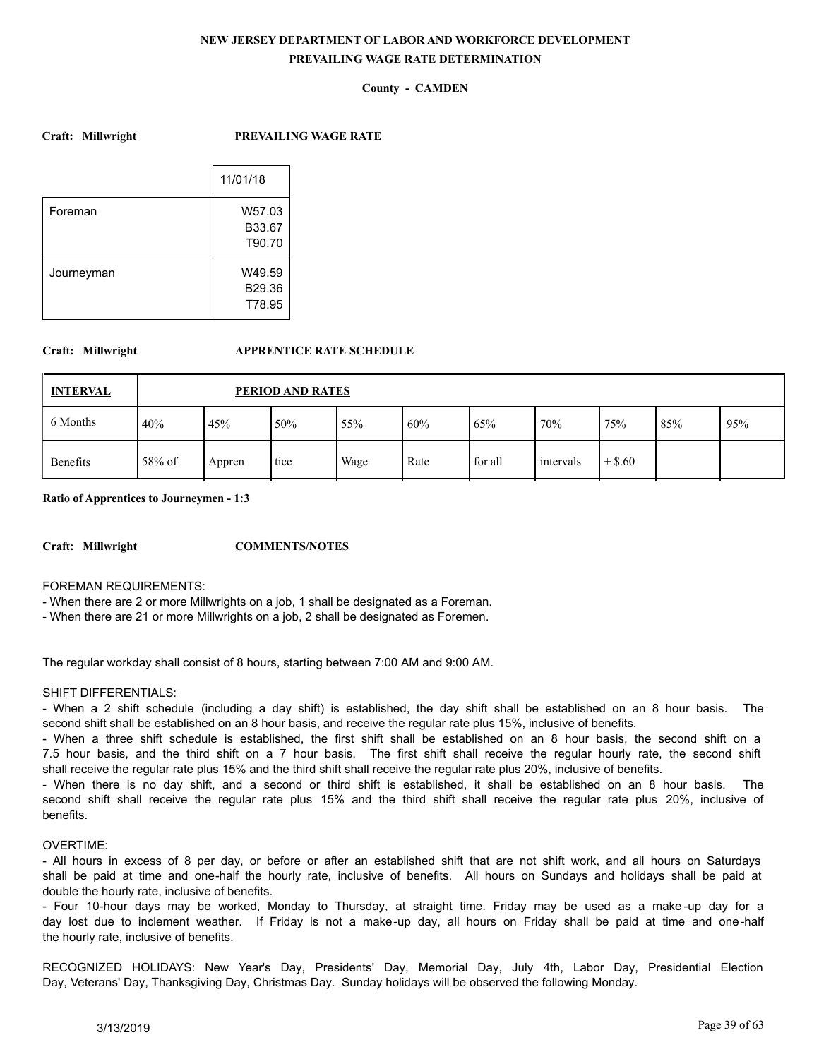**NEW JERSEY DEPARTMENT OF LABOR AND WORKFORCE DEVELOPMENT**
**PREVAILING WAGE RATE DETERMINATION**

**County - CAMDEN**

**Craft: Millwright** **PREVAILING WAGE RATE**

| | 11/01/18 |
|---|---|
| Foreman | W57.03<br>B33.67<br>T90.70 |
| Journeyman | W49.59<br>B29.36<br>T78.95 |

**Craft: Millwright** **APPRENTICE RATE SCHEDULE**

| INTERVAL | PERIOD AND RATES | | | | | | | | | |
|---|---|---|---|---|---|---|---|---|---|---|
| 6 Months | 40% | 45% | 50% | 55% | 60% | 65% | 70% | 75% | 85% | 95% |
| Benefits | 58% of | Appren | tice | Wage | Rate | for all | intervals | + $.60 | | |

**Ratio of Apprentices to Journeymen - 1:3**

**Craft: Millwright** **COMMENTS/NOTES**

FOREMAN REQUIREMENTS:
- When there are 2 or more Millwrights on a job, 1 shall be designated as a Foreman.
- When there are 21 or more Millwrights on a job, 2 shall be designated as Foremen.

The regular workday shall consist of 8 hours, starting between 7:00 AM and 9:00 AM.

SHIFT DIFFERENTIALS:
- When a 2 shift schedule (including a day shift) is established, the day shift shall be established on an 8 hour basis. The second shift shall be established on an 8 hour basis, and receive the regular rate plus 15%, inclusive of benefits.
- When a three shift schedule is established, the first shift shall be established on an 8 hour basis, the second shift on a 7.5 hour basis, and the third shift on a 7 hour basis. The first shift shall receive the regular hourly rate, the second shift shall receive the regular rate plus 15% and the third shift shall receive the regular rate plus 20%, inclusive of benefits.
- When there is no day shift, and a second or third shift is established, it shall be established on an 8 hour basis. The second shift shall receive the regular rate plus 15% and the third shift shall receive the regular rate plus 20%, inclusive of benefits.

OVERTIME:
- All hours in excess of 8 per day, or before or after an established shift that are not shift work, and all hours on Saturdays shall be paid at time and one-half the hourly rate, inclusive of benefits. All hours on Sundays and holidays shall be paid at double the hourly rate, inclusive of benefits.
- Four 10-hour days may be worked, Monday to Thursday, at straight time. Friday may be used as a make-up day for a day lost due to inclement weather. If Friday is not a make-up day, all hours on Friday shall be paid at time and one-half the hourly rate, inclusive of benefits.

RECOGNIZED HOLIDAYS: New Year's Day, Presidents' Day, Memorial Day, July 4th, Labor Day, Presidential Election Day, Veterans' Day, Thanksgiving Day, Christmas Day. Sunday holidays will be observed the following Monday.

3/13/2019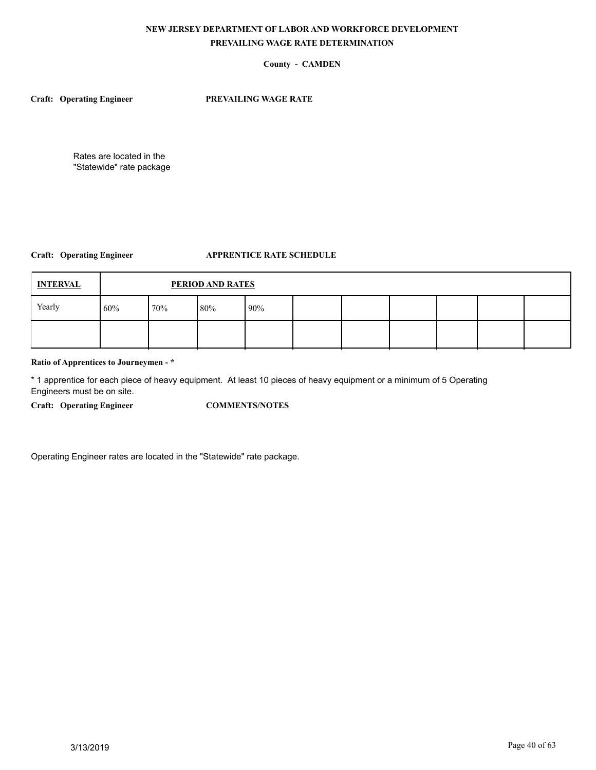# NEW JERSEY DEPARTMENT OF LABOR AND WORKFORCE DEVELOPMENT
## PREVAILING WAGE RATE DETERMINATION

**County - CAMDEN**

**Craft: Operating Engineer** **PREVAILING WAGE RATE**

Rates are located in the "Statewide" rate package

**Craft: Operating Engineer** **APPRENTICE RATE SCHEDULE**

| INTERVAL | PERIOD AND RATES | | | | | | | | | |
|---|---|---|---|---|---|---|---|---|---|---|
| Yearly | 60% | 70% | 80% | 90% | | | | | | |
| | | | | | | | | | | |

**Ratio of Apprentices to Journeymen - ***

* 1 apprentice for each piece of heavy equipment. At least 10 pieces of heavy equipment or a minimum of 5 Operating Engineers must be on site.

**Craft: Operating Engineer** **COMMENTS/NOTES**

Operating Engineer rates are located in the "Statewide" rate package.

3/13/2019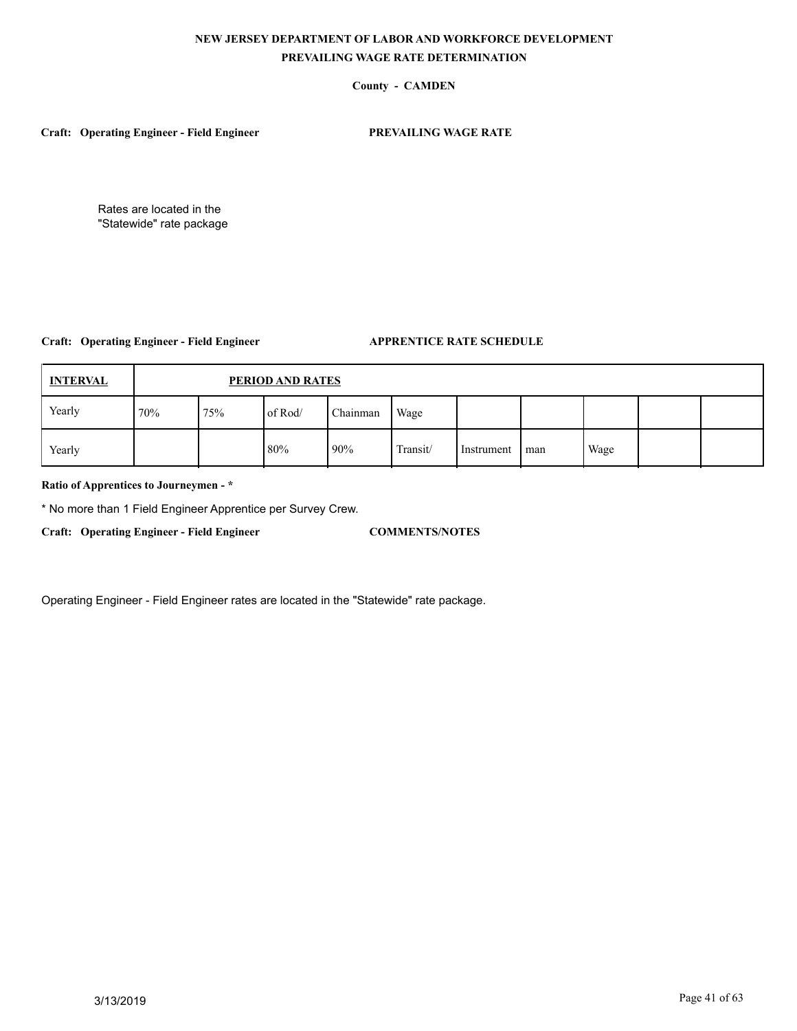**NEW JERSEY DEPARTMENT OF LABOR AND WORKFORCE DEVELOPMENT**
**PREVAILING WAGE RATE DETERMINATION**

**County - CAMDEN**

**Craft: Operating Engineer - Field Engineer** **PREVAILING WAGE RATE**

Rates are located in the "Statewide" rate package

**Craft: Operating Engineer - Field Engineer** **APPRENTICE RATE SCHEDULE**

| INTERVAL | PERIOD AND RATES | | | | | | | | | |
|---|---|---|---|---|---|---|---|---|---|---|
| Yearly | 70% | 75% | of Rod/ | Chainman | Wage | | | | | |
| Yearly | | | 80% | 90% | Transit/ | Instrument | man | Wage | | |

**Ratio of Apprentices to Journeymen - ***

* No more than 1 Field Engineer Apprentice per Survey Crew.

**Craft: Operating Engineer - Field Engineer** **COMMENTS/NOTES**

Operating Engineer - Field Engineer rates are located in the "Statewide" rate package.

3/13/2019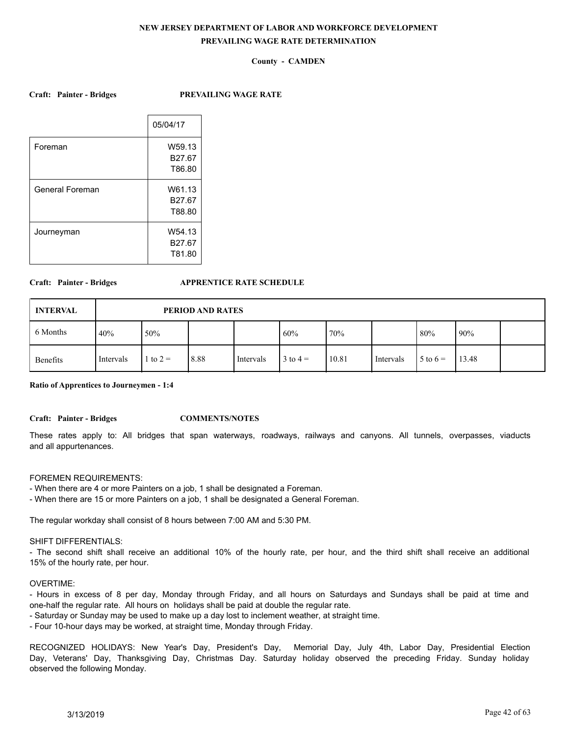**NEW JERSEY DEPARTMENT OF LABOR AND WORKFORCE DEVELOPMENT**

**PREVAILING WAGE RATE DETERMINATION**

**County - CAMDEN**

**Craft: Painter - Bridges** **PREVAILING WAGE RATE**

| | 05/04/17 |
|---|---|
| Foreman | W59.13<br>B27.67<br>T86.80 |
| General Foreman | W61.13<br>B27.67<br>T88.80 |
| Journeyman | W54.13<br>B27.67<br>T81.80 |

**Craft: Painter - Bridges** **APPRENTICE RATE SCHEDULE**

| INTERVAL | PERIOD AND RATES | | | | | | | | |
|---|---|---|---|---|---|---|---|---|---|
| 6 Months | 40% | 50% | | | 60% | 70% | | 80% | 90% |
| Benefits | Intervals | 1 to 2 = | 8.88 | Intervals | 3 to 4 = | 10.81 | Intervals | 5 to 6 = | 13.48 |

**Ratio of Apprentices to Journeymen - 1:4**

**Craft: Painter - Bridges** **COMMENTS/NOTES**

These rates apply to: All bridges that span waterways, roadways, railways and canyons. All tunnels, overpasses, viaducts and all appurtenances.

FOREMEN REQUIREMENTS:
- When there are 4 or more Painters on a job, 1 shall be designated a Foreman.
- When there are 15 or more Painters on a job, 1 shall be designated a General Foreman.

The regular workday shall consist of 8 hours between 7:00 AM and 5:30 PM.

SHIFT DIFFERENTIALS:
- The second shift shall receive an additional 10% of the hourly rate, per hour, and the third shift shall receive an additional 15% of the hourly rate, per hour.

OVERTIME:
- Hours in excess of 8 per day, Monday through Friday, and all hours on Saturdays and Sundays shall be paid at time and one-half the regular rate. All hours on holidays shall be paid at double the regular rate.
- Saturday or Sunday may be used to make up a day lost to inclement weather, at straight time.
- Four 10-hour days may be worked, at straight time, Monday through Friday.

RECOGNIZED HOLIDAYS: New Year's Day, President's Day, Memorial Day, July 4th, Labor Day, Presidential Election Day, Veterans' Day, Thanksgiving Day, Christmas Day. Saturday holiday observed the preceding Friday. Sunday holiday observed the following Monday.

3/13/2019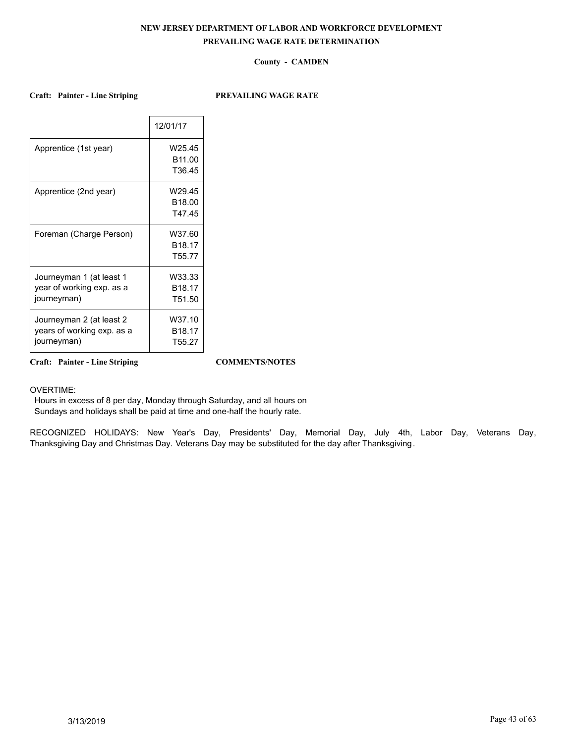**NEW JERSEY DEPARTMENT OF LABOR AND WORKFORCE DEVELOPMENT**

**PREVAILING WAGE RATE DETERMINATION**

**County - CAMDEN**

**Craft: Painter - Line Striping** **PREVAILING WAGE RATE**

| | 12/01/17 |
|---|---|
| Apprentice (1st year) | W25.45<br>B11.00<br>T36.45 |
| Apprentice (2nd year) | W29.45<br>B18.00<br>T47.45 |
| Foreman (Charge Person) | W37.60<br>B18.17<br>T55.77 |
| Journeyman 1 (at least 1 year of working exp. as a journeyman) | W33.33<br>B18.17<br>T51.50 |
| Journeyman 2 (at least 2 years of working exp. as a journeyman) | W37.10<br>B18.17<br>T55.27 |

**Craft: Painter - Line Striping** **COMMENTS/NOTES**

OVERTIME:
Hours in excess of 8 per day, Monday through Saturday, and all hours on Sundays and holidays shall be paid at time and one-half the hourly rate.

RECOGNIZED HOLIDAYS: New Year's Day, Presidents' Day, Memorial Day, July 4th, Labor Day, Veterans Day, Thanksgiving Day and Christmas Day. Veterans Day may be substituted for the day after Thanksgiving.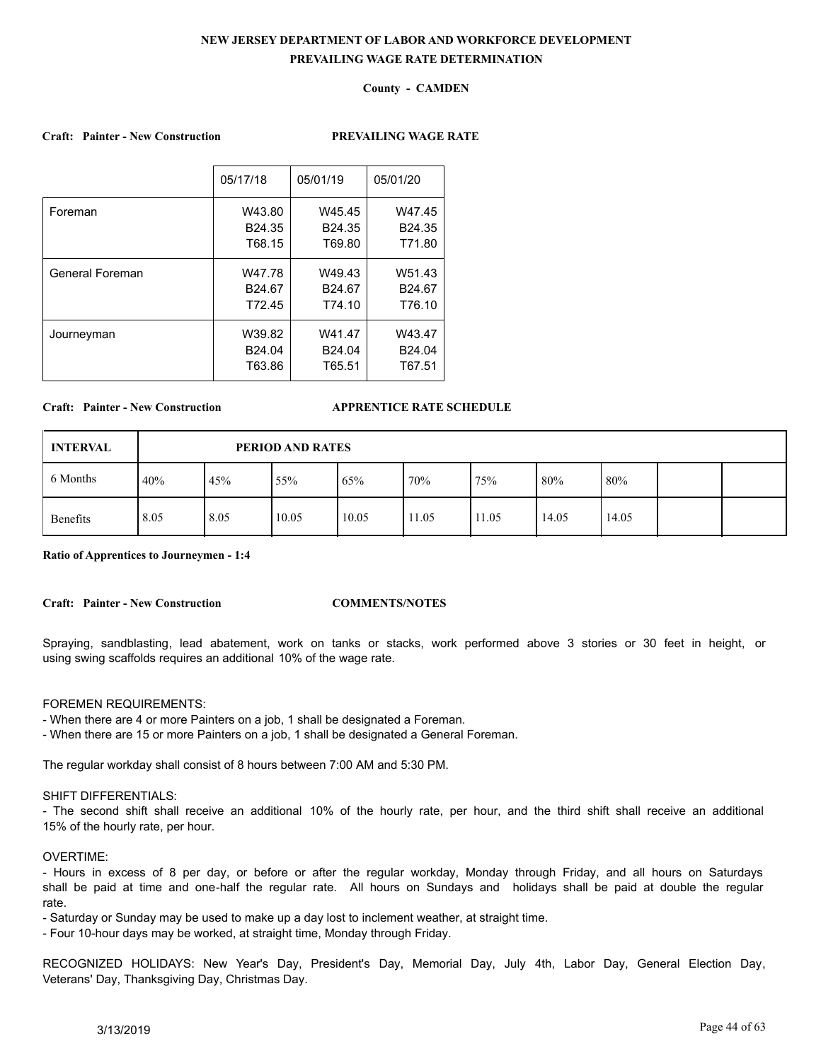**NEW JERSEY DEPARTMENT OF LABOR AND WORKFORCE DEVELOPMENT**

**PREVAILING WAGE RATE DETERMINATION**

**County - CAMDEN**

**Craft: Painter - New Construction** **PREVAILING WAGE RATE**

| | 05/17/18 | 05/01/19 | 05/01/20 |
|---|---|---|---|
| Foreman | W43.80<br>B24.35<br>T68.15 | W45.45<br>B24.35<br>T69.80 | W47.45<br>B24.35<br>T71.80 |
| General Foreman | W47.78<br>B24.67<br>T72.45 | W49.43<br>B24.67<br>T74.10 | W51.43<br>B24.67<br>T76.10 |
| Journeyman | W39.82<br>B24.04<br>T63.86 | W41.47<br>B24.04<br>T65.51 | W43.47<br>B24.04<br>T67.51 |

**Craft: Painter - New Construction** **APPRENTICE RATE SCHEDULE**

| INTERVAL | PERIOD AND RATES | | | | | | | | | |
|---|---|---|---|---|---|---|---|---|---|---|
| 6 Months | 40% | 45% | 55% | 65% | 70% | 75% | 80% | 80% | | |
| Benefits | 8.05 | 8.05 | 10.05 | 10.05 | 11.05 | 11.05 | 14.05 | 14.05 | | |

**Ratio of Apprentices to Journeymen - 1:4**

**Craft: Painter - New Construction** **COMMENTS/NOTES**

Spraying, sandblasting, lead abatement, work on tanks or stacks, work performed above 3 stories or 30 feet in height, or using swing scaffolds requires an additional 10% of the wage rate.

FOREMEN REQUIREMENTS:
- When there are 4 or more Painters on a job, 1 shall be designated a Foreman.
- When there are 15 or more Painters on a job, 1 shall be designated a General Foreman.

The regular workday shall consist of 8 hours between 7:00 AM and 5:30 PM.

SHIFT DIFFERENTIALS:
- The second shift shall receive an additional 10% of the hourly rate, per hour, and the third shift shall receive an additional 15% of the hourly rate, per hour.

OVERTIME:
- Hours in excess of 8 per day, or before or after the regular workday, Monday through Friday, and all hours on Saturdays shall be paid at time and one-half the regular rate. All hours on Sundays and holidays shall be paid at double the regular rate.
- Saturday or Sunday may be used to make up a day lost to inclement weather, at straight time.
- Four 10-hour days may be worked, at straight time, Monday through Friday.

RECOGNIZED HOLIDAYS: New Year's Day, President's Day, Memorial Day, July 4th, Labor Day, General Election Day, Veterans' Day, Thanksgiving Day, Christmas Day.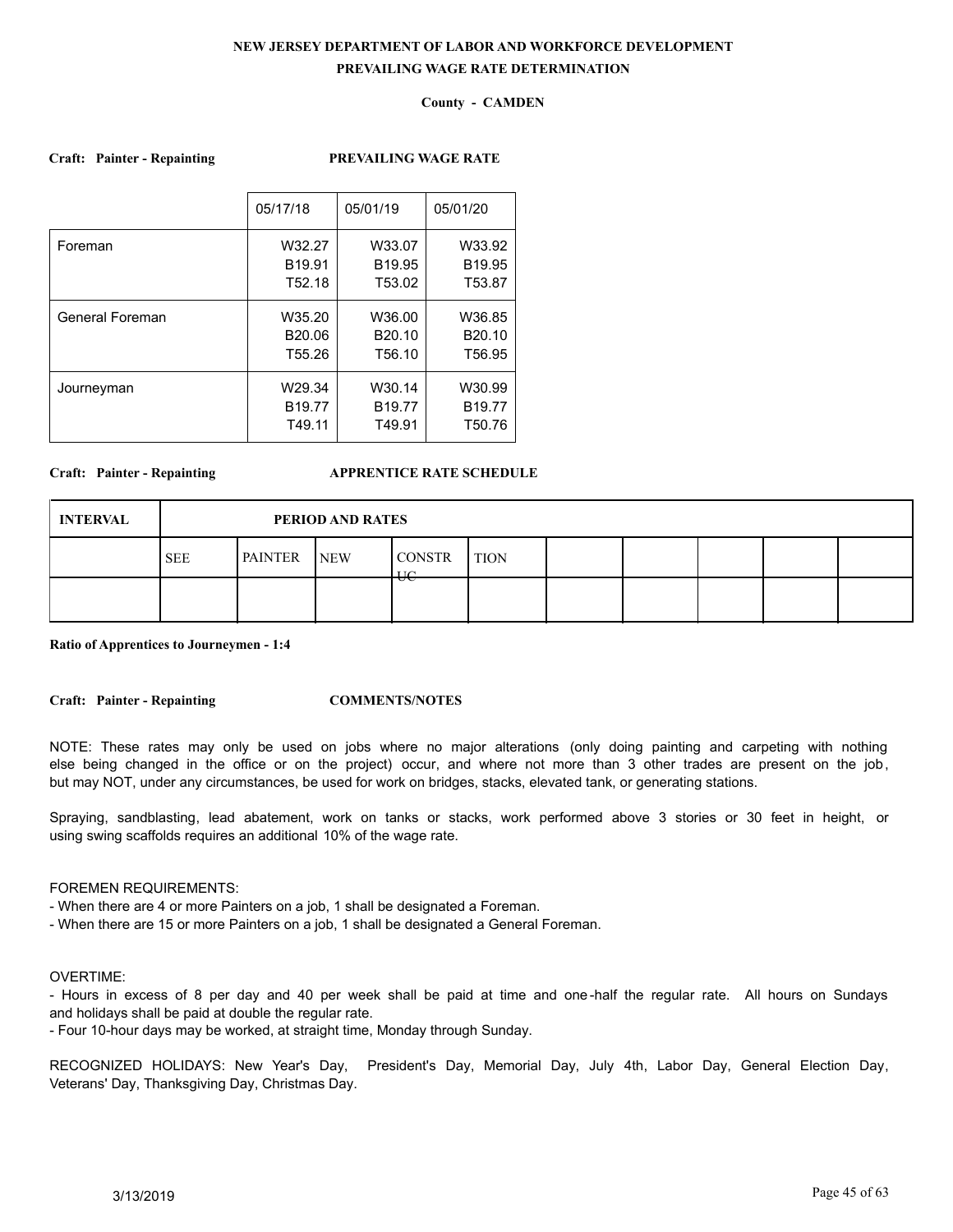**NEW JERSEY DEPARTMENT OF LABOR AND WORKFORCE DEVELOPMENT**

**PREVAILING WAGE RATE DETERMINATION**

**County - CAMDEN**

**Craft: Painter - Repainting** **PREVAILING WAGE RATE**

| | 05/17/18 | 05/01/19 | 05/01/20 |
|---|---|---|---|
| Foreman | W32.27<br>B19.91<br>T52.18 | W33.07<br>B19.95<br>T53.02 | W33.92<br>B19.95<br>T53.87 |
| General Foreman | W35.20<br>B20.06<br>T55.26 | W36.00<br>B20.10<br>T56.10 | W36.85<br>B20.10<br>T56.95 |
| Journeyman | W29.34<br>B19.77<br>T49.11 | W30.14<br>B19.77<br>T49.91 | W30.99<br>B19.77<br>T50.76 |

**Craft: Painter - Repainting** **APPRENTICE RATE SCHEDULE**

| INTERVAL | PERIOD AND RATES | | | | | | | | | |
|---|---|---|---|---|---|---|---|---|---|---|
| | SEE | PAINTER | NEW | CONSTRUC | TION | | | | | |
| | | | | | | | | | | |

**Ratio of Apprentices to Journeymen - 1:4**

**Craft: Painter - Repainting** **COMMENTS/NOTES**

NOTE: These rates may only be used on jobs where no major alterations (only doing painting and carpeting with nothing else being changed in the office or on the project) occur, and where not more than 3 other trades are present on the job, but may NOT, under any circumstances, be used for work on bridges, stacks, elevated tank, or generating stations.

Spraying, sandblasting, lead abatement, work on tanks or stacks, work performed above 3 stories or 30 feet in height, or using swing scaffolds requires an additional 10% of the wage rate.

FOREMEN REQUIREMENTS:
- When there are 4 or more Painters on a job, 1 shall be designated a Foreman.
- When there are 15 or more Painters on a job, 1 shall be designated a General Foreman.

OVERTIME:
- Hours in excess of 8 per day and 40 per week shall be paid at time and one-half the regular rate. All hours on Sundays and holidays shall be paid at double the regular rate.
- Four 10-hour days may be worked, at straight time, Monday through Sunday.

RECOGNIZED HOLIDAYS: New Year's Day, President's Day, Memorial Day, July 4th, Labor Day, General Election Day, Veterans' Day, Thanksgiving Day, Christmas Day.

3/13/2019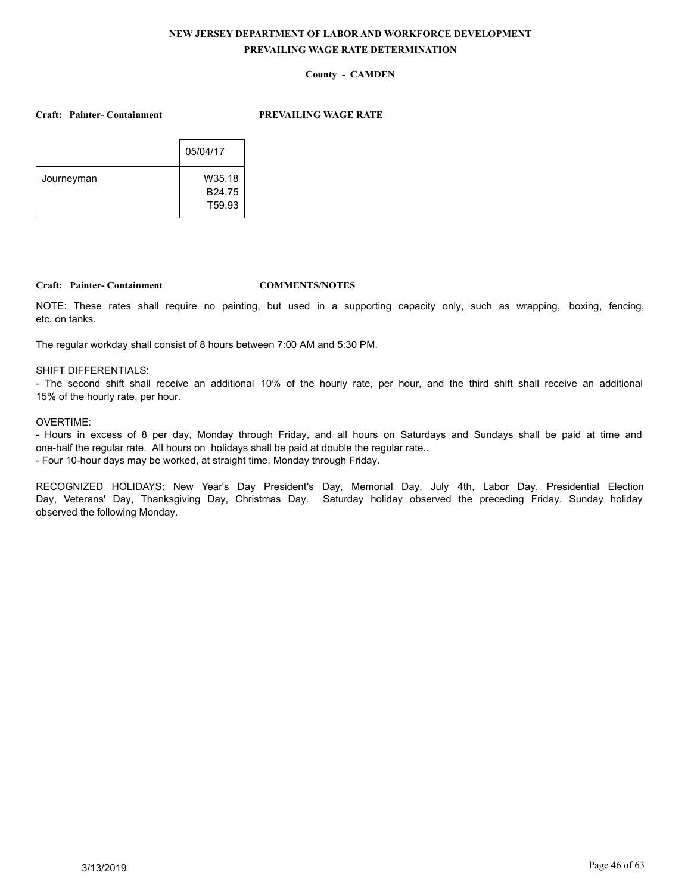**NEW JERSEY DEPARTMENT OF LABOR AND WORKFORCE DEVELOPMENT**

**PREVAILING WAGE RATE DETERMINATION**

**County - CAMDEN**

**Craft: Painter- Containment** **PREVAILING WAGE RATE**

| | 05/04/17 |
|---|---|
| Journeyman | W35.18<br>B24.75<br>T59.93 |

**Craft: Painter- Containment** **COMMENTS/NOTES**

NOTE: These rates shall require no painting, but used in a supporting capacity only, such as wrapping, boxing, fencing, etc. on tanks.

The regular workday shall consist of 8 hours between 7:00 AM and 5:30 PM.

SHIFT DIFFERENTIALS:
- The second shift shall receive an additional 10% of the hourly rate, per hour, and the third shift shall receive an additional 15% of the hourly rate, per hour.

OVERTIME:
- Hours in excess of 8 per day, Monday through Friday, and all hours on Saturdays and Sundays shall be paid at time and one-half the regular rate. All hours on holidays shall be paid at double the regular rate..
- Four 10-hour days may be worked, at straight time, Monday through Friday.

RECOGNIZED HOLIDAYS: New Year's Day President's Day, Memorial Day, July 4th, Labor Day, Presidential Election Day, Veterans' Day, Thanksgiving Day, Christmas Day. Saturday holiday observed the preceding Friday. Sunday holiday observed the following Monday.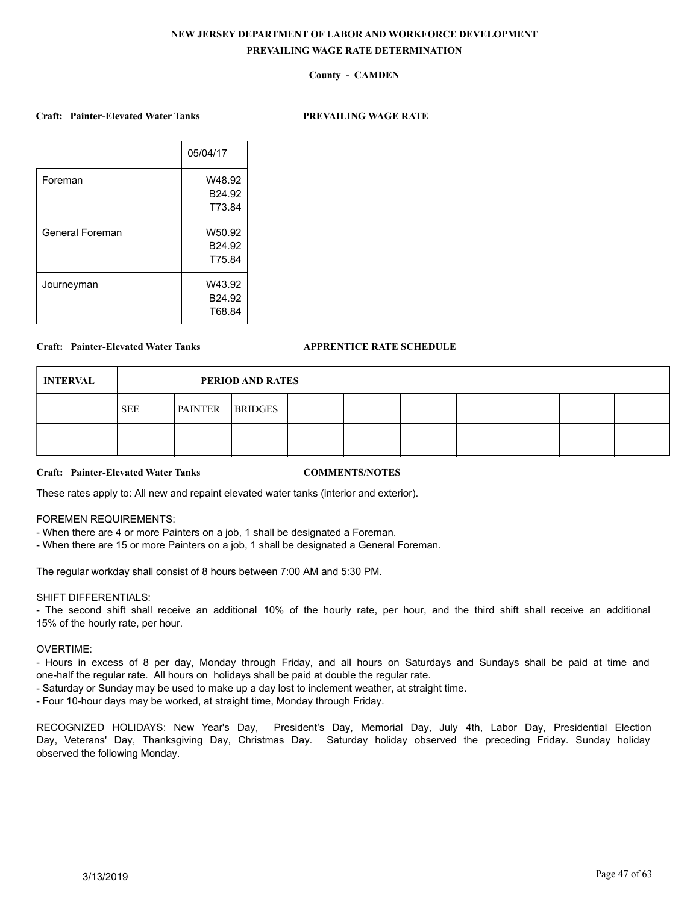**NEW JERSEY DEPARTMENT OF LABOR AND WORKFORCE DEVELOPMENT**
**PREVAILING WAGE RATE DETERMINATION**

**County - CAMDEN**

**Craft: Painter-Elevated Water Tanks** **PREVAILING WAGE RATE**

| | 05/04/17 |
|---|---|
| Foreman | W48.92 B24.92 T73.84 |
| General Foreman | W50.92 B24.92 T75.84 |
| Journeyman | W43.92 B24.92 T68.84 |

**Craft: Painter-Elevated Water Tanks** **APPRENTICE RATE SCHEDULE**

| INTERVAL | PERIOD AND RATES | | | | | | | | |
|---|---|---|---|---|---|---|---|---|---|
| | SEE | PAINTER | BRIDGES | | | | | | |
| | | | | | | | | | |

**Craft: Painter-Elevated Water Tanks** **COMMENTS/NOTES**

These rates apply to: All new and repaint elevated water tanks (interior and exterior).

FOREMEN REQUIREMENTS:
- When there are 4 or more Painters on a job, 1 shall be designated a Foreman.
- When there are 15 or more Painters on a job, 1 shall be designated a General Foreman.

The regular workday shall consist of 8 hours between 7:00 AM and 5:30 PM.

SHIFT DIFFERENTIALS:
- The second shift shall receive an additional 10% of the hourly rate, per hour, and the third shift shall receive an additional 15% of the hourly rate, per hour.

OVERTIME:
- Hours in excess of 8 per day, Monday through Friday, and all hours on Saturdays and Sundays shall be paid at time and one-half the regular rate. All hours on holidays shall be paid at double the regular rate.
- Saturday or Sunday may be used to make up a day lost to inclement weather, at straight time.
- Four 10-hour days may be worked, at straight time, Monday through Friday.

RECOGNIZED HOLIDAYS: New Year's Day, President's Day, Memorial Day, July 4th, Labor Day, Presidential Election Day, Veterans' Day, Thanksgiving Day, Christmas Day. Saturday holiday observed the preceding Friday. Sunday holiday observed the following Monday.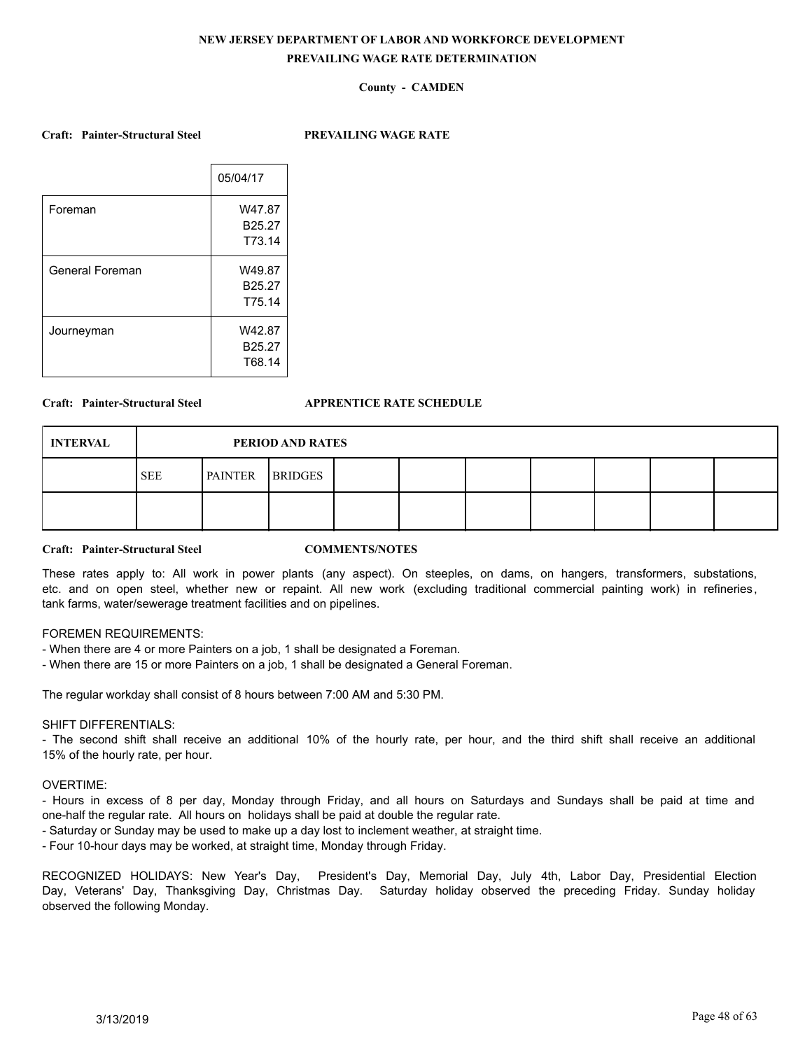**NEW JERSEY DEPARTMENT OF LABOR AND WORKFORCE DEVELOPMENT**

**PREVAILING WAGE RATE DETERMINATION**

**County - CAMDEN**

**Craft: Painter-Structural Steel** **PREVAILING WAGE RATE**

| | 05/04/17 |
|---|---|
| Foreman | W47.87<br>B25.27<br>T73.14 |
| General Foreman | W49.87<br>B25.27<br>T75.14 |
| Journeyman | W42.87<br>B25.27<br>T68.14 |

**Craft: Painter-Structural Steel** **APPRENTICE RATE SCHEDULE**

| INTERVAL | PERIOD AND RATES | | | | | | | | | |
|---|---|---|---|---|---|---|---|---|---|---|
| | SEE | PAINTER | BRIDGES | | | | | | | |
| | | | | | | | | | | |

**Craft: Painter-Structural Steel** **COMMENTS/NOTES**

These rates apply to: All work in power plants (any aspect). On steeples, on dams, on hangers, transformers, substations, etc. and on open steel, whether new or repaint. All new work (excluding traditional commercial painting work) in refineries, tank farms, water/sewerage treatment facilities and on pipelines.

FOREMEN REQUIREMENTS:
- When there are 4 or more Painters on a job, 1 shall be designated a Foreman.
- When there are 15 or more Painters on a job, 1 shall be designated a General Foreman.

The regular workday shall consist of 8 hours between 7:00 AM and 5:30 PM.

SHIFT DIFFERENTIALS:
- The second shift shall receive an additional 10% of the hourly rate, per hour, and the third shift shall receive an additional 15% of the hourly rate, per hour.

OVERTIME:
- Hours in excess of 8 per day, Monday through Friday, and all hours on Saturdays and Sundays shall be paid at time and one-half the regular rate. All hours on holidays shall be paid at double the regular rate.
- Saturday or Sunday may be used to make up a day lost to inclement weather, at straight time.
- Four 10-hour days may be worked, at straight time, Monday through Friday.

RECOGNIZED HOLIDAYS: New Year's Day, President's Day, Memorial Day, July 4th, Labor Day, Presidential Election Day, Veterans' Day, Thanksgiving Day, Christmas Day. Saturday holiday observed the preceding Friday. Sunday holiday observed the following Monday.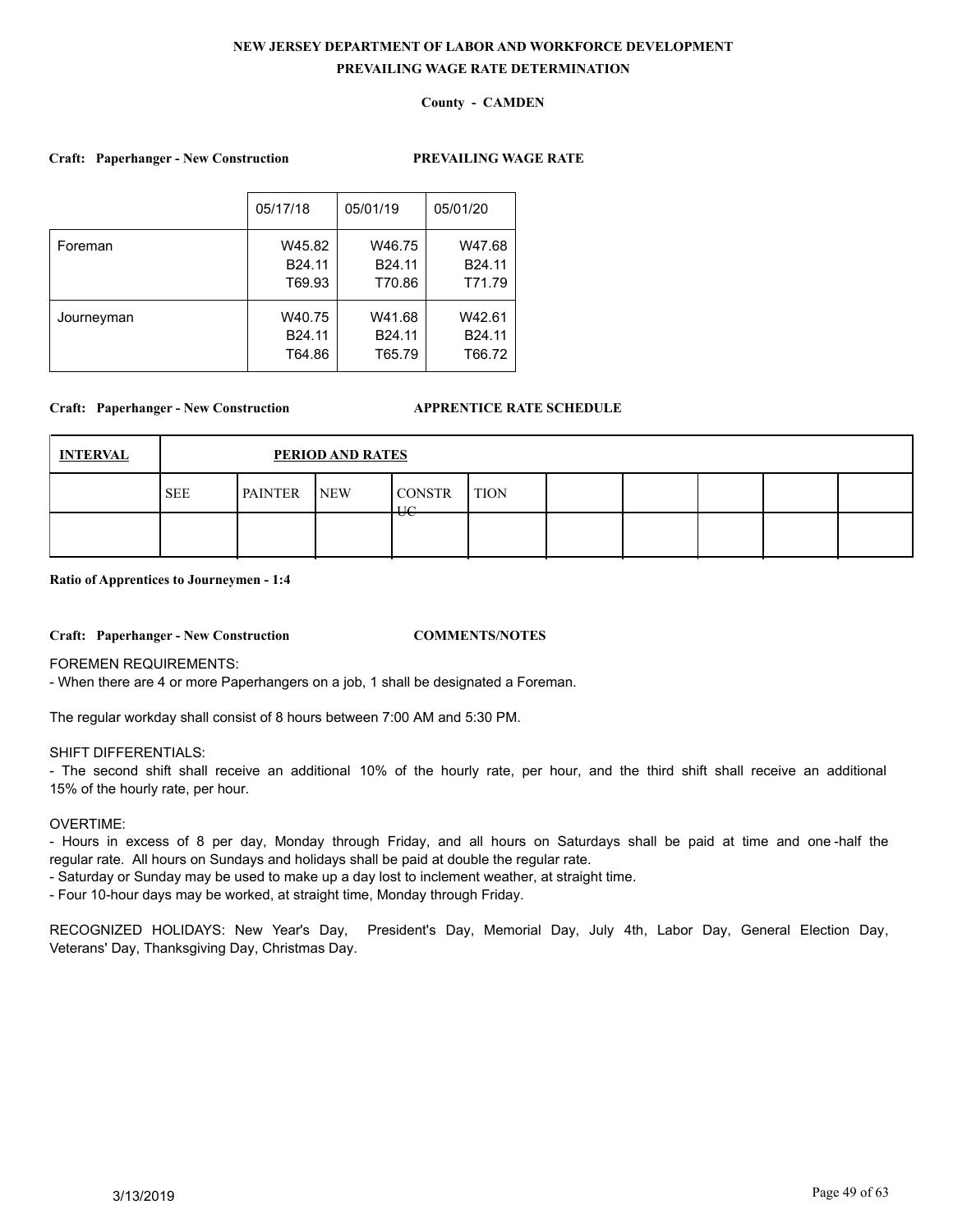**NEW JERSEY DEPARTMENT OF LABOR AND WORKFORCE DEVELOPMENT**
**PREVAILING WAGE RATE DETERMINATION**

**County - CAMDEN**

**Craft: Paperhanger - New Construction** **PREVAILING WAGE RATE**

| | 05/17/18 | 05/01/19 | 05/01/20 |
|---|---|---|---|
| Foreman | W45.82<br>B24.11<br>T69.93 | W46.75<br>B24.11<br>T70.86 | W47.68<br>B24.11<br>T71.79 |
| Journeyman | W40.75<br>B24.11<br>T64.86 | W41.68<br>B24.11<br>T65.79 | W42.61<br>B24.11<br>T66.72 |

**Craft: Paperhanger - New Construction** **APPRENTICE RATE SCHEDULE**

| INTERVAL | PERIOD AND RATES | | | | | | | | | |
|---|---|---|---|---|---|---|---|---|---|---|
| | SEE | PAINTER | NEW | CONSTRUC | TION | | | | | |
| | | | | | | | | | | |

**Ratio of Apprentices to Journeymen - 1:4**

**Craft: Paperhanger - New Construction** **COMMENTS/NOTES**

FOREMEN REQUIREMENTS:
- When there are 4 or more Paperhangers on a job, 1 shall be designated a Foreman.

The regular workday shall consist of 8 hours between 7:00 AM and 5:30 PM.

SHIFT DIFFERENTIALS:
- The second shift shall receive an additional 10% of the hourly rate, per hour, and the third shift shall receive an additional 15% of the hourly rate, per hour.

OVERTIME:
- Hours in excess of 8 per day, Monday through Friday, and all hours on Saturdays shall be paid at time and one-half the regular rate. All hours on Sundays and holidays shall be paid at double the regular rate.
- Saturday or Sunday may be used to make up a day lost to inclement weather, at straight time.
- Four 10-hour days may be worked, at straight time, Monday through Friday.

RECOGNIZED HOLIDAYS: New Year's Day, President's Day, Memorial Day, July 4th, Labor Day, General Election Day, Veterans' Day, Thanksgiving Day, Christmas Day.

3/13/2019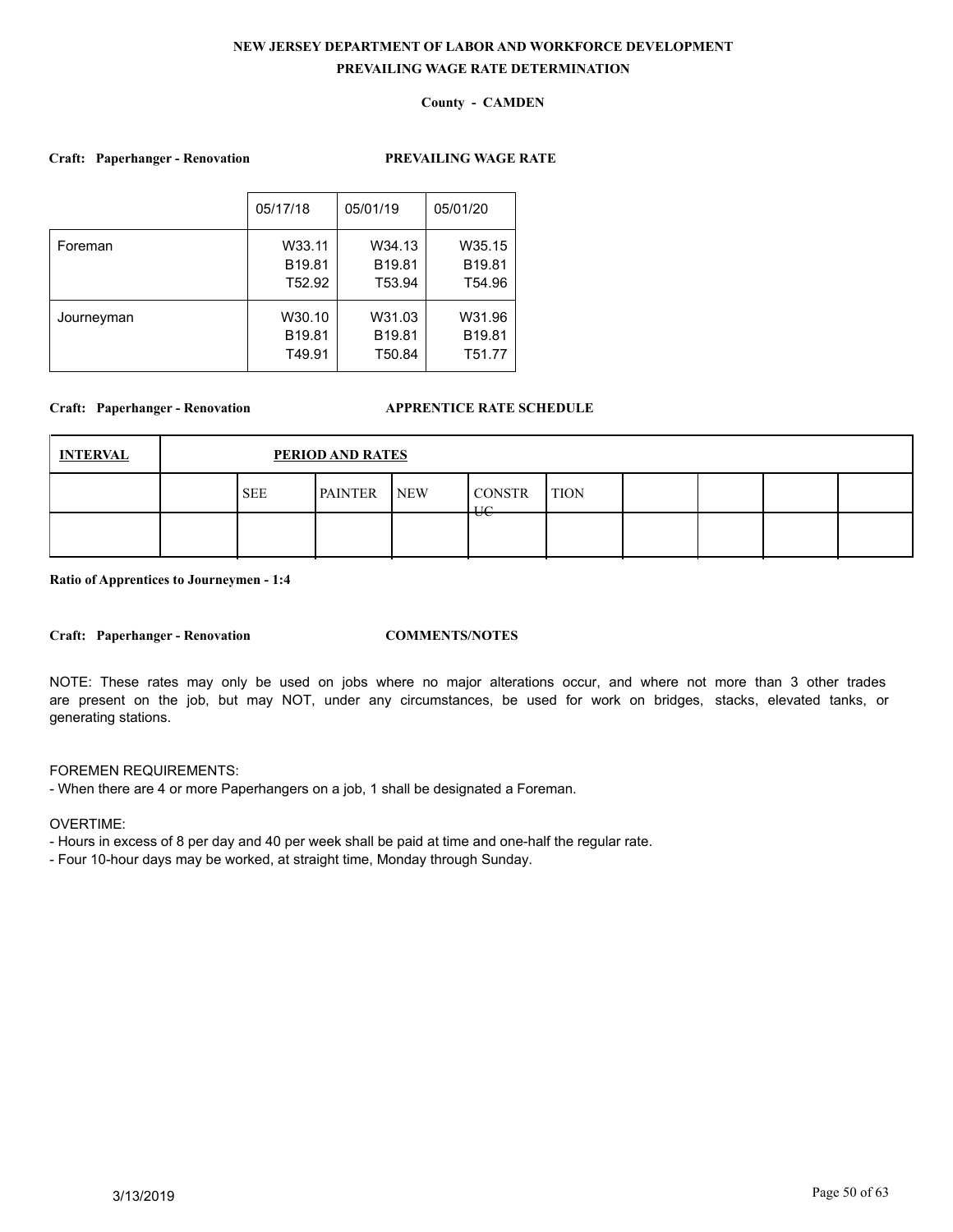**NEW JERSEY DEPARTMENT OF LABOR AND WORKFORCE DEVELOPMENT**

**PREVAILING WAGE RATE DETERMINATION**

**County - CAMDEN**

**Craft: Paperhanger - Renovation** **PREVAILING WAGE RATE**

| | 05/17/18 | 05/01/19 | 05/01/20 |
|---|---|---|---|
| Foreman | W33.11<br>B19.81<br>T52.92 | W34.13<br>B19.81<br>T53.94 | W35.15<br>B19.81<br>T54.96 |
| Journeyman | W30.10<br>B19.81<br>T49.91 | W31.03<br>B19.81<br>T50.84 | W31.96<br>B19.81<br>T51.77 |

**Craft: Paperhanger - Renovation** **APPRENTICE RATE SCHEDULE**

| INTERVAL | PERIOD AND RATES | | | | | | | | | |
|---|---|---|---|---|---|---|---|---|---|---|
| | | SEE | PAINTER | NEW | CONSTRUC | TION | | | | |
| | | | | | | | | | | |

**Ratio of Apprentices to Journeymen - 1:4**

**Craft: Paperhanger - Renovation** **COMMENTS/NOTES**

NOTE: These rates may only be used on jobs where no major alterations occur, and where not more than 3 other trades are present on the job, but may NOT, under any circumstances, be used for work on bridges, stacks, elevated tanks, or generating stations.

FOREMEN REQUIREMENTS:
- When there are 4 or more Paperhangers on a job, 1 shall be designated a Foreman.

OVERTIME:
- Hours in excess of 8 per day and 40 per week shall be paid at time and one-half the regular rate.
- Four 10-hour days may be worked, at straight time, Monday through Sunday.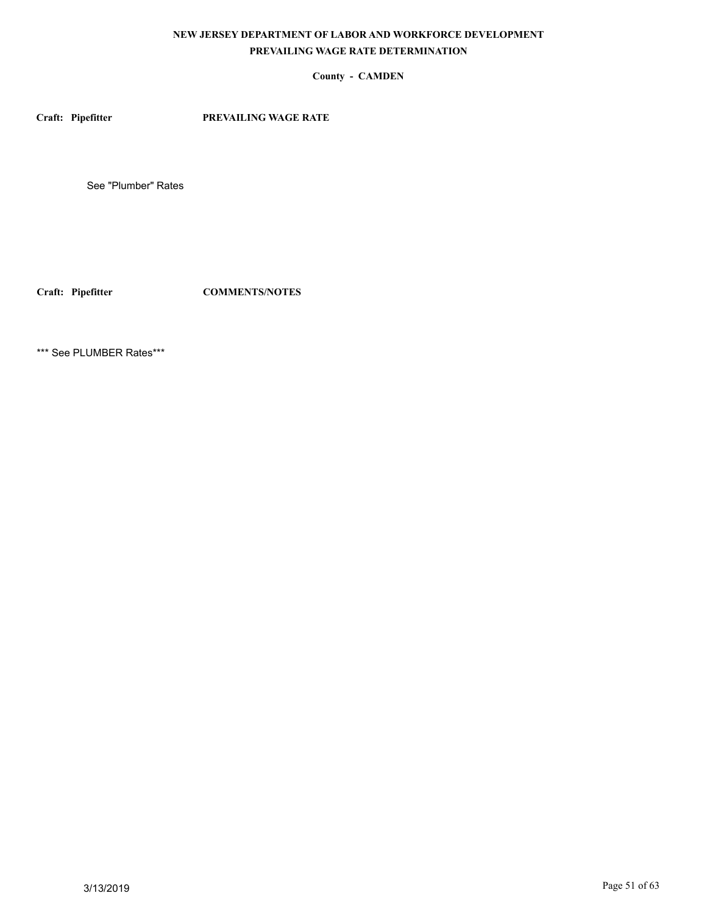**NEW JERSEY DEPARTMENT OF LABOR AND WORKFORCE DEVELOPMENT**

**PREVAILING WAGE RATE DETERMINATION**

**County - CAMDEN**

**Craft: Pipefitter** **PREVAILING WAGE RATE**

See "Plumber" Rates

**Craft: Pipefitter** **COMMENTS/NOTES**

*** See PLUMBER Rates***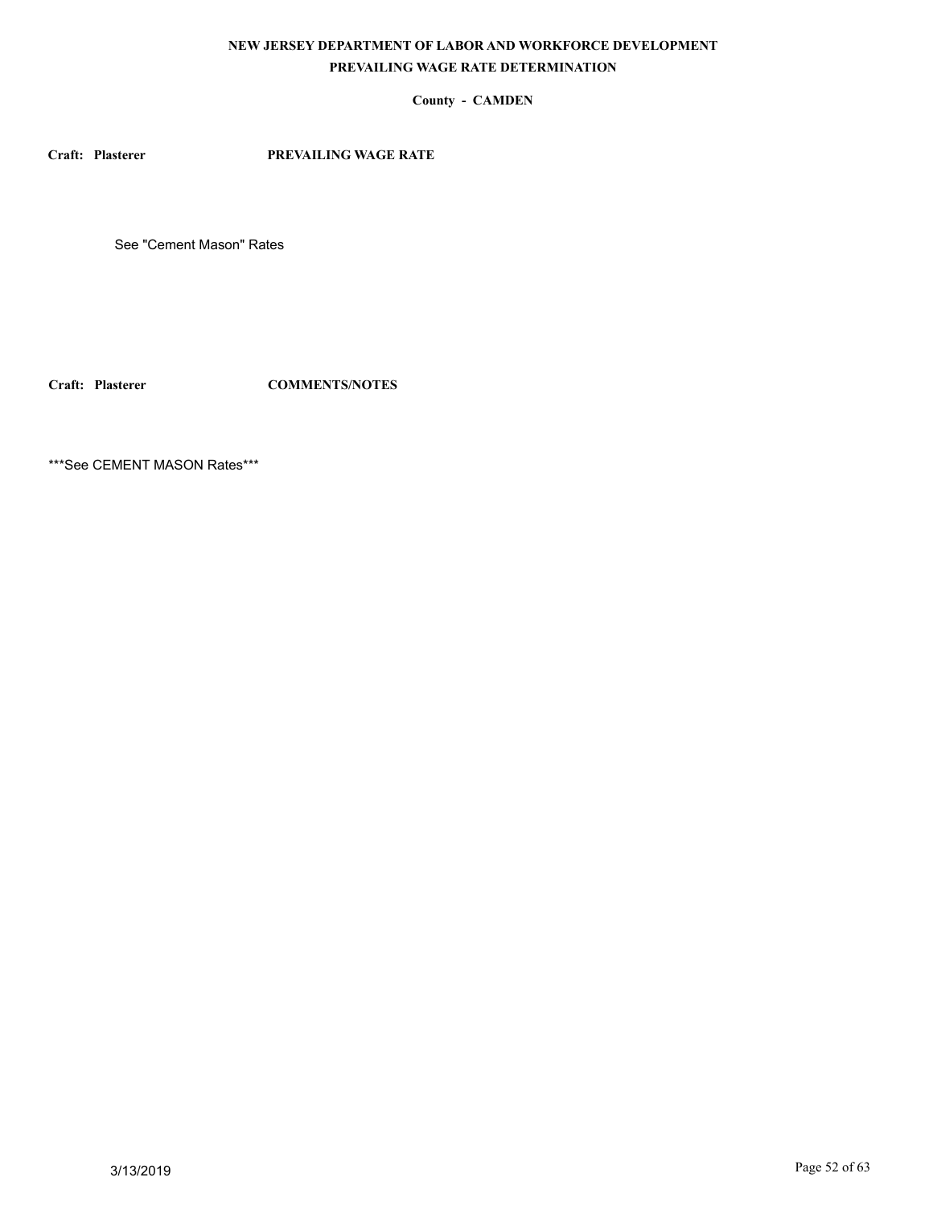**NEW JERSEY DEPARTMENT OF LABOR AND WORKFORCE DEVELOPMENT**

**PREVAILING WAGE RATE DETERMINATION**

**County - CAMDEN**

**Craft: Plasterer** **PREVAILING WAGE RATE**

See "Cement Mason" Rates

**Craft: Plasterer** **COMMENTS/NOTES**

***See CEMENT MASON Rates***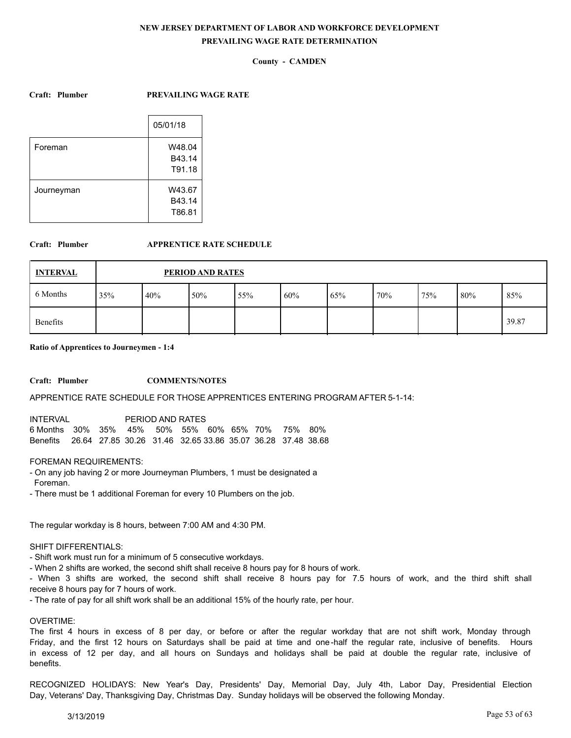**NEW JERSEY DEPARTMENT OF LABOR AND WORKFORCE DEVELOPMENT**

**PREVAILING WAGE RATE DETERMINATION**

**County - CAMDEN**

**Craft: Plumber** **PREVAILING WAGE RATE**

| | 05/01/18 |
|---|---|
| Foreman | W48.04<br>B43.14<br>T91.18 |
| Journeyman | W43.67<br>B43.14<br>T86.81 |

**Craft: Plumber** **APPRENTICE RATE SCHEDULE**

| INTERVAL | PERIOD AND RATES | | | | | | | | | |
|---|---|---|---|---|---|---|---|---|---|---|
| 6 Months | 35% | 40% | 50% | 55% | 60% | 65% | 70% | 75% | 80% | 85% |
| Benefits | | | | | | | | | | 39.87 |

**Ratio of Apprentices to Journeymen - 1:4**

**Craft: Plumber** **COMMENTS/NOTES**

APPRENTICE RATE SCHEDULE FOR THOSE APPRENTICES ENTERING PROGRAM AFTER 5-1-14:

| INTERVAL | PERIOD AND RATES | | | | | | | | | |
|---|---|---|---|---|---|---|---|---|---|---|
| 6 Months | 30% | 35% | 45% | 50% | 55% | 60% | 65% | 70% | 75% | 80% |
| Benefits | 26.64 | 27.85 | 30.26 | 31.46 | 32.65 | 33.86 | 35.07 | 36.28 | 37.48 | 38.68 |

FOREMAN REQUIREMENTS:

- On any job having 2 or more Journeyman Plumbers, 1 must be designated a Foreman.
- There must be 1 additional Foreman for every 10 Plumbers on the job.

The regular workday is 8 hours, between 7:00 AM and 4:30 PM.

SHIFT DIFFERENTIALS:

- Shift work must run for a minimum of 5 consecutive workdays.
- When 2 shifts are worked, the second shift shall receive 8 hours pay for 8 hours of work.
- When 3 shifts are worked, the second shift shall receive 8 hours pay for 7.5 hours of work, and the third shift shall receive 8 hours pay for 7 hours of work.
- The rate of pay for all shift work shall be an additional 15% of the hourly rate, per hour.

OVERTIME:

The first 4 hours in excess of 8 per day, or before or after the regular workday that are not shift work, Monday through Friday, and the first 12 hours on Saturdays shall be paid at time and one-half the regular rate, inclusive of benefits. Hours in excess of 12 per day, and all hours on Sundays and holidays shall be paid at double the regular rate, inclusive of benefits.

RECOGNIZED HOLIDAYS: New Year's Day, Presidents' Day, Memorial Day, July 4th, Labor Day, Presidential Election Day, Veterans' Day, Thanksgiving Day, Christmas Day. Sunday holidays will be observed the following Monday.

3/13/2019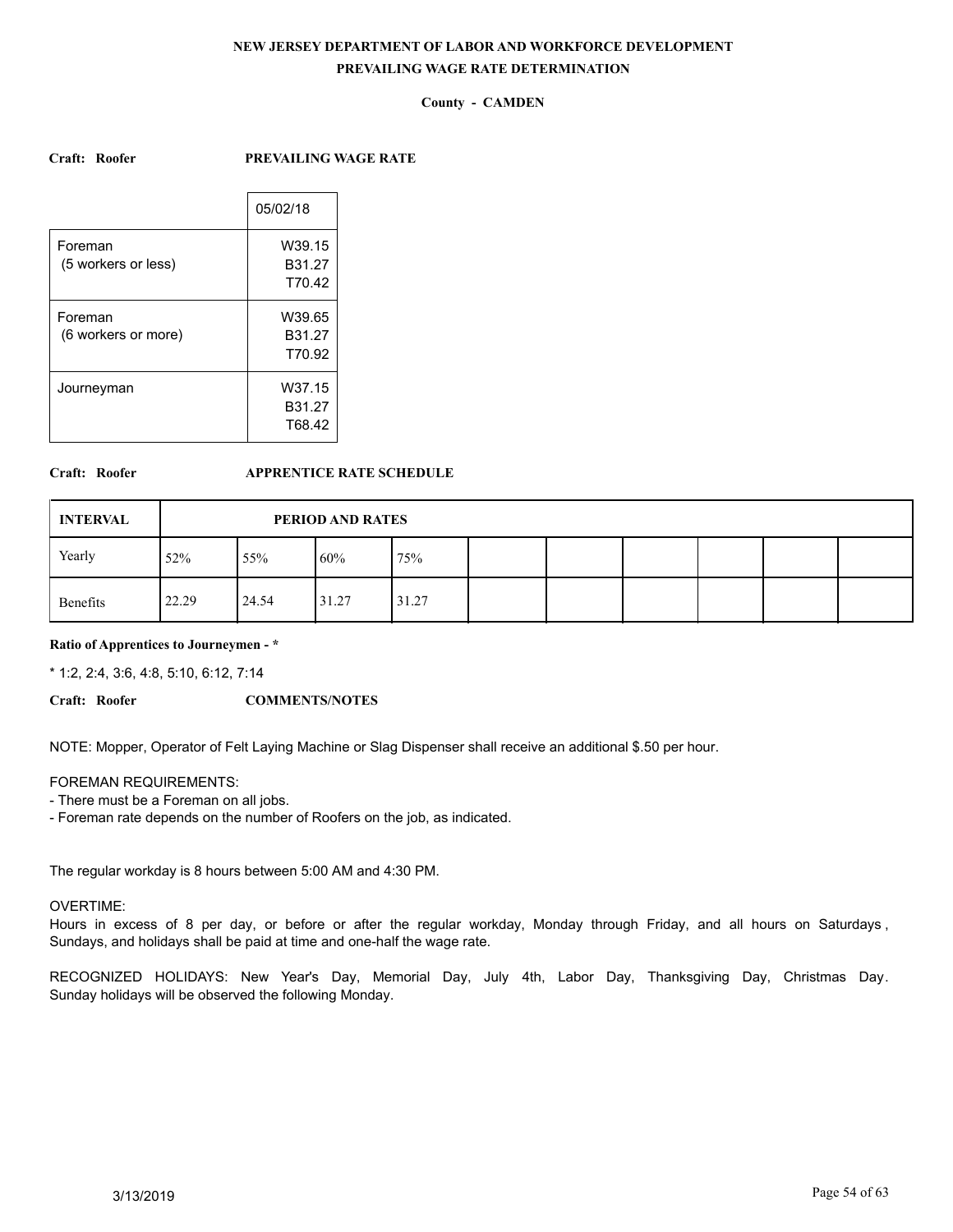**NEW JERSEY DEPARTMENT OF LABOR AND WORKFORCE DEVELOPMENT**
**PREVAILING WAGE RATE DETERMINATION**

**County - CAMDEN**

**Craft: Roofer** **PREVAILING WAGE RATE**

| | 05/02/18 |
|---|---|
| Foreman (5 workers or less) | W39.15 B31.27 T70.42 |
| Foreman (6 workers or more) | W39.65 B31.27 T70.92 |
| Journeyman | W37.15 B31.27 T68.42 |

**Craft: Roofer** **APPRENTICE RATE SCHEDULE**

| INTERVAL | PERIOD AND RATES | | | | | | | | | |
|---|---|---|---|---|---|---|---|---|---|---|
| Yearly | 52% | 55% | 60% | 75% | | | | | | |
| Benefits | 22.29 | 24.54 | 31.27 | 31.27 | | | | | | |

**Ratio of Apprentices to Journeymen - ***

* 1:2, 2:4, 3:6, 4:8, 5:10, 6:12, 7:14

**Craft: Roofer** **COMMENTS/NOTES**

NOTE: Mopper, Operator of Felt Laying Machine or Slag Dispenser shall receive an additional $.50 per hour.

FOREMAN REQUIREMENTS:
- There must be a Foreman on all jobs.
- Foreman rate depends on the number of Roofers on the job, as indicated.

The regular workday is 8 hours between 5:00 AM and 4:30 PM.

OVERTIME:
Hours in excess of 8 per day, or before or after the regular workday, Monday through Friday, and all hours on Saturdays, Sundays, and holidays shall be paid at time and one-half the wage rate.

RECOGNIZED HOLIDAYS: New Year's Day, Memorial Day, July 4th, Labor Day, Thanksgiving Day, Christmas Day. Sunday holidays will be observed the following Monday.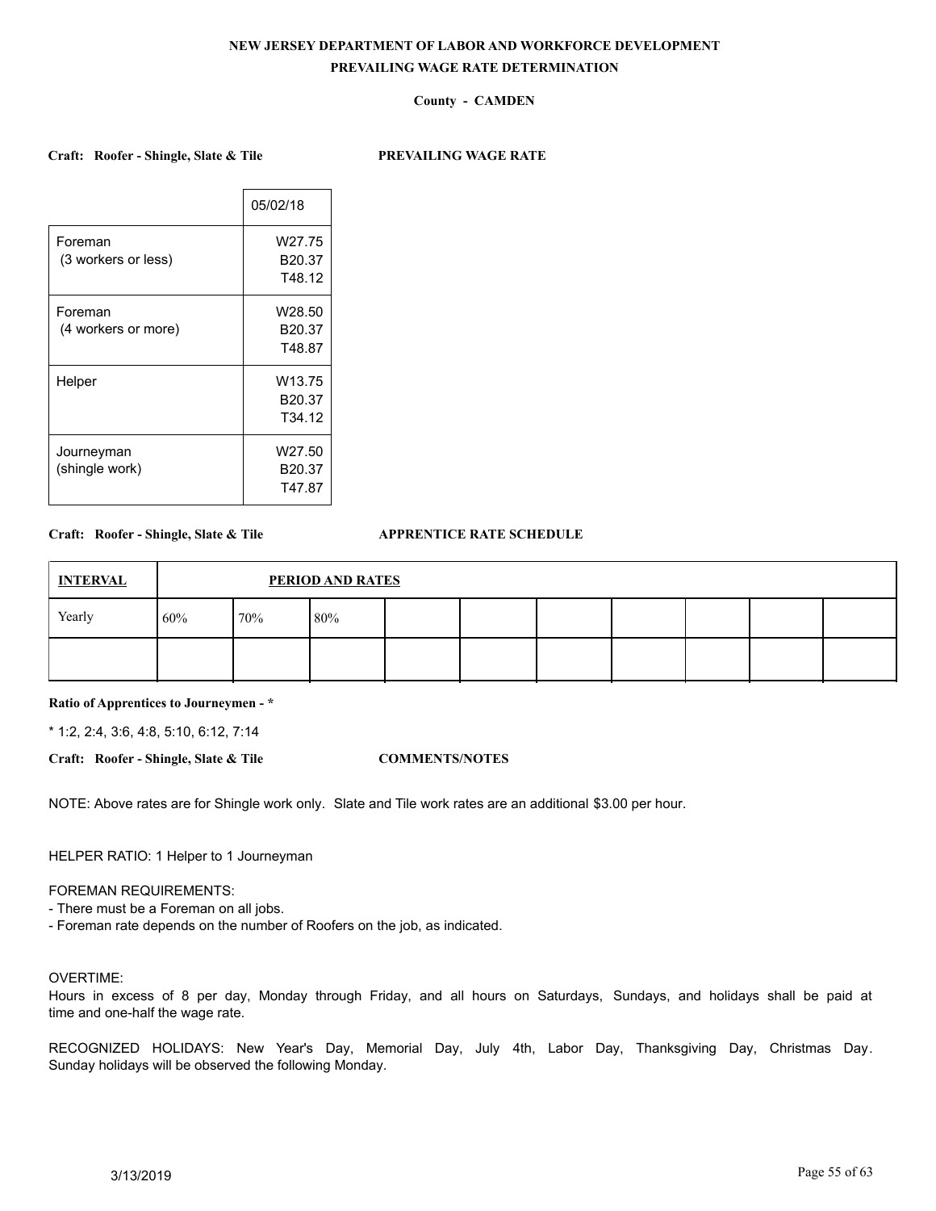**NEW JERSEY DEPARTMENT OF LABOR AND WORKFORCE DEVELOPMENT**

**PREVAILING WAGE RATE DETERMINATION**

**County - CAMDEN**

**Craft: Roofer - Shingle, Slate & Tile** **PREVAILING WAGE RATE**

| | 05/02/18 |
|---|---|
| Foreman (3 workers or less) | W27.75 B20.37 T48.12 |
| Foreman (4 workers or more) | W28.50 B20.37 T48.87 |
| Helper | W13.75 B20.37 T34.12 |
| Journeyman (shingle work) | W27.50 B20.37 T47.87 |

**Craft: Roofer - Shingle, Slate & Tile** **APPRENTICE RATE SCHEDULE**

| INTERVAL | PERIOD AND RATES | | | | | | | | | |
|---|---|---|---|---|---|---|---|---|---|---|
| Yearly | 60% | 70% | 80% | | | | | | | |
| | | | | | | | | | | |

**Ratio of Apprentices to Journeymen - ***

* 1:2, 2:4, 3:6, 4:8, 5:10, 6:12, 7:14

**Craft: Roofer - Shingle, Slate & Tile** **COMMENTS/NOTES**

NOTE: Above rates are for Shingle work only. Slate and Tile work rates are an additional $3.00 per hour.

HELPER RATIO: 1 Helper to 1 Journeyman

FOREMAN REQUIREMENTS:
- There must be a Foreman on all jobs.
- Foreman rate depends on the number of Roofers on the job, as indicated.

OVERTIME:
Hours in excess of 8 per day, Monday through Friday, and all hours on Saturdays, Sundays, and holidays shall be paid at time and one-half the wage rate.

RECOGNIZED HOLIDAYS: New Year's Day, Memorial Day, July 4th, Labor Day, Thanksgiving Day, Christmas Day. Sunday holidays will be observed the following Monday.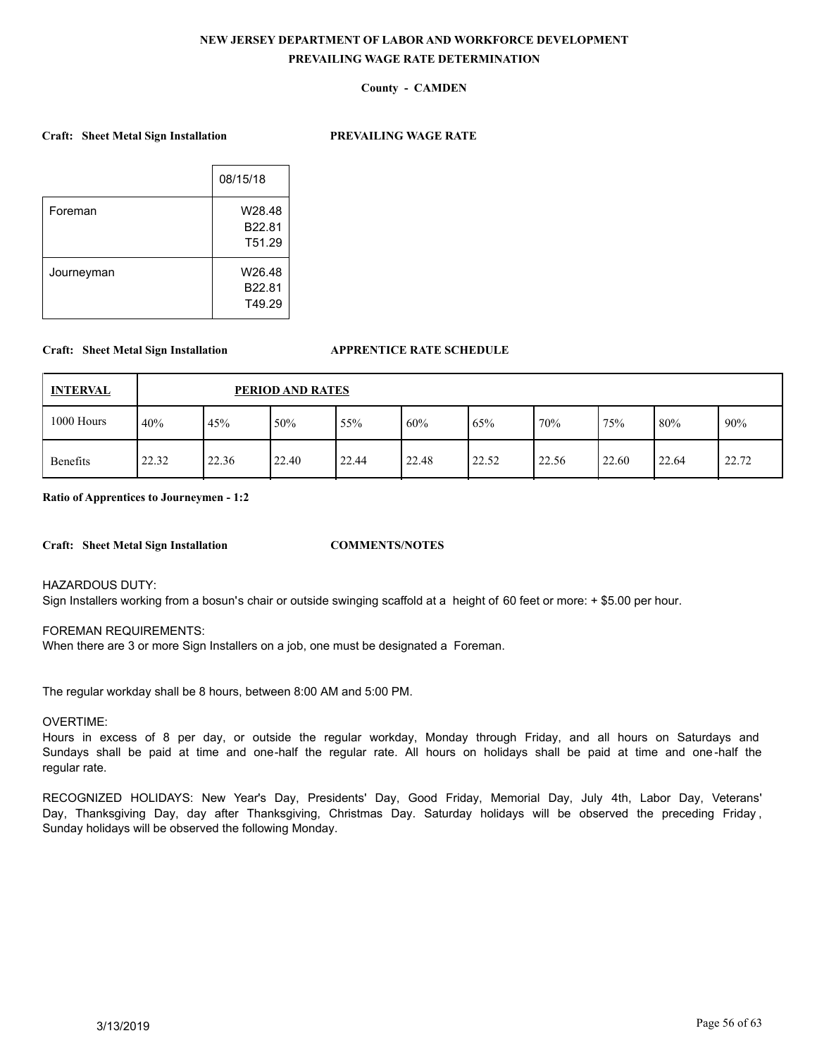**NEW JERSEY DEPARTMENT OF LABOR AND WORKFORCE DEVELOPMENT**

**PREVAILING WAGE RATE DETERMINATION**

**County - CAMDEN**

**Craft: Sheet Metal Sign Installation** **PREVAILING WAGE RATE**

| | 08/15/18 |
|---|---|
| Foreman | W28.48<br>B22.81<br>T51.29 |
| Journeyman | W26.48<br>B22.81<br>T49.29 |

**Craft: Sheet Metal Sign Installation** **APPRENTICE RATE SCHEDULE**

| **INTERVAL** | **PERIOD AND RATES** | | | | | | | | | |
|---|---|---|---|---|---|---|---|---|---|---|
| 1000 Hours | 40% | 45% | 50% | 55% | 60% | 65% | 70% | 75% | 80% | 90% |
| Benefits | 22.32 | 22.36 | 22.40 | 22.44 | 22.48 | 22.52 | 22.56 | 22.60 | 22.64 | 22.72 |

**Ratio of Apprentices to Journeymen - 1:2**

**Craft: Sheet Metal Sign Installation** **COMMENTS/NOTES**

HAZARDOUS DUTY:
Sign Installers working from a bosun's chair or outside swinging scaffold at a height of 60 feet or more: + $5.00 per hour.

FOREMAN REQUIREMENTS:
When there are 3 or more Sign Installers on a job, one must be designated a Foreman.

The regular workday shall be 8 hours, between 8:00 AM and 5:00 PM.

OVERTIME:
Hours in excess of 8 per day, or outside the regular workday, Monday through Friday, and all hours on Saturdays and Sundays shall be paid at time and one-half the regular rate. All hours on holidays shall be paid at time and one-half the regular rate.

RECOGNIZED HOLIDAYS: New Year's Day, Presidents' Day, Good Friday, Memorial Day, July 4th, Labor Day, Veterans' Day, Thanksgiving Day, day after Thanksgiving, Christmas Day. Saturday holidays will be observed the preceding Friday, Sunday holidays will be observed the following Monday.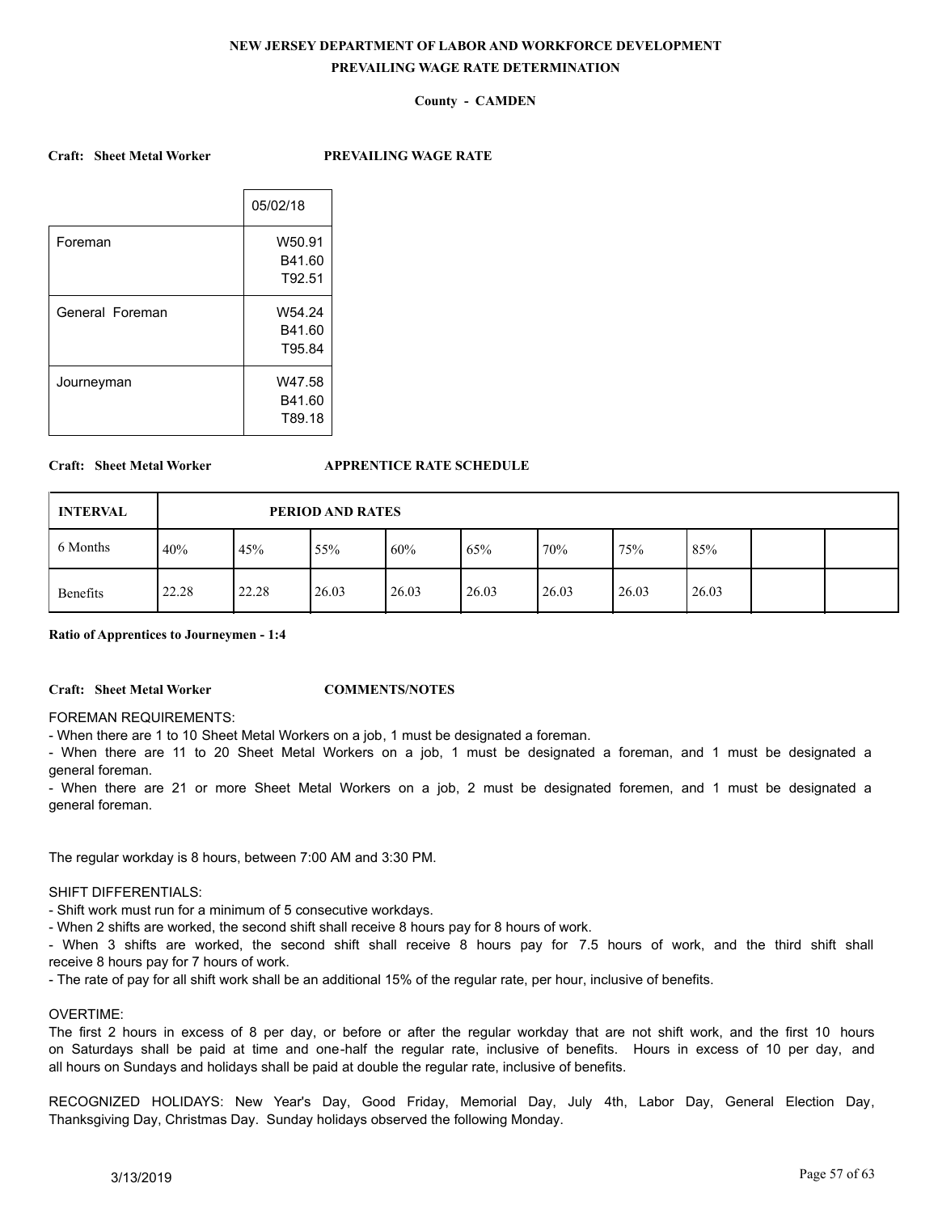**NEW JERSEY DEPARTMENT OF LABOR AND WORKFORCE DEVELOPMENT**

**PREVAILING WAGE RATE DETERMINATION**

**County - CAMDEN**

**Craft: Sheet Metal Worker** **PREVAILING WAGE RATE**

| | 05/02/18 |
|---|---|
| Foreman | W50.91<br>B41.60<br>T92.51 |
| General Foreman | W54.24<br>B41.60<br>T95.84 |
| Journeyman | W47.58<br>B41.60<br>T89.18 |

**Craft: Sheet Metal Worker** **APPRENTICE RATE SCHEDULE**

| INTERVAL | PERIOD AND RATES | | | | | | | | | |
|---|---|---|---|---|---|---|---|---|---|---|
| 6 Months | 40% | 45% | 55% | 60% | 65% | 70% | 75% | 85% | | |
| Benefits | 22.28 | 22.28 | 26.03 | 26.03 | 26.03 | 26.03 | 26.03 | 26.03 | | |

**Ratio of Apprentices to Journeymen - 1:4**

**Craft: Sheet Metal Worker** **COMMENTS/NOTES**

FOREMAN REQUIREMENTS:

- When there are 1 to 10 Sheet Metal Workers on a job, 1 must be designated a foreman.
- When there are 11 to 20 Sheet Metal Workers on a job, 1 must be designated a foreman, and 1 must be designated a general foreman.
- When there are 21 or more Sheet Metal Workers on a job, 2 must be designated foremen, and 1 must be designated a general foreman.

The regular workday is 8 hours, between 7:00 AM and 3:30 PM.

SHIFT DIFFERENTIALS:

- Shift work must run for a minimum of 5 consecutive workdays.
- When 2 shifts are worked, the second shift shall receive 8 hours pay for 8 hours of work.
- When 3 shifts are worked, the second shift shall receive 8 hours pay for 7.5 hours of work, and the third shift shall receive 8 hours pay for 7 hours of work.
- The rate of pay for all shift work shall be an additional 15% of the regular rate, per hour, inclusive of benefits.

OVERTIME:

The first 2 hours in excess of 8 per day, or before or after the regular workday that are not shift work, and the first 10 hours on Saturdays shall be paid at time and one-half the regular rate, inclusive of benefits. Hours in excess of 10 per day, and all hours on Sundays and holidays shall be paid at double the regular rate, inclusive of benefits.

RECOGNIZED HOLIDAYS: New Year's Day, Good Friday, Memorial Day, July 4th, Labor Day, General Election Day, Thanksgiving Day, Christmas Day. Sunday holidays observed the following Monday.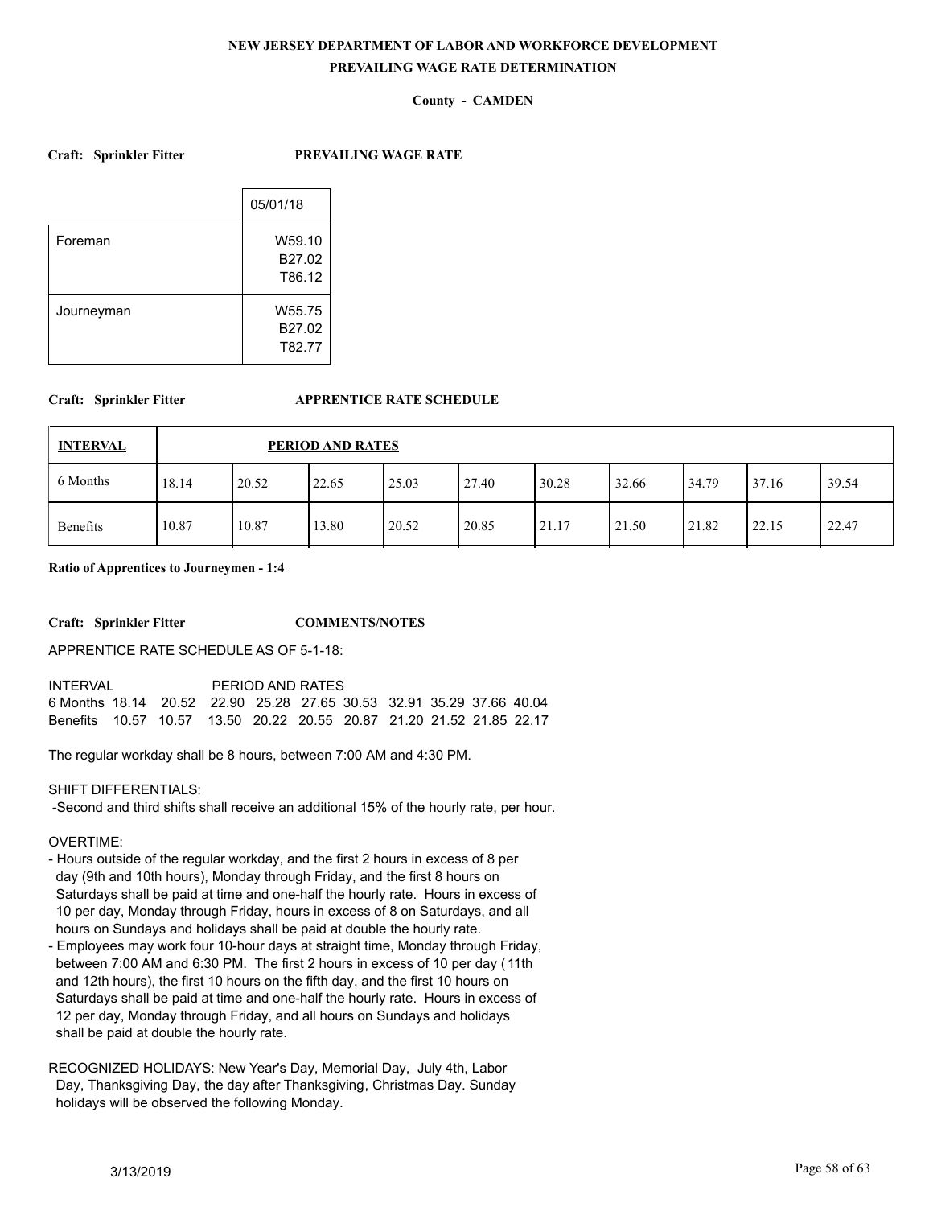**NEW JERSEY DEPARTMENT OF LABOR AND WORKFORCE DEVELOPMENT**

**PREVAILING WAGE RATE DETERMINATION**

**County - CAMDEN**

**Craft: Sprinkler Fitter** **PREVAILING WAGE RATE**

| | 05/01/18 |
|---|---|
| Foreman | W59.10<br>B27.02<br>T86.12 |
| Journeyman | W55.75<br>B27.02<br>T82.77 |

**Craft: Sprinkler Fitter** **APPRENTICE RATE SCHEDULE**

| INTERVAL | PERIOD AND RATES | | | | | | | | | |
|---|---|---|---|---|---|---|---|---|---|---|
| 6 Months | 18.14 | 20.52 | 22.65 | 25.03 | 27.40 | 30.28 | 32.66 | 34.79 | 37.16 | 39.54 |
| Benefits | 10.87 | 10.87 | 13.80 | 20.52 | 20.85 | 21.17 | 21.50 | 21.82 | 22.15 | 22.47 |

**Ratio of Apprentices to Journeymen - 1:4**

**Craft: Sprinkler Fitter** **COMMENTS/NOTES**

APPRENTICE RATE SCHEDULE AS OF 5-1-18:

| INTERVAL | PERIOD AND RATES | | | | | | | | | |
|---|---|---|---|---|---|---|---|---|---|---|
| 6 Months | 18.14 | 20.52 | 22.90 | 25.28 | 27.65 | 30.53 | 32.91 | 35.29 | 37.66 | 40.04 |
| Benefits | 10.57 | 10.57 | 13.50 | 20.22 | 20.55 | 20.87 | 21.20 | 21.52 | 21.85 | 22.17 |

The regular workday shall be 8 hours, between 7:00 AM and 4:30 PM.

SHIFT DIFFERENTIALS:

-Second and third shifts shall receive an additional 15% of the hourly rate, per hour.

OVERTIME:

- Hours outside of the regular workday, and the first 2 hours in excess of 8 per day (9th and 10th hours), Monday through Friday, and the first 8 hours on Saturdays shall be paid at time and one-half the hourly rate. Hours in excess of 10 per day, Monday through Friday, hours in excess of 8 on Saturdays, and all hours on Sundays and holidays shall be paid at double the hourly rate.
- Employees may work four 10-hour days at straight time, Monday through Friday, between 7:00 AM and 6:30 PM. The first 2 hours in excess of 10 per day ( 11th and 12th hours), the first 10 hours on the fifth day, and the first 10 hours on Saturdays shall be paid at time and one-half the hourly rate. Hours in excess of 12 per day, Monday through Friday, and all hours on Sundays and holidays shall be paid at double the hourly rate.

RECOGNIZED HOLIDAYS: New Year's Day, Memorial Day, July 4th, Labor Day, Thanksgiving Day, the day after Thanksgiving, Christmas Day. Sunday holidays will be observed the following Monday.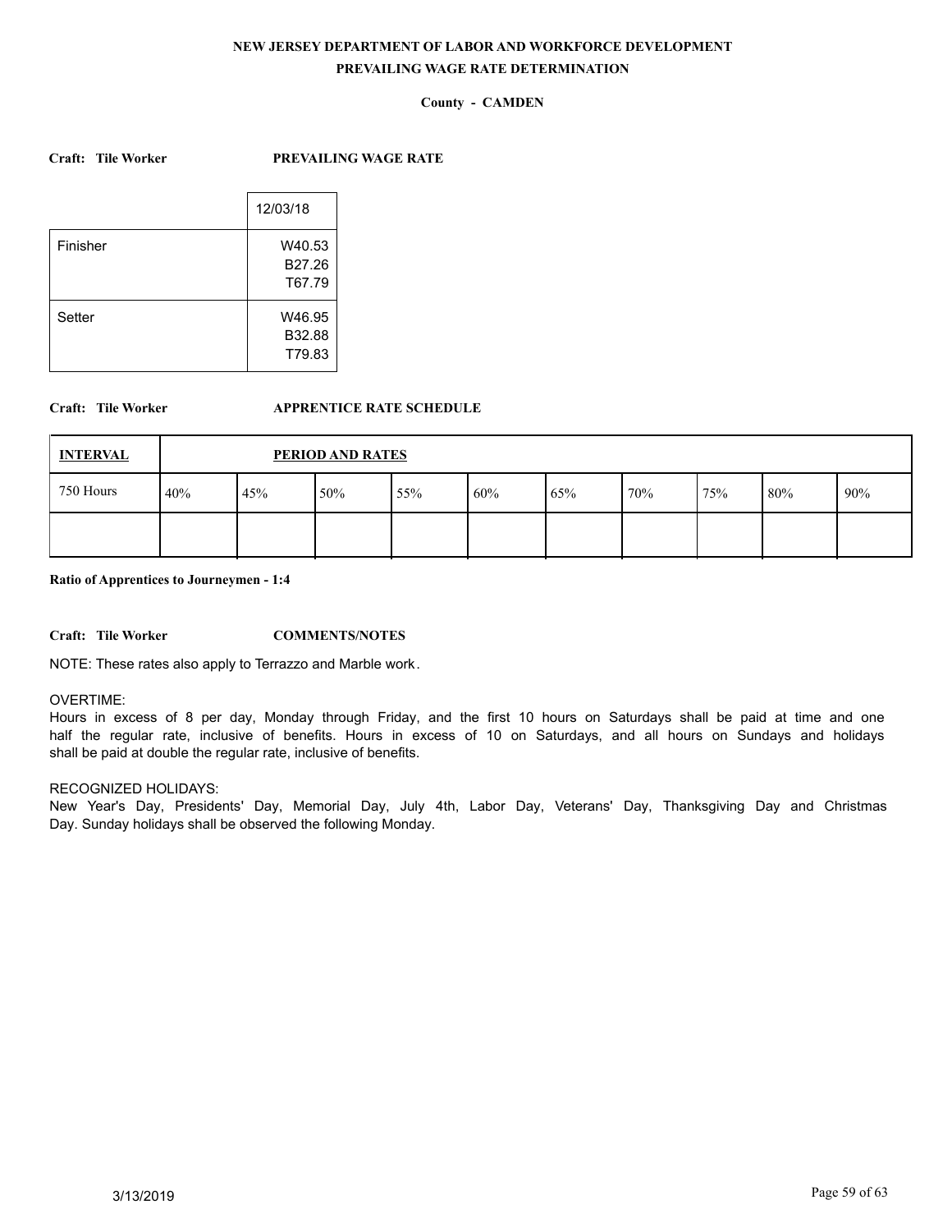**NEW JERSEY DEPARTMENT OF LABOR AND WORKFORCE DEVELOPMENT**

**PREVAILING WAGE RATE DETERMINATION**

**County - CAMDEN**

**Craft: Tile Worker** **PREVAILING WAGE RATE**

| | 12/03/18 |
|---|---|
| Finisher | W40.53<br>B27.26<br>T67.79 |
| Setter | W46.95<br>B32.88<br>T79.83 |

**Craft: Tile Worker** **APPRENTICE RATE SCHEDULE**

| INTERVAL | PERIOD AND RATES | | | | | | | | | |
|---|---|---|---|---|---|---|---|---|---|---|
| 750 Hours | 40% | 45% | 50% | 55% | 60% | 65% | 70% | 75% | 80% | 90% |
| | | | | | | | | | | |

**Ratio of Apprentices to Journeymen - 1:4**

**Craft: Tile Worker** **COMMENTS/NOTES**

NOTE: These rates also apply to Terrazzo and Marble work.

OVERTIME:
Hours in excess of 8 per day, Monday through Friday, and the first 10 hours on Saturdays shall be paid at time and one half the regular rate, inclusive of benefits. Hours in excess of 10 on Saturdays, and all hours on Sundays and holidays shall be paid at double the regular rate, inclusive of benefits.

RECOGNIZED HOLIDAYS:
New Year's Day, Presidents' Day, Memorial Day, July 4th, Labor Day, Veterans' Day, Thanksgiving Day and Christmas Day. Sunday holidays shall be observed the following Monday.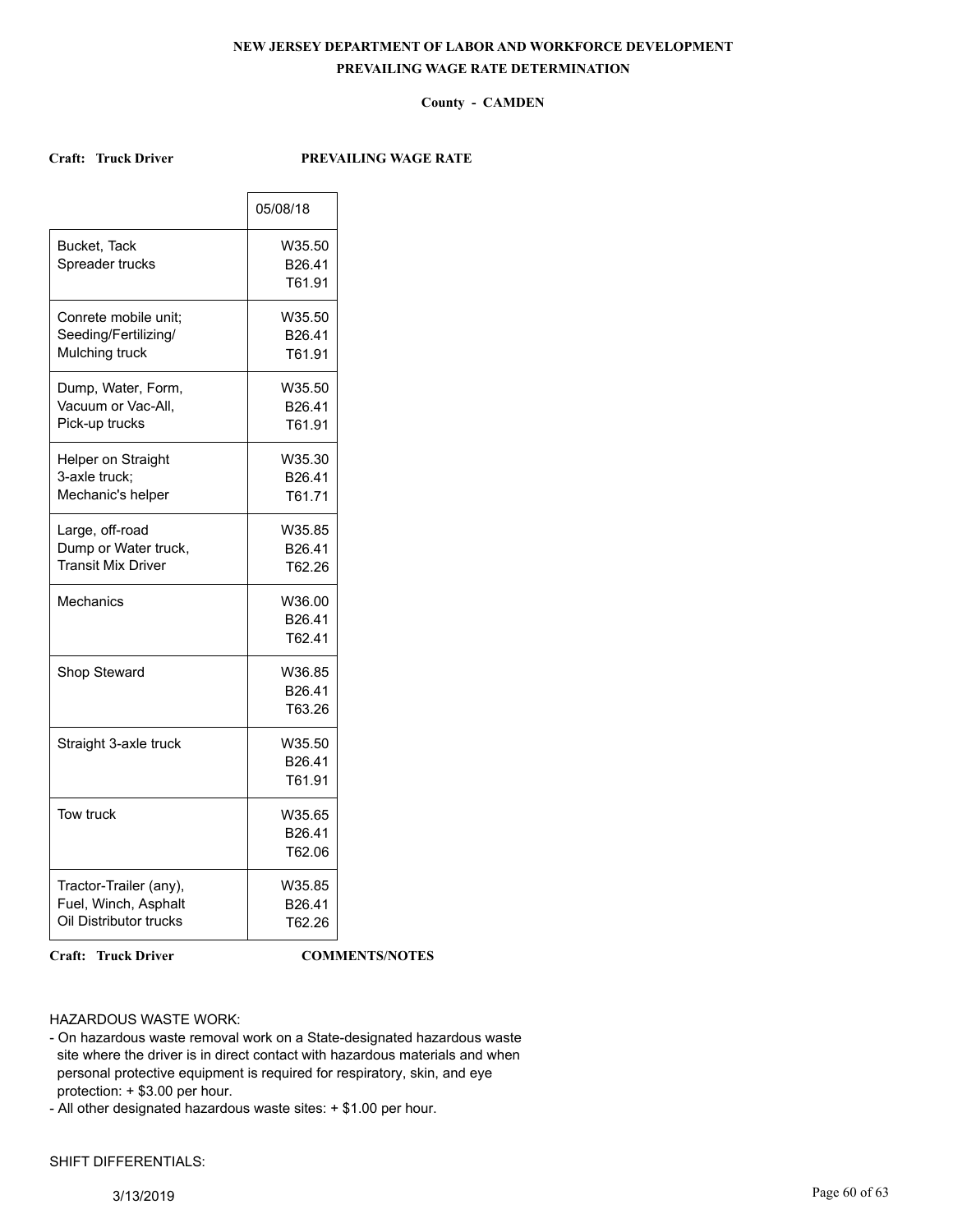**NEW JERSEY DEPARTMENT OF LABOR AND WORKFORCE DEVELOPMENT**

**PREVAILING WAGE RATE DETERMINATION**

**County - CAMDEN**

**Craft: Truck Driver** **PREVAILING WAGE RATE**

| | 05/08/18 |
|---|---|
| Bucket, Tack Spreader trucks | W35.50 B26.41 T61.91 |
| Conrete mobile unit; Seeding/Fertilizing/ Mulching truck | W35.50 B26.41 T61.91 |
| Dump, Water, Form, Vacuum or Vac-All, Pick-up trucks | W35.50 B26.41 T61.91 |
| Helper on Straight 3-axle truck; Mechanic's helper | W35.30 B26.41 T61.71 |
| Large, off-road Dump or Water truck, Transit Mix Driver | W35.85 B26.41 T62.26 |
| Mechanics | W36.00 B26.41 T62.41 |
| Shop Steward | W36.85 B26.41 T63.26 |
| Straight 3-axle truck | W35.50 B26.41 T61.91 |
| Tow truck | W35.65 B26.41 T62.06 |
| Tractor-Trailer (any), Fuel, Winch, Asphalt Oil Distributor trucks | W35.85 B26.41 T62.26 |

**Craft: Truck Driver** **COMMENTS/NOTES**

HAZARDOUS WASTE WORK:

- On hazardous waste removal work on a State-designated hazardous waste site where the driver is in direct contact with hazardous materials and when personal protective equipment is required for respiratory, skin, and eye protection: + $3.00 per hour.
- All other designated hazardous waste sites: + $1.00 per hour.

SHIFT DIFFERENTIALS: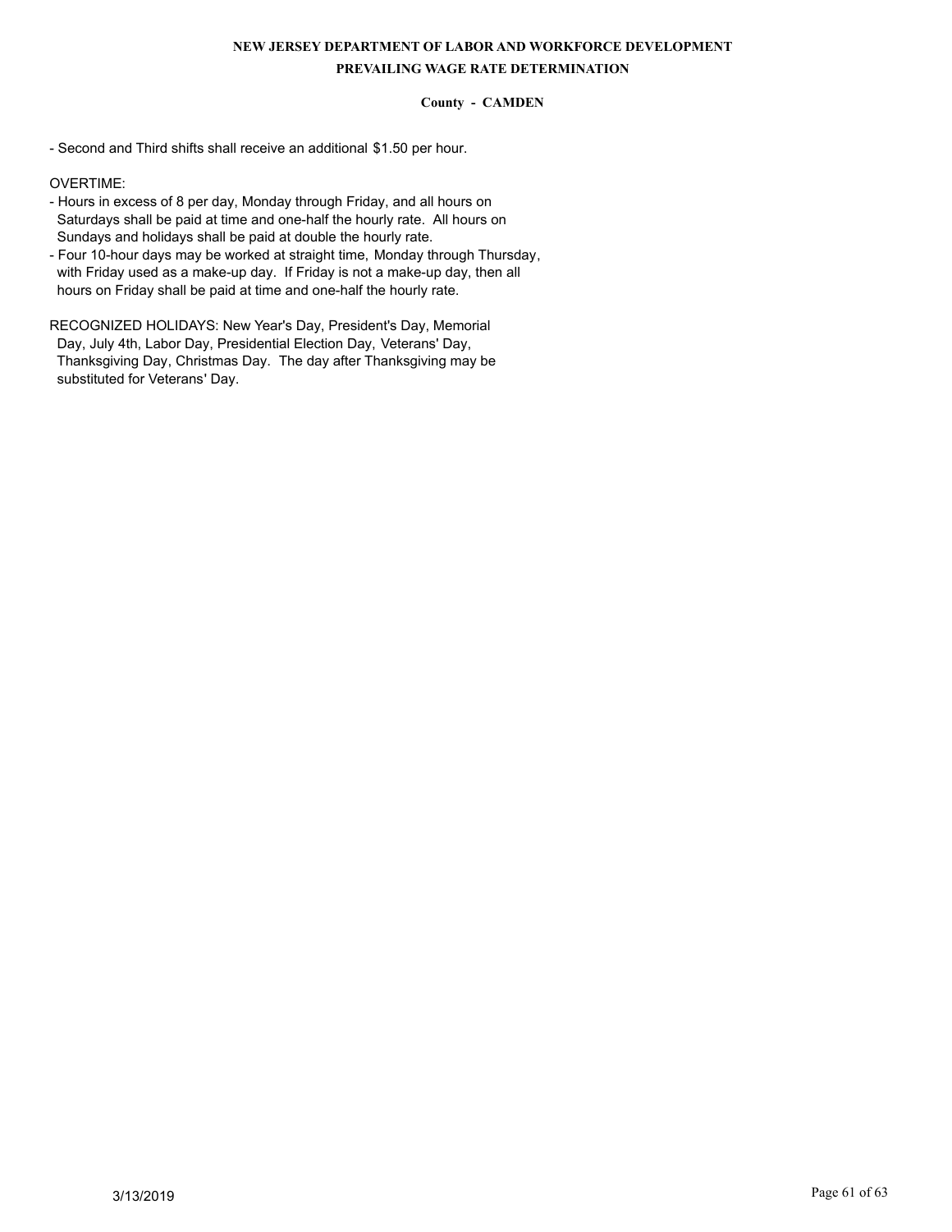- Second and Third shifts shall receive an additional $1.50 per hour.

OVERTIME:

- Hours in excess of 8 per day, Monday through Friday, and all hours on Saturdays shall be paid at time and one-half the hourly rate. All hours on Sundays and holidays shall be paid at double the hourly rate.
- Four 10-hour days may be worked at straight time, Monday through Thursday, with Friday used as a make-up day. If Friday is not a make-up day, then all hours on Friday shall be paid at time and one-half the hourly rate.

RECOGNIZED HOLIDAYS: New Year's Day, President's Day, Memorial Day, July 4th, Labor Day, Presidential Election Day, Veterans' Day, Thanksgiving Day, Christmas Day. The day after Thanksgiving may be substituted for Veterans' Day.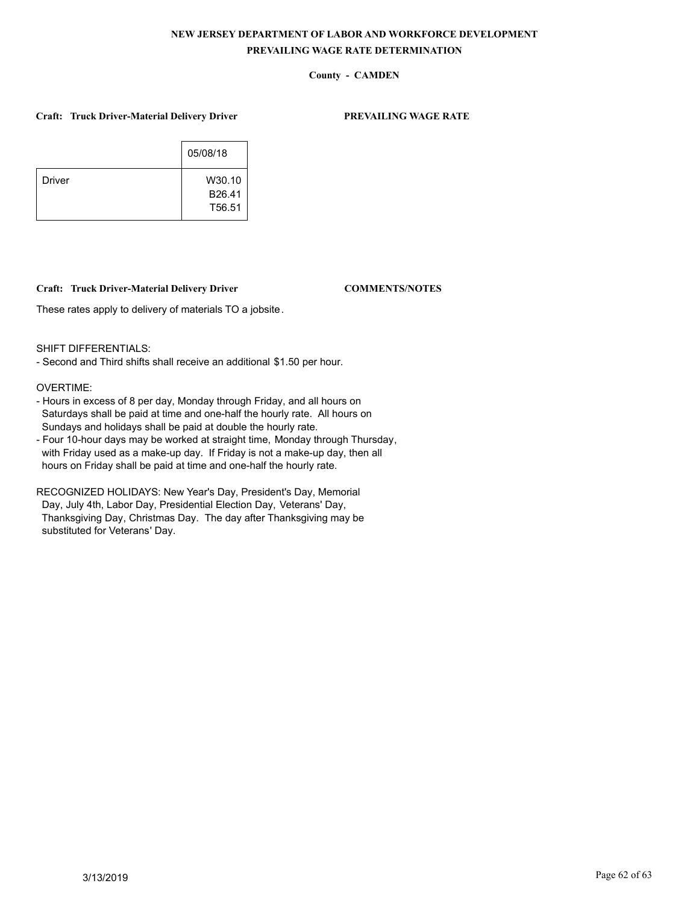**NEW JERSEY DEPARTMENT OF LABOR AND WORKFORCE DEVELOPMENT**

**PREVAILING WAGE RATE DETERMINATION**

**County - CAMDEN**

**Craft: Truck Driver-Material Delivery Driver** **PREVAILING WAGE RATE**

| | 05/08/18 |
|---|---|
| Driver | W30.10<br>B26.41<br>T56.51 |

**Craft: Truck Driver-Material Delivery Driver** **COMMENTS/NOTES**

These rates apply to delivery of materials TO a jobsite.

SHIFT DIFFERENTIALS:
- Second and Third shifts shall receive an additional $1.50 per hour.

OVERTIME:
- Hours in excess of 8 per day, Monday through Friday, and all hours on Saturdays shall be paid at time and one-half the hourly rate. All hours on Sundays and holidays shall be paid at double the hourly rate.
- Four 10-hour days may be worked at straight time, Monday through Thursday, with Friday used as a make-up day. If Friday is not a make-up day, then all hours on Friday shall be paid at time and one-half the hourly rate.

RECOGNIZED HOLIDAYS: New Year's Day, President's Day, Memorial Day, July 4th, Labor Day, Presidential Election Day, Veterans' Day, Thanksgiving Day, Christmas Day. The day after Thanksgiving may be substituted for Veterans' Day.

3/13/2019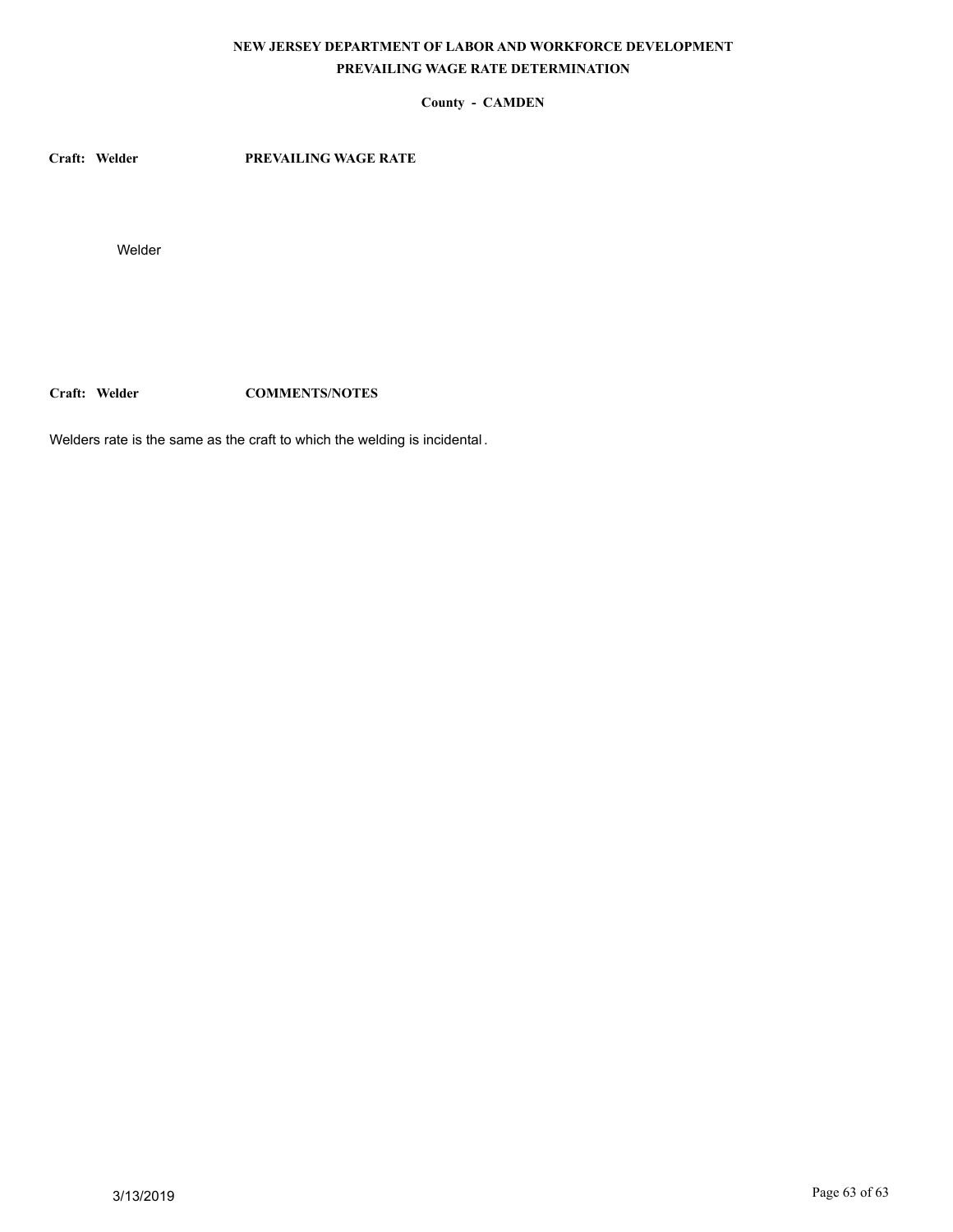# NEW JERSEY DEPARTMENT OF LABOR AND WORKFORCE DEVELOPMENT
## PREVAILING WAGE RATE DETERMINATION

**County - CAMDEN**

**Craft: Welder** **PREVAILING WAGE RATE**

Welder

**Craft: Welder** **COMMENTS/NOTES**

Welders rate is the same as the craft to which the welding is incidental.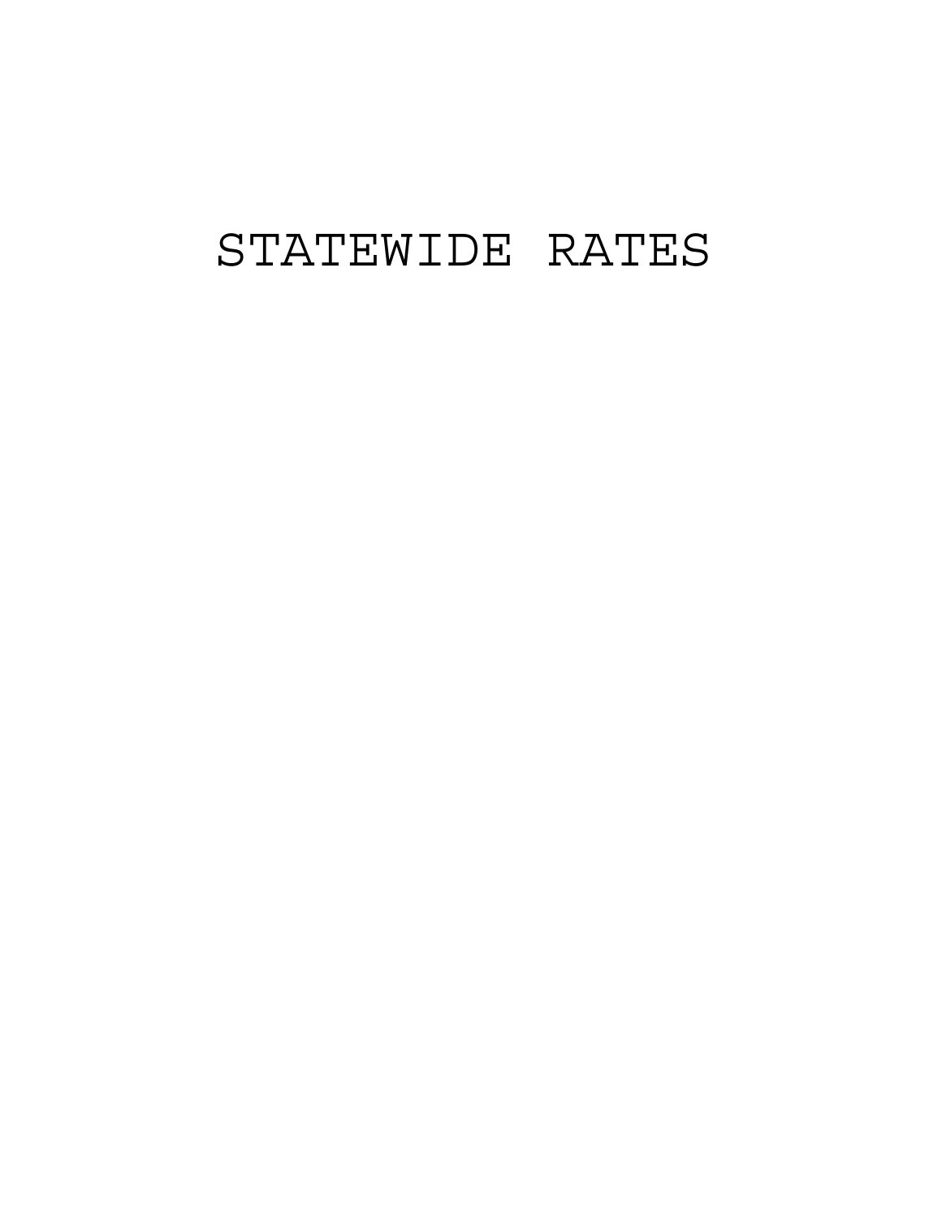# STATEWIDE RATES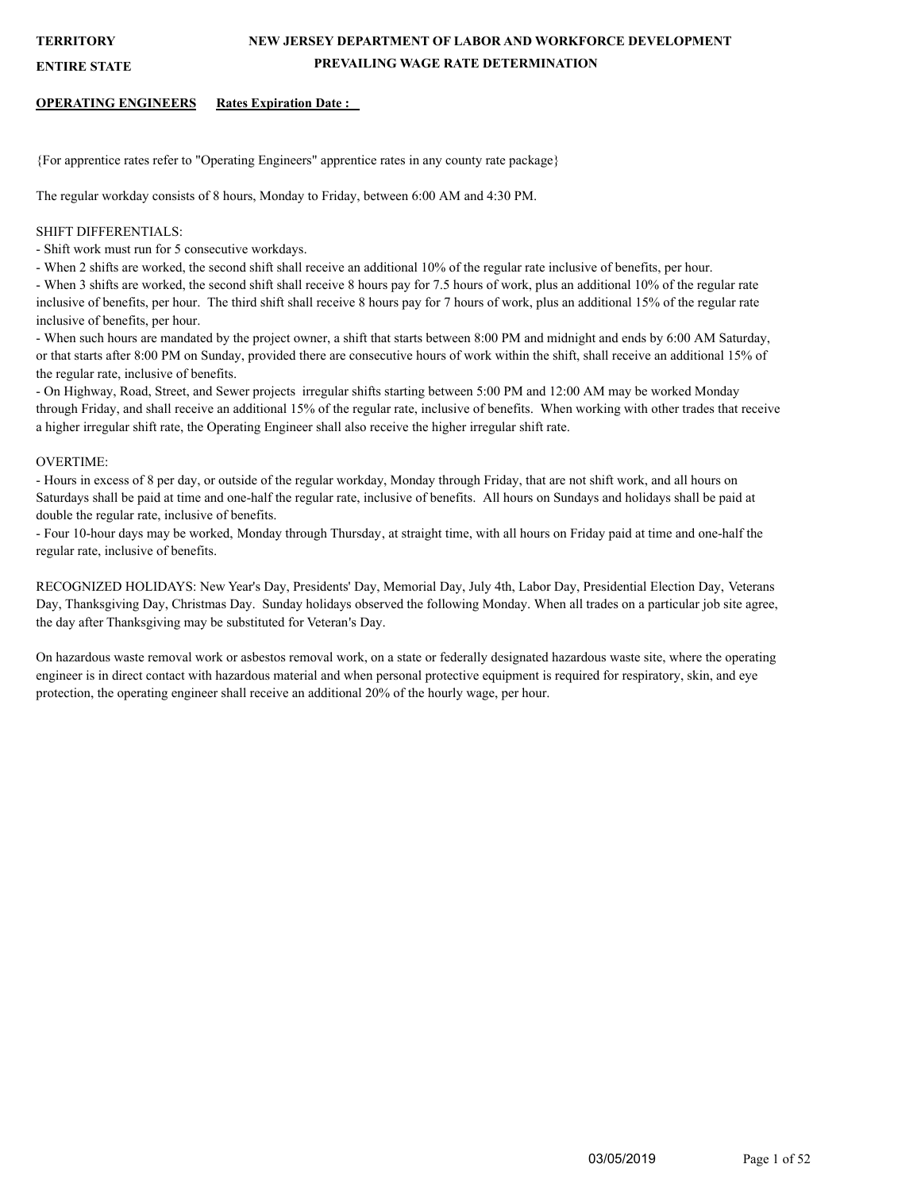**TERRITORY**

**ENTIRE STATE**

**NEW JERSEY DEPARTMENT OF LABOR AND WORKFORCE DEVELOPMENT**

**PREVAILING WAGE RATE DETERMINATION**

**OPERATING ENGINEERS** **Rates Expiration Date :**

{For apprentice rates refer to "Operating Engineers" apprentice rates in any county rate package}

The regular workday consists of 8 hours, Monday to Friday, between 6:00 AM and 4:30 PM.

SHIFT DIFFERENTIALS:
- Shift work must run for 5 consecutive workdays.
- When 2 shifts are worked, the second shift shall receive an additional 10% of the regular rate inclusive of benefits, per hour.
- When 3 shifts are worked, the second shift shall receive 8 hours pay for 7.5 hours of work, plus an additional 10% of the regular rate inclusive of benefits, per hour. The third shift shall receive 8 hours pay for 7 hours of work, plus an additional 15% of the regular rate inclusive of benefits, per hour.
- When such hours are mandated by the project owner, a shift that starts between 8:00 PM and midnight and ends by 6:00 AM Saturday, or that starts after 8:00 PM on Sunday, provided there are consecutive hours of work within the shift, shall receive an additional 15% of the regular rate, inclusive of benefits.
- On Highway, Road, Street, and Sewer projects irregular shifts starting between 5:00 PM and 12:00 AM may be worked Monday through Friday, and shall receive an additional 15% of the regular rate, inclusive of benefits. When working with other trades that receive a higher irregular shift rate, the Operating Engineer shall also receive the higher irregular shift rate.

OVERTIME:
- Hours in excess of 8 per day, or outside of the regular workday, Monday through Friday, that are not shift work, and all hours on Saturdays shall be paid at time and one-half the regular rate, inclusive of benefits. All hours on Sundays and holidays shall be paid at double the regular rate, inclusive of benefits.
- Four 10-hour days may be worked, Monday through Thursday, at straight time, with all hours on Friday paid at time and one-half the regular rate, inclusive of benefits.

RECOGNIZED HOLIDAYS: New Year's Day, Presidents' Day, Memorial Day, July 4th, Labor Day, Presidential Election Day, Veterans Day, Thanksgiving Day, Christmas Day. Sunday holidays observed the following Monday. When all trades on a particular job site agree, the day after Thanksgiving may be substituted for Veteran's Day.

On hazardous waste removal work or asbestos removal work, on a state or federally designated hazardous waste site, where the operating engineer is in direct contact with hazardous material and when personal protective equipment is required for respiratory, skin, and eye protection, the operating engineer shall receive an additional 20% of the hourly wage, per hour.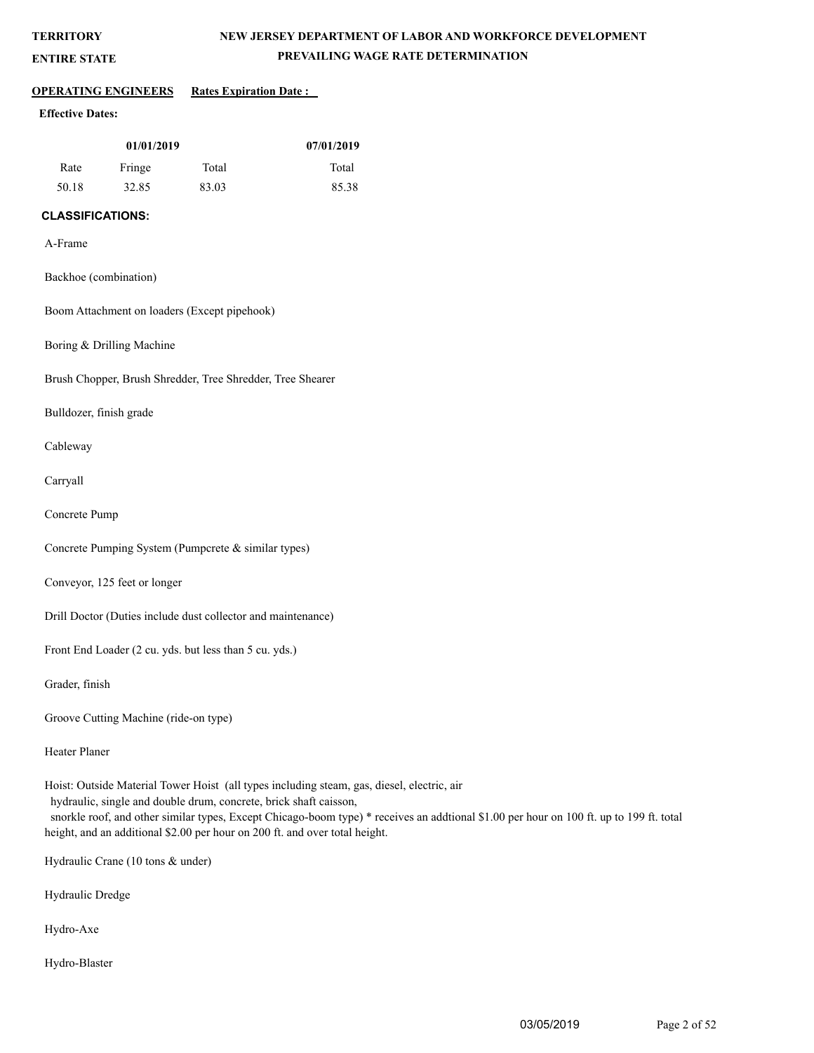**TERRITORY**

**ENTIRE STATE**

**NEW JERSEY DEPARTMENT OF LABOR AND WORKFORCE DEVELOPMENT**

**PREVAILING WAGE RATE DETERMINATION**

**OPERATING ENGINEERS** **Rates Expiration Date :**

**Effective Dates:**

| 01/01/2019 | | | 07/01/2019 |
|---|---|---|---|
| Rate | Fringe | Total | Total |
| 50.18 | 32.85 | 83.03 | 85.38 |

**CLASSIFICATIONS:**

A-Frame

Backhoe (combination)

Boom Attachment on loaders (Except pipehook)

Boring & Drilling Machine

Brush Chopper, Brush Shredder, Tree Shredder, Tree Shearer

Bulldozer, finish grade

Cableway

Carryall

Concrete Pump

Concrete Pumping System (Pumpcrete & similar types)

Conveyor, 125 feet or longer

Drill Doctor (Duties include dust collector and maintenance)

Front End Loader (2 cu. yds. but less than 5 cu. yds.)

Grader, finish

Groove Cutting Machine (ride-on type)

Heater Planer

Hoist: Outside Material Tower Hoist (all types including steam, gas, diesel, electric, air hydraulic, single and double drum, concrete, brick shaft caisson, snorkle roof, and other similar types, Except Chicago-boom type) * receives an addtional $1.00 per hour on 100 ft. up to 199 ft. total height, and an additional $2.00 per hour on 200 ft. and over total height.

Hydraulic Crane (10 tons & under)

Hydraulic Dredge

Hydro-Axe

Hydro-Blaster

03/05/2019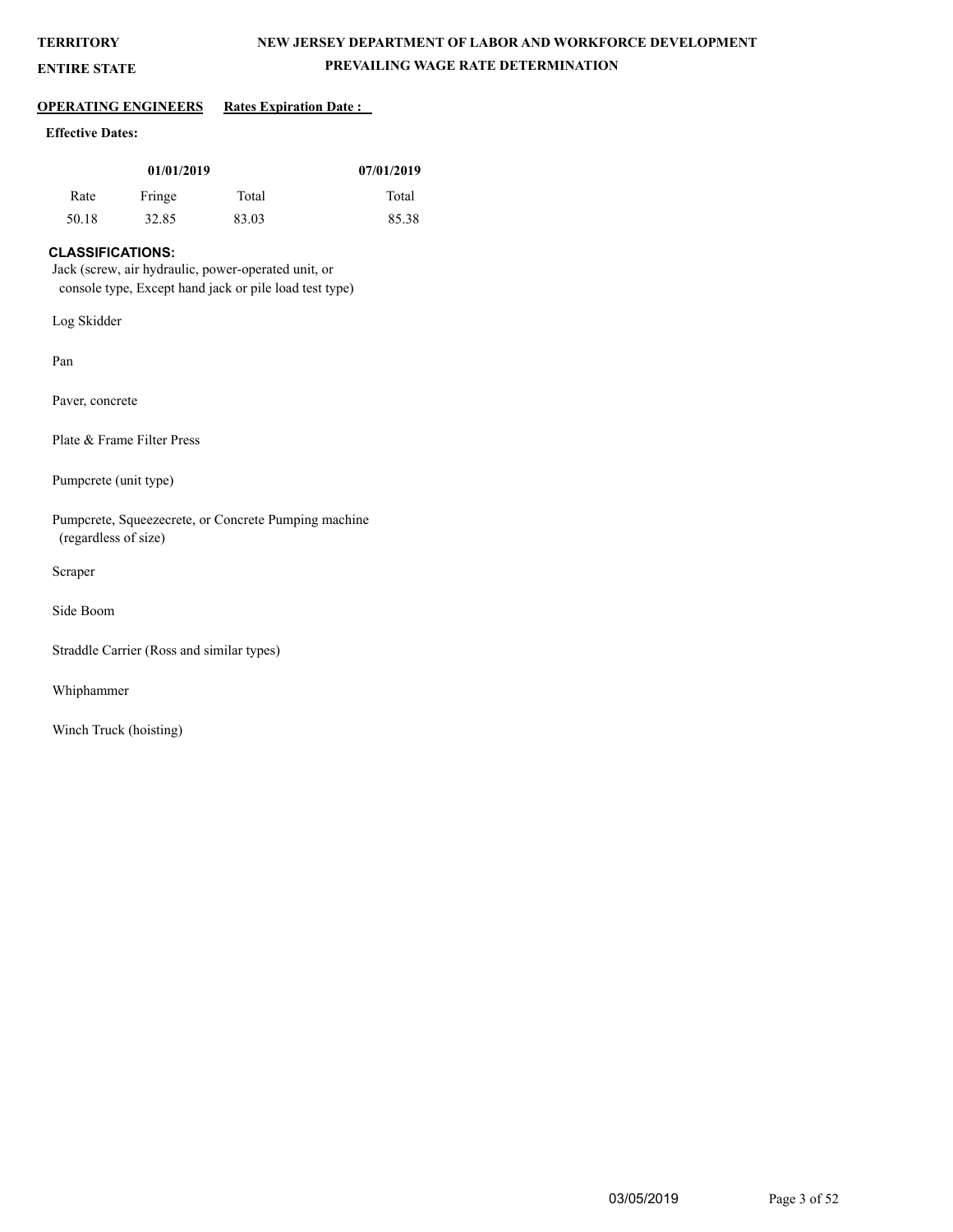**TERRITORY**

**ENTIRE STATE**

**NEW JERSEY DEPARTMENT OF LABOR AND WORKFORCE DEVELOPMENT**

**PREVAILING WAGE RATE DETERMINATION**

**OPERATING ENGINEERS** **Rates Expiration Date :**

**Effective Dates:**

| 01/01/2019 | | | 07/01/2019 |
|---|---|---|---|
| Rate | Fringe | Total | Total |
| 50.18 | 32.85 | 83.03 | 85.38 |

**CLASSIFICATIONS:**

Jack (screw, air hydraulic, power-operated unit, or console type, Except hand jack or pile load test type)

Log Skidder

Pan

Paver, concrete

Plate & Frame Filter Press

Pumpcrete (unit type)

Pumpcrete, Squeezecrete, or Concrete Pumping machine (regardless of size)

Scraper

Side Boom

Straddle Carrier (Ross and similar types)

Whiphammer

Winch Truck (hoisting)

03/05/2019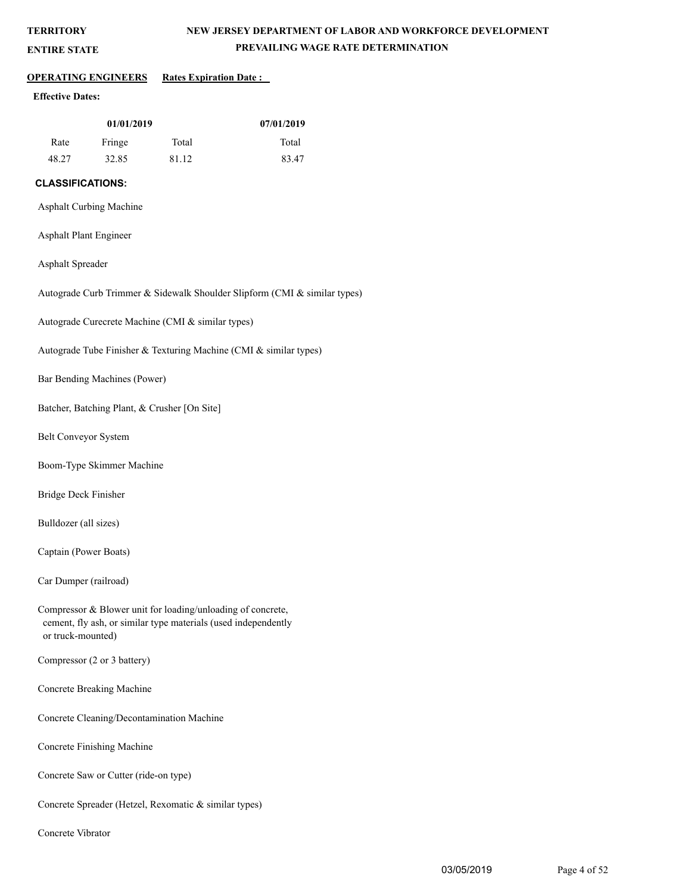**TERRITORY**

**ENTIRE STATE**

# NEW JERSEY DEPARTMENT OF LABOR AND WORKFORCE DEVELOPMENT

## PREVAILING WAGE RATE DETERMINATION

**OPERATING ENGINEERS** **Rates Expiration Date :**

**Effective Dates:**

| 01/01/2019 | | | 07/01/2019 |
|---|---|---|---|
| Rate | Fringe | Total | Total |
| 48.27 | 32.85 | 81.12 | 83.47 |

**CLASSIFICATIONS:**

Asphalt Curbing Machine

Asphalt Plant Engineer

Asphalt Spreader

Autograde Curb Trimmer & Sidewalk Shoulder Slipform (CMI & similar types)

Autograde Curecrete Machine (CMI & similar types)

Autograde Tube Finisher & Texturing Machine (CMI & similar types)

Bar Bending Machines (Power)

Batcher, Batching Plant, & Crusher [On Site]

Belt Conveyor System

Boom-Type Skimmer Machine

Bridge Deck Finisher

Bulldozer (all sizes)

Captain (Power Boats)

Car Dumper (railroad)

Compressor & Blower unit for loading/unloading of concrete, cement, fly ash, or similar type materials (used independently or truck-mounted)

Compressor (2 or 3 battery)

Concrete Breaking Machine

Concrete Cleaning/Decontamination Machine

Concrete Finishing Machine

Concrete Saw or Cutter (ride-on type)

Concrete Spreader (Hetzel, Rexomatic & similar types)

Concrete Vibrator

03/05/2019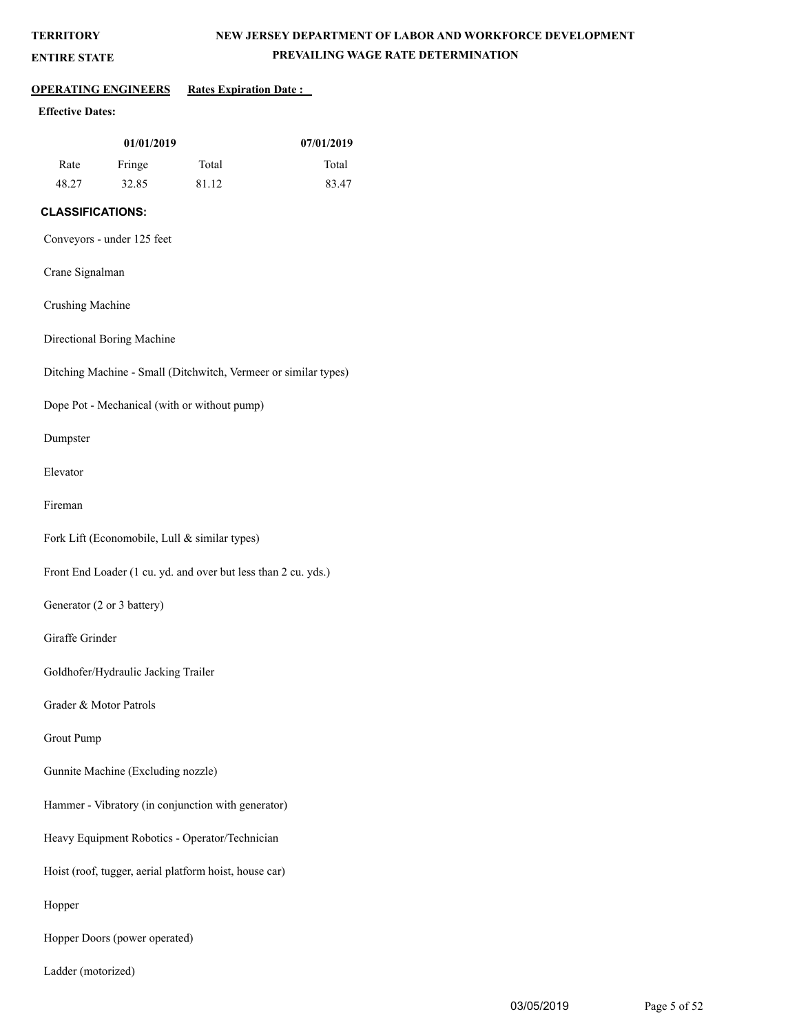**TERRITORY** **ENTIRE STATE**

**NEW JERSEY DEPARTMENT OF LABOR AND WORKFORCE DEVELOPMENT**
**PREVAILING WAGE RATE DETERMINATION**

**OPERATING ENGINEERS** **Rates Expiration Date :**

**Effective Dates:**

| 01/01/2019 | | | 07/01/2019 |
|---|---|---|---|
| Rate | Fringe | Total | Total |
| 48.27 | 32.85 | 81.12 | 83.47 |

**CLASSIFICATIONS:**

Conveyors - under 125 feet

Crane Signalman

Crushing Machine

Directional Boring Machine

Ditching Machine - Small (Ditchwitch, Vermeer or similar types)

Dope Pot - Mechanical (with or without pump)

Dumpster

Elevator

Fireman

Fork Lift (Economobile, Lull & similar types)

Front End Loader (1 cu. yd. and over but less than 2 cu. yds.)

Generator (2 or 3 battery)

Giraffe Grinder

Goldhofer/Hydraulic Jacking Trailer

Grader & Motor Patrols

Grout Pump

Gunnite Machine (Excluding nozzle)

Hammer - Vibratory (in conjunction with generator)

Heavy Equipment Robotics - Operator/Technician

Hoist (roof, tugger, aerial platform hoist, house car)

Hopper

Hopper Doors (power operated)

Ladder (motorized)

03/05/2019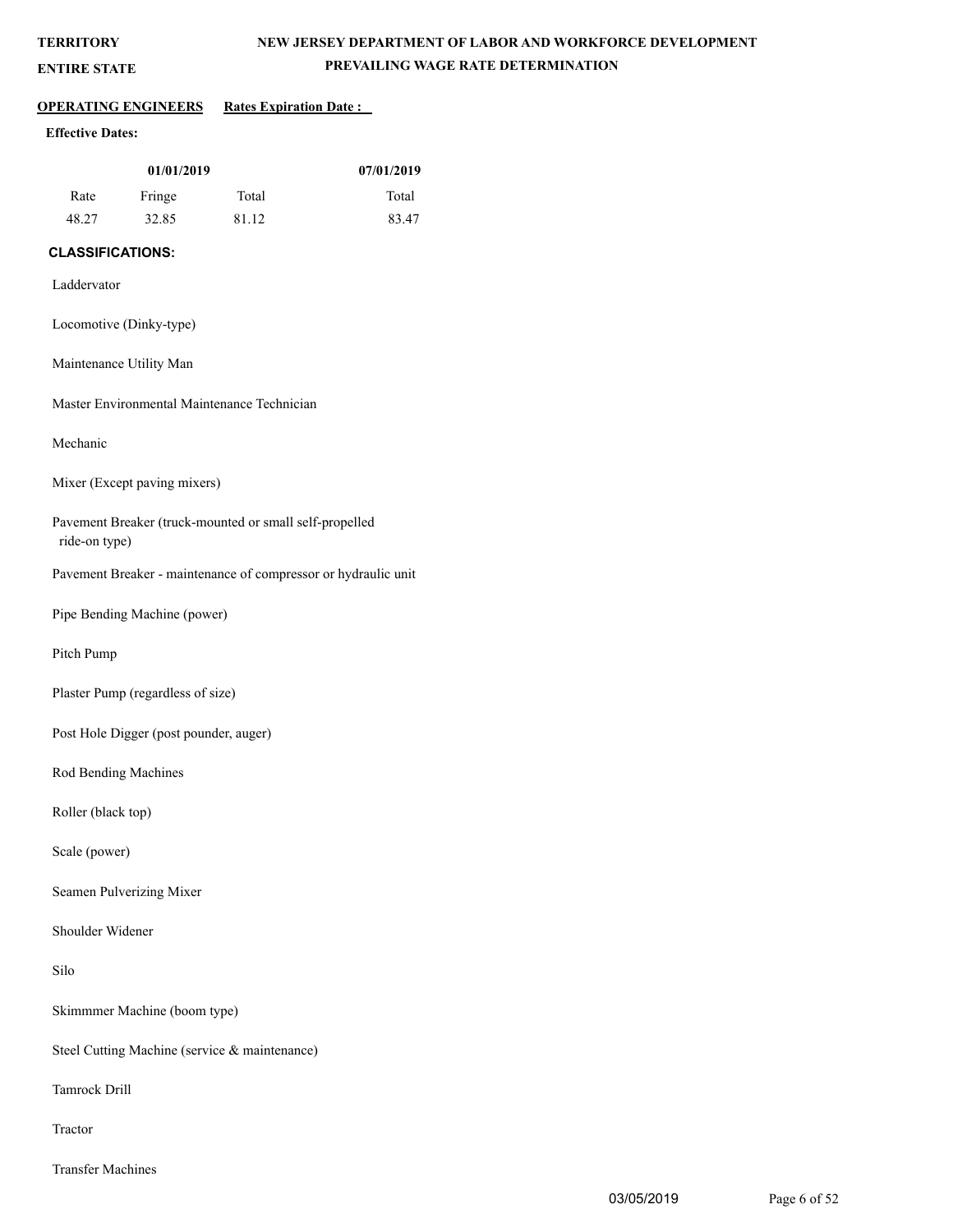**TERRITORY**

**ENTIRE STATE**

# NEW JERSEY DEPARTMENT OF LABOR AND WORKFORCE DEVELOPMENT

## PREVAILING WAGE RATE DETERMINATION

**OPERATING ENGINEERS** **Rates Expiration Date :**

**Effective Dates:**

| 01/01/2019 | | | 07/01/2019 |
|---|---|---|---|
| Rate | Fringe | Total | Total |
| 48.27 | 32.85 | 81.12 | 83.47 |

**CLASSIFICATIONS:**

Laddervator

Locomotive (Dinky-type)

Maintenance Utility Man

Master Environmental Maintenance Technician

Mechanic

Mixer (Except paving mixers)

Pavement Breaker (truck-mounted or small self-propelled ride-on type)

Pavement Breaker - maintenance of compressor or hydraulic unit

Pipe Bending Machine (power)

Pitch Pump

Plaster Pump (regardless of size)

Post Hole Digger (post pounder, auger)

Rod Bending Machines

Roller (black top)

Scale (power)

Seamen Pulverizing Mixer

Shoulder Widener

Silo

Skimmmer Machine (boom type)

Steel Cutting Machine (service & maintenance)

Tamrock Drill

Tractor

Transfer Machines

03/05/2019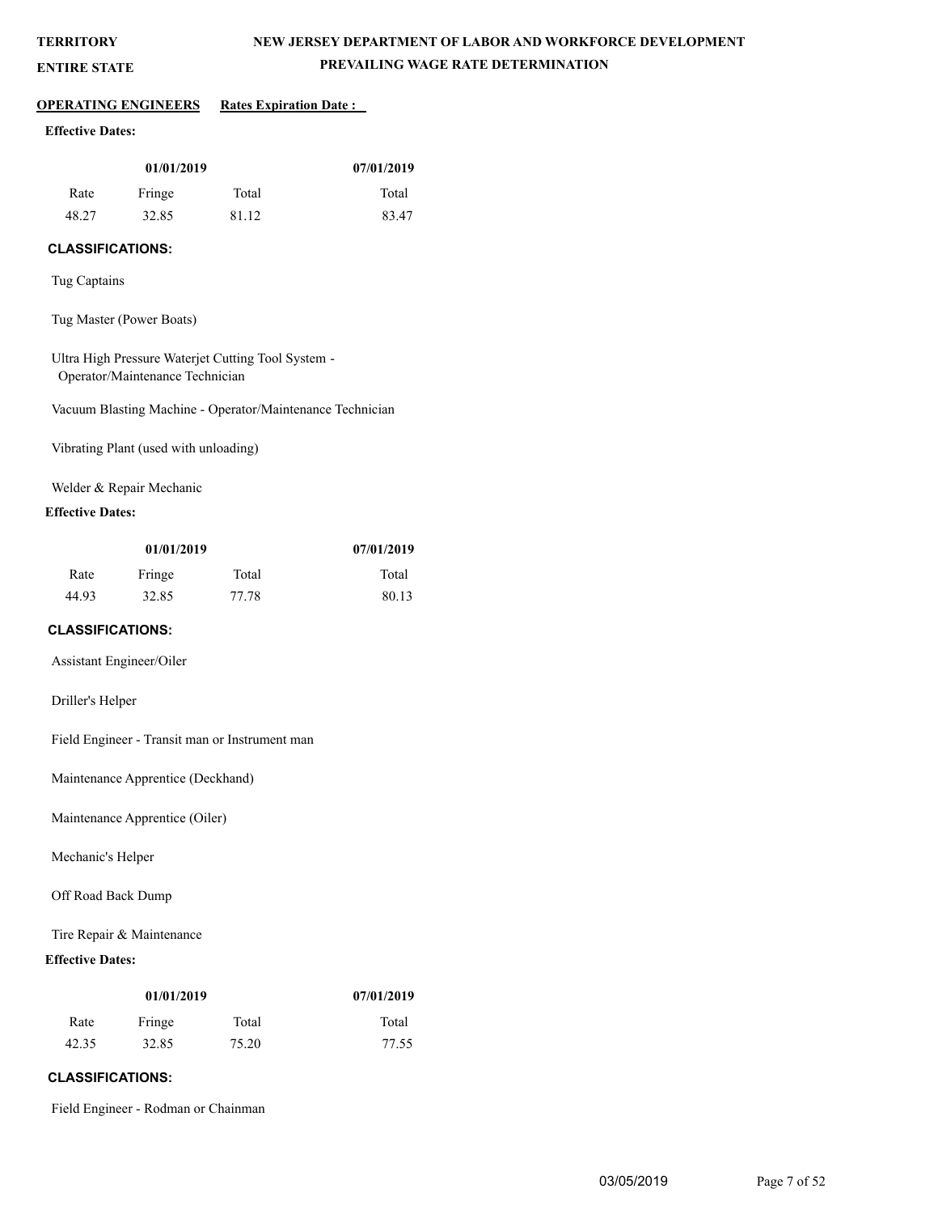**TERRITORY**

**ENTIRE STATE**

**NEW JERSEY DEPARTMENT OF LABOR AND WORKFORCE DEVELOPMENT**

**PREVAILING WAGE RATE DETERMINATION**

**OPERATING ENGINEERS** **Rates Expiration Date :**

**Effective Dates:**

| 01/01/2019 | | | 07/01/2019 |
|---|---|---|---|
| Rate | Fringe | Total | Total |
| 48.27 | 32.85 | 81.12 | 83.47 |

**CLASSIFICATIONS:**

Tug Captains

Tug Master (Power Boats)

Ultra High Pressure Waterjet Cutting Tool System - Operator/Maintenance Technician

Vacuum Blasting Machine - Operator/Maintenance Technician

Vibrating Plant (used with unloading)

Welder & Repair Mechanic

**Effective Dates:**

| 01/01/2019 | | | 07/01/2019 |
|---|---|---|---|
| Rate | Fringe | Total | Total |
| 44.93 | 32.85 | 77.78 | 80.13 |

**CLASSIFICATIONS:**

Assistant Engineer/Oiler

Driller's Helper

Field Engineer - Transit man or Instrument man

Maintenance Apprentice (Deckhand)

Maintenance Apprentice (Oiler)

Mechanic's Helper

Off Road Back Dump

Tire Repair & Maintenance

**Effective Dates:**

| 01/01/2019 | | | 07/01/2019 |
|---|---|---|---|
| Rate | Fringe | Total | Total |
| 42.35 | 32.85 | 75.20 | 77.55 |

**CLASSIFICATIONS:**

Field Engineer - Rodman or Chainman

03/05/2019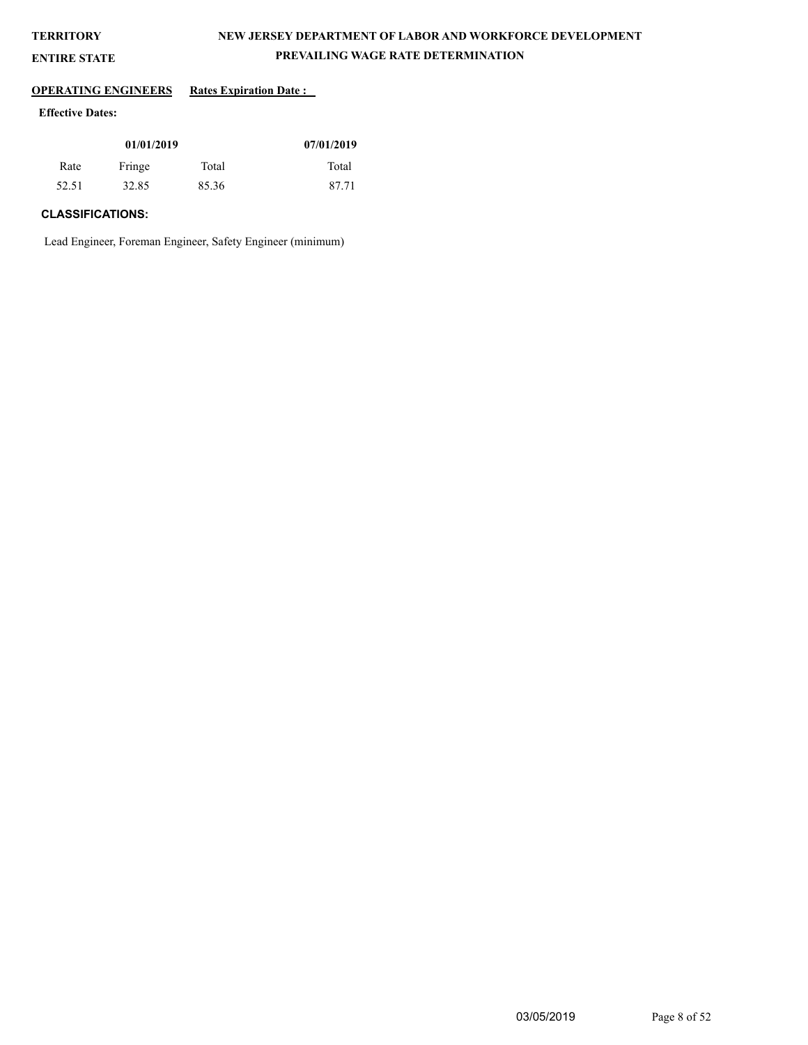**TERRITORY** **NEW JERSEY DEPARTMENT OF LABOR AND WORKFORCE DEVELOPMENT**

**ENTIRE STATE** **PREVAILING WAGE RATE DETERMINATION**

**OPERATING ENGINEERS** **Rates Expiration Date :**

**Effective Dates:**

| 01/01/2019 | | | 07/01/2019 |
|---|---|---|---|
| Rate | Fringe | Total | Total |
| 52.51 | 32.85 | 85.36 | 87.71 |

**CLASSIFICATIONS:**

Lead Engineer, Foreman Engineer, Safety Engineer (minimum)

03/05/2019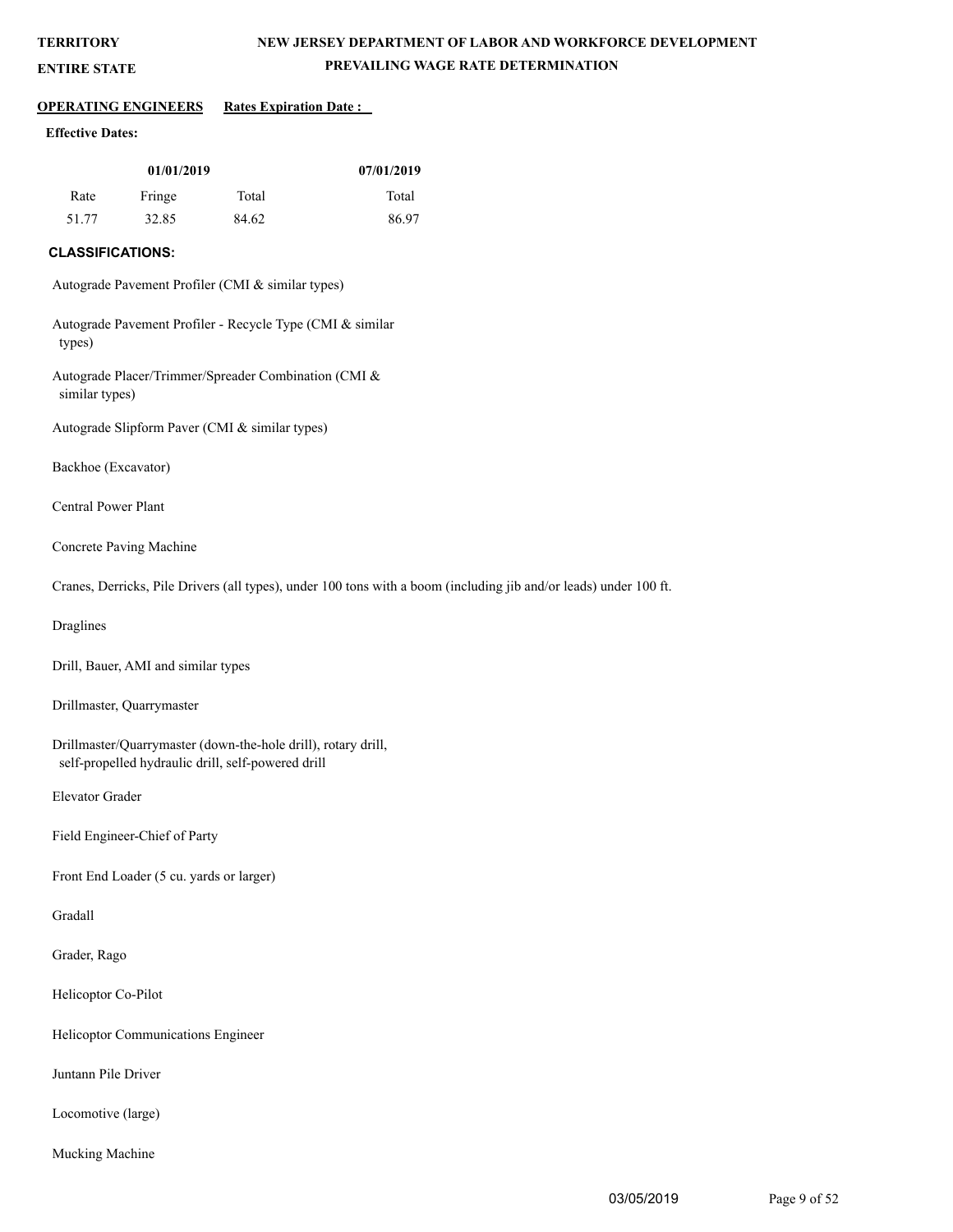**TERRITORY**

**ENTIRE STATE**

**NEW JERSEY DEPARTMENT OF LABOR AND WORKFORCE DEVELOPMENT**

**PREVAILING WAGE RATE DETERMINATION**

**OPERATING ENGINEERS** **Rates Expiration Date :**

**Effective Dates:**

| 01/01/2019 | | | 07/01/2019 |
|---|---|---|---|
| Rate | Fringe | Total | Total |
| 51.77 | 32.85 | 84.62 | 86.97 |

**CLASSIFICATIONS:**

Autograde Pavement Profiler (CMI & similar types)

Autograde Pavement Profiler - Recycle Type (CMI & similar types)

Autograde Placer/Trimmer/Spreader Combination (CMI & similar types)

Autograde Slipform Paver (CMI & similar types)

Backhoe (Excavator)

Central Power Plant

Concrete Paving Machine

Cranes, Derricks, Pile Drivers (all types), under 100 tons with a boom (including jib and/or leads) under 100 ft.

Draglines

Drill, Bauer, AMI and similar types

Drillmaster, Quarrymaster

Drillmaster/Quarrymaster (down-the-hole drill), rotary drill, self-propelled hydraulic drill, self-powered drill

Elevator Grader

Field Engineer-Chief of Party

Front End Loader (5 cu. yards or larger)

Gradall

Grader, Rago

Helicoptor Co-Pilot

Helicoptor Communications Engineer

Juntann Pile Driver

Locomotive (large)

Mucking Machine

03/05/2019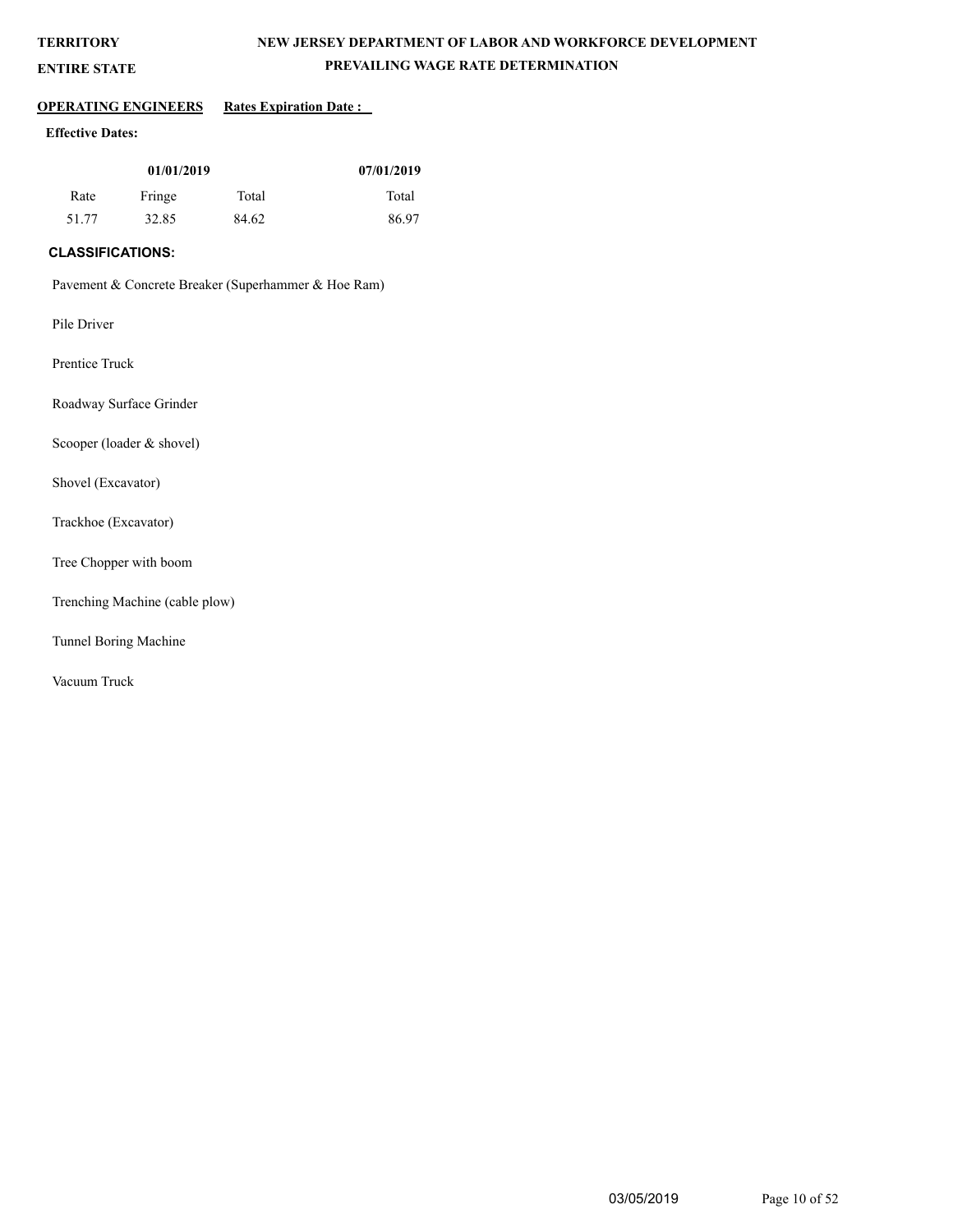**TERRITORY**

**ENTIRE STATE**

**NEW JERSEY DEPARTMENT OF LABOR AND WORKFORCE DEVELOPMENT**

**PREVAILING WAGE RATE DETERMINATION**

**OPERATING ENGINEERS** **Rates Expiration Date :**

**Effective Dates:**

| 01/01/2019 | | | 07/01/2019 |
|---|---|---|---|
| Rate | Fringe | Total | Total |
| 51.77 | 32.85 | 84.62 | 86.97 |

**CLASSIFICATIONS:**

Pavement & Concrete Breaker (Superhammer & Hoe Ram)

Pile Driver

Prentice Truck

Roadway Surface Grinder

Scooper (loader & shovel)

Shovel (Excavator)

Trackhoe (Excavator)

Tree Chopper with boom

Trenching Machine (cable plow)

Tunnel Boring Machine

Vacuum Truck

03/05/2019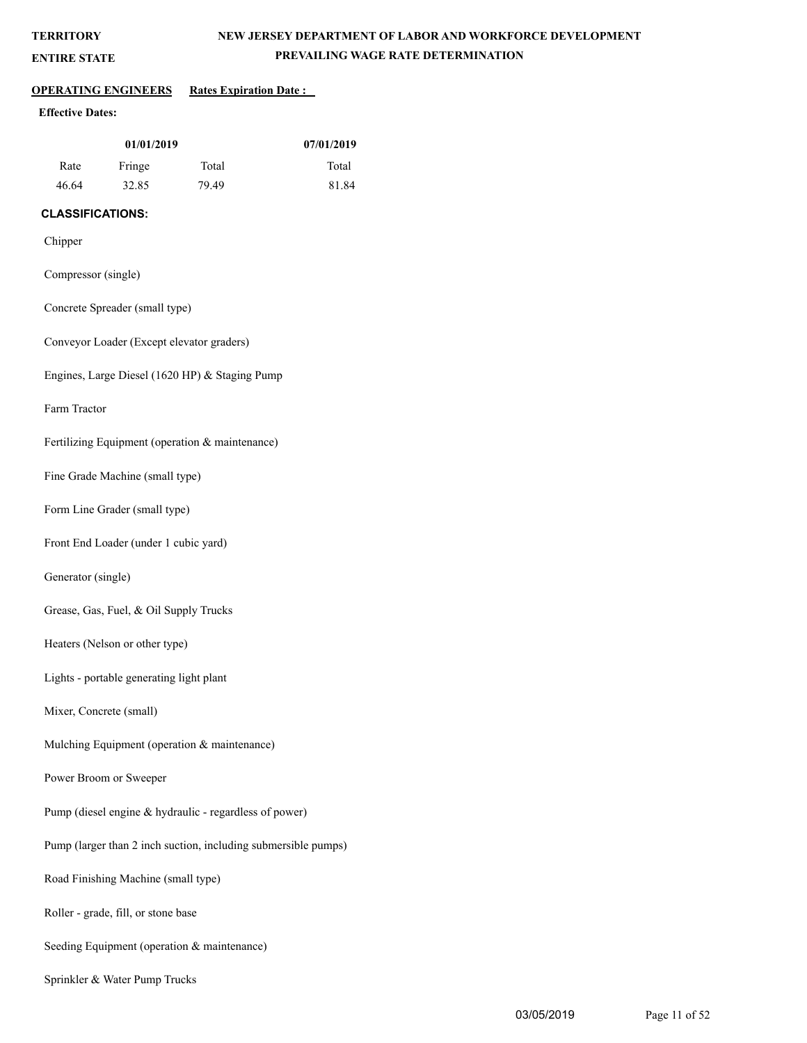**TERRITORY**

**ENTIRE STATE**

**NEW JERSEY DEPARTMENT OF LABOR AND WORKFORCE DEVELOPMENT**

**PREVAILING WAGE RATE DETERMINATION**

**OPERATING ENGINEERS** **Rates Expiration Date :**

**Effective Dates:**

| 01/01/2019 | | | 07/01/2019 |
|---|---|---|---|
| Rate | Fringe | Total | Total |
| 46.64 | 32.85 | 79.49 | 81.84 |

**CLASSIFICATIONS:**

Chipper

Compressor (single)

Concrete Spreader (small type)

Conveyor Loader (Except elevator graders)

Engines, Large Diesel (1620 HP) & Staging Pump

Farm Tractor

Fertilizing Equipment (operation & maintenance)

Fine Grade Machine (small type)

Form Line Grader (small type)

Front End Loader (under 1 cubic yard)

Generator (single)

Grease, Gas, Fuel, & Oil Supply Trucks

Heaters (Nelson or other type)

Lights - portable generating light plant

Mixer, Concrete (small)

Mulching Equipment (operation & maintenance)

Power Broom or Sweeper

Pump (diesel engine & hydraulic - regardless of power)

Pump (larger than 2 inch suction, including submersible pumps)

Road Finishing Machine (small type)

Roller - grade, fill, or stone base

Seeding Equipment (operation & maintenance)

Sprinkler & Water Pump Trucks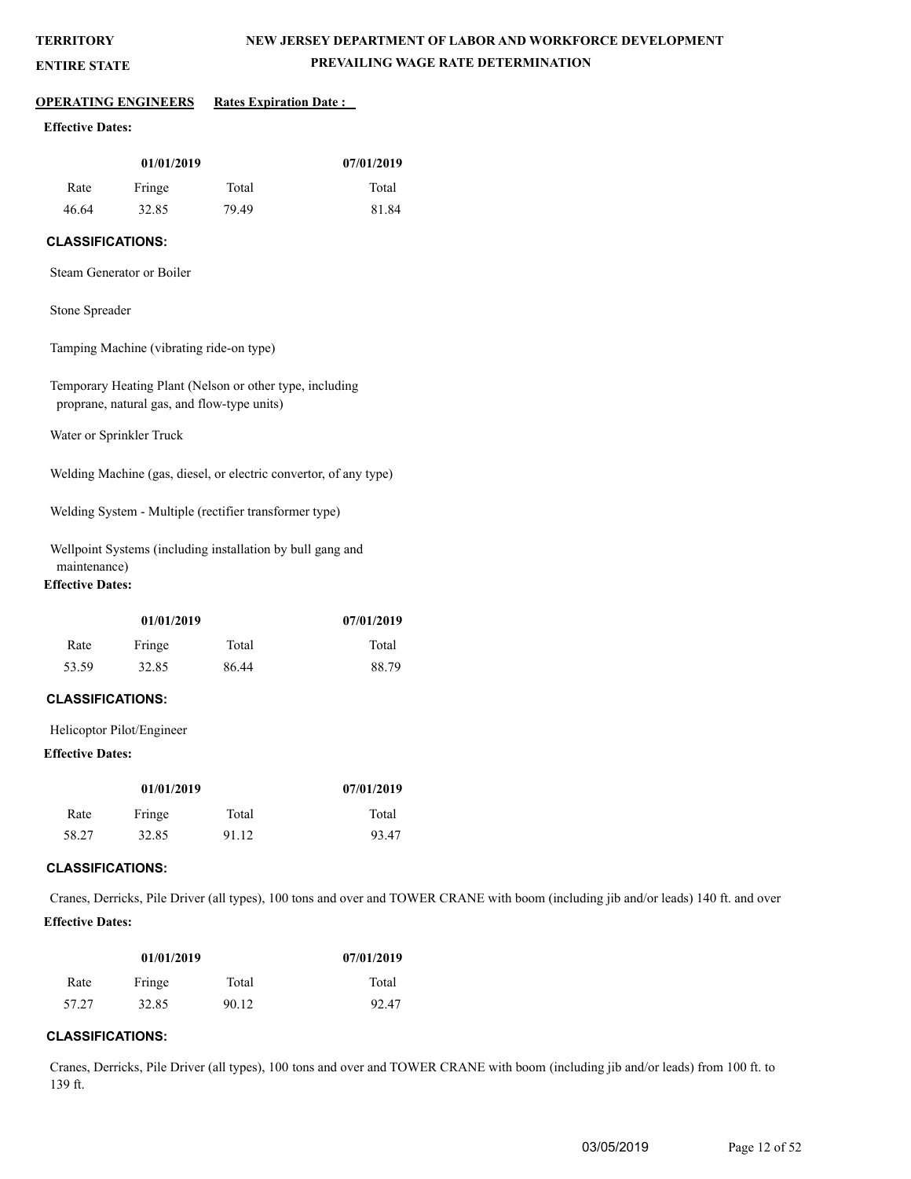**TERRITORY** **NEW JERSEY DEPARTMENT OF LABOR AND WORKFORCE DEVELOPMENT**

**ENTIRE STATE** **PREVAILING WAGE RATE DETERMINATION**

**OPERATING ENGINEERS** **Rates Expiration Date :**

**Effective Dates:**

| 01/01/2019 | | | 07/01/2019 |
|---|---|---|---|
| Rate | Fringe | Total | Total |
| 46.64 | 32.85 | 79.49 | 81.84 |

**CLASSIFICATIONS:**

Steam Generator or Boiler

Stone Spreader

Tamping Machine (vibrating ride-on type)

Temporary Heating Plant (Nelson or other type, including proprane, natural gas, and flow-type units)

Water or Sprinkler Truck

Welding Machine (gas, diesel, or electric convertor, of any type)

Welding System - Multiple (rectifier transformer type)

Wellpoint Systems (including installation by bull gang and maintenance)

**Effective Dates:**

| 01/01/2019 | | | 07/01/2019 |
|---|---|---|---|
| Rate | Fringe | Total | Total |
| 53.59 | 32.85 | 86.44 | 88.79 |

**CLASSIFICATIONS:**

Helicoptor Pilot/Engineer

**Effective Dates:**

| 01/01/2019 | | | 07/01/2019 |
|---|---|---|---|
| Rate | Fringe | Total | Total |
| 58.27 | 32.85 | 91.12 | 93.47 |

**CLASSIFICATIONS:**

Cranes, Derricks, Pile Driver (all types), 100 tons and over and TOWER CRANE with boom (including jib and/or leads) 140 ft. and over

**Effective Dates:**

| 01/01/2019 | | | 07/01/2019 |
|---|---|---|---|
| Rate | Fringe | Total | Total |
| 57.27 | 32.85 | 90.12 | 92.47 |

**CLASSIFICATIONS:**

Cranes, Derricks, Pile Driver (all types), 100 tons and over and TOWER CRANE with boom (including jib and/or leads) from 100 ft. to 139 ft.

03/05/2019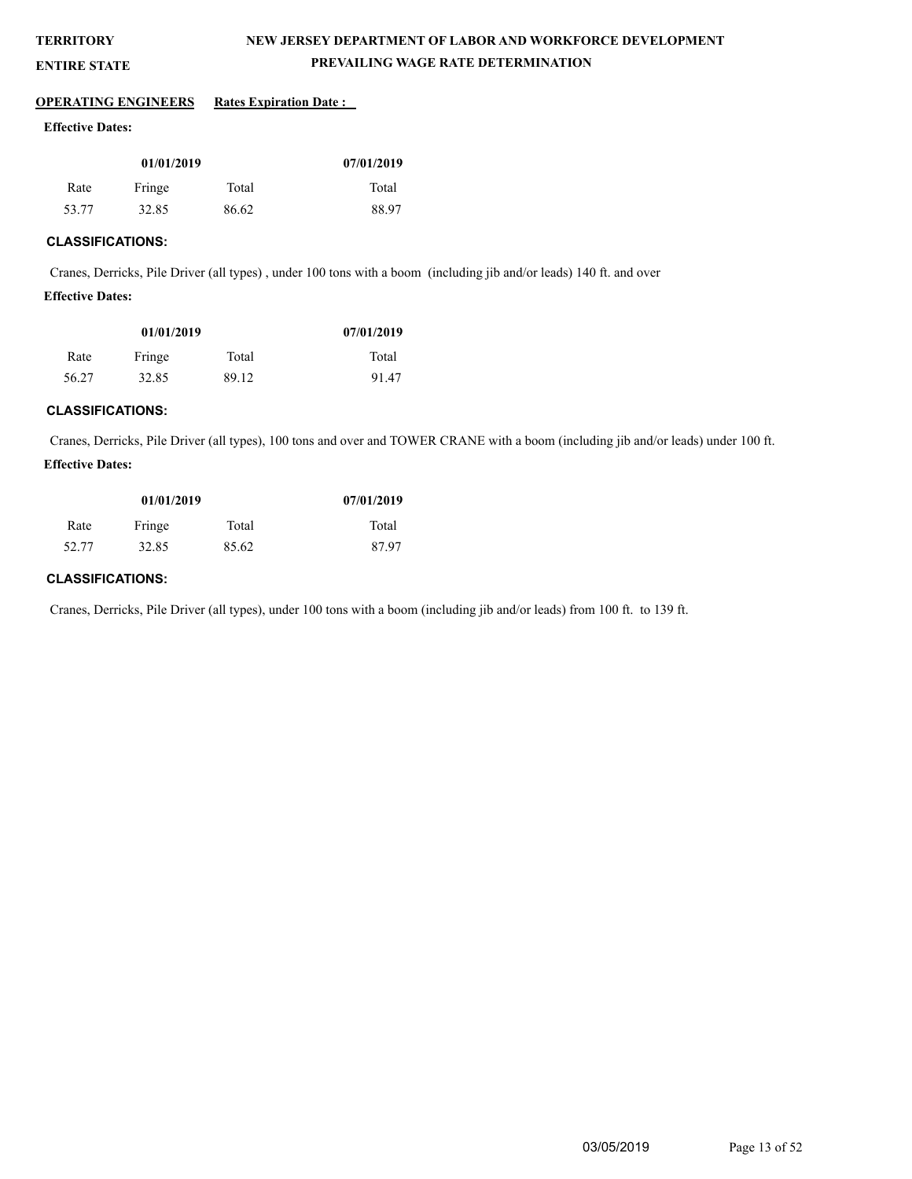**TERRITORY**

**ENTIRE STATE**

**NEW JERSEY DEPARTMENT OF LABOR AND WORKFORCE DEVELOPMENT**

**PREVAILING WAGE RATE DETERMINATION**

**OPERATING ENGINEERS** **Rates Expiration Date :**

**Effective Dates:**

| 01/01/2019 | | | 07/01/2019 |
|---|---|---|---|
| Rate | Fringe | Total | Total |
| 53.77 | 32.85 | 86.62 | 88.97 |

**CLASSIFICATIONS:**

Cranes, Derricks, Pile Driver (all types) , under 100 tons with a boom (including jib and/or leads) 140 ft. and over

**Effective Dates:**

| 01/01/2019 | | | 07/01/2019 |
|---|---|---|---|
| Rate | Fringe | Total | Total |
| 56.27 | 32.85 | 89.12 | 91.47 |

**CLASSIFICATIONS:**

Cranes, Derricks, Pile Driver (all types), 100 tons and over and TOWER CRANE with a boom (including jib and/or leads) under 100 ft.

**Effective Dates:**

| 01/01/2019 | | | 07/01/2019 |
|---|---|---|---|
| Rate | Fringe | Total | Total |
| 52.77 | 32.85 | 85.62 | 87.97 |

**CLASSIFICATIONS:**

Cranes, Derricks, Pile Driver (all types), under 100 tons with a boom (including jib and/or leads) from 100 ft. to 139 ft.

03/05/2019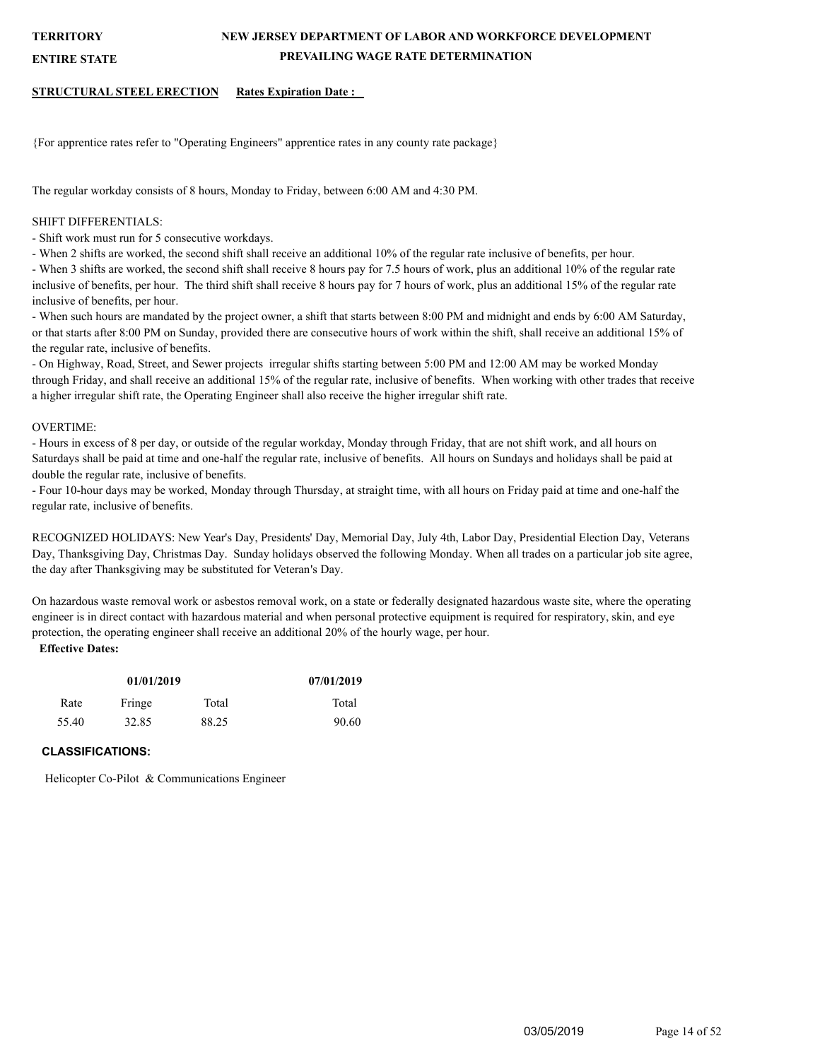**TERRITORY**

**ENTIRE STATE**

**NEW JERSEY DEPARTMENT OF LABOR AND WORKFORCE DEVELOPMENT**

**PREVAILING WAGE RATE DETERMINATION**

**STRUCTURAL STEEL ERECTION** **Rates Expiration Date :**

{For apprentice rates refer to "Operating Engineers" apprentice rates in any county rate package}

The regular workday consists of 8 hours, Monday to Friday, between 6:00 AM and 4:30 PM.

SHIFT DIFFERENTIALS:

- Shift work must run for 5 consecutive workdays.
- When 2 shifts are worked, the second shift shall receive an additional 10% of the regular rate inclusive of benefits, per hour.
- When 3 shifts are worked, the second shift shall receive 8 hours pay for 7.5 hours of work, plus an additional 10% of the regular rate inclusive of benefits, per hour. The third shift shall receive 8 hours pay for 7 hours of work, plus an additional 15% of the regular rate inclusive of benefits, per hour.
- When such hours are mandated by the project owner, a shift that starts between 8:00 PM and midnight and ends by 6:00 AM Saturday, or that starts after 8:00 PM on Sunday, provided there are consecutive hours of work within the shift, shall receive an additional 15% of the regular rate, inclusive of benefits.
- On Highway, Road, Street, and Sewer projects irregular shifts starting between 5:00 PM and 12:00 AM may be worked Monday through Friday, and shall receive an additional 15% of the regular rate, inclusive of benefits. When working with other trades that receive a higher irregular shift rate, the Operating Engineer shall also receive the higher irregular shift rate.

OVERTIME:

- Hours in excess of 8 per day, or outside of the regular workday, Monday through Friday, that are not shift work, and all hours on Saturdays shall be paid at time and one-half the regular rate, inclusive of benefits. All hours on Sundays and holidays shall be paid at double the regular rate, inclusive of benefits.
- Four 10-hour days may be worked, Monday through Thursday, at straight time, with all hours on Friday paid at time and one-half the regular rate, inclusive of benefits.

RECOGNIZED HOLIDAYS: New Year's Day, Presidents' Day, Memorial Day, July 4th, Labor Day, Presidential Election Day, Veterans Day, Thanksgiving Day, Christmas Day. Sunday holidays observed the following Monday. When all trades on a particular job site agree, the day after Thanksgiving may be substituted for Veteran's Day.

On hazardous waste removal work or asbestos removal work, on a state or federally designated hazardous waste site, where the operating engineer is in direct contact with hazardous material and when personal protective equipment is required for respiratory, skin, and eye protection, the operating engineer shall receive an additional 20% of the hourly wage, per hour.

**Effective Dates:**

| 01/01/2019 | | | 07/01/2019 |
|---|---|---|---|
| Rate | Fringe | Total | Total |
| 55.40 | 32.85 | 88.25 | 90.60 |

**CLASSIFICATIONS:**

Helicopter Co-Pilot & Communications Engineer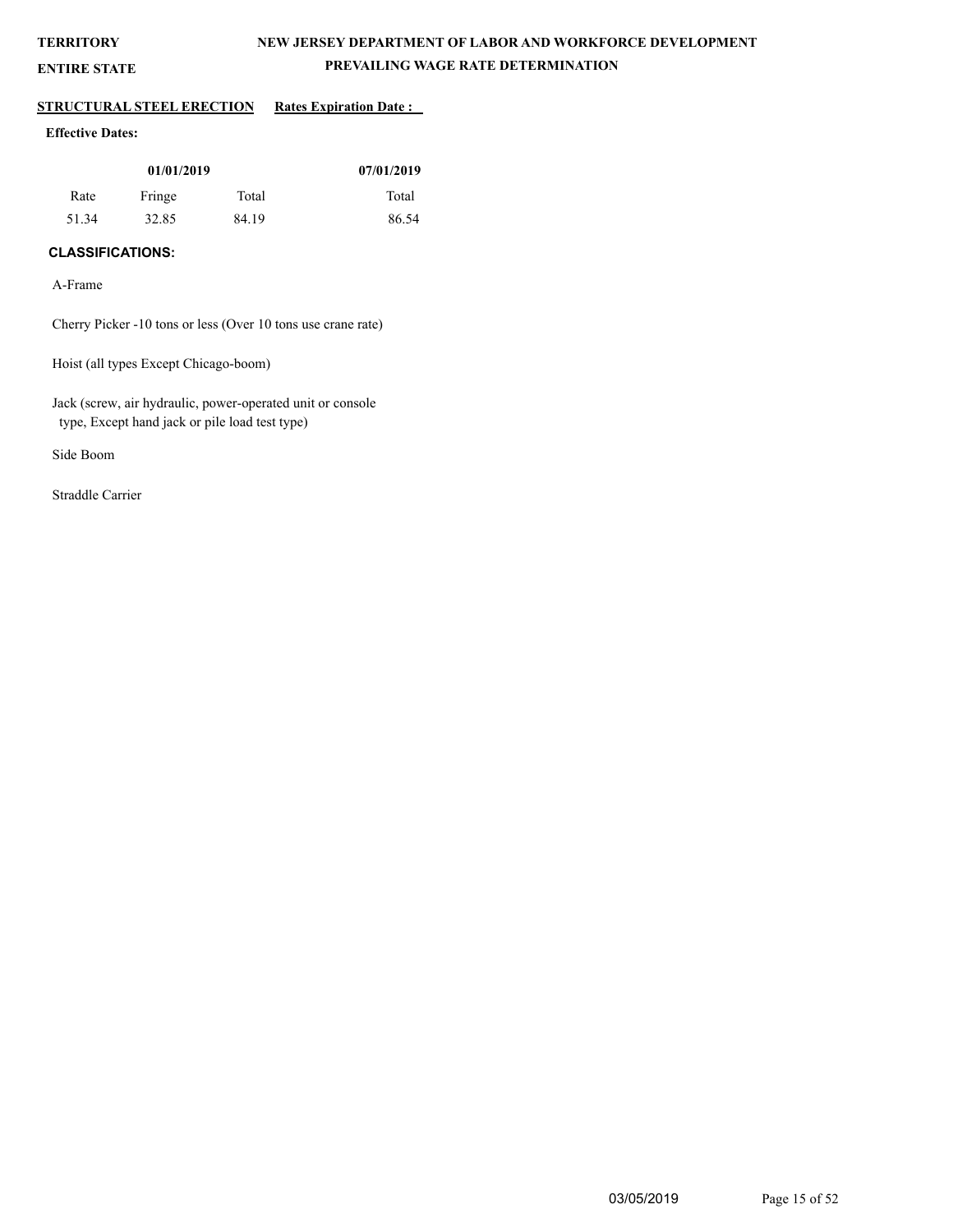**TERRITORY**

**ENTIRE STATE**

**NEW JERSEY DEPARTMENT OF LABOR AND WORKFORCE DEVELOPMENT**

**PREVAILING WAGE RATE DETERMINATION**

**STRUCTURAL STEEL ERECTION** **Rates Expiration Date :**

**Effective Dates:**

| 01/01/2019 | | | 07/01/2019 |
|---|---|---|---|
| Rate | Fringe | Total | Total |
| 51.34 | 32.85 | 84.19 | 86.54 |

**CLASSIFICATIONS:**

A-Frame

Cherry Picker -10 tons or less (Over 10 tons use crane rate)

Hoist (all types Except Chicago-boom)

Jack (screw, air hydraulic, power-operated unit or console type, Except hand jack or pile load test type)

Side Boom

Straddle Carrier

03/05/2019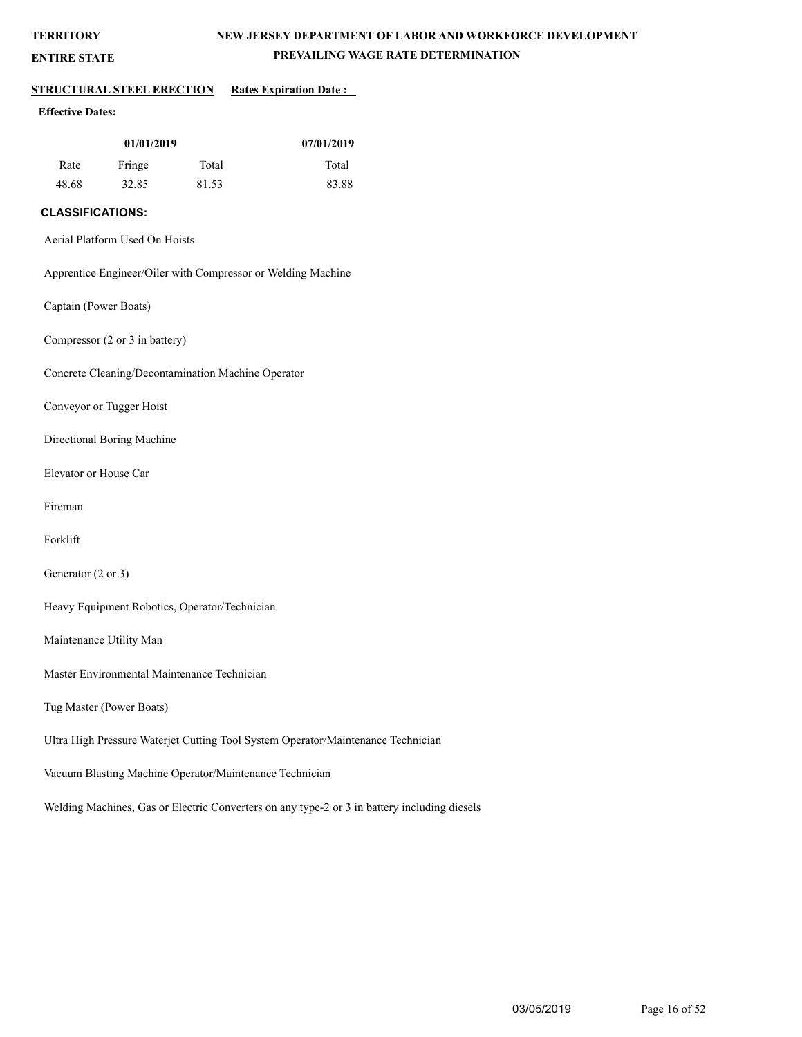**TERRITORY**
**ENTIRE STATE**

**NEW JERSEY DEPARTMENT OF LABOR AND WORKFORCE DEVELOPMENT**
**PREVAILING WAGE RATE DETERMINATION**

**STRUCTURAL STEEL ERECTION** **Rates Expiration Date :**

**Effective Dates:**

| 01/01/2019 | | | 07/01/2019 |
|---|---|---|---|
| Rate | Fringe | Total | Total |
| 48.68 | 32.85 | 81.53 | 83.88 |

**CLASSIFICATIONS:**

Aerial Platform Used On Hoists

Apprentice Engineer/Oiler with Compressor or Welding Machine

Captain (Power Boats)

Compressor (2 or 3 in battery)

Concrete Cleaning/Decontamination Machine Operator

Conveyor or Tugger Hoist

Directional Boring Machine

Elevator or House Car

Fireman

Forklift

Generator (2 or 3)

Heavy Equipment Robotics, Operator/Technician

Maintenance Utility Man

Master Environmental Maintenance Technician

Tug Master (Power Boats)

Ultra High Pressure Waterjet Cutting Tool System Operator/Maintenance Technician

Vacuum Blasting Machine Operator/Maintenance Technician

Welding Machines, Gas or Electric Converters on any type-2 or 3 in battery including diesels

03/05/2019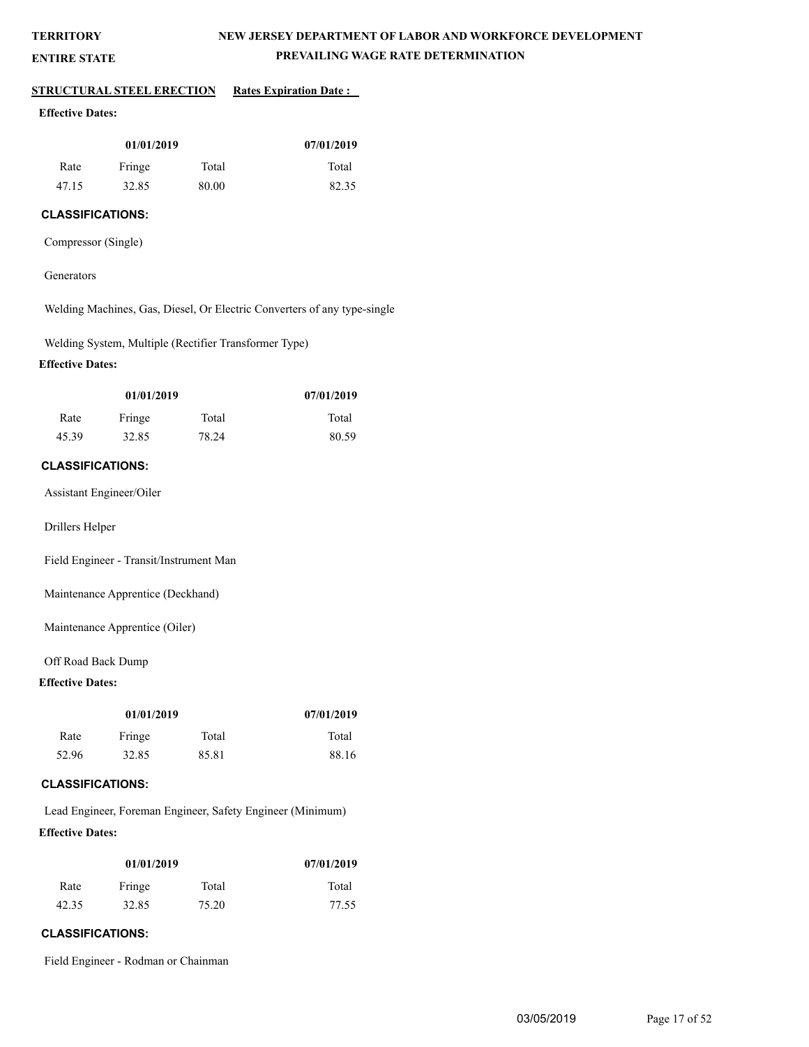**TERRITORY** **NEW JERSEY DEPARTMENT OF LABOR AND WORKFORCE DEVELOPMENT**

**ENTIRE STATE** **PREVAILING WAGE RATE DETERMINATION**

**STRUCTURAL STEEL ERECTION** **Rates Expiration Date :**

**Effective Dates:**

| 01/01/2019 | | | 07/01/2019 |
|---|---|---|---|
| Rate | Fringe | Total | Total |
| 47.15 | 32.85 | 80.00 | 82.35 |

**CLASSIFICATIONS:**

Compressor (Single)

Generators

Welding Machines, Gas, Diesel, Or Electric Converters of any type-single

Welding System, Multiple (Rectifier Transformer Type)

**Effective Dates:**

| 01/01/2019 | | | 07/01/2019 |
|---|---|---|---|
| Rate | Fringe | Total | Total |
| 45.39 | 32.85 | 78.24 | 80.59 |

**CLASSIFICATIONS:**

Assistant Engineer/Oiler

Drillers Helper

Field Engineer - Transit/Instrument Man

Maintenance Apprentice (Deckhand)

Maintenance Apprentice (Oiler)

Off Road Back Dump

**Effective Dates:**

| 01/01/2019 | | | 07/01/2019 |
|---|---|---|---|
| Rate | Fringe | Total | Total |
| 52.96 | 32.85 | 85.81 | 88.16 |

**CLASSIFICATIONS:**

Lead Engineer, Foreman Engineer, Safety Engineer (Minimum)

**Effective Dates:**

| 01/01/2019 | | | 07/01/2019 |
|---|---|---|---|
| Rate | Fringe | Total | Total |
| 42.35 | 32.85 | 75.20 | 77.55 |

**CLASSIFICATIONS:**

Field Engineer - Rodman or Chainman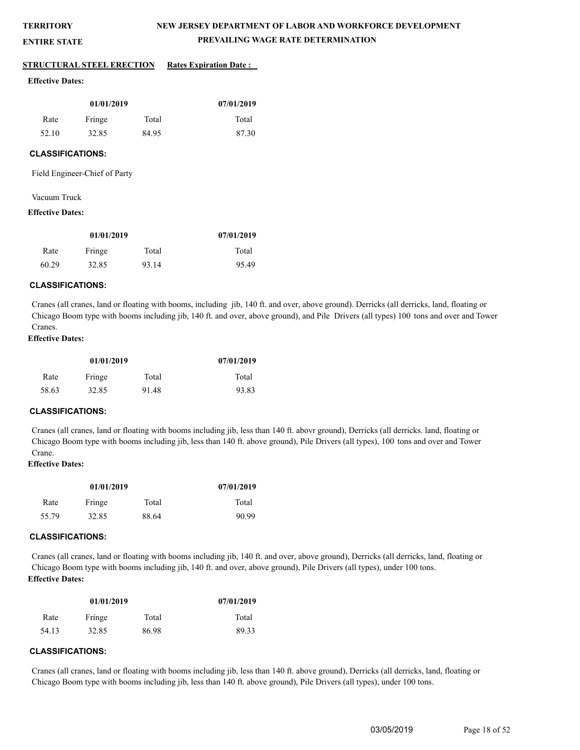**TERRITORY**

**ENTIRE STATE**

# NEW JERSEY DEPARTMENT OF LABOR AND WORKFORCE DEVELOPMENT

## PREVAILING WAGE RATE DETERMINATION

**STRUCTURAL STEEL ERECTION** **Rates Expiration Date :**

**Effective Dates:**

| 01/01/2019 | | | 07/01/2019 |
|---|---|---|---|
| Rate | Fringe | Total | Total |
| 52.10 | 32.85 | 84.95 | 87.30 |

**CLASSIFICATIONS:**

Field Engineer-Chief of Party

Vacuum Truck

**Effective Dates:**

| 01/01/2019 | | | 07/01/2019 |
|---|---|---|---|
| Rate | Fringe | Total | Total |
| 60.29 | 32.85 | 93.14 | 95.49 |

**CLASSIFICATIONS:**

Cranes (all cranes, land or floating with booms, including jib, 140 ft. and over, above ground). Derricks (all derricks, land, floating or Chicago Boom type with booms including jib, 140 ft. and over, above ground), and Pile Drivers (all types) 100 tons and over and Tower Cranes.

**Effective Dates:**

| 01/01/2019 | | | 07/01/2019 |
|---|---|---|---|
| Rate | Fringe | Total | Total |
| 58.63 | 32.85 | 91.48 | 93.83 |

**CLASSIFICATIONS:**

Cranes (all cranes, land or floating with booms including jib, less than 140 ft. abovr ground), Derricks (all derricks. land, floating or Chicago Boom type with booms including jib, less than 140 ft. above ground), Pile Drivers (all types), 100 tons and over and Tower Crane.

**Effective Dates:**

| 01/01/2019 | | | 07/01/2019 |
|---|---|---|---|
| Rate | Fringe | Total | Total |
| 55.79 | 32.85 | 88.64 | 90.99 |

**CLASSIFICATIONS:**

Cranes (all cranes, land or floating with booms including jib, 140 ft. and over, above ground), Derricks (all derricks, land, floating or Chicago Boom type with booms including jib, 140 ft. and over, above ground), Pile Drivers (all types), under 100 tons.

**Effective Dates:**

| 01/01/2019 | | | 07/01/2019 |
|---|---|---|---|
| Rate | Fringe | Total | Total |
| 54.13 | 32.85 | 86.98 | 89.33 |

**CLASSIFICATIONS:**

Cranes (all cranes, land or floating with booms including jib, less than 140 ft. above ground), Derricks (all derricks, land, floating or Chicago Boom type with booms including jib, less than 140 ft. above ground), Pile Drivers (all types), under 100 tons.

03/05/2019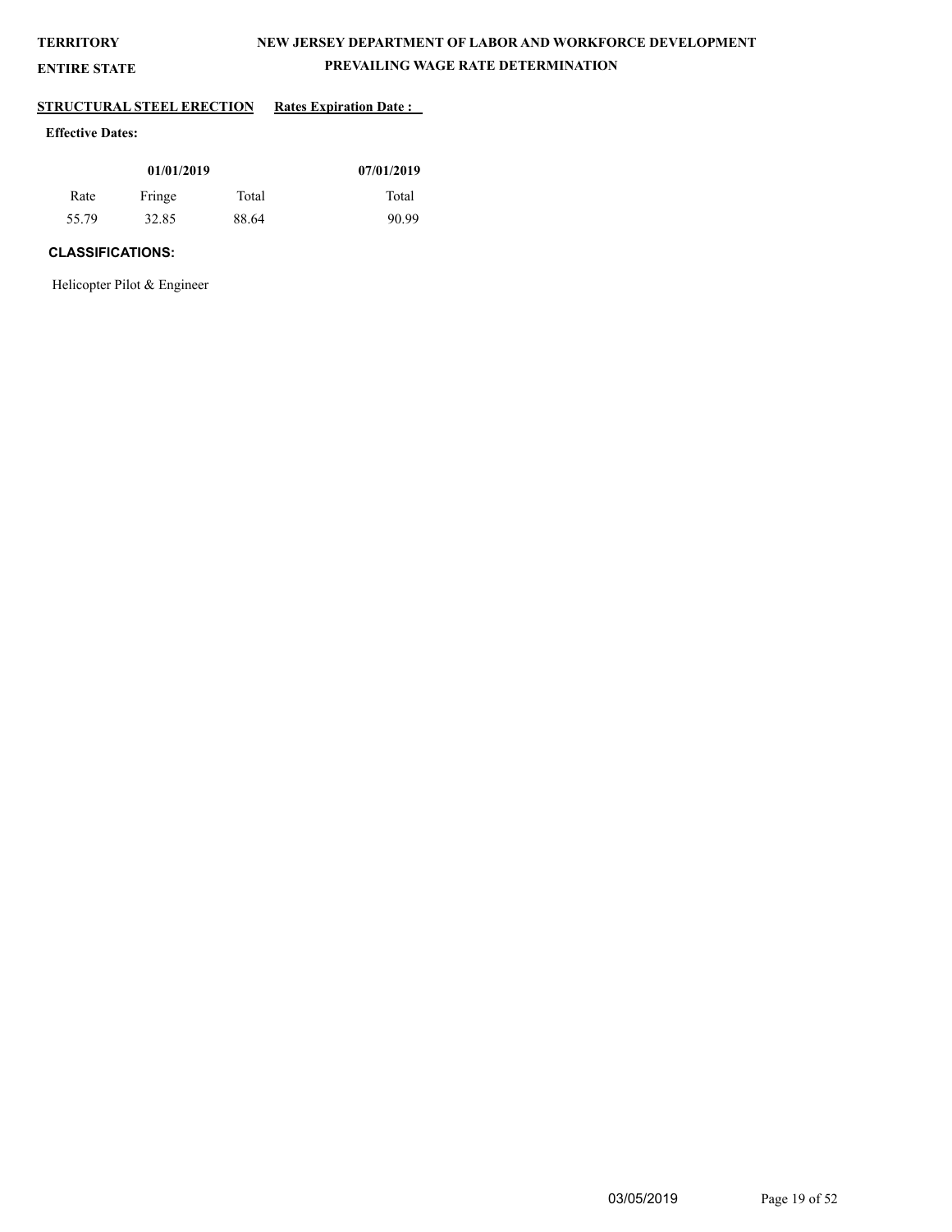**TERRITORY**

**ENTIRE STATE**

**NEW JERSEY DEPARTMENT OF LABOR AND WORKFORCE DEVELOPMENT**

**PREVAILING WAGE RATE DETERMINATION**

**STRUCTURAL STEEL ERECTION** **Rates Expiration Date :**

**Effective Dates:**

| 01/01/2019 | | | 07/01/2019 |
|---|---|---|---|
| Rate | Fringe | Total | Total |
| 55.79 | 32.85 | 88.64 | 90.99 |

**CLASSIFICATIONS:**

Helicopter Pilot & Engineer

03/05/2019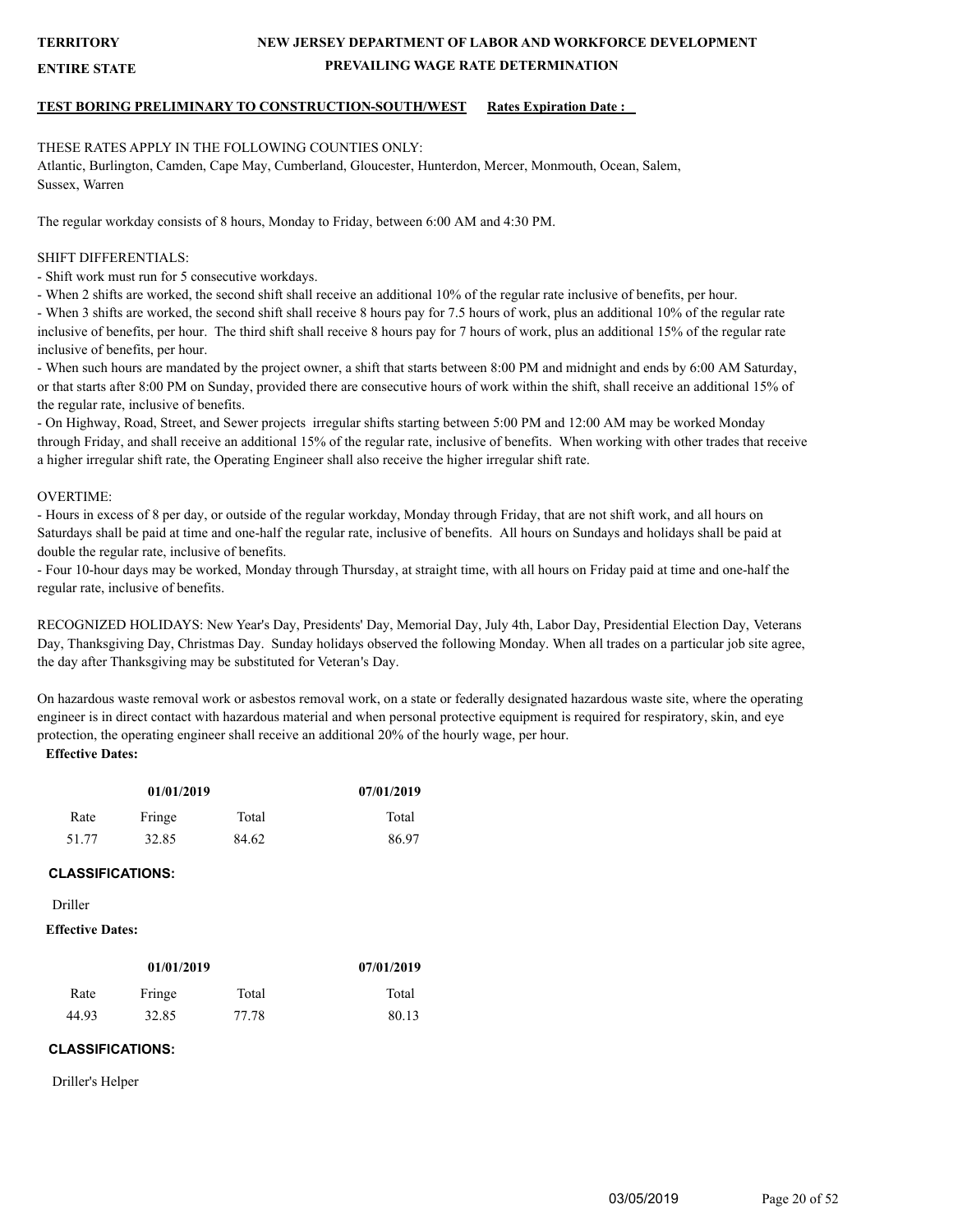**TERRITORY** **NEW JERSEY DEPARTMENT OF LABOR AND WORKFORCE DEVELOPMENT**

**ENTIRE STATE** **PREVAILING WAGE RATE DETERMINATION**

**TEST BORING PRELIMINARY TO CONSTRUCTION-SOUTH/WEST** **Rates Expiration Date :**

THESE RATES APPLY IN THE FOLLOWING COUNTIES ONLY:
Atlantic, Burlington, Camden, Cape May, Cumberland, Gloucester, Hunterdon, Mercer, Monmouth, Ocean, Salem, Sussex, Warren

The regular workday consists of 8 hours, Monday to Friday, between 6:00 AM and 4:30 PM.

SHIFT DIFFERENTIALS:

- Shift work must run for 5 consecutive workdays.
- When 2 shifts are worked, the second shift shall receive an additional 10% of the regular rate inclusive of benefits, per hour.
- When 3 shifts are worked, the second shift shall receive 8 hours pay for 7.5 hours of work, plus an additional 10% of the regular rate inclusive of benefits, per hour. The third shift shall receive 8 hours pay for 7 hours of work, plus an additional 15% of the regular rate inclusive of benefits, per hour.
- When such hours are mandated by the project owner, a shift that starts between 8:00 PM and midnight and ends by 6:00 AM Saturday, or that starts after 8:00 PM on Sunday, provided there are consecutive hours of work within the shift, shall receive an additional 15% of the regular rate, inclusive of benefits.
- On Highway, Road, Street, and Sewer projects irregular shifts starting between 5:00 PM and 12:00 AM may be worked Monday through Friday, and shall receive an additional 15% of the regular rate, inclusive of benefits. When working with other trades that receive a higher irregular shift rate, the Operating Engineer shall also receive the higher irregular shift rate.

OVERTIME:

- Hours in excess of 8 per day, or outside of the regular workday, Monday through Friday, that are not shift work, and all hours on Saturdays shall be paid at time and one-half the regular rate, inclusive of benefits. All hours on Sundays and holidays shall be paid at double the regular rate, inclusive of benefits.
- Four 10-hour days may be worked, Monday through Thursday, at straight time, with all hours on Friday paid at time and one-half the regular rate, inclusive of benefits.

RECOGNIZED HOLIDAYS: New Year's Day, Presidents' Day, Memorial Day, July 4th, Labor Day, Presidential Election Day, Veterans Day, Thanksgiving Day, Christmas Day. Sunday holidays observed the following Monday. When all trades on a particular job site agree, the day after Thanksgiving may be substituted for Veteran's Day.

On hazardous waste removal work or asbestos removal work, on a state or federally designated hazardous waste site, where the operating engineer is in direct contact with hazardous material and when personal protective equipment is required for respiratory, skin, and eye protection, the operating engineer shall receive an additional 20% of the hourly wage, per hour.

**Effective Dates:**

| 01/01/2019 | | | 07/01/2019 |
|---|---|---|---|
| Rate | Fringe | Total | Total |
| 51.77 | 32.85 | 84.62 | 86.97 |

**CLASSIFICATIONS:**

Driller

**Effective Dates:**

| 01/01/2019 | | | 07/01/2019 |
|---|---|---|---|
| Rate | Fringe | Total | Total |
| 44.93 | 32.85 | 77.78 | 80.13 |

**CLASSIFICATIONS:**

Driller's Helper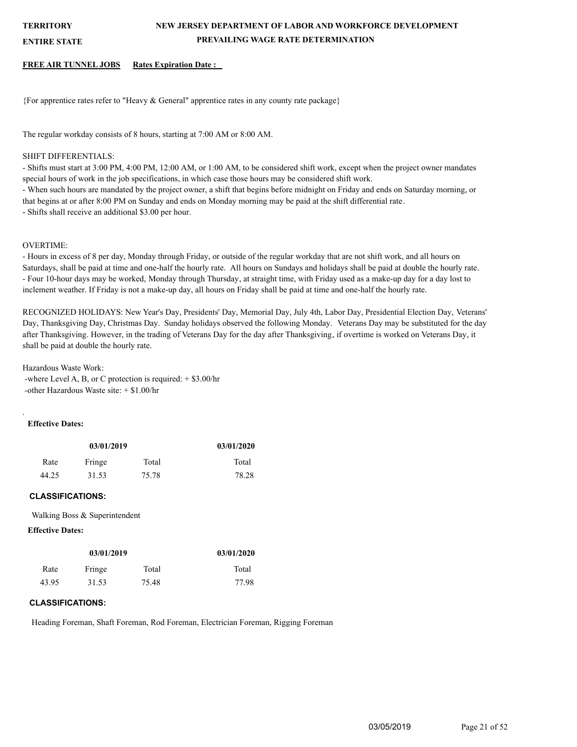**TERRITORY** **NEW JERSEY DEPARTMENT OF LABOR AND WORKFORCE DEVELOPMENT**

**ENTIRE STATE** **PREVAILING WAGE RATE DETERMINATION**

**FREE AIR TUNNEL JOBS** **Rates Expiration Date :**

{For apprentice rates refer to "Heavy & General" apprentice rates in any county rate package}

The regular workday consists of 8 hours, starting at 7:00 AM or 8:00 AM.

SHIFT DIFFERENTIALS:

- Shifts must start at 3:00 PM, 4:00 PM, 12:00 AM, or 1:00 AM, to be considered shift work, except when the project owner mandates special hours of work in the job specifications, in which case those hours may be considered shift work.
- When such hours are mandated by the project owner, a shift that begins before midnight on Friday and ends on Saturday morning, or that begins at or after 8:00 PM on Sunday and ends on Monday morning may be paid at the shift differential rate.
- Shifts shall receive an additional $3.00 per hour.

OVERTIME:

- Hours in excess of 8 per day, Monday through Friday, or outside of the regular workday that are not shift work, and all hours on Saturdays, shall be paid at time and one-half the hourly rate. All hours on Sundays and holidays shall be paid at double the hourly rate.
- Four 10-hour days may be worked, Monday through Thursday, at straight time, with Friday used as a make-up day for a day lost to inclement weather. If Friday is not a make-up day, all hours on Friday shall be paid at time and one-half the hourly rate.

RECOGNIZED HOLIDAYS: New Year's Day, Presidents' Day, Memorial Day, July 4th, Labor Day, Presidential Election Day, Veterans' Day, Thanksgiving Day, Christmas Day. Sunday holidays observed the following Monday. Veterans Day may be substituted for the day after Thanksgiving. However, in the trading of Veterans Day for the day after Thanksgiving, if overtime is worked on Veterans Day, it shall be paid at double the hourly rate.

Hazardous Waste Work:

-where Level A, B, or C protection is required: + $3.00/hr

-other Hazardous Waste site: + $1.00/hr

.

**Effective Dates:**

| 03/01/2019 | | | 03/01/2020 |
|---|---|---|---|
| Rate | Fringe | Total | Total |
| 44.25 | 31.53 | 75.78 | 78.28 |

**CLASSIFICATIONS:**

Walking Boss & Superintendent

**Effective Dates:**

| 03/01/2019 | | | 03/01/2020 |
|---|---|---|---|
| Rate | Fringe | Total | Total |
| 43.95 | 31.53 | 75.48 | 77.98 |

**CLASSIFICATIONS:**

Heading Foreman, Shaft Foreman, Rod Foreman, Electrician Foreman, Rigging Foreman

03/05/2019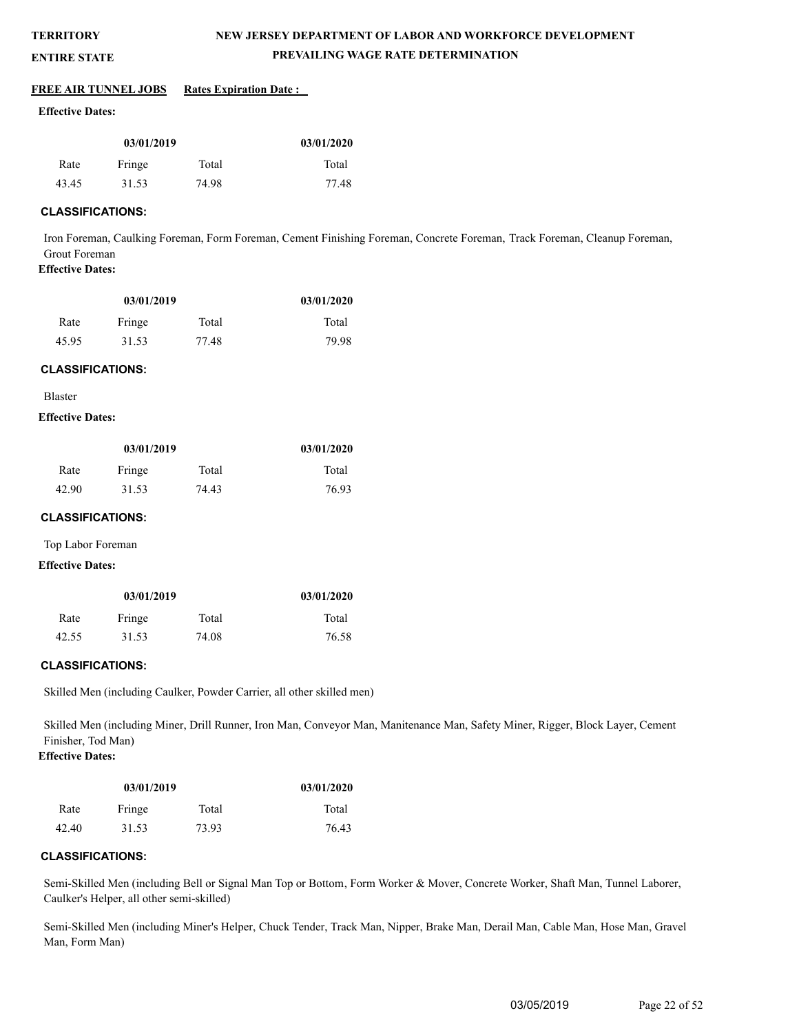**TERRITORY** **NEW JERSEY DEPARTMENT OF LABOR AND WORKFORCE DEVELOPMENT**

**ENTIRE STATE** **PREVAILING WAGE RATE DETERMINATION**

**FREE AIR TUNNEL JOBS** **Rates Expiration Date :**

**Effective Dates:**

| 03/01/2019 | | | 03/01/2020 |
|---|---|---|---|
| Rate | Fringe | Total | Total |
| 43.45 | 31.53 | 74.98 | 77.48 |

**CLASSIFICATIONS:**

Iron Foreman, Caulking Foreman, Form Foreman, Cement Finishing Foreman, Concrete Foreman, Track Foreman, Cleanup Foreman, Grout Foreman

**Effective Dates:**

| 03/01/2019 | | | 03/01/2020 |
|---|---|---|---|
| Rate | Fringe | Total | Total |
| 45.95 | 31.53 | 77.48 | 79.98 |

**CLASSIFICATIONS:**

Blaster

**Effective Dates:**

| 03/01/2019 | | | 03/01/2020 |
|---|---|---|---|
| Rate | Fringe | Total | Total |
| 42.90 | 31.53 | 74.43 | 76.93 |

**CLASSIFICATIONS:**

Top Labor Foreman

**Effective Dates:**

| 03/01/2019 | | | 03/01/2020 |
|---|---|---|---|
| Rate | Fringe | Total | Total |
| 42.55 | 31.53 | 74.08 | 76.58 |

**CLASSIFICATIONS:**

Skilled Men (including Caulker, Powder Carrier, all other skilled men)

Skilled Men (including Miner, Drill Runner, Iron Man, Conveyor Man, Manitenance Man, Safety Miner, Rigger, Block Layer, Cement Finisher, Tod Man)

**Effective Dates:**

| 03/01/2019 | | | 03/01/2020 |
|---|---|---|---|
| Rate | Fringe | Total | Total |
| 42.40 | 31.53 | 73.93 | 76.43 |

**CLASSIFICATIONS:**

Semi-Skilled Men (including Bell or Signal Man Top or Bottom, Form Worker & Mover, Concrete Worker, Shaft Man, Tunnel Laborer, Caulker's Helper, all other semi-skilled)

Semi-Skilled Men (including Miner's Helper, Chuck Tender, Track Man, Nipper, Brake Man, Derail Man, Cable Man, Hose Man, Gravel Man, Form Man)

03/05/2019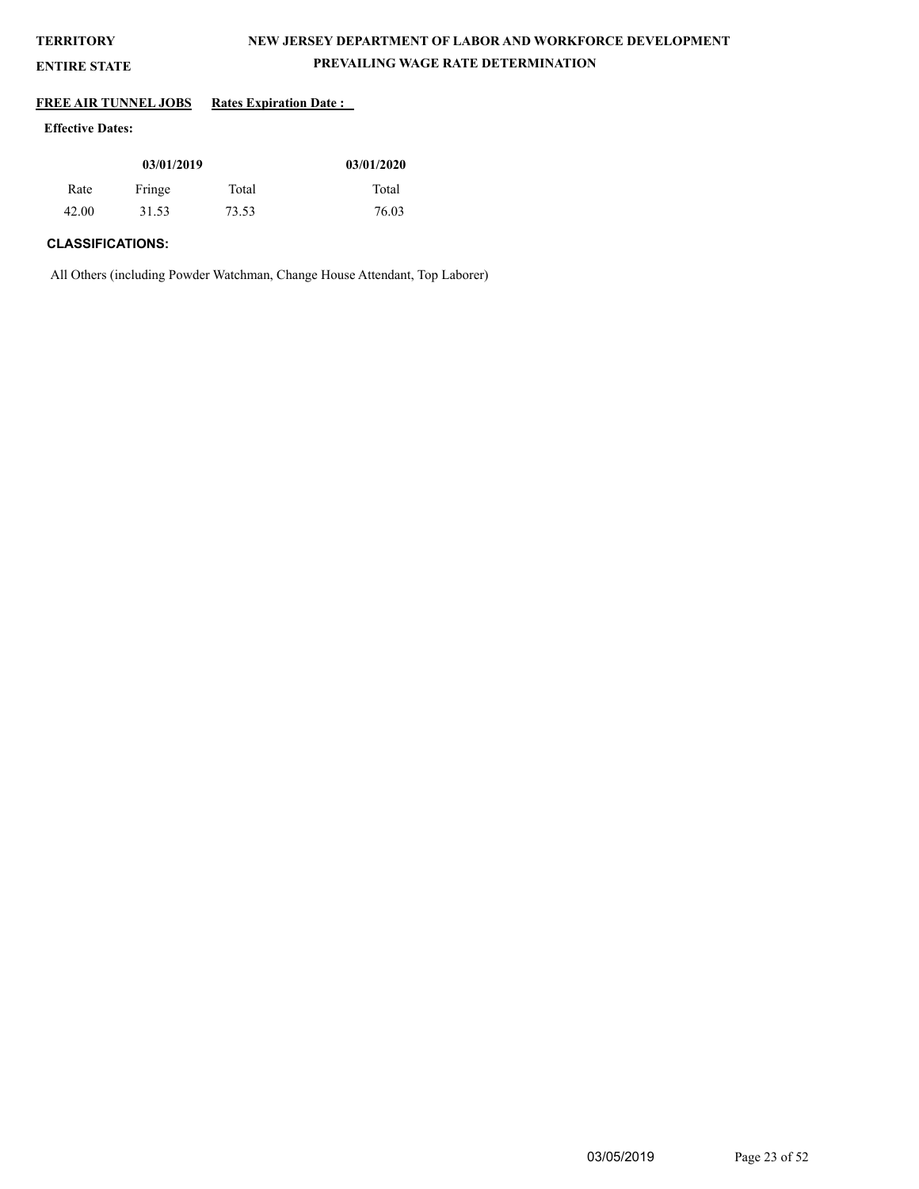**TERRITORY** **NEW JERSEY DEPARTMENT OF LABOR AND WORKFORCE DEVELOPMENT**

**ENTIRE STATE** **PREVAILING WAGE RATE DETERMINATION**

**FREE AIR TUNNEL JOBS** **Rates Expiration Date :**

**Effective Dates:**

| 03/01/2019 | | | 03/01/2020 |
|---|---|---|---|
| Rate | Fringe | Total | Total |
| 42.00 | 31.53 | 73.53 | 76.03 |

**CLASSIFICATIONS:**

All Others (including Powder Watchman, Change House Attendant, Top Laborer)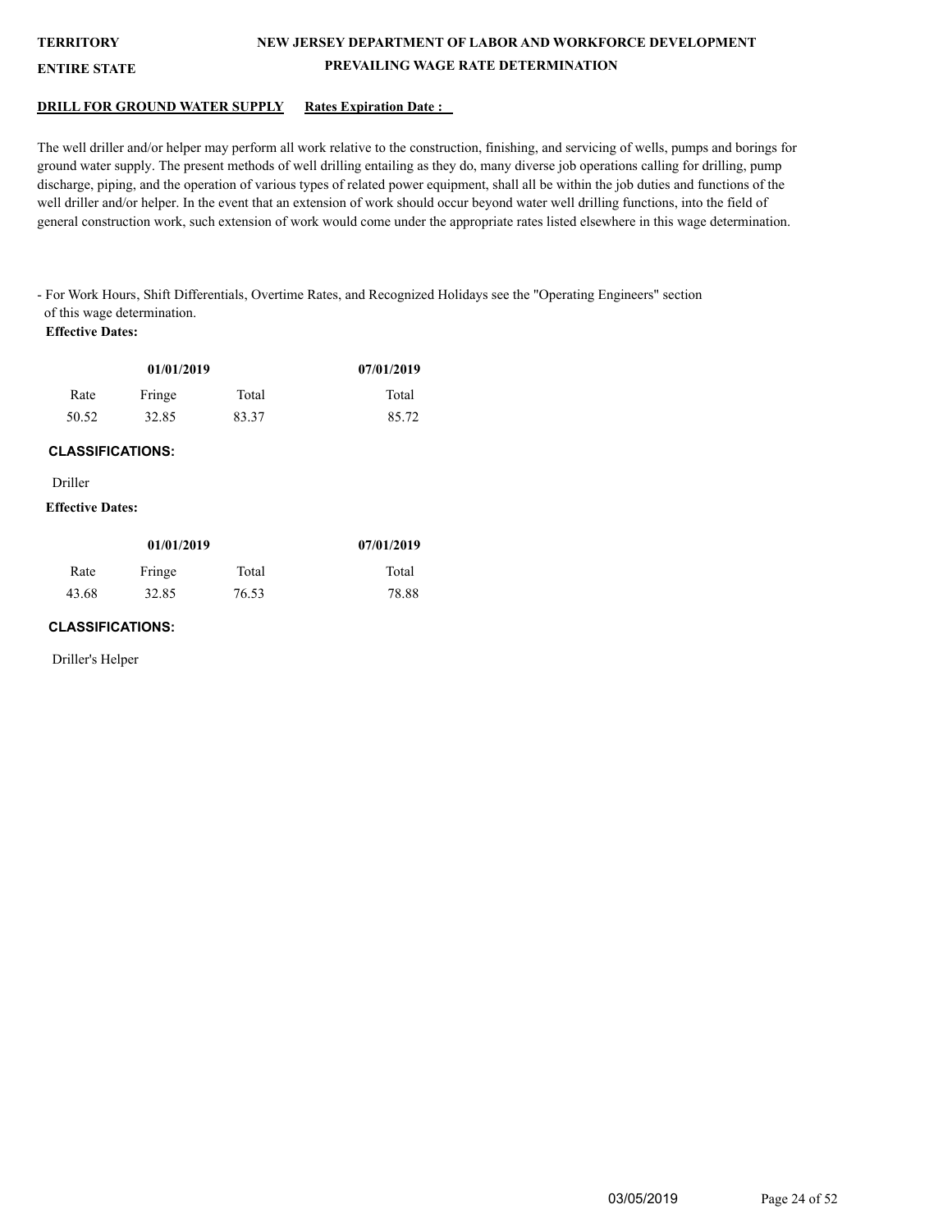**TERRITORY** **NEW JERSEY DEPARTMENT OF LABOR AND WORKFORCE DEVELOPMENT**

**ENTIRE STATE** **PREVAILING WAGE RATE DETERMINATION**

**DRILL FOR GROUND WATER SUPPLY** **Rates Expiration Date :**

The well driller and/or helper may perform all work relative to the construction, finishing, and servicing of wells, pumps and borings for ground water supply. The present methods of well drilling entailing as they do, many diverse job operations calling for drilling, pump discharge, piping, and the operation of various types of related power equipment, shall all be within the job duties and functions of the well driller and/or helper. In the event that an extension of work should occur beyond water well drilling functions, into the field of general construction work, such extension of work would come under the appropriate rates listed elsewhere in this wage determination.

- For Work Hours, Shift Differentials, Overtime Rates, and Recognized Holidays see the "Operating Engineers" section of this wage determination.

**Effective Dates:**

| 01/01/2019 | | | 07/01/2019 |
|---|---|---|---|
| Rate | Fringe | Total | Total |
| 50.52 | 32.85 | 83.37 | 85.72 |

**CLASSIFICATIONS:**

Driller

**Effective Dates:**

| 01/01/2019 | | | 07/01/2019 |
|---|---|---|---|
| Rate | Fringe | Total | Total |
| 43.68 | 32.85 | 76.53 | 78.88 |

**CLASSIFICATIONS:**

Driller's Helper

03/05/2019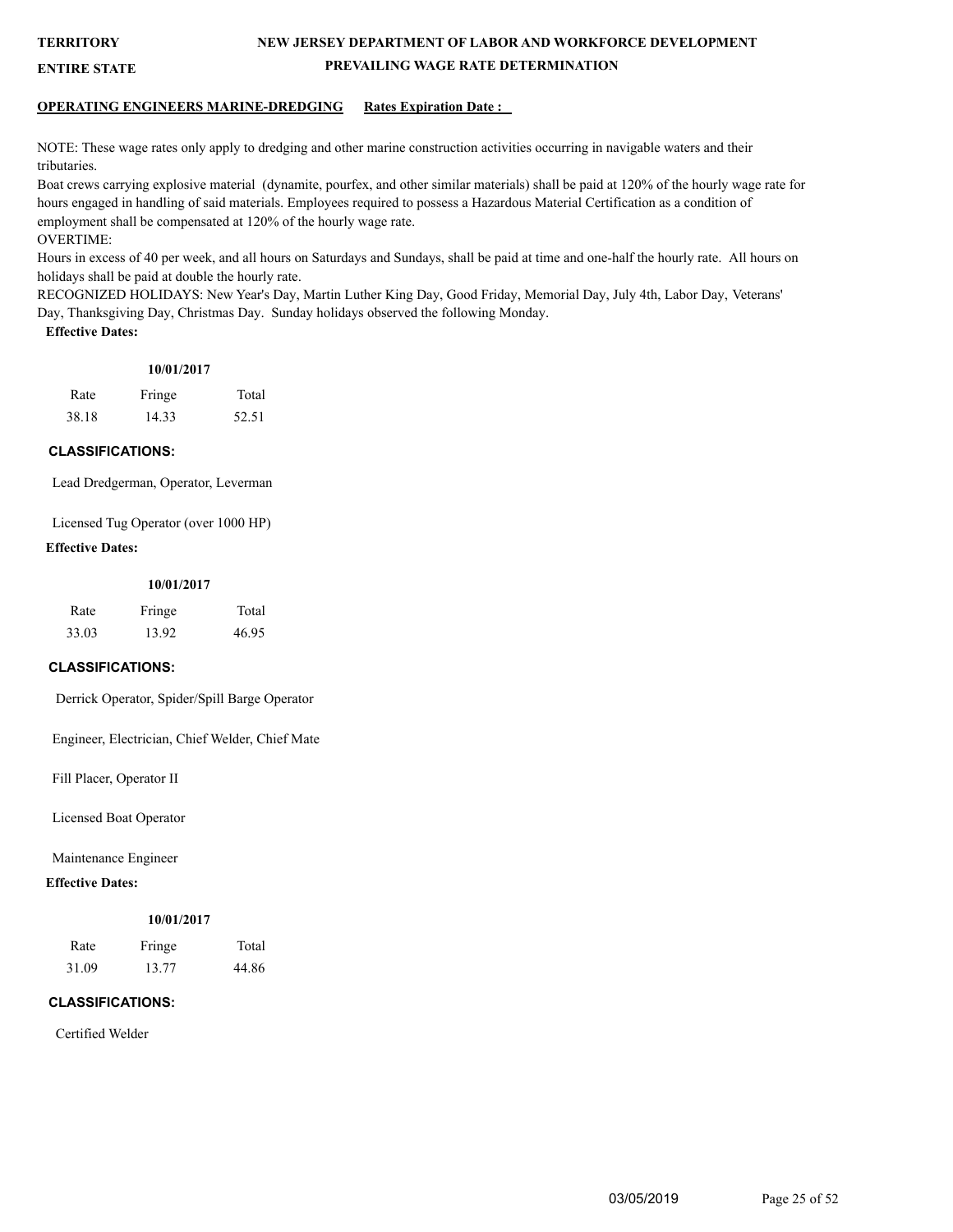**TERRITORY**

**ENTIRE STATE**

**NEW JERSEY DEPARTMENT OF LABOR AND WORKFORCE DEVELOPMENT**

**PREVAILING WAGE RATE DETERMINATION**

**OPERATING ENGINEERS MARINE-DREDGING** **Rates Expiration Date :**

NOTE: These wage rates only apply to dredging and other marine construction activities occurring in navigable waters and their tributaries.

Boat crews carrying explosive material (dynamite, pourfex, and other similar materials) shall be paid at 120% of the hourly wage rate for hours engaged in handling of said materials. Employees required to possess a Hazardous Material Certification as a condition of employment shall be compensated at 120% of the hourly wage rate.

OVERTIME:

Hours in excess of 40 per week, and all hours on Saturdays and Sundays, shall be paid at time and one-half the hourly rate. All hours on holidays shall be paid at double the hourly rate.

RECOGNIZED HOLIDAYS: New Year's Day, Martin Luther King Day, Good Friday, Memorial Day, July 4th, Labor Day, Veterans' Day, Thanksgiving Day, Christmas Day. Sunday holidays observed the following Monday.

**Effective Dates:**

| **10/01/2017** | | |
|---|---|---|
| Rate | Fringe | Total |
| 38.18 | 14.33 | 52.51 |

**CLASSIFICATIONS:**

Lead Dredgerman, Operator, Leverman

Licensed Tug Operator (over 1000 HP)

**Effective Dates:**

| **10/01/2017** | | |
|---|---|---|
| Rate | Fringe | Total |
| 33.03 | 13.92 | 46.95 |

**CLASSIFICATIONS:**

Derrick Operator, Spider/Spill Barge Operator

Engineer, Electrician, Chief Welder, Chief Mate

Fill Placer, Operator II

Licensed Boat Operator

Maintenance Engineer

**Effective Dates:**

| **10/01/2017** | | |
|---|---|---|
| Rate | Fringe | Total |
| 31.09 | 13.77 | 44.86 |

**CLASSIFICATIONS:**

Certified Welder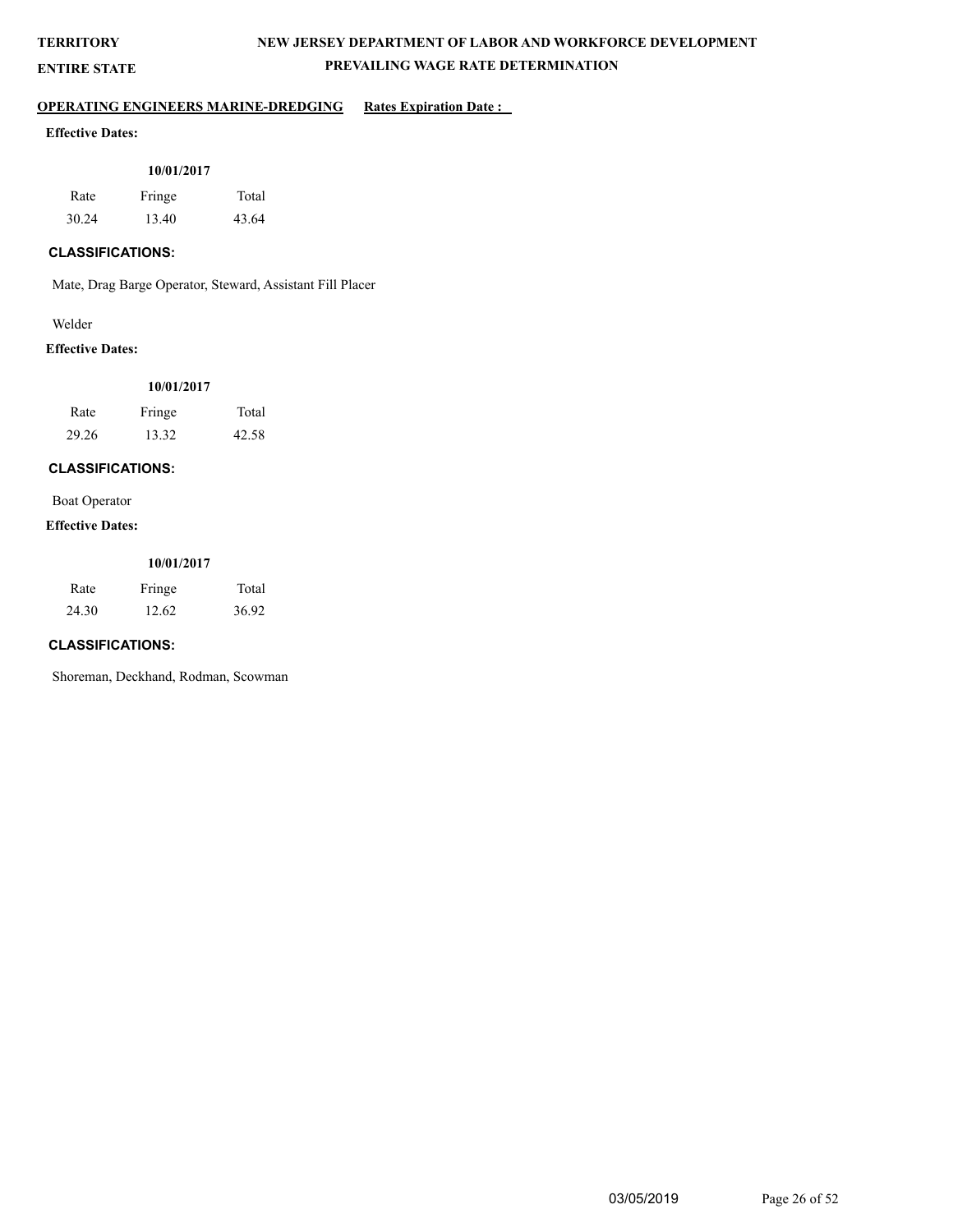**TERRITORY**

**ENTIRE STATE**

**NEW JERSEY DEPARTMENT OF LABOR AND WORKFORCE DEVELOPMENT**

**PREVAILING WAGE RATE DETERMINATION**

**OPERATING ENGINEERS MARINE-DREDGING** **Rates Expiration Date :**

**Effective Dates:**

| 10/01/2017 | | |
|---|---|---|
| Rate | Fringe | Total |
| 30.24 | 13.40 | 43.64 |

**CLASSIFICATIONS:**

Mate, Drag Barge Operator, Steward, Assistant Fill Placer

Welder

**Effective Dates:**

| 10/01/2017 | | |
|---|---|---|
| Rate | Fringe | Total |
| 29.26 | 13.32 | 42.58 |

**CLASSIFICATIONS:**

Boat Operator

**Effective Dates:**

| 10/01/2017 | | |
|---|---|---|
| Rate | Fringe | Total |
| 24.30 | 12.62 | 36.92 |

**CLASSIFICATIONS:**

Shoreman, Deckhand, Rodman, Scowman

03/05/2019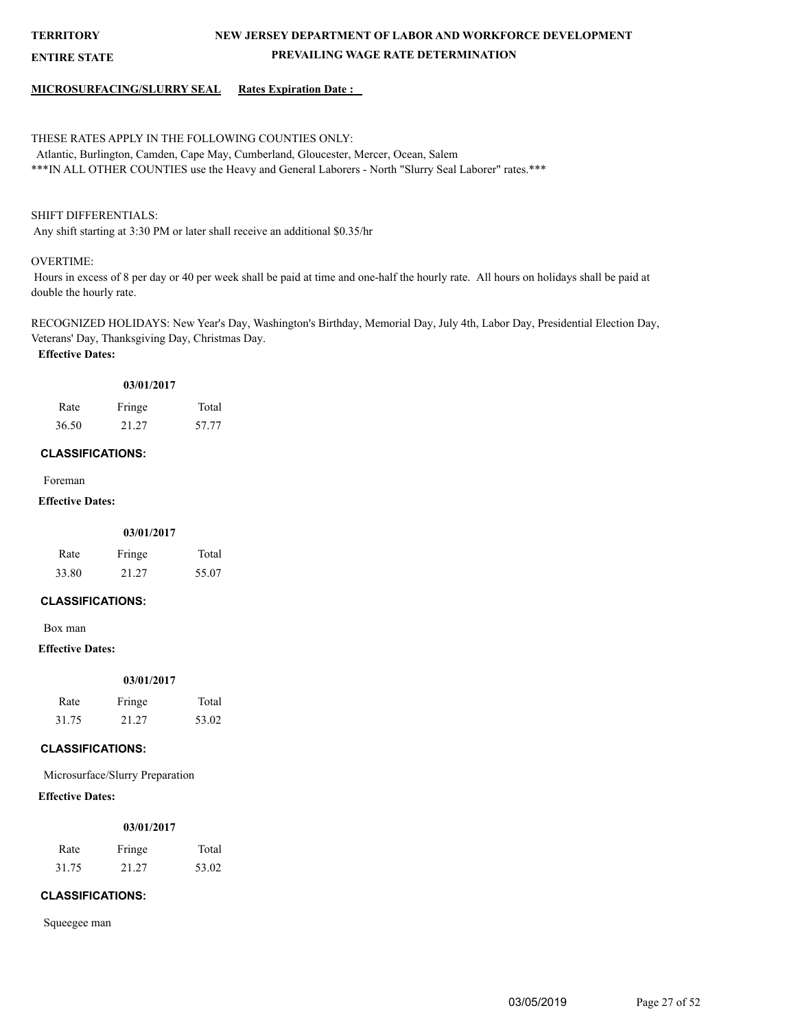**TERRITORY** | **NEW JERSEY DEPARTMENT OF LABOR AND WORKFORCE DEVELOPMENT**

**ENTIRE STATE** | **PREVAILING WAGE RATE DETERMINATION**

**MICROSURFACING/SLURRY SEAL** **Rates Expiration Date :**

THESE RATES APPLY IN THE FOLLOWING COUNTIES ONLY:
Atlantic, Burlington, Camden, Cape May, Cumberland, Gloucester, Mercer, Ocean, Salem
***IN ALL OTHER COUNTIES use the Heavy and General Laborers - North "Slurry Seal Laborer" rates.***

SHIFT DIFFERENTIALS:
Any shift starting at 3:30 PM or later shall receive an additional $0.35/hr

OVERTIME:
Hours in excess of 8 per day or 40 per week shall be paid at time and one-half the hourly rate. All hours on holidays shall be paid at double the hourly rate.

RECOGNIZED HOLIDAYS: New Year's Day, Washington's Birthday, Memorial Day, July 4th, Labor Day, Presidential Election Day, Veterans' Day, Thanksgiving Day, Christmas Day.

**Effective Dates:**

| 03/01/2017 | | |
|---|---|---|
| Rate | Fringe | Total |
| 36.50 | 21.27 | 57.77 |

**CLASSIFICATIONS:**

Foreman

**Effective Dates:**

| 03/01/2017 | | |
|---|---|---|
| Rate | Fringe | Total |
| 33.80 | 21.27 | 55.07 |

**CLASSIFICATIONS:**

Box man

**Effective Dates:**

| 03/01/2017 | | |
|---|---|---|
| Rate | Fringe | Total |
| 31.75 | 21.27 | 53.02 |

**CLASSIFICATIONS:**

Microsurface/Slurry Preparation

**Effective Dates:**

| 03/01/2017 | | |
|---|---|---|
| Rate | Fringe | Total |
| 31.75 | 21.27 | 53.02 |

**CLASSIFICATIONS:**

Squeegee man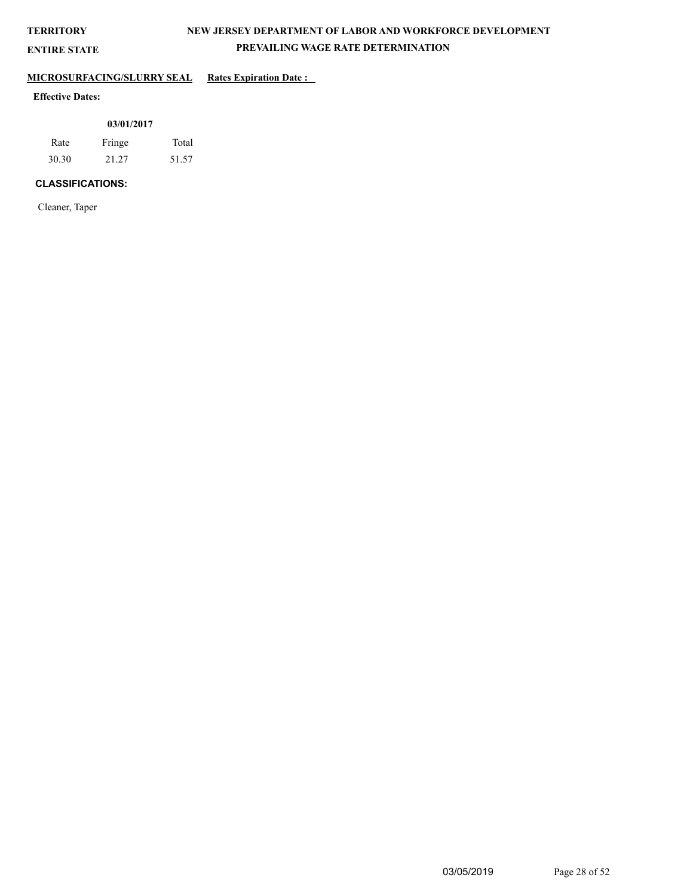**TERRITORY** **NEW JERSEY DEPARTMENT OF LABOR AND WORKFORCE DEVELOPMENT**

**ENTIRE STATE** **PREVAILING WAGE RATE DETERMINATION**

**MICROSURFACING/SLURRY SEAL** **Rates Expiration Date :**

**Effective Dates:**

| 03/01/2017 | | |
|---|---|---|
| Rate | Fringe | Total |
| 30.30 | 21.27 | 51.57 |

**CLASSIFICATIONS:**

Cleaner, Taper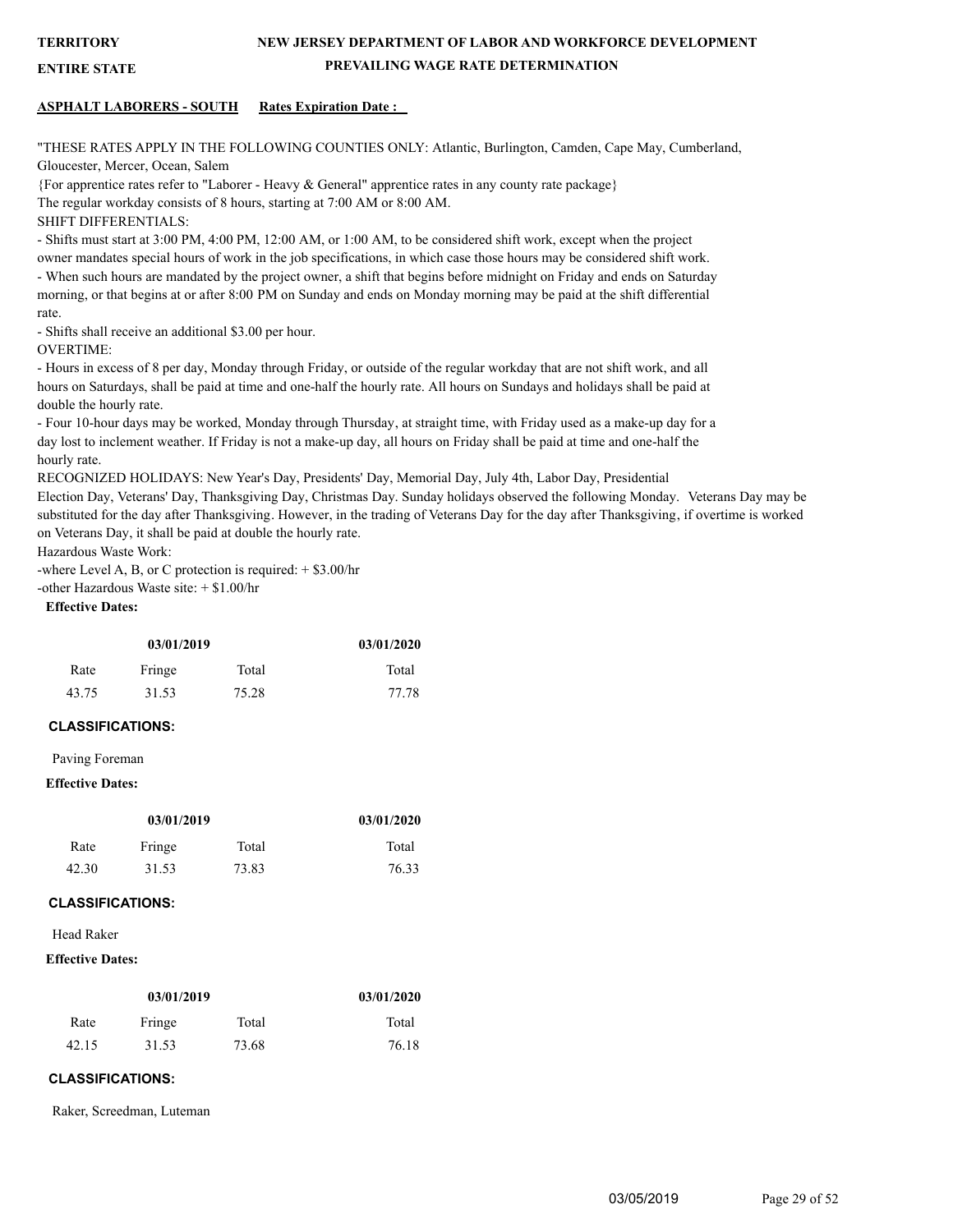TERRITORY

ENTIRE STATE

NEW JERSEY DEPARTMENT OF LABOR AND WORKFORCE DEVELOPMENT

PREVAILING WAGE RATE DETERMINATION

**ASPHALT LABORERS - SOUTH** **Rates Expiration Date :**

"THESE RATES APPLY IN THE FOLLOWING COUNTIES ONLY: Atlantic, Burlington, Camden, Cape May, Cumberland, Gloucester, Mercer, Ocean, Salem

{For apprentice rates refer to "Laborer - Heavy & General" apprentice rates in any county rate package}

The regular workday consists of 8 hours, starting at 7:00 AM or 8:00 AM.

SHIFT DIFFERENTIALS:

- Shifts must start at 3:00 PM, 4:00 PM, 12:00 AM, or 1:00 AM, to be considered shift work, except when the project owner mandates special hours of work in the job specifications, in which case those hours may be considered shift work.
- When such hours are mandated by the project owner, a shift that begins before midnight on Friday and ends on Saturday morning, or that begins at or after 8:00 PM on Sunday and ends on Monday morning may be paid at the shift differential rate.
- Shifts shall receive an additional $3.00 per hour.

OVERTIME:

- Hours in excess of 8 per day, Monday through Friday, or outside of the regular workday that are not shift work, and all hours on Saturdays, shall be paid at time and one-half the hourly rate. All hours on Sundays and holidays shall be paid at double the hourly rate.
- Four 10-hour days may be worked, Monday through Thursday, at straight time, with Friday used as a make-up day for a day lost to inclement weather. If Friday is not a make-up day, all hours on Friday shall be paid at time and one-half the hourly rate.

RECOGNIZED HOLIDAYS: New Year's Day, Presidents' Day, Memorial Day, July 4th, Labor Day, Presidential Election Day, Veterans' Day, Thanksgiving Day, Christmas Day. Sunday holidays observed the following Monday. Veterans Day may be substituted for the day after Thanksgiving. However, in the trading of Veterans Day for the day after Thanksgiving, if overtime is worked on Veterans Day, it shall be paid at double the hourly rate.

Hazardous Waste Work:

-where Level A, B, or C protection is required: + $3.00/hr

-other Hazardous Waste site: + $1.00/hr

**Effective Dates:**

| 03/01/2019 | | | 03/01/2020 |
|---|---|---|---|
| Rate | Fringe | Total | Total |
| 43.75 | 31.53 | 75.28 | 77.78 |

**CLASSIFICATIONS:**

Paving Foreman

**Effective Dates:**

| 03/01/2019 | | | 03/01/2020 |
|---|---|---|---|
| Rate | Fringe | Total | Total |
| 42.30 | 31.53 | 73.83 | 76.33 |

**CLASSIFICATIONS:**

Head Raker

**Effective Dates:**

| 03/01/2019 | | | 03/01/2020 |
|---|---|---|---|
| Rate | Fringe | Total | Total |
| 42.15 | 31.53 | 73.68 | 76.18 |

**CLASSIFICATIONS:**

Raker, Screedman, Luteman

03/05/2019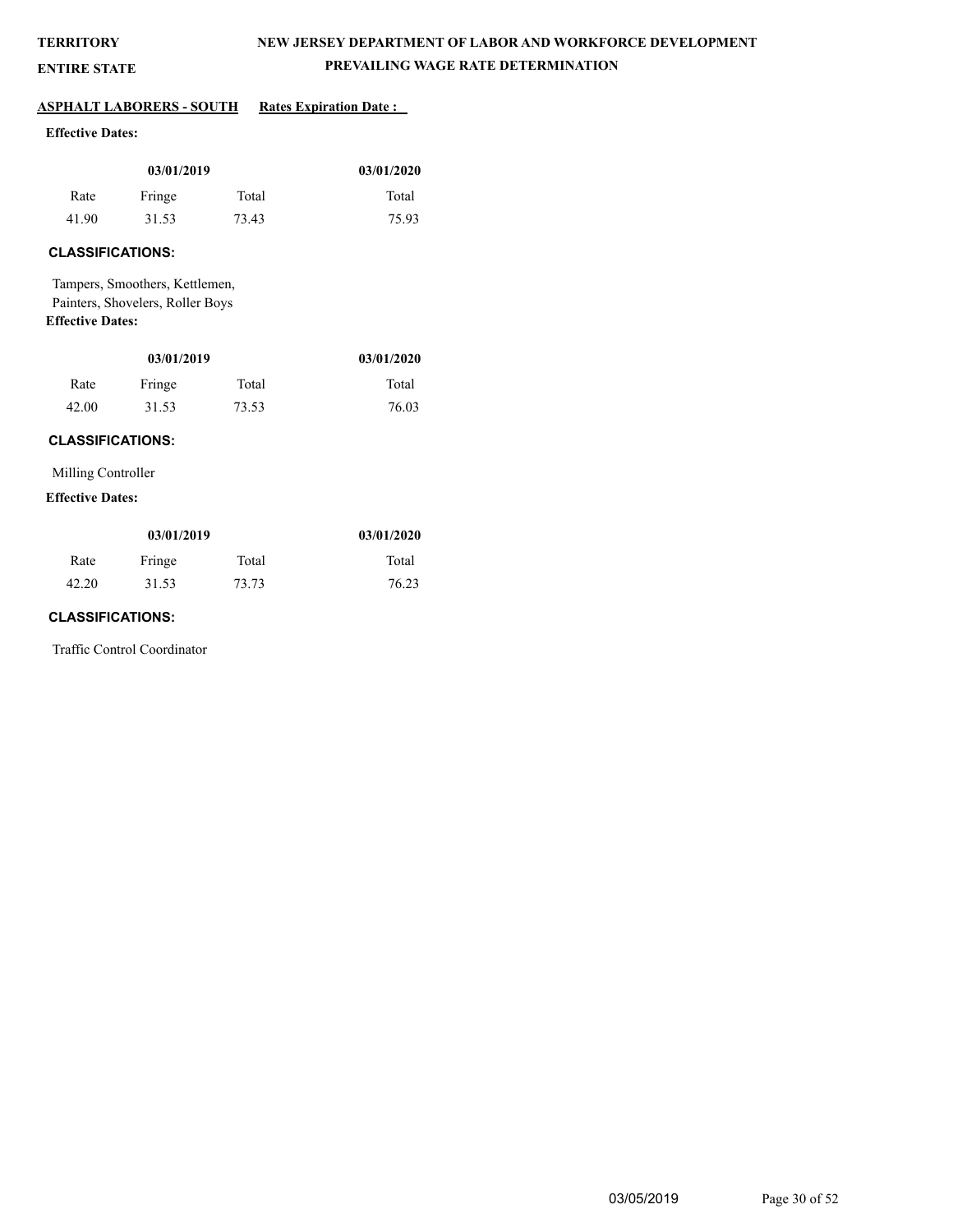**TERRITORY**

**ENTIRE STATE**

**NEW JERSEY DEPARTMENT OF LABOR AND WORKFORCE DEVELOPMENT**

**PREVAILING WAGE RATE DETERMINATION**

**ASPHALT LABORERS - SOUTH** **Rates Expiration Date :**

**Effective Dates:**

| 03/01/2019 | | | 03/01/2020 |
|---|---|---|---|
| Rate | Fringe | Total | Total |
| 41.90 | 31.53 | 73.43 | 75.93 |

**CLASSIFICATIONS:**

Tampers, Smoothers, Kettlemen, Painters, Shovelers, Roller Boys

**Effective Dates:**

| 03/01/2019 | | | 03/01/2020 |
|---|---|---|---|
| Rate | Fringe | Total | Total |
| 42.00 | 31.53 | 73.53 | 76.03 |

**CLASSIFICATIONS:**

Milling Controller

**Effective Dates:**

| 03/01/2019 | | | 03/01/2020 |
|---|---|---|---|
| Rate | Fringe | Total | Total |
| 42.20 | 31.53 | 73.73 | 76.23 |

**CLASSIFICATIONS:**

Traffic Control Coordinator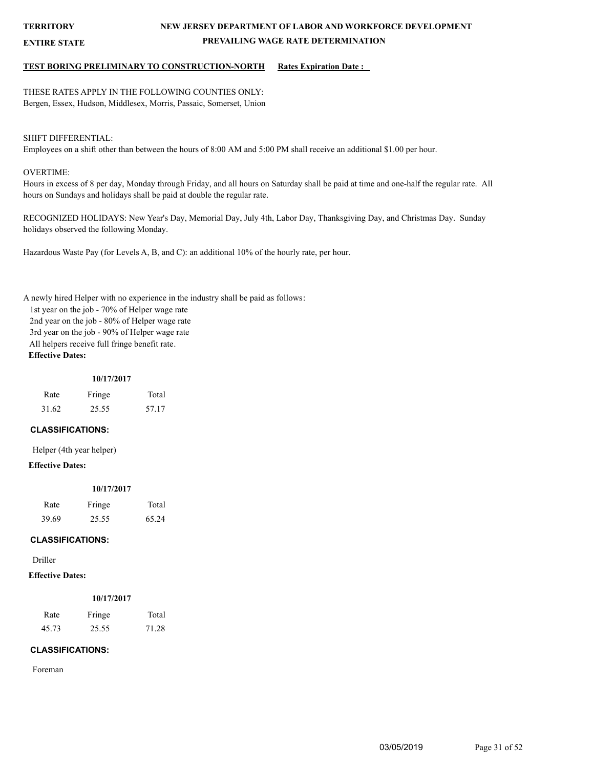**TERRITORY** **NEW JERSEY DEPARTMENT OF LABOR AND WORKFORCE DEVELOPMENT**

**ENTIRE STATE** **PREVAILING WAGE RATE DETERMINATION**

**TEST BORING PRELIMINARY TO CONSTRUCTION-NORTH** **Rates Expiration Date :**

THESE RATES APPLY IN THE FOLLOWING COUNTIES ONLY:
Bergen, Essex, Hudson, Middlesex, Morris, Passaic, Somerset, Union

SHIFT DIFFERENTIAL:
Employees on a shift other than between the hours of 8:00 AM and 5:00 PM shall receive an additional $1.00 per hour.

OVERTIME:
Hours in excess of 8 per day, Monday through Friday, and all hours on Saturday shall be paid at time and one-half the regular rate. All hours on Sundays and holidays shall be paid at double the regular rate.

RECOGNIZED HOLIDAYS: New Year's Day, Memorial Day, July 4th, Labor Day, Thanksgiving Day, and Christmas Day. Sunday holidays observed the following Monday.

Hazardous Waste Pay (for Levels A, B, and C): an additional 10% of the hourly rate, per hour.

A newly hired Helper with no experience in the industry shall be paid as follows:
1st year on the job - 70% of Helper wage rate
2nd year on the job - 80% of Helper wage rate
3rd year on the job - 90% of Helper wage rate
All helpers receive full fringe benefit rate.

**Effective Dates:**

| 10/17/2017 | | |
|---|---|---|
| Rate | Fringe | Total |
| 31.62 | 25.55 | 57.17 |

**CLASSIFICATIONS:**

Helper (4th year helper)

**Effective Dates:**

| 10/17/2017 | | |
|---|---|---|
| Rate | Fringe | Total |
| 39.69 | 25.55 | 65.24 |

**CLASSIFICATIONS:**

Driller

**Effective Dates:**

| 10/17/2017 | | |
|---|---|---|
| Rate | Fringe | Total |
| 45.73 | 25.55 | 71.28 |

**CLASSIFICATIONS:**

Foreman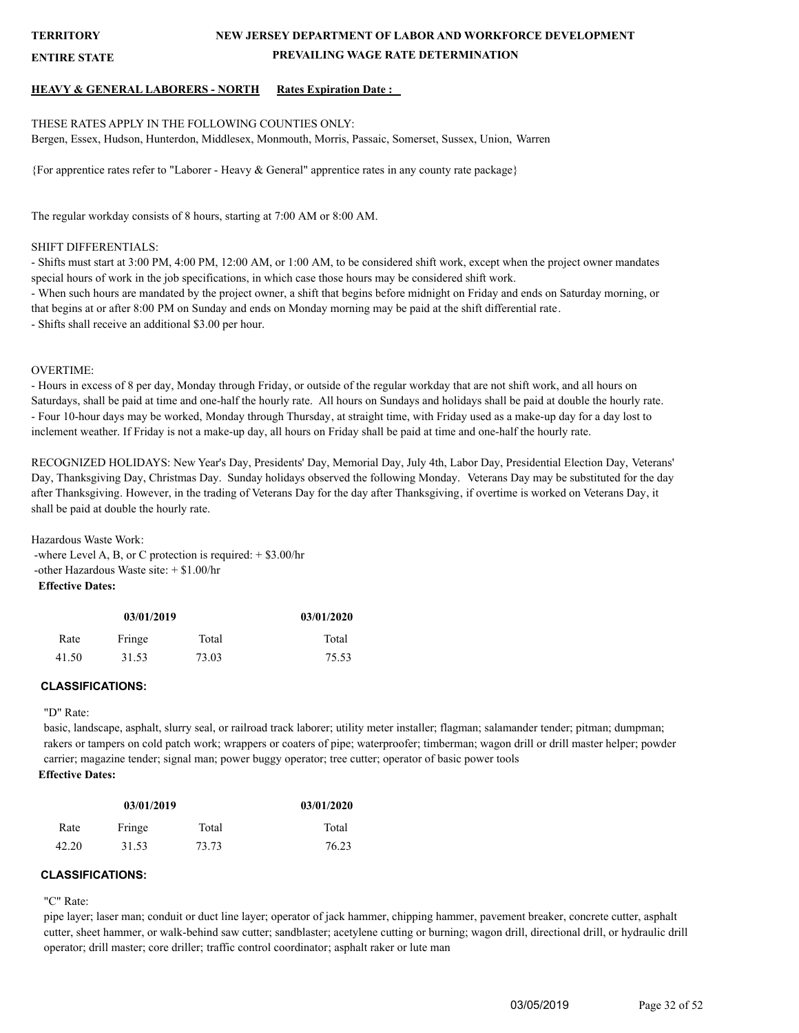**TERRITORY** **NEW JERSEY DEPARTMENT OF LABOR AND WORKFORCE DEVELOPMENT**

**ENTIRE STATE** **PREVAILING WAGE RATE DETERMINATION**

## HEAVY & GENERAL LABORERS - NORTH **Rates Expiration Date :**

THESE RATES APPLY IN THE FOLLOWING COUNTIES ONLY:
Bergen, Essex, Hudson, Hunterdon, Middlesex, Monmouth, Morris, Passaic, Somerset, Sussex, Union, Warren

{For apprentice rates refer to "Laborer - Heavy & General" apprentice rates in any county rate package}

The regular workday consists of 8 hours, starting at 7:00 AM or 8:00 AM.

SHIFT DIFFERENTIALS:
- Shifts must start at 3:00 PM, 4:00 PM, 12:00 AM, or 1:00 AM, to be considered shift work, except when the project owner mandates special hours of work in the job specifications, in which case those hours may be considered shift work.
- When such hours are mandated by the project owner, a shift that begins before midnight on Friday and ends on Saturday morning, or that begins at or after 8:00 PM on Sunday and ends on Monday morning may be paid at the shift differential rate.
- Shifts shall receive an additional $3.00 per hour.

OVERTIME:
- Hours in excess of 8 per day, Monday through Friday, or outside of the regular workday that are not shift work, and all hours on Saturdays, shall be paid at time and one-half the hourly rate. All hours on Sundays and holidays shall be paid at double the hourly rate.
- Four 10-hour days may be worked, Monday through Thursday, at straight time, with Friday used as a make-up day for a day lost to inclement weather. If Friday is not a make-up day, all hours on Friday shall be paid at time and one-half the hourly rate.

RECOGNIZED HOLIDAYS: New Year's Day, Presidents' Day, Memorial Day, July 4th, Labor Day, Presidential Election Day, Veterans' Day, Thanksgiving Day, Christmas Day. Sunday holidays observed the following Monday. Veterans Day may be substituted for the day after Thanksgiving. However, in the trading of Veterans Day for the day after Thanksgiving, if overtime is worked on Veterans Day, it shall be paid at double the hourly rate.

Hazardous Waste Work:
-where Level A, B, or C protection is required: + $3.00/hr
-other Hazardous Waste site: + $1.00/hr

**Effective Dates:**

| 03/01/2019 | | | 03/01/2020 |
|---|---|---|---|
| Rate | Fringe | Total | Total |
| 41.50 | 31.53 | 73.03 | 75.53 |

**CLASSIFICATIONS:**

"D" Rate:
basic, landscape, asphalt, slurry seal, or railroad track laborer; utility meter installer; flagman; salamander tender; pitman; dumpman; rakers or tampers on cold patch work; wrappers or coaters of pipe; waterproofer; timberman; wagon drill or drill master helper; powder carrier; magazine tender; signal man; power buggy operator; tree cutter; operator of basic power tools

**Effective Dates:**

| 03/01/2019 | | | 03/01/2020 |
|---|---|---|---|
| Rate | Fringe | Total | Total |
| 42.20 | 31.53 | 73.73 | 76.23 |

**CLASSIFICATIONS:**

"C" Rate:
pipe layer; laser man; conduit or duct line layer; operator of jack hammer, chipping hammer, pavement breaker, concrete cutter, asphalt cutter, sheet hammer, or walk-behind saw cutter; sandblaster; acetylene cutting or burning; wagon drill, directional drill, or hydraulic drill operator; drill master; core driller; traffic control coordinator; asphalt raker or lute man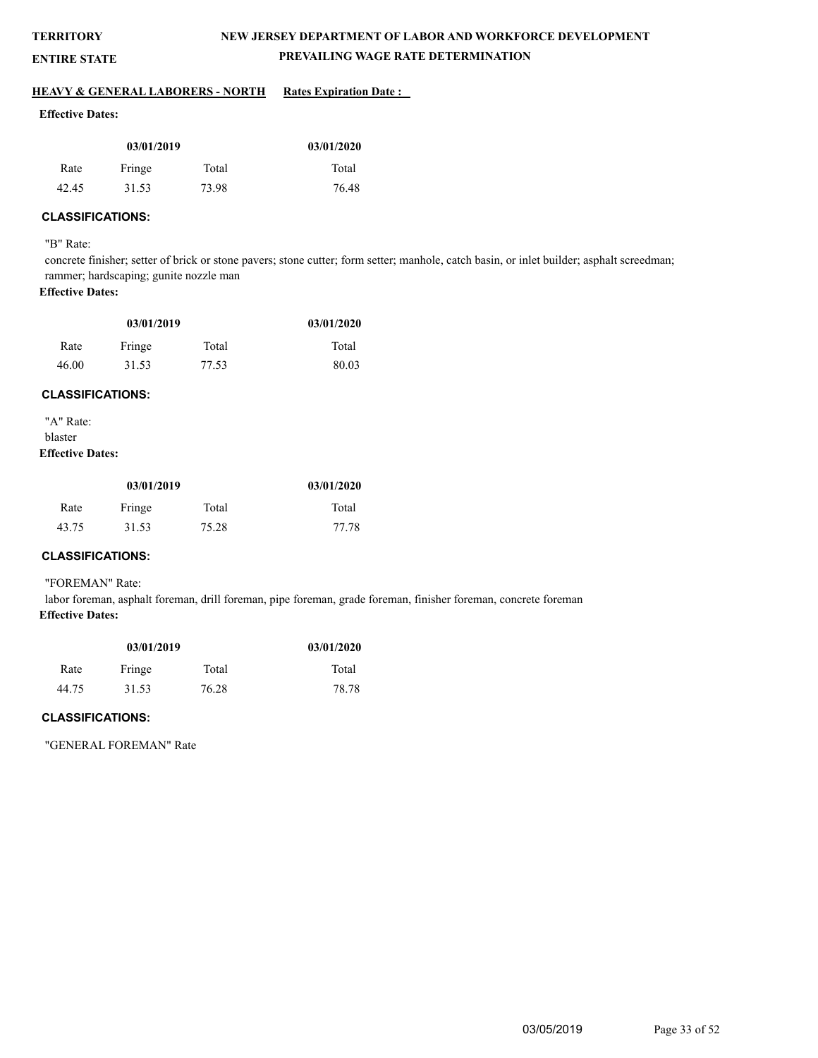**TERRITORY**

**ENTIRE STATE**

**NEW JERSEY DEPARTMENT OF LABOR AND WORKFORCE DEVELOPMENT**

**PREVAILING WAGE RATE DETERMINATION**

**HEAVY & GENERAL LABORERS - NORTH** **Rates Expiration Date :**

**Effective Dates:**

| 03/01/2019 | | | 03/01/2020 |
|---|---|---|---|
| Rate | Fringe | Total | Total |
| 42.45 | 31.53 | 73.98 | 76.48 |

**CLASSIFICATIONS:**

"B" Rate:

concrete finisher; setter of brick or stone pavers; stone cutter; form setter; manhole, catch basin, or inlet builder; asphalt screedman; rammer; hardscaping; gunite nozzle man

**Effective Dates:**

| 03/01/2019 | | | 03/01/2020 |
|---|---|---|---|
| Rate | Fringe | Total | Total |
| 46.00 | 31.53 | 77.53 | 80.03 |

**CLASSIFICATIONS:**

"A" Rate:

blaster

**Effective Dates:**

| 03/01/2019 | | | 03/01/2020 |
|---|---|---|---|
| Rate | Fringe | Total | Total |
| 43.75 | 31.53 | 75.28 | 77.78 |

**CLASSIFICATIONS:**

"FOREMAN" Rate:

labor foreman, asphalt foreman, drill foreman, pipe foreman, grade foreman, finisher foreman, concrete foreman

**Effective Dates:**

| 03/01/2019 | | | 03/01/2020 |
|---|---|---|---|
| Rate | Fringe | Total | Total |
| 44.75 | 31.53 | 76.28 | 78.78 |

**CLASSIFICATIONS:**

"GENERAL FOREMAN" Rate

03/05/2019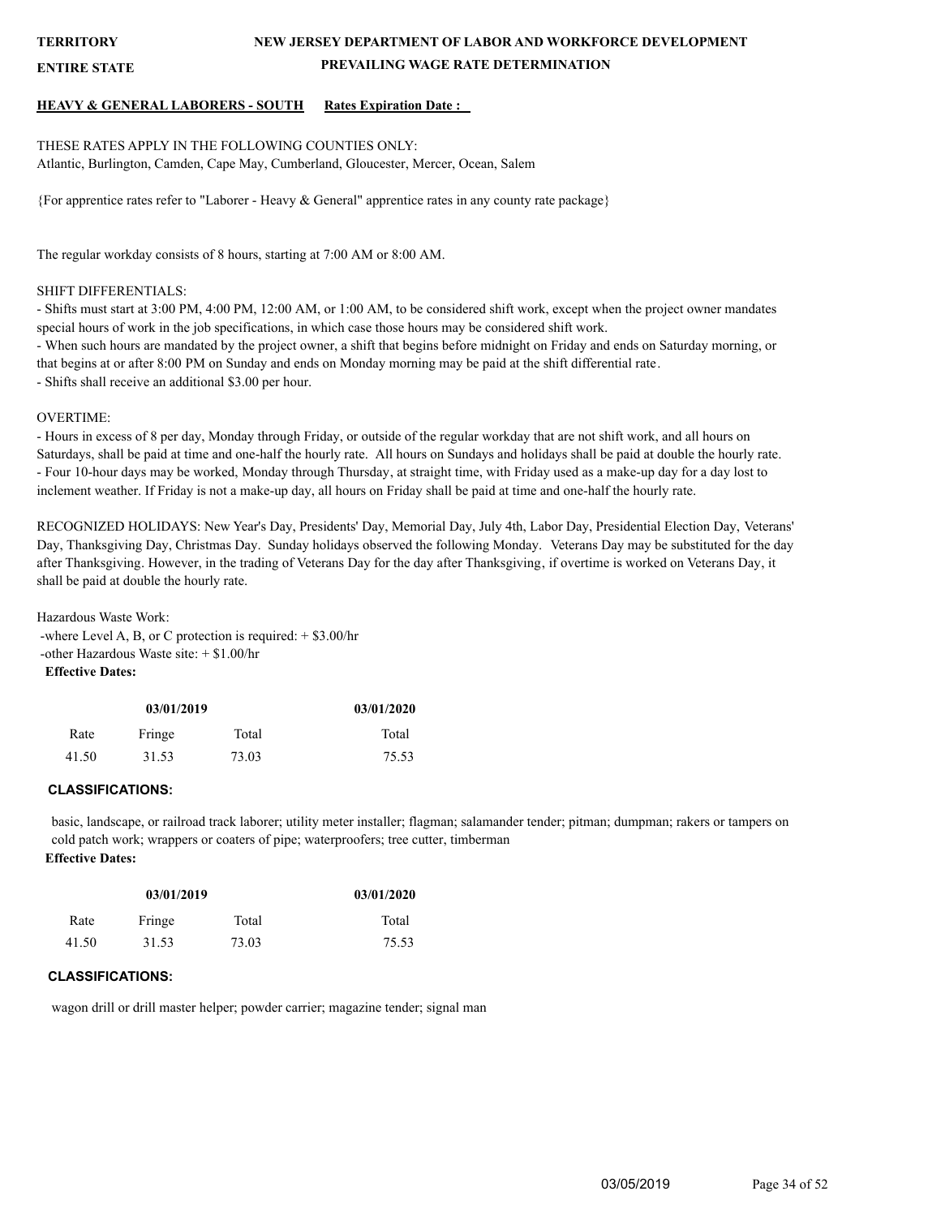**TERRITORY** **NEW JERSEY DEPARTMENT OF LABOR AND WORKFORCE DEVELOPMENT**

**ENTIRE STATE** **PREVAILING WAGE RATE DETERMINATION**

**HEAVY & GENERAL LABORERS - SOUTH** **Rates Expiration Date :**

THESE RATES APPLY IN THE FOLLOWING COUNTIES ONLY:
Atlantic, Burlington, Camden, Cape May, Cumberland, Gloucester, Mercer, Ocean, Salem

{For apprentice rates refer to "Laborer - Heavy & General" apprentice rates in any county rate package}

The regular workday consists of 8 hours, starting at 7:00 AM or 8:00 AM.

SHIFT DIFFERENTIALS:
- Shifts must start at 3:00 PM, 4:00 PM, 12:00 AM, or 1:00 AM, to be considered shift work, except when the project owner mandates special hours of work in the job specifications, in which case those hours may be considered shift work.
- When such hours are mandated by the project owner, a shift that begins before midnight on Friday and ends on Saturday morning, or that begins at or after 8:00 PM on Sunday and ends on Monday morning may be paid at the shift differential rate.
- Shifts shall receive an additional $3.00 per hour.

OVERTIME:
- Hours in excess of 8 per day, Monday through Friday, or outside of the regular workday that are not shift work, and all hours on Saturdays, shall be paid at time and one-half the hourly rate. All hours on Sundays and holidays shall be paid at double the hourly rate.
- Four 10-hour days may be worked, Monday through Thursday, at straight time, with Friday used as a make-up day for a day lost to inclement weather. If Friday is not a make-up day, all hours on Friday shall be paid at time and one-half the hourly rate.

RECOGNIZED HOLIDAYS: New Year's Day, Presidents' Day, Memorial Day, July 4th, Labor Day, Presidential Election Day, Veterans' Day, Thanksgiving Day, Christmas Day. Sunday holidays observed the following Monday. Veterans Day may be substituted for the day after Thanksgiving. However, in the trading of Veterans Day for the day after Thanksgiving, if overtime is worked on Veterans Day, it shall be paid at double the hourly rate.

Hazardous Waste Work:
-where Level A, B, or C protection is required: + $3.00/hr
-other Hazardous Waste site: + $1.00/hr

**Effective Dates:**

| 03/01/2019 | | | 03/01/2020 |
|---|---|---|---|
| Rate | Fringe | Total | Total |
| 41.50 | 31.53 | 73.03 | 75.53 |

**CLASSIFICATIONS:**

basic, landscape, or railroad track laborer; utility meter installer; flagman; salamander tender; pitman; dumpman; rakers or tampers on cold patch work; wrappers or coaters of pipe; waterproofers; tree cutter, timberman

**Effective Dates:**

| 03/01/2019 | | | 03/01/2020 |
|---|---|---|---|
| Rate | Fringe | Total | Total |
| 41.50 | 31.53 | 73.03 | 75.53 |

**CLASSIFICATIONS:**

wagon drill or drill master helper; powder carrier; magazine tender; signal man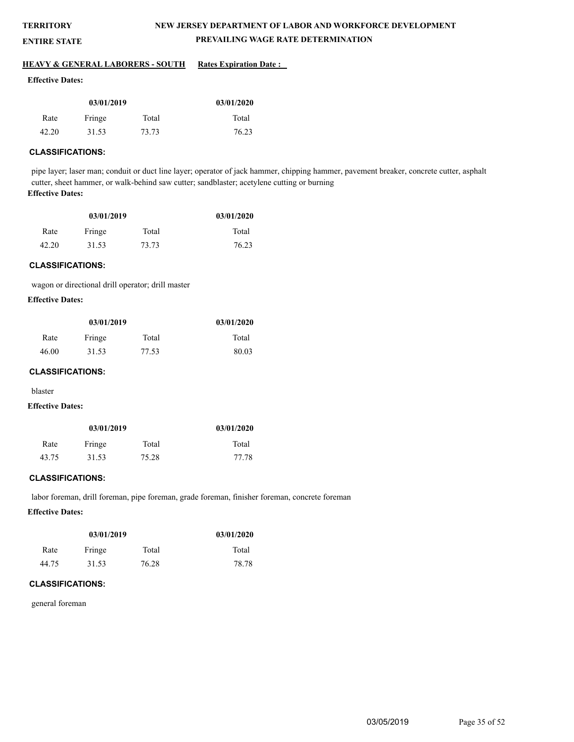**TERRITORY**

**ENTIRE STATE**

**NEW JERSEY DEPARTMENT OF LABOR AND WORKFORCE DEVELOPMENT**

**PREVAILING WAGE RATE DETERMINATION**

**HEAVY & GENERAL LABORERS - SOUTH** **Rates Expiration Date :**

**Effective Dates:**

| 03/01/2019 | | | 03/01/2020 |
|---|---|---|---|
| Rate | Fringe | Total | Total |
| 42.20 | 31.53 | 73.73 | 76.23 |

**CLASSIFICATIONS:**

pipe layer; laser man; conduit or duct line layer; operator of jack hammer, chipping hammer, pavement breaker, concrete cutter, asphalt cutter, sheet hammer, or walk-behind saw cutter; sandblaster; acetylene cutting or burning

**Effective Dates:**

| 03/01/2019 | | | 03/01/2020 |
|---|---|---|---|
| Rate | Fringe | Total | Total |
| 42.20 | 31.53 | 73.73 | 76.23 |

**CLASSIFICATIONS:**

wagon or directional drill operator; drill master

**Effective Dates:**

| 03/01/2019 | | | 03/01/2020 |
|---|---|---|---|
| Rate | Fringe | Total | Total |
| 46.00 | 31.53 | 77.53 | 80.03 |

**CLASSIFICATIONS:**

blaster

**Effective Dates:**

| 03/01/2019 | | | 03/01/2020 |
|---|---|---|---|
| Rate | Fringe | Total | Total |
| 43.75 | 31.53 | 75.28 | 77.78 |

**CLASSIFICATIONS:**

labor foreman, drill foreman, pipe foreman, grade foreman, finisher foreman, concrete foreman

**Effective Dates:**

| 03/01/2019 | | | 03/01/2020 |
|---|---|---|---|
| Rate | Fringe | Total | Total |
| 44.75 | 31.53 | 76.28 | 78.78 |

**CLASSIFICATIONS:**

general foreman

03/05/2019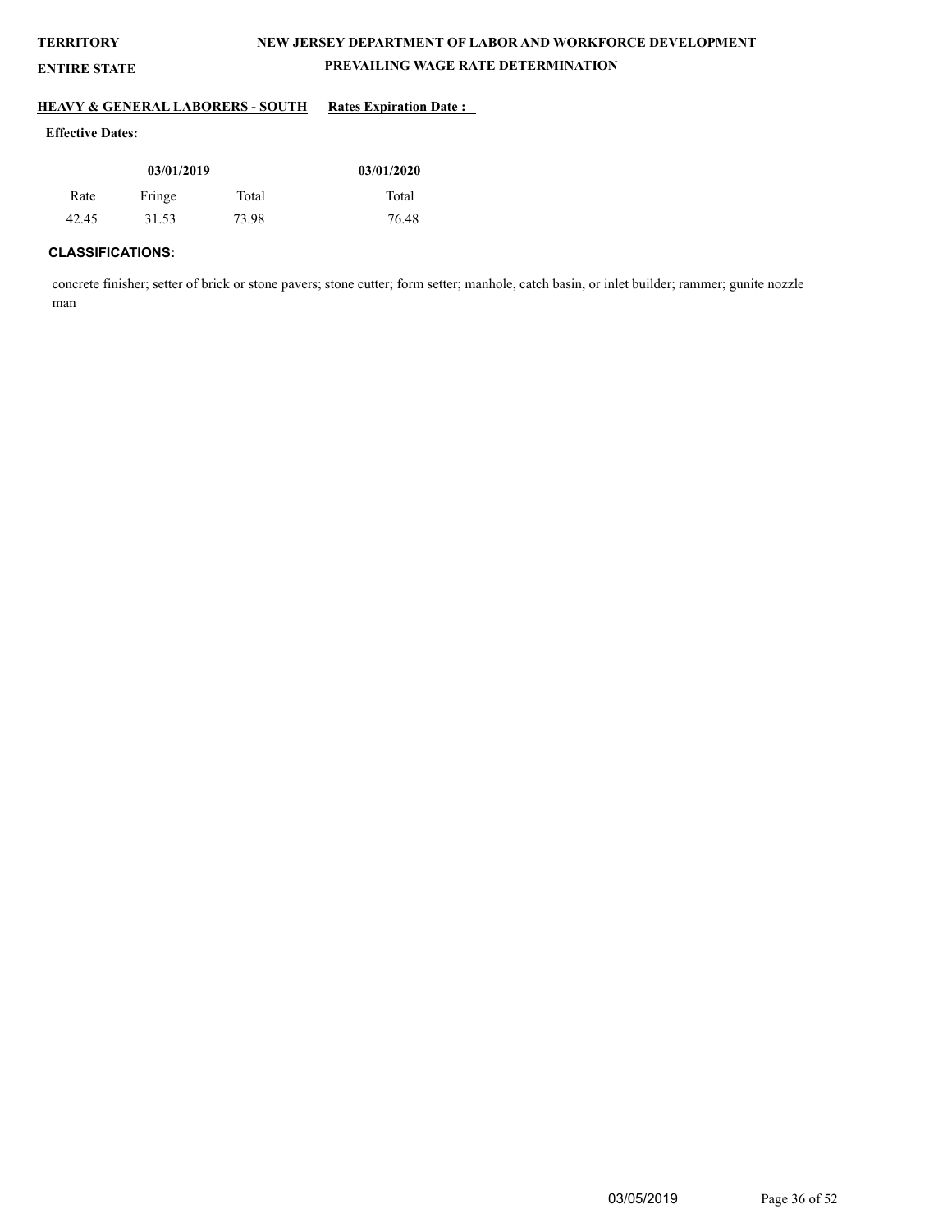**TERRITORY** **NEW JERSEY DEPARTMENT OF LABOR AND WORKFORCE DEVELOPMENT**

**ENTIRE STATE** **PREVAILING WAGE RATE DETERMINATION**

**HEAVY & GENERAL LABORERS - SOUTH** **Rates Expiration Date :**

**Effective Dates:**

| 03/01/2019 | | | 03/01/2020 |
|---|---|---|---|
| Rate | Fringe | Total | Total |
| 42.45 | 31.53 | 73.98 | 76.48 |

**CLASSIFICATIONS:**

concrete finisher; setter of brick or stone pavers; stone cutter; form setter; manhole, catch basin, or inlet builder; rammer; gunite nozzle man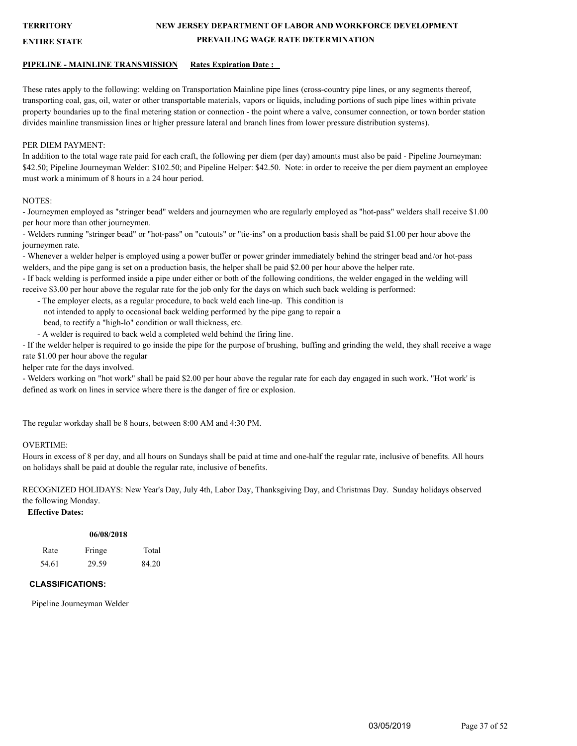**TERRITORY**

**ENTIRE STATE**

**NEW JERSEY DEPARTMENT OF LABOR AND WORKFORCE DEVELOPMENT**

**PREVAILING WAGE RATE DETERMINATION**

**PIPELINE - MAINLINE TRANSMISSION** **Rates Expiration Date :**

These rates apply to the following: welding on Transportation Mainline pipe lines (cross-country pipe lines, or any segments thereof, transporting coal, gas, oil, water or other transportable materials, vapors or liquids, including portions of such pipe lines within private property boundaries up to the final metering station or connection - the point where a valve, consumer connection, or town border station divides mainline transmission lines or higher pressure lateral and branch lines from lower pressure distribution systems).

PER DIEM PAYMENT:

In addition to the total wage rate paid for each craft, the following per diem (per day) amounts must also be paid - Pipeline Journeyman: $42.50; Pipeline Journeyman Welder: $102.50; and Pipeline Helper: $42.50. Note: in order to receive the per diem payment an employee must work a minimum of 8 hours in a 24 hour period.

NOTES:

- Journeymen employed as "stringer bead" welders and journeymen who are regularly employed as "hot-pass" welders shall receive $1.00 per hour more than other journeymen.
- Welders running "stringer bead" or "hot-pass" on "cutouts" or "tie-ins" on a production basis shall be paid $1.00 per hour above the journeymen rate.
- Whenever a welder helper is employed using a power buffer or power grinder immediately behind the stringer bead and/or hot-pass welders, and the pipe gang is set on a production basis, the helper shall be paid $2.00 per hour above the helper rate.
- If back welding is performed inside a pipe under either or both of the following conditions, the welder engaged in the welding will receive $3.00 per hour above the regular rate for the job only for the days on which such back welding is performed:
  - The employer elects, as a regular procedure, to back weld each line-up. This condition is not intended to apply to occasional back welding performed by the pipe gang to repair a bead, to rectify a "high-lo" condition or wall thickness, etc.
  - A welder is required to back weld a completed weld behind the firing line.
- If the welder helper is required to go inside the pipe for the purpose of brushing, buffing and grinding the weld, they shall receive a wage rate $1.00 per hour above the regular helper rate for the days involved.
- Welders working on "hot work" shall be paid $2.00 per hour above the regular rate for each day engaged in such work. "Hot work' is defined as work on lines in service where there is the danger of fire or explosion.

The regular workday shall be 8 hours, between 8:00 AM and 4:30 PM.

OVERTIME:

Hours in excess of 8 per day, and all hours on Sundays shall be paid at time and one-half the regular rate, inclusive of benefits. All hours on holidays shall be paid at double the regular rate, inclusive of benefits.

RECOGNIZED HOLIDAYS: New Year's Day, July 4th, Labor Day, Thanksgiving Day, and Christmas Day. Sunday holidays observed the following Monday.

**Effective Dates:**

| | **06/08/2018** | |
|---|---|---|
| Rate | Fringe | Total |
| 54.61 | 29.59 | 84.20 |

**CLASSIFICATIONS:**

Pipeline Journeyman Welder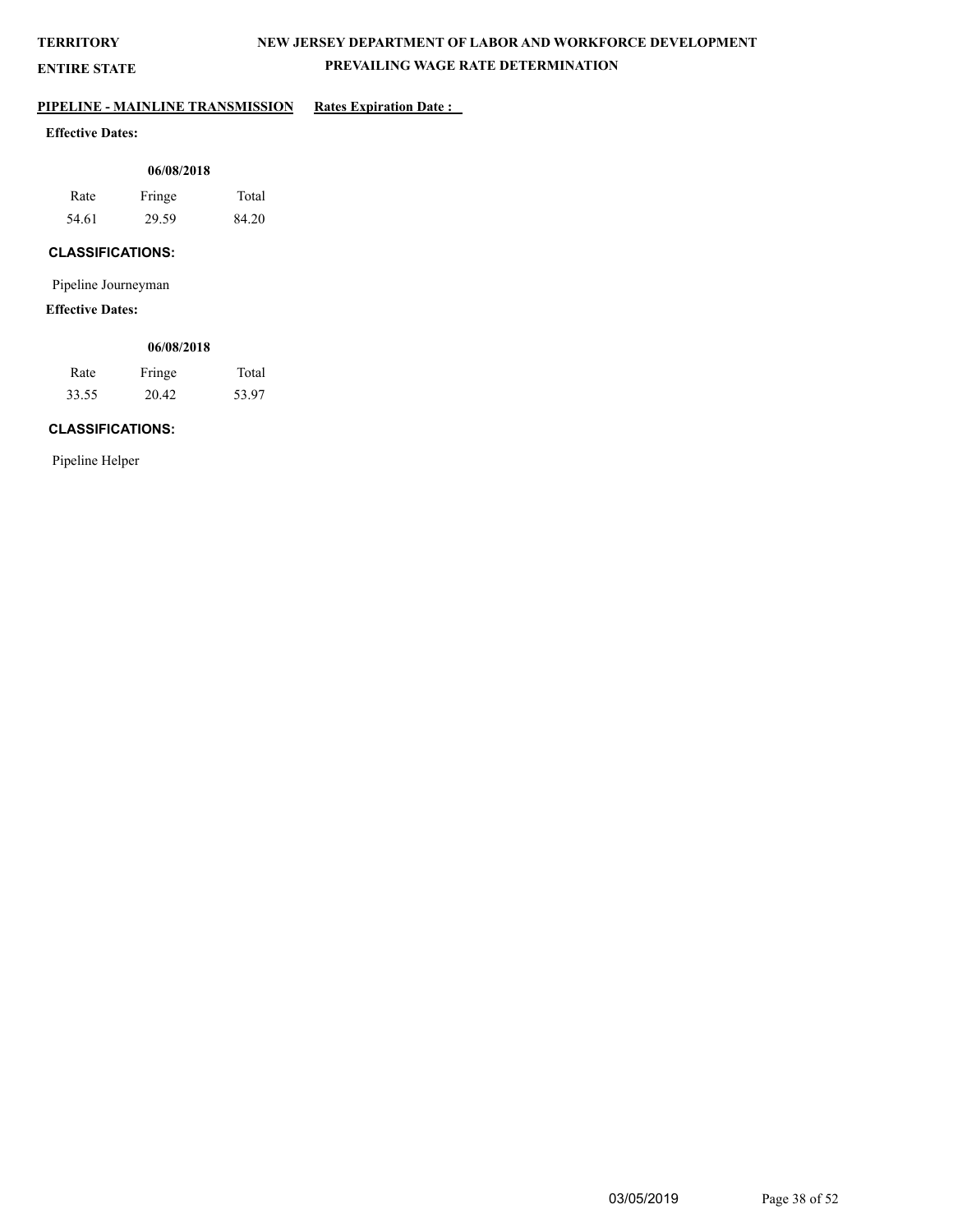**TERRITORY**

**ENTIRE STATE**

# NEW JERSEY DEPARTMENT OF LABOR AND WORKFORCE DEVELOPMENT

## PREVAILING WAGE RATE DETERMINATION

**PIPELINE - MAINLINE TRANSMISSION** **Rates Expiration Date :**

**Effective Dates:**

| **06/08/2018** | | |
|---|---|---|
| Rate | Fringe | Total |
| 54.61 | 29.59 | 84.20 |

**CLASSIFICATIONS:**

Pipeline Journeyman

**Effective Dates:**

| **06/08/2018** | | |
|---|---|---|
| Rate | Fringe | Total |
| 33.55 | 20.42 | 53.97 |

**CLASSIFICATIONS:**

Pipeline Helper

03/05/2019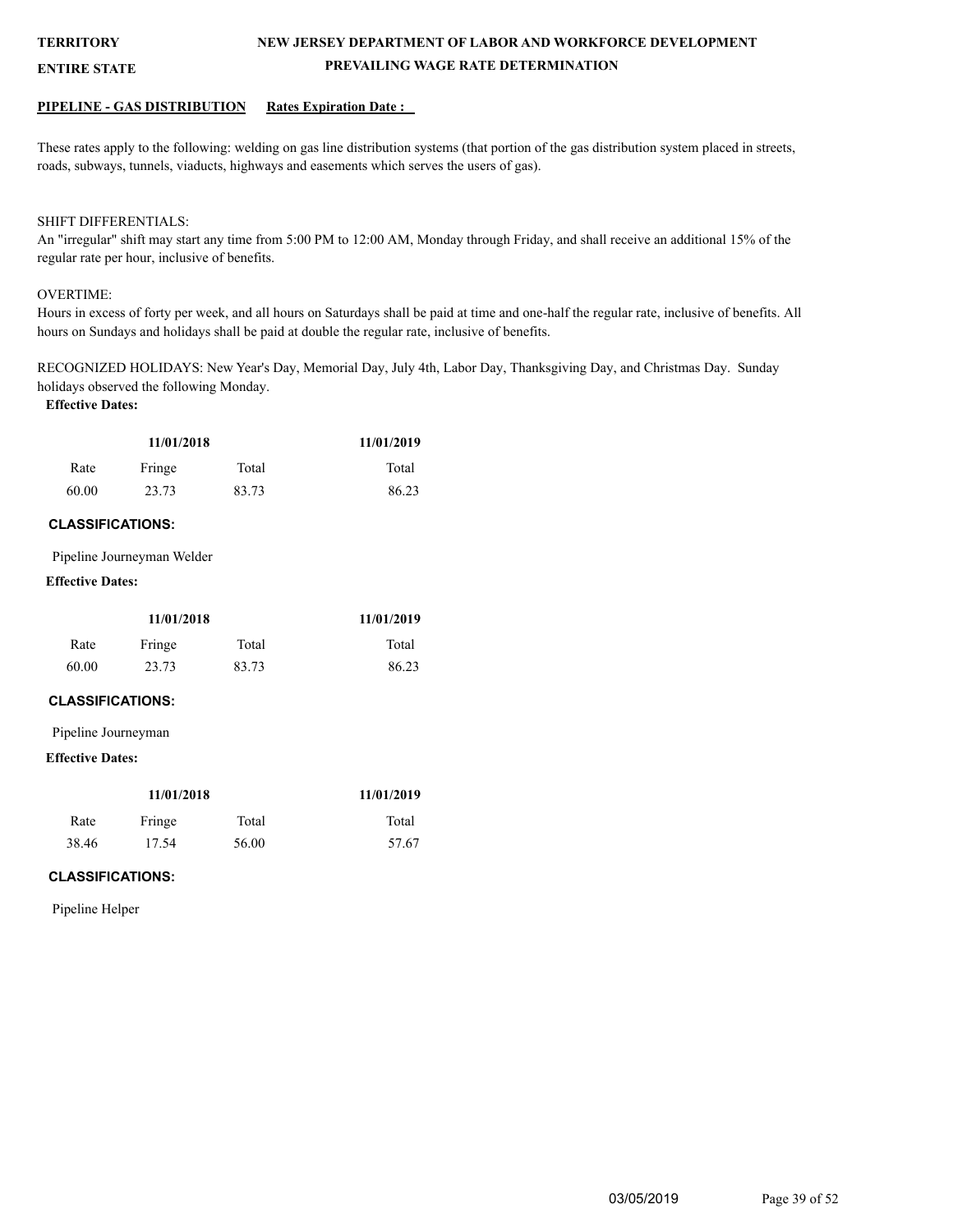**TERRITORY**

**ENTIRE STATE**

**NEW JERSEY DEPARTMENT OF LABOR AND WORKFORCE DEVELOPMENT**

**PREVAILING WAGE RATE DETERMINATION**

**PIPELINE - GAS DISTRIBUTION** **Rates Expiration Date :**

These rates apply to the following: welding on gas line distribution systems (that portion of the gas distribution system placed in streets, roads, subways, tunnels, viaducts, highways and easements which serves the users of gas).

SHIFT DIFFERENTIALS:
An "irregular" shift may start any time from 5:00 PM to 12:00 AM, Monday through Friday, and shall receive an additional 15% of the regular rate per hour, inclusive of benefits.

OVERTIME:
Hours in excess of forty per week, and all hours on Saturdays shall be paid at time and one-half the regular rate, inclusive of benefits. All hours on Sundays and holidays shall be paid at double the regular rate, inclusive of benefits.

RECOGNIZED HOLIDAYS: New Year's Day, Memorial Day, July 4th, Labor Day, Thanksgiving Day, and Christmas Day. Sunday holidays observed the following Monday.

**Effective Dates:**

| 11/01/2018 | | | 11/01/2019 |
|---|---|---|---|
| Rate | Fringe | Total | Total |
| 60.00 | 23.73 | 83.73 | 86.23 |

**CLASSIFICATIONS:**

Pipeline Journeyman Welder

**Effective Dates:**

| 11/01/2018 | | | 11/01/2019 |
|---|---|---|---|
| Rate | Fringe | Total | Total |
| 60.00 | 23.73 | 83.73 | 86.23 |

**CLASSIFICATIONS:**

Pipeline Journeyman

**Effective Dates:**

| 11/01/2018 | | | 11/01/2019 |
|---|---|---|---|
| Rate | Fringe | Total | Total |
| 38.46 | 17.54 | 56.00 | 57.67 |

**CLASSIFICATIONS:**

Pipeline Helper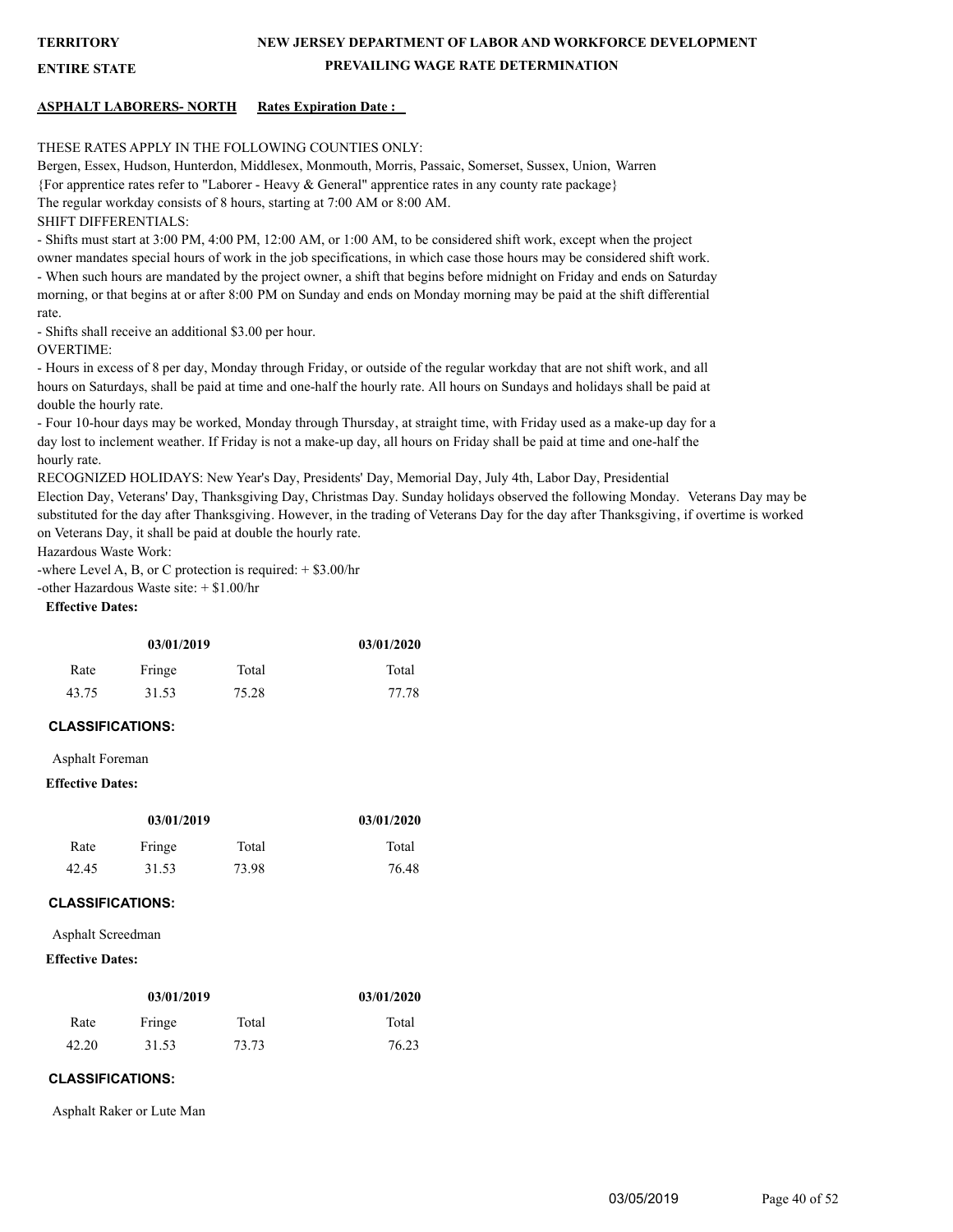**TERRITORY** **NEW JERSEY DEPARTMENT OF LABOR AND WORKFORCE DEVELOPMENT**

**ENTIRE STATE** **PREVAILING WAGE RATE DETERMINATION**

**ASPHALT LABORERS- NORTH** **Rates Expiration Date :**

THESE RATES APPLY IN THE FOLLOWING COUNTIES ONLY:
Bergen, Essex, Hudson, Hunterdon, Middlesex, Monmouth, Morris, Passaic, Somerset, Sussex, Union, Warren
{For apprentice rates refer to "Laborer - Heavy & General" apprentice rates in any county rate package}
The regular workday consists of 8 hours, starting at 7:00 AM or 8:00 AM.
SHIFT DIFFERENTIALS:
- Shifts must start at 3:00 PM, 4:00 PM, 12:00 AM, or 1:00 AM, to be considered shift work, except when the project owner mandates special hours of work in the job specifications, in which case those hours may be considered shift work.
- When such hours are mandated by the project owner, a shift that begins before midnight on Friday and ends on Saturday morning, or that begins at or after 8:00 PM on Sunday and ends on Monday morning may be paid at the shift differential rate.
- Shifts shall receive an additional $3.00 per hour.
OVERTIME:
- Hours in excess of 8 per day, Monday through Friday, or outside of the regular workday that are not shift work, and all hours on Saturdays, shall be paid at time and one-half the hourly rate. All hours on Sundays and holidays shall be paid at double the hourly rate.
- Four 10-hour days may be worked, Monday through Thursday, at straight time, with Friday used as a make-up day for a day lost to inclement weather. If Friday is not a make-up day, all hours on Friday shall be paid at time and one-half the hourly rate.
RECOGNIZED HOLIDAYS: New Year's Day, Presidents' Day, Memorial Day, July 4th, Labor Day, Presidential Election Day, Veterans' Day, Thanksgiving Day, Christmas Day. Sunday holidays observed the following Monday. Veterans Day may be substituted for the day after Thanksgiving. However, in the trading of Veterans Day for the day after Thanksgiving, if overtime is worked on Veterans Day, it shall be paid at double the hourly rate.
Hazardous Waste Work:
-where Level A, B, or C protection is required: + $3.00/hr
-other Hazardous Waste site: + $1.00/hr

**Effective Dates:**

| 03/01/2019 | | | 03/01/2020 |
|---|---|---|---|
| Rate | Fringe | Total | Total |
| 43.75 | 31.53 | 75.28 | 77.78 |

**CLASSIFICATIONS:**

Asphalt Foreman

**Effective Dates:**

| 03/01/2019 | | | 03/01/2020 |
|---|---|---|---|
| Rate | Fringe | Total | Total |
| 42.45 | 31.53 | 73.98 | 76.48 |

**CLASSIFICATIONS:**

Asphalt Screedman

**Effective Dates:**

| 03/01/2019 | | | 03/01/2020 |
|---|---|---|---|
| Rate | Fringe | Total | Total |
| 42.20 | 31.53 | 73.73 | 76.23 |

**CLASSIFICATIONS:**

Asphalt Raker or Lute Man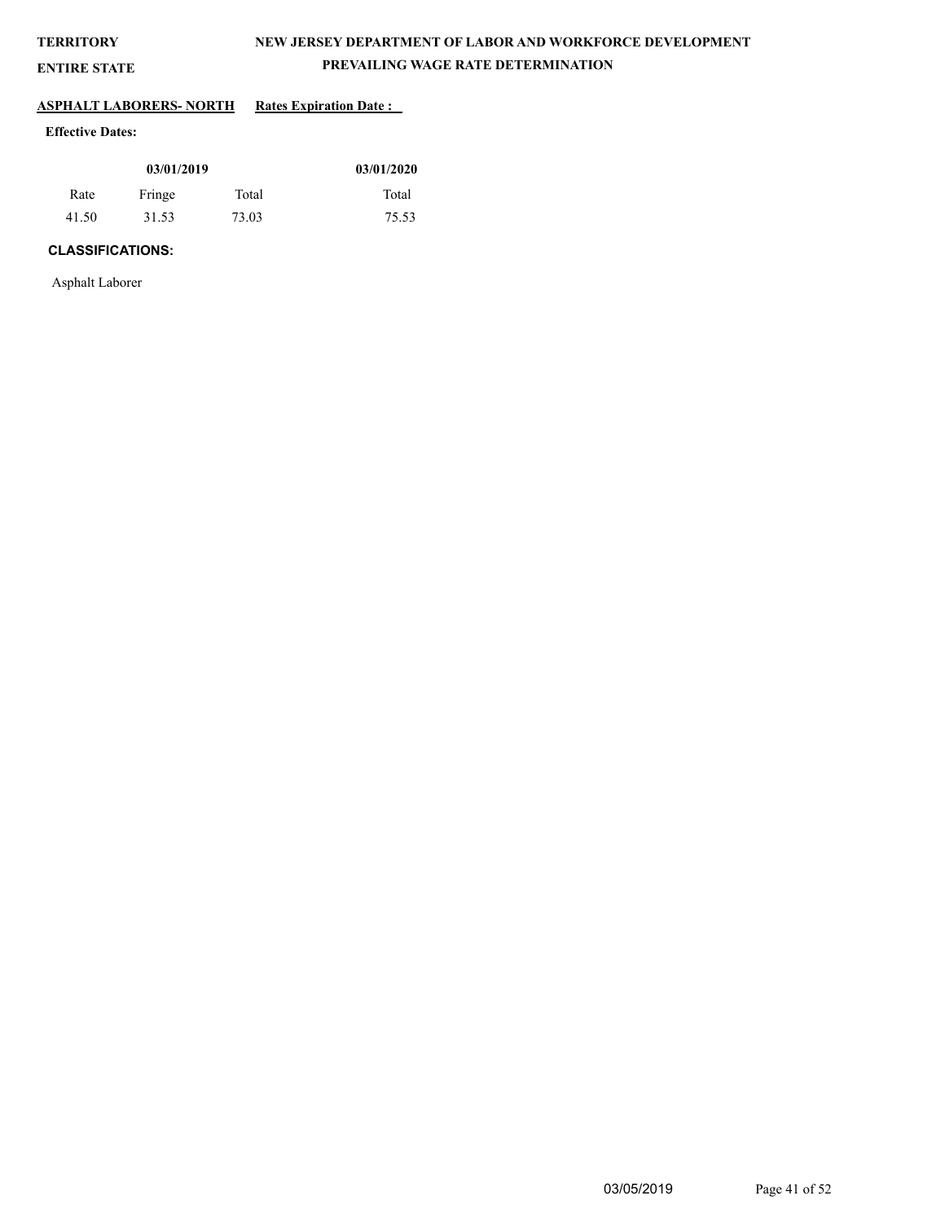**TERRITORY**

**ENTIRE STATE**

**NEW JERSEY DEPARTMENT OF LABOR AND WORKFORCE DEVELOPMENT**

**PREVAILING WAGE RATE DETERMINATION**

**ASPHALT LABORERS- NORTH** **Rates Expiration Date :**

**Effective Dates:**

| 03/01/2019 | | | 03/01/2020 |
|---|---|---|---|
| Rate | Fringe | Total | Total |
| 41.50 | 31.53 | 73.03 | 75.53 |

**CLASSIFICATIONS:**

Asphalt Laborer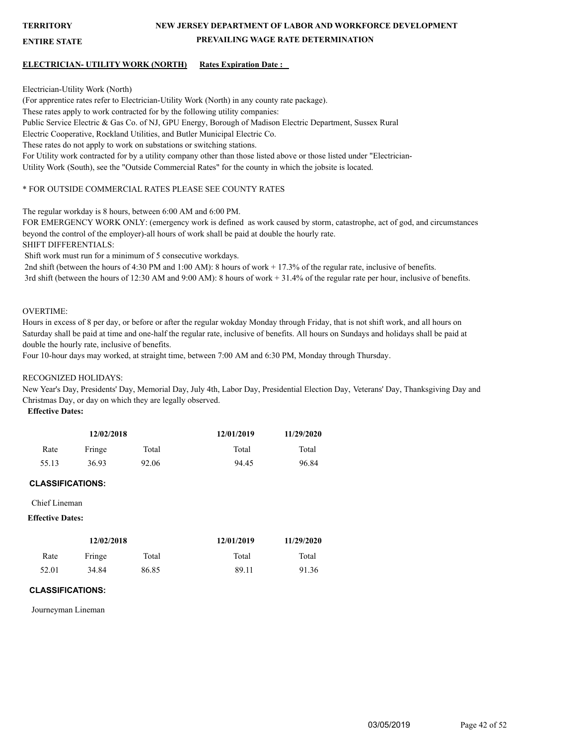**TERRITORY** **NEW JERSEY DEPARTMENT OF LABOR AND WORKFORCE DEVELOPMENT**

**ENTIRE STATE** **PREVAILING WAGE RATE DETERMINATION**

**ELECTRICIAN- UTILITY WORK (NORTH)** **Rates Expiration Date :**

Electrician-Utility Work (North)

(For apprentice rates refer to Electrician-Utility Work (North) in any county rate package).

These rates apply to work contracted for by the following utility companies:

Public Service Electric & Gas Co. of NJ, GPU Energy, Borough of Madison Electric Department, Sussex Rural Electric Cooperative, Rockland Utilities, and Butler Municipal Electric Co.

These rates do not apply to work on substations or switching stations.

For Utility work contracted for by a utility company other than those listed above or those listed under "Electrician-Utility Work (South), see the "Outside Commercial Rates" for the county in which the jobsite is located.

* FOR OUTSIDE COMMERCIAL RATES PLEASE SEE COUNTY RATES

The regular workday is 8 hours, between 6:00 AM and 6:00 PM.

FOR EMERGENCY WORK ONLY: (emergency work is defined as work caused by storm, catastrophe, act of god, and circumstances beyond the control of the employer)-all hours of work shall be paid at double the hourly rate.

SHIFT DIFFERENTIALS:

Shift work must run for a minimum of 5 consecutive workdays.

2nd shift (between the hours of 4:30 PM and 1:00 AM): 8 hours of work + 17.3% of the regular rate, inclusive of benefits.

3rd shift (between the hours of 12:30 AM and 9:00 AM): 8 hours of work + 31.4% of the regular rate per hour, inclusive of benefits.

OVERTIME:

Hours in excess of 8 per day, or before or after the regular wokday Monday through Friday, that is not shift work, and all hours on Saturday shall be paid at time and one-half the regular rate, inclusive of benefits. All hours on Sundays and holidays shall be paid at double the hourly rate, inclusive of benefits.

Four 10-hour days may worked, at straight time, between 7:00 AM and 6:30 PM, Monday through Thursday.

RECOGNIZED HOLIDAYS:

New Year's Day, Presidents' Day, Memorial Day, July 4th, Labor Day, Presidential Election Day, Veterans' Day, Thanksgiving Day and Christmas Day, or day on which they are legally observed.

**Effective Dates:**

| 12/02/2018 | | | 12/01/2019 | 11/29/2020 |
|---|---|---|---|---|
| Rate | Fringe | Total | Total | Total |
| 55.13 | 36.93 | 92.06 | 94.45 | 96.84 |

**CLASSIFICATIONS:**

Chief Lineman

**Effective Dates:**

| 12/02/2018 | | | 12/01/2019 | 11/29/2020 |
|---|---|---|---|---|
| Rate | Fringe | Total | Total | Total |
| 52.01 | 34.84 | 86.85 | 89.11 | 91.36 |

**CLASSIFICATIONS:**

Journeyman Lineman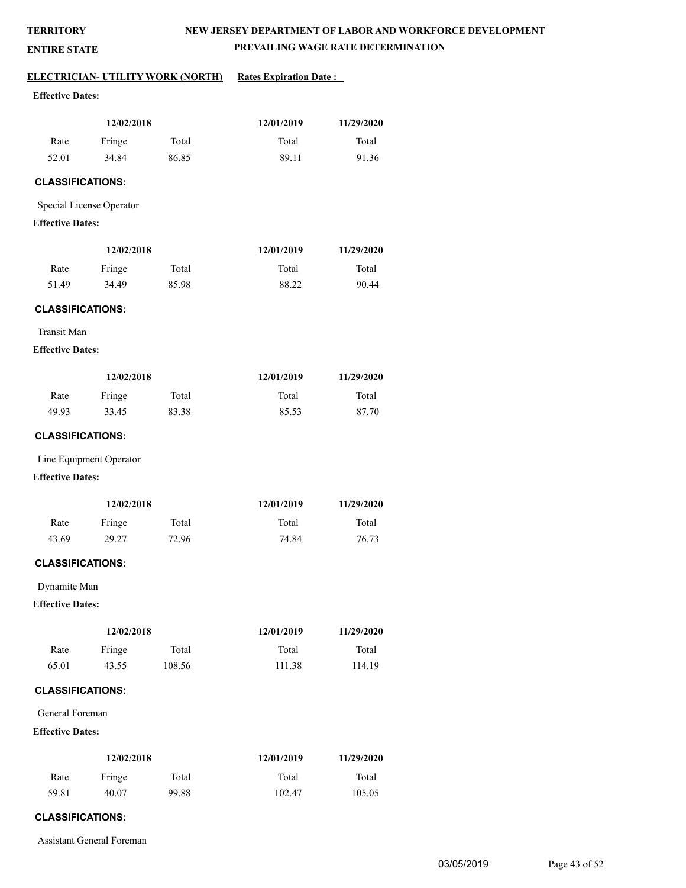**TERRITORY**

**ENTIRE STATE**

# NEW JERSEY DEPARTMENT OF LABOR AND WORKFORCE DEVELOPMENT
## PREVAILING WAGE RATE DETERMINATION

**ELECTRICIAN- UTILITY WORK (NORTH)** **Rates Expiration Date :**

**Effective Dates:**

| 12/02/2018 | | | 12/01/2019 | 11/29/2020 |
|---|---|---|---|---|
| Rate | Fringe | Total | Total | Total |
| 52.01 | 34.84 | 86.85 | 89.11 | 91.36 |

**CLASSIFICATIONS:**

Special License Operator

**Effective Dates:**

| 12/02/2018 | | | 12/01/2019 | 11/29/2020 |
|---|---|---|---|---|
| Rate | Fringe | Total | Total | Total |
| 51.49 | 34.49 | 85.98 | 88.22 | 90.44 |

**CLASSIFICATIONS:**

Transit Man

**Effective Dates:**

| 12/02/2018 | | | 12/01/2019 | 11/29/2020 |
|---|---|---|---|---|
| Rate | Fringe | Total | Total | Total |
| 49.93 | 33.45 | 83.38 | 85.53 | 87.70 |

**CLASSIFICATIONS:**

Line Equipment Operator

**Effective Dates:**

| 12/02/2018 | | | 12/01/2019 | 11/29/2020 |
|---|---|---|---|---|
| Rate | Fringe | Total | Total | Total |
| 43.69 | 29.27 | 72.96 | 74.84 | 76.73 |

**CLASSIFICATIONS:**

Dynamite Man

**Effective Dates:**

| 12/02/2018 | | | 12/01/2019 | 11/29/2020 |
|---|---|---|---|---|
| Rate | Fringe | Total | Total | Total |
| 65.01 | 43.55 | 108.56 | 111.38 | 114.19 |

**CLASSIFICATIONS:**

General Foreman

**Effective Dates:**

| 12/02/2018 | | | 12/01/2019 | 11/29/2020 |
|---|---|---|---|---|
| Rate | Fringe | Total | Total | Total |
| 59.81 | 40.07 | 99.88 | 102.47 | 105.05 |

**CLASSIFICATIONS:**

Assistant General Foreman

03/05/2019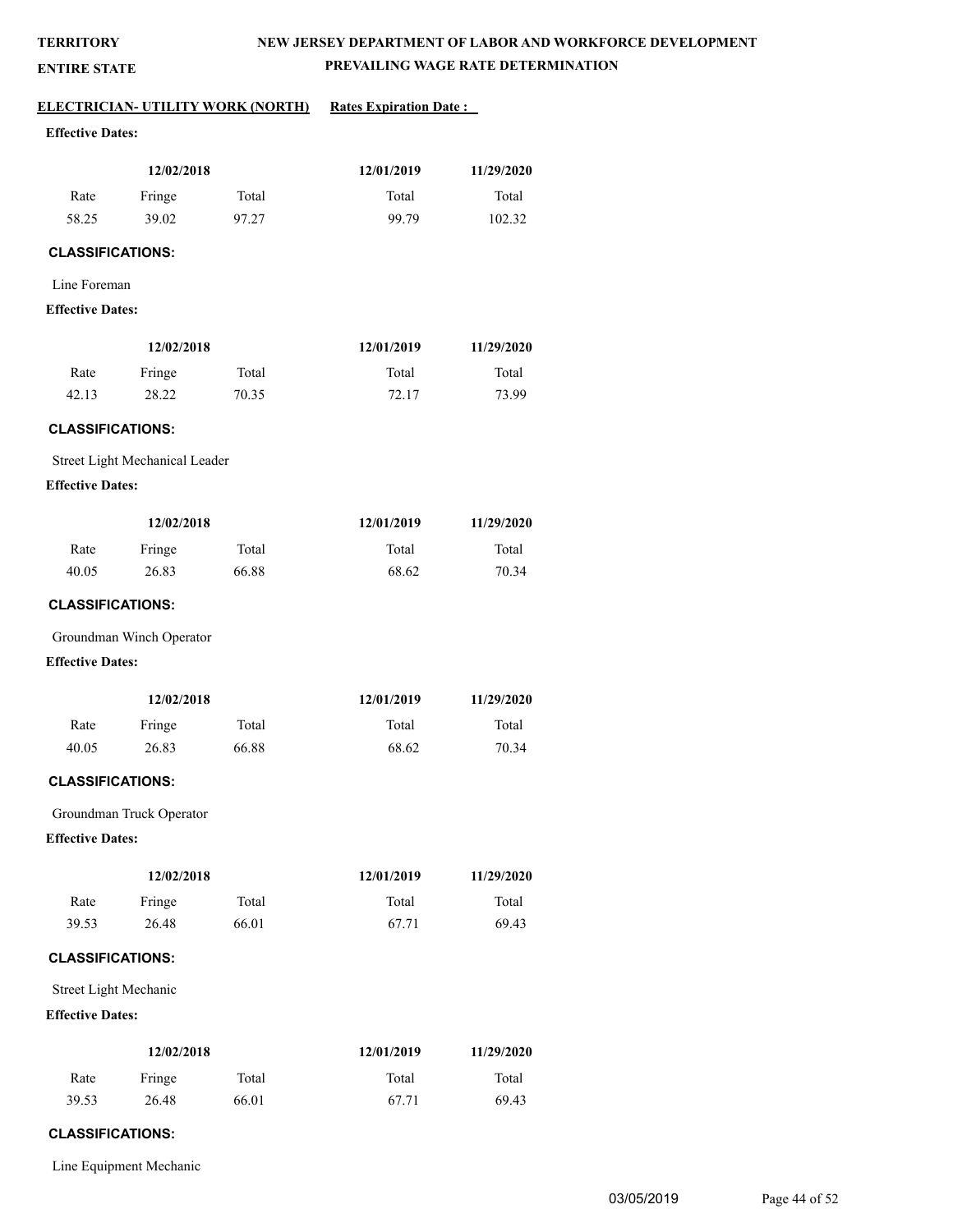**TERRITORY**

**ENTIRE STATE**

**NEW JERSEY DEPARTMENT OF LABOR AND WORKFORCE DEVELOPMENT**

**PREVAILING WAGE RATE DETERMINATION**

**ELECTRICIAN- UTILITY WORK (NORTH)** **Rates Expiration Date :**

**Effective Dates:**

| 12/02/2018 | | | 12/01/2019 | 11/29/2020 |
|---|---|---|---|---|
| Rate | Fringe | Total | Total | Total |
| 58.25 | 39.02 | 97.27 | 99.79 | 102.32 |

**CLASSIFICATIONS:**

Line Foreman

**Effective Dates:**

| 12/02/2018 | | | 12/01/2019 | 11/29/2020 |
|---|---|---|---|---|
| Rate | Fringe | Total | Total | Total |
| 42.13 | 28.22 | 70.35 | 72.17 | 73.99 |

**CLASSIFICATIONS:**

Street Light Mechanical Leader

**Effective Dates:**

| 12/02/2018 | | | 12/01/2019 | 11/29/2020 |
|---|---|---|---|---|
| Rate | Fringe | Total | Total | Total |
| 40.05 | 26.83 | 66.88 | 68.62 | 70.34 |

**CLASSIFICATIONS:**

Groundman Winch Operator

**Effective Dates:**

| 12/02/2018 | | | 12/01/2019 | 11/29/2020 |
|---|---|---|---|---|
| Rate | Fringe | Total | Total | Total |
| 40.05 | 26.83 | 66.88 | 68.62 | 70.34 |

**CLASSIFICATIONS:**

Groundman Truck Operator

**Effective Dates:**

| 12/02/2018 | | | 12/01/2019 | 11/29/2020 |
|---|---|---|---|---|
| Rate | Fringe | Total | Total | Total |
| 39.53 | 26.48 | 66.01 | 67.71 | 69.43 |

**CLASSIFICATIONS:**

Street Light Mechanic

**Effective Dates:**

| 12/02/2018 | | | 12/01/2019 | 11/29/2020 |
|---|---|---|---|---|
| Rate | Fringe | Total | Total | Total |
| 39.53 | 26.48 | 66.01 | 67.71 | 69.43 |

**CLASSIFICATIONS:**

Line Equipment Mechanic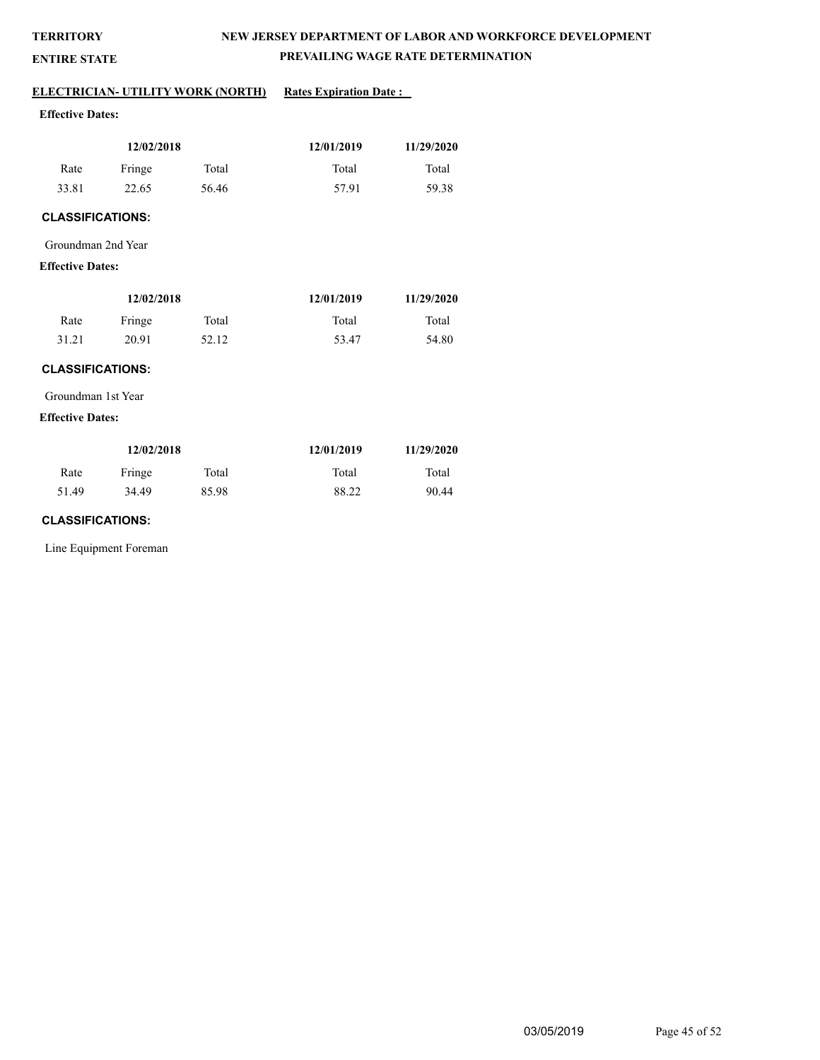**TERRITORY**

**ENTIRE STATE**

**NEW JERSEY DEPARTMENT OF LABOR AND WORKFORCE DEVELOPMENT**

**PREVAILING WAGE RATE DETERMINATION**

**ELECTRICIAN- UTILITY WORK (NORTH)** **Rates Expiration Date :**

**Effective Dates:**

| 12/02/2018 | | | 12/01/2019 | 11/29/2020 |
|---|---|---|---|---|
| Rate | Fringe | Total | Total | Total |
| 33.81 | 22.65 | 56.46 | 57.91 | 59.38 |

**CLASSIFICATIONS:**

Groundman 2nd Year

**Effective Dates:**

| 12/02/2018 | | | 12/01/2019 | 11/29/2020 |
|---|---|---|---|---|
| Rate | Fringe | Total | Total | Total |
| 31.21 | 20.91 | 52.12 | 53.47 | 54.80 |

**CLASSIFICATIONS:**

Groundman 1st Year

**Effective Dates:**

| 12/02/2018 | | | 12/01/2019 | 11/29/2020 |
|---|---|---|---|---|
| Rate | Fringe | Total | Total | Total |
| 51.49 | 34.49 | 85.98 | 88.22 | 90.44 |

**CLASSIFICATIONS:**

Line Equipment Foreman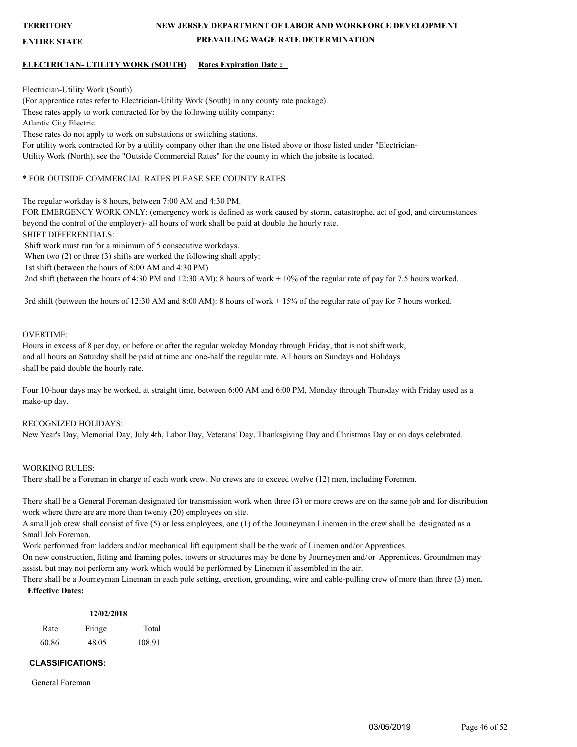**TERRITORY** **NEW JERSEY DEPARTMENT OF LABOR AND WORKFORCE DEVELOPMENT**

**ENTIRE STATE** **PREVAILING WAGE RATE DETERMINATION**

**ELECTRICIAN- UTILITY WORK (SOUTH)** **Rates Expiration Date :**

Electrician-Utility Work (South)

(For apprentice rates refer to Electrician-Utility Work (South) in any county rate package).

These rates apply to work contracted for by the following utility company:

Atlantic City Electric.

These rates do not apply to work on substations or switching stations.

For utility work contracted for by a utility company other than the one listed above or those listed under "Electrician-Utility Work (North), see the "Outside Commercial Rates" for the county in which the jobsite is located.

* FOR OUTSIDE COMMERCIAL RATES PLEASE SEE COUNTY RATES

The regular workday is 8 hours, between 7:00 AM and 4:30 PM.

FOR EMERGENCY WORK ONLY: (emergency work is defined as work caused by storm, catastrophe, act of god, and circumstances beyond the control of the employer)- all hours of work shall be paid at double the hourly rate.

SHIFT DIFFERENTIALS:

Shift work must run for a minimum of 5 consecutive workdays.

When two (2) or three (3) shifts are worked the following shall apply:

1st shift (between the hours of 8:00 AM and 4:30 PM)

2nd shift (between the hours of 4:30 PM and 12:30 AM): 8 hours of work + 10% of the regular rate of pay for 7.5 hours worked.

3rd shift (between the hours of 12:30 AM and 8:00 AM): 8 hours of work + 15% of the regular rate of pay for 7 hours worked.

OVERTIME:

Hours in excess of 8 per day, or before or after the regular wokday Monday through Friday, that is not shift work, and all hours on Saturday shall be paid at time and one-half the regular rate. All hours on Sundays and Holidays shall be paid double the hourly rate.

Four 10-hour days may be worked, at straight time, between 6:00 AM and 6:00 PM, Monday through Thursday with Friday used as a make-up day.

RECOGNIZED HOLIDAYS:

New Year's Day, Memorial Day, July 4th, Labor Day, Veterans' Day, Thanksgiving Day and Christmas Day or on days celebrated.

WORKING RULES:

There shall be a Foreman in charge of each work crew. No crews are to exceed twelve (12) men, including Foremen.

There shall be a General Foreman designated for transmission work when three (3) or more crews are on the same job and for distribution work where there are are more than twenty (20) employees on site.

A small job crew shall consist of five (5) or less employees, one (1) of the Journeyman Linemen in the crew shall be designated as a Small Job Foreman.

Work performed from ladders and/or mechanical lift equipment shall be the work of Linemen and/or Apprentices.

On new construction, fitting and framing poles, towers or structures may be done by Journeymen and/or Apprentices. Groundmen may assist, but may not perform any work which would be performed by Linemen if assembled in the air.

There shall be a Journeyman Lineman in each pole setting, erection, grounding, wire and cable-pulling crew of more than three (3) men.

**Effective Dates:**

| | **12/02/2018** | |
|---|---|---|
| Rate | Fringe | Total |
| 60.86 | 48.05 | 108.91 |

**CLASSIFICATIONS:**

General Foreman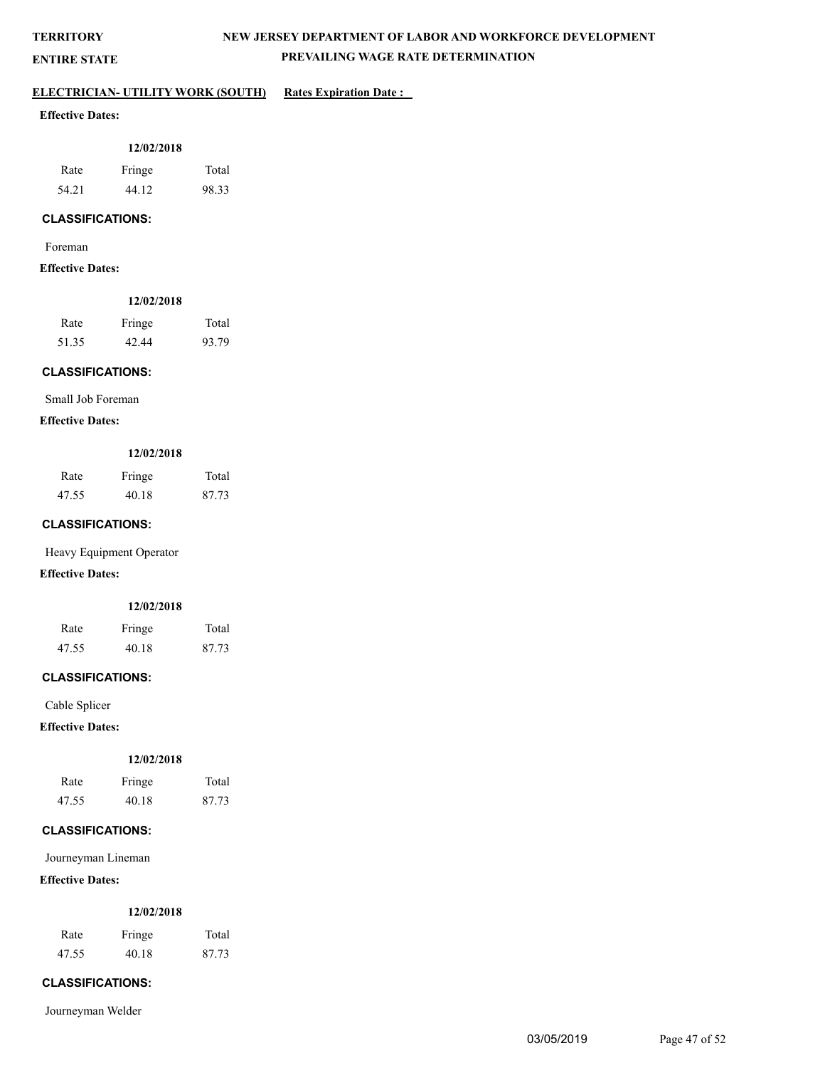**TERRITORY**

**ENTIRE STATE**

**NEW JERSEY DEPARTMENT OF LABOR AND WORKFORCE DEVELOPMENT**

**PREVAILING WAGE RATE DETERMINATION**

**ELECTRICIAN- UTILITY WORK (SOUTH)** **Rates Expiration Date :**

**Effective Dates:**

| 12/02/2018 | | |
|---|---|---|
| Rate | Fringe | Total |
| 54.21 | 44.12 | 98.33 |

**CLASSIFICATIONS:**

Foreman

**Effective Dates:**

| 12/02/2018 | | |
|---|---|---|
| Rate | Fringe | Total |
| 51.35 | 42.44 | 93.79 |

**CLASSIFICATIONS:**

Small Job Foreman

**Effective Dates:**

| 12/02/2018 | | |
|---|---|---|
| Rate | Fringe | Total |
| 47.55 | 40.18 | 87.73 |

**CLASSIFICATIONS:**

Heavy Equipment Operator

**Effective Dates:**

| 12/02/2018 | | |
|---|---|---|
| Rate | Fringe | Total |
| 47.55 | 40.18 | 87.73 |

**CLASSIFICATIONS:**

Cable Splicer

**Effective Dates:**

| 12/02/2018 | | |
|---|---|---|
| Rate | Fringe | Total |
| 47.55 | 40.18 | 87.73 |

**CLASSIFICATIONS:**

Journeyman Lineman

**Effective Dates:**

| 12/02/2018 | | |
|---|---|---|
| Rate | Fringe | Total |
| 47.55 | 40.18 | 87.73 |

**CLASSIFICATIONS:**

Journeyman Welder

03/05/2019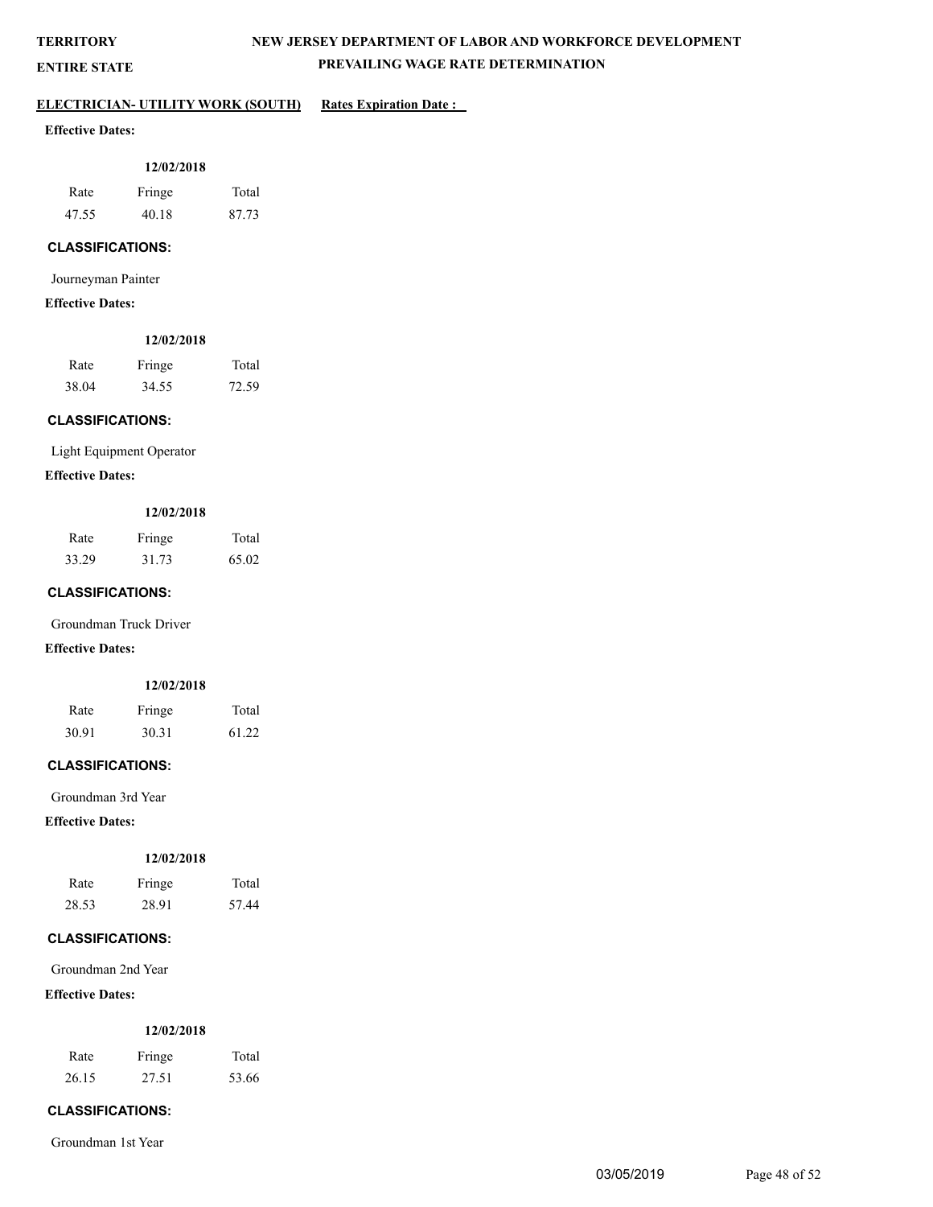**TERRITORY**

**ENTIRE STATE**

# NEW JERSEY DEPARTMENT OF LABOR AND WORKFORCE DEVELOPMENT

## PREVAILING WAGE RATE DETERMINATION

**ELECTRICIAN- UTILITY WORK (SOUTH)** **Rates Expiration Date :**

**Effective Dates:**

| | 12/02/2018 | |
|---|---|---|
| Rate | Fringe | Total |
| 47.55 | 40.18 | 87.73 |

**CLASSIFICATIONS:**

Journeyman Painter

**Effective Dates:**

| | 12/02/2018 | |
|---|---|---|
| Rate | Fringe | Total |
| 38.04 | 34.55 | 72.59 |

**CLASSIFICATIONS:**

Light Equipment Operator

**Effective Dates:**

| | 12/02/2018 | |
|---|---|---|
| Rate | Fringe | Total |
| 33.29 | 31.73 | 65.02 |

**CLASSIFICATIONS:**

Groundman Truck Driver

**Effective Dates:**

| | 12/02/2018 | |
|---|---|---|
| Rate | Fringe | Total |
| 30.91 | 30.31 | 61.22 |

**CLASSIFICATIONS:**

Groundman 3rd Year

**Effective Dates:**

| | 12/02/2018 | |
|---|---|---|
| Rate | Fringe | Total |
| 28.53 | 28.91 | 57.44 |

**CLASSIFICATIONS:**

Groundman 2nd Year

**Effective Dates:**

| | 12/02/2018 | |
|---|---|---|
| Rate | Fringe | Total |
| 26.15 | 27.51 | 53.66 |

**CLASSIFICATIONS:**

Groundman 1st Year

03/05/2019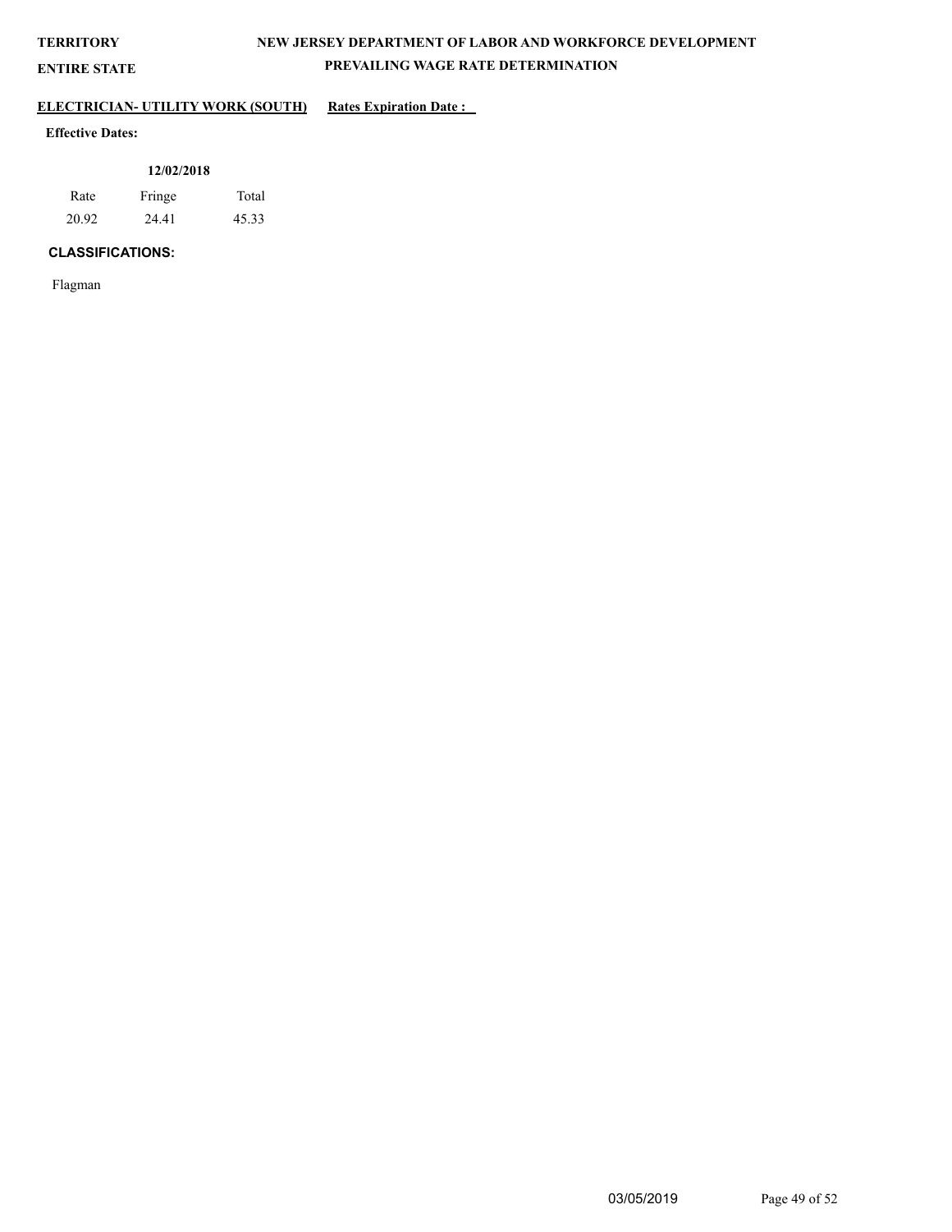**TERRITORY**

**ENTIRE STATE**

**NEW JERSEY DEPARTMENT OF LABOR AND WORKFORCE DEVELOPMENT**

**PREVAILING WAGE RATE DETERMINATION**

**ELECTRICIAN- UTILITY WORK (SOUTH)** **Rates Expiration Date :**

**Effective Dates:**

| **12/02/2018** | | |
|---|---|---|
| Rate | Fringe | Total |
| 20.92 | 24.41 | 45.33 |

**CLASSIFICATIONS:**

Flagman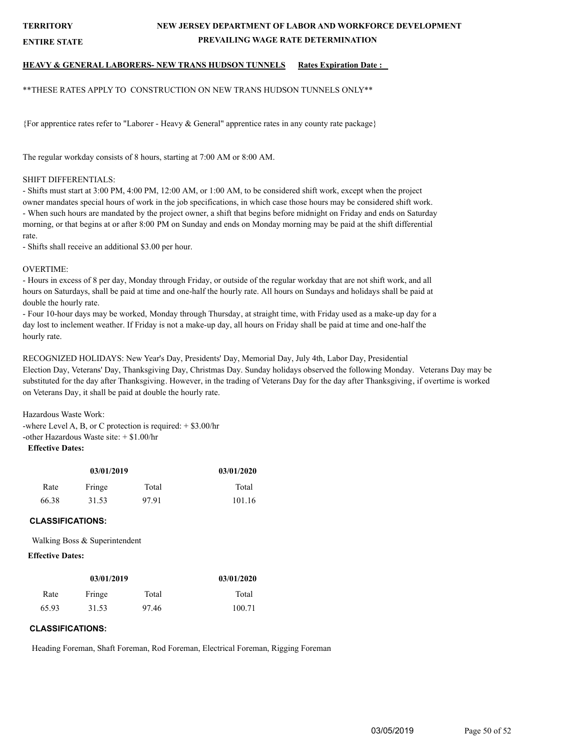**TERRITORY** **NEW JERSEY DEPARTMENT OF LABOR AND WORKFORCE DEVELOPMENT**

**ENTIRE STATE** **PREVAILING WAGE RATE DETERMINATION**

**HEAVY & GENERAL LABORERS- NEW TRANS HUDSON TUNNELS** **Rates Expiration Date :**

**THESE RATES APPLY TO CONSTRUCTION ON NEW TRANS HUDSON TUNNELS ONLY**

{For apprentice rates refer to "Laborer - Heavy & General" apprentice rates in any county rate package}

The regular workday consists of 8 hours, starting at 7:00 AM or 8:00 AM.

SHIFT DIFFERENTIALS:

- Shifts must start at 3:00 PM, 4:00 PM, 12:00 AM, or 1:00 AM, to be considered shift work, except when the project owner mandates special hours of work in the job specifications, in which case those hours may be considered shift work.
- When such hours are mandated by the project owner, a shift that begins before midnight on Friday and ends on Saturday morning, or that begins at or after 8:00 PM on Sunday and ends on Monday morning may be paid at the shift differential rate.
- Shifts shall receive an additional $3.00 per hour.

OVERTIME:

- Hours in excess of 8 per day, Monday through Friday, or outside of the regular workday that are not shift work, and all hours on Saturdays, shall be paid at time and one-half the hourly rate. All hours on Sundays and holidays shall be paid at double the hourly rate.
- Four 10-hour days may be worked, Monday through Thursday, at straight time, with Friday used as a make-up day for a day lost to inclement weather. If Friday is not a make-up day, all hours on Friday shall be paid at time and one-half the hourly rate.

RECOGNIZED HOLIDAYS: New Year's Day, Presidents' Day, Memorial Day, July 4th, Labor Day, Presidential Election Day, Veterans' Day, Thanksgiving Day, Christmas Day. Sunday holidays observed the following Monday. Veterans Day may be substituted for the day after Thanksgiving. However, in the trading of Veterans Day for the day after Thanksgiving, if overtime is worked on Veterans Day, it shall be paid at double the hourly rate.

Hazardous Waste Work:

-where Level A, B, or C protection is required: + $3.00/hr

-other Hazardous Waste site: + $1.00/hr

**Effective Dates:**

| 03/01/2019 | | | 03/01/2020 |
|---|---|---|---|
| Rate | Fringe | Total | Total |
| 66.38 | 31.53 | 97.91 | 101.16 |

**CLASSIFICATIONS:**

Walking Boss & Superintendent

**Effective Dates:**

| 03/01/2019 | | | 03/01/2020 |
|---|---|---|---|
| Rate | Fringe | Total | Total |
| 65.93 | 31.53 | 97.46 | 100.71 |

**CLASSIFICATIONS:**

Heading Foreman, Shaft Foreman, Rod Foreman, Electrical Foreman, Rigging Foreman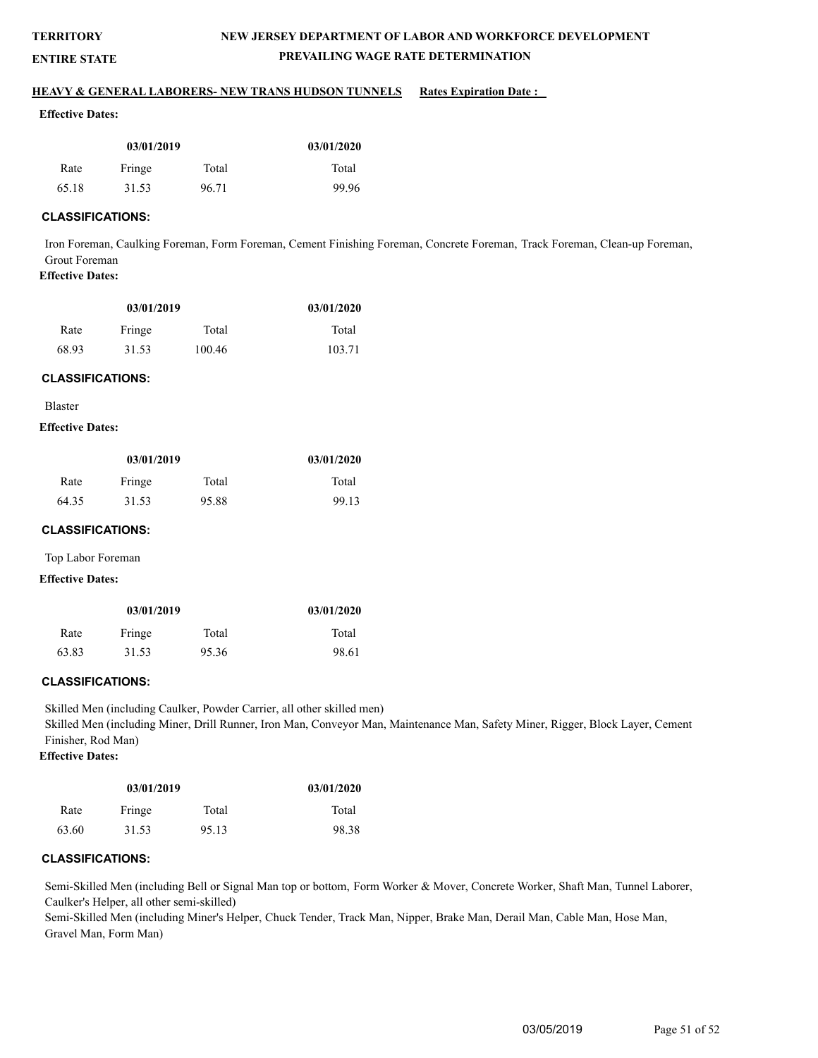**TERRITORY**

**ENTIRE STATE**

# NEW JERSEY DEPARTMENT OF LABOR AND WORKFORCE DEVELOPMENT

## PREVAILING WAGE RATE DETERMINATION

**HEAVY & GENERAL LABORERS- NEW TRANS HUDSON TUNNELS** **Rates Expiration Date :**

**Effective Dates:**

| 03/01/2019 | | | 03/01/2020 |
|---|---|---|---|
| Rate | Fringe | Total | Total |
| 65.18 | 31.53 | 96.71 | 99.96 |

**CLASSIFICATIONS:**

Iron Foreman, Caulking Foreman, Form Foreman, Cement Finishing Foreman, Concrete Foreman, Track Foreman, Clean-up Foreman, Grout Foreman

**Effective Dates:**

| 03/01/2019 | | | 03/01/2020 |
|---|---|---|---|
| Rate | Fringe | Total | Total |
| 68.93 | 31.53 | 100.46 | 103.71 |

**CLASSIFICATIONS:**

Blaster

**Effective Dates:**

| 03/01/2019 | | | 03/01/2020 |
|---|---|---|---|
| Rate | Fringe | Total | Total |
| 64.35 | 31.53 | 95.88 | 99.13 |

**CLASSIFICATIONS:**

Top Labor Foreman

**Effective Dates:**

| 03/01/2019 | | | 03/01/2020 |
|---|---|---|---|
| Rate | Fringe | Total | Total |
| 63.83 | 31.53 | 95.36 | 98.61 |

**CLASSIFICATIONS:**

Skilled Men (including Caulker, Powder Carrier, all other skilled men)

Skilled Men (including Miner, Drill Runner, Iron Man, Conveyor Man, Maintenance Man, Safety Miner, Rigger, Block Layer, Cement Finisher, Rod Man)

**Effective Dates:**

| 03/01/2019 | | | 03/01/2020 |
|---|---|---|---|
| Rate | Fringe | Total | Total |
| 63.60 | 31.53 | 95.13 | 98.38 |

**CLASSIFICATIONS:**

Semi-Skilled Men (including Bell or Signal Man top or bottom, Form Worker & Mover, Concrete Worker, Shaft Man, Tunnel Laborer, Caulker's Helper, all other semi-skilled)

Semi-Skilled Men (including Miner's Helper, Chuck Tender, Track Man, Nipper, Brake Man, Derail Man, Cable Man, Hose Man, Gravel Man, Form Man)

03/05/2019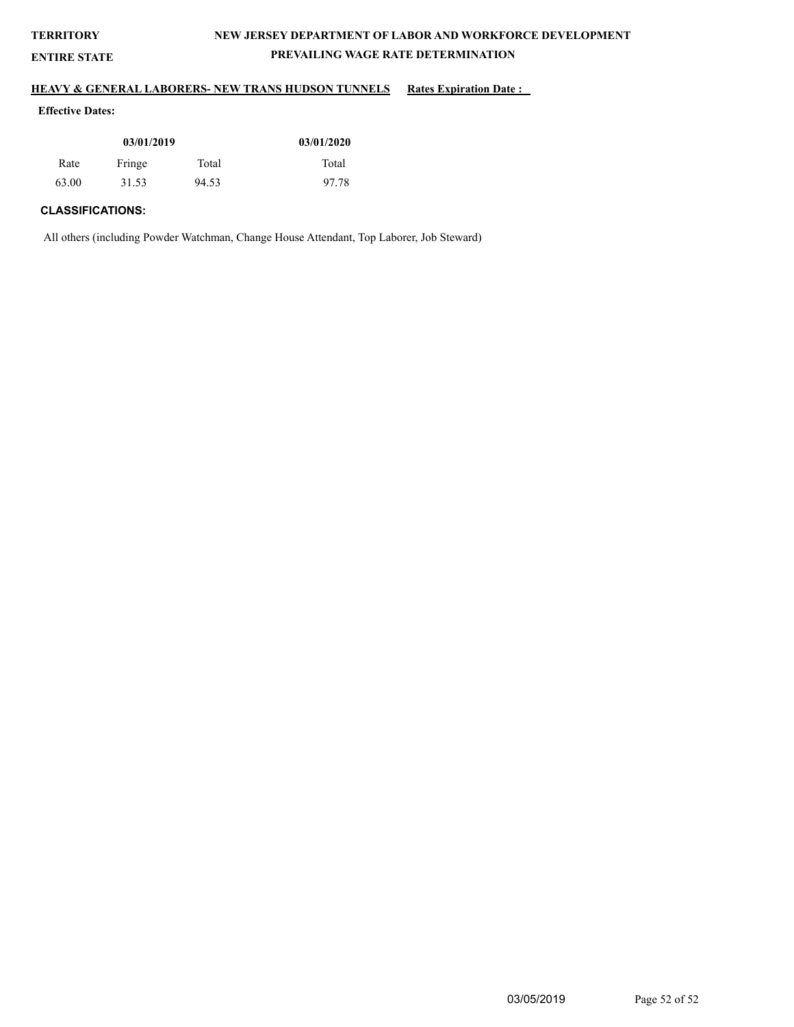**TERRITORY**

**ENTIRE STATE**

**NEW JERSEY DEPARTMENT OF LABOR AND WORKFORCE DEVELOPMENT**

**PREVAILING WAGE RATE DETERMINATION**

**HEAVY & GENERAL LABORERS- NEW TRANS HUDSON TUNNELS** **Rates Expiration Date :**

**Effective Dates:**

| 03/01/2019 | | | 03/01/2020 |
|---|---|---|---|
| Rate | Fringe | Total | Total |
| 63.00 | 31.53 | 94.53 | 97.78 |

**CLASSIFICATIONS:**

All others (including Powder Watchman, Change House Attendant, Top Laborer, Job Steward)